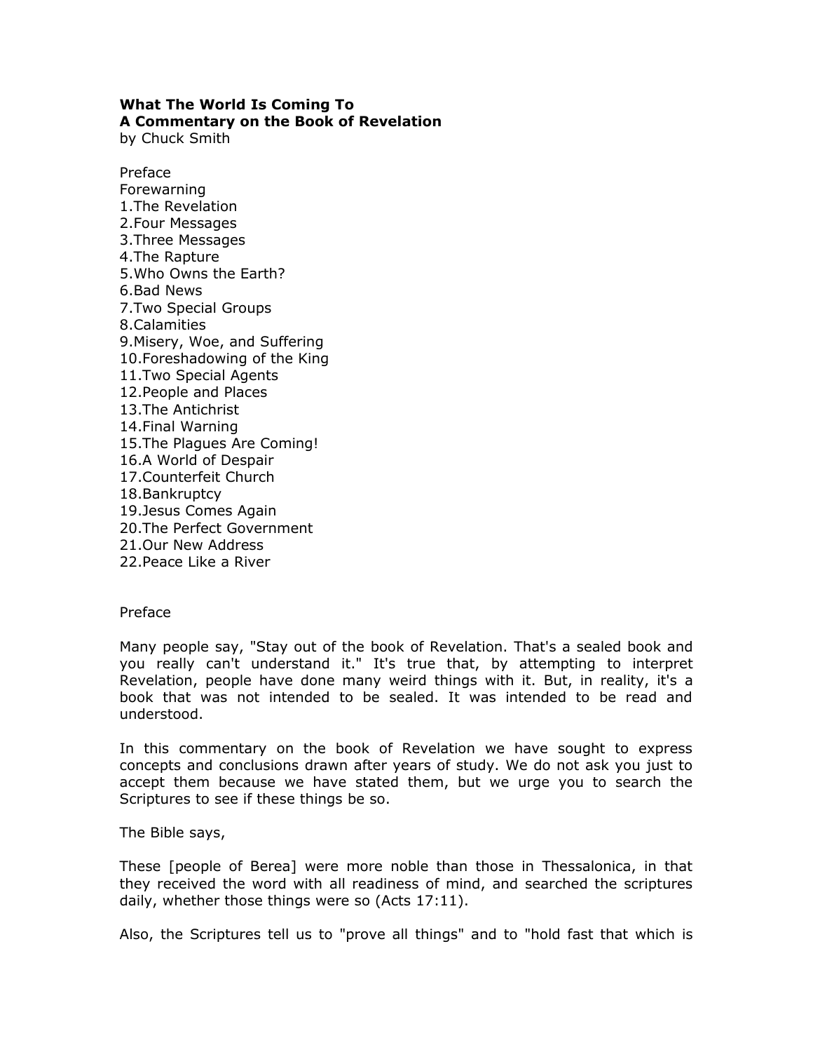**What The World Is Coming To**
**A Commentary on the Book of Revelation**
by Chuck Smith

Preface
Forewarning
1.The Revelation
2.Four Messages
3.Three Messages
4.The Rapture
5.Who Owns the Earth?
6.Bad News
7.Two Special Groups
8.Calamities
9.Misery, Woe, and Suffering
10.Foreshadowing of the King
11.Two Special Agents
12.People and Places
13.The Antichrist
14.Final Warning
15.The Plagues Are Coming!
16.A World of Despair
17.Counterfeit Church
18.Bankruptcy
19.Jesus Comes Again
20.The Perfect Government
21.Our New Address
22.Peace Like a River

Preface

Many people say, "Stay out of the book of Revelation. That's a sealed book and you really can't understand it." It's true that, by attempting to interpret Revelation, people have done many weird things with it. But, in reality, it's a book that was not intended to be sealed. It was intended to be read and understood.

In this commentary on the book of Revelation we have sought to express concepts and conclusions drawn after years of study. We do not ask you just to accept them because we have stated them, but we urge you to search the Scriptures to see if these things be so.

The Bible says,

These [people of Berea] were more noble than those in Thessalonica, in that they received the word with all readiness of mind, and searched the scriptures daily, whether those things were so (Acts 17:11).

Also, the Scriptures tell us to "prove all things" and to "hold fast that which is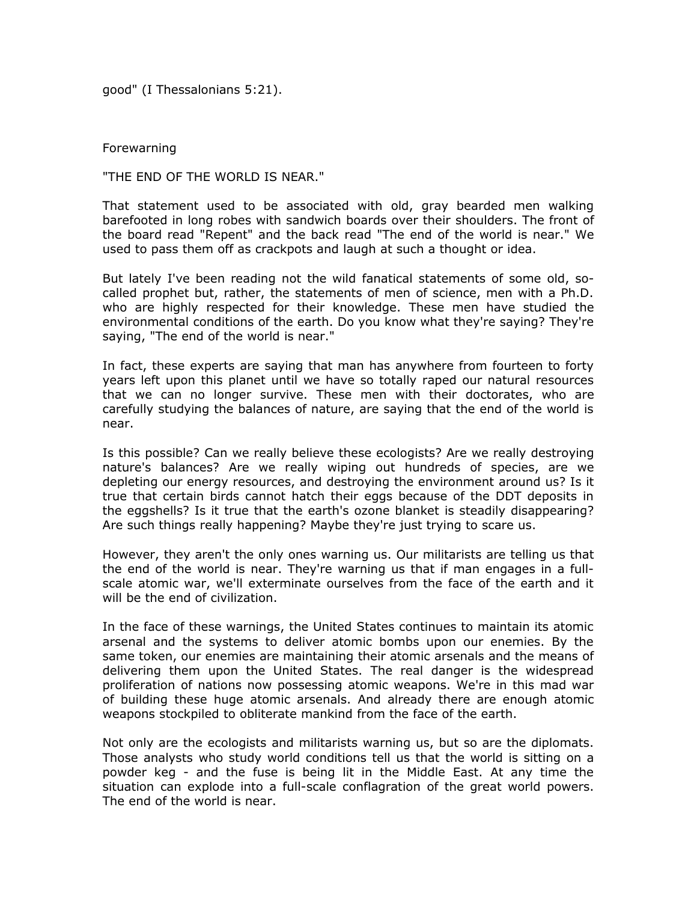good" (I Thessalonians 5:21).

## Forewarning

"THE END OF THE WORLD IS NEAR."

That statement used to be associated with old, gray bearded men walking barefooted in long robes with sandwich boards over their shoulders. The front of the board read "Repent" and the back read "The end of the world is near." We used to pass them off as crackpots and laugh at such a thought or idea.

But lately I've been reading not the wild fanatical statements of some old, so-called prophet but, rather, the statements of men of science, men with a Ph.D. who are highly respected for their knowledge. These men have studied the environmental conditions of the earth. Do you know what they're saying? They're saying, "The end of the world is near."

In fact, these experts are saying that man has anywhere from fourteen to forty years left upon this planet until we have so totally raped our natural resources that we can no longer survive. These men with their doctorates, who are carefully studying the balances of nature, are saying that the end of the world is near.

Is this possible? Can we really believe these ecologists? Are we really destroying nature's balances? Are we really wiping out hundreds of species, are we depleting our energy resources, and destroying the environment around us? Is it true that certain birds cannot hatch their eggs because of the DDT deposits in the eggshells? Is it true that the earth's ozone blanket is steadily disappearing? Are such things really happening? Maybe they're just trying to scare us.

However, they aren't the only ones warning us. Our militarists are telling us that the end of the world is near. They're warning us that if man engages in a full-scale atomic war, we'll exterminate ourselves from the face of the earth and it will be the end of civilization.

In the face of these warnings, the United States continues to maintain its atomic arsenal and the systems to deliver atomic bombs upon our enemies. By the same token, our enemies are maintaining their atomic arsenals and the means of delivering them upon the United States. The real danger is the widespread proliferation of nations now possessing atomic weapons. We're in this mad war of building these huge atomic arsenals. And already there are enough atomic weapons stockpiled to obliterate mankind from the face of the earth.

Not only are the ecologists and militarists warning us, but so are the diplomats. Those analysts who study world conditions tell us that the world is sitting on a powder keg - and the fuse is being lit in the Middle East. At any time the situation can explode into a full-scale conflagration of the great world powers. The end of the world is near.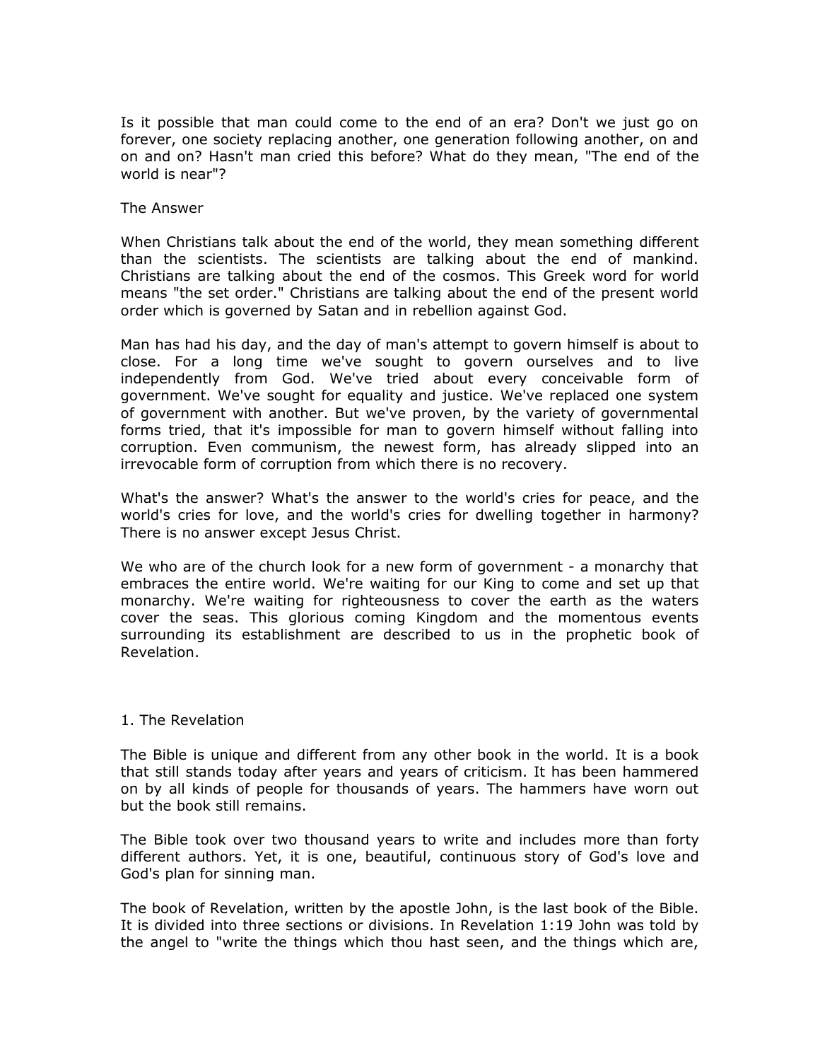Is it possible that man could come to the end of an era? Don't we just go on forever, one society replacing another, one generation following another, on and on and on? Hasn't man cried this before? What do they mean, "The end of the world is near"?

## The Answer

When Christians talk about the end of the world, they mean something different than the scientists. The scientists are talking about the end of mankind. Christians are talking about the end of the cosmos. This Greek word for world means "the set order." Christians are talking about the end of the present world order which is governed by Satan and in rebellion against God.

Man has had his day, and the day of man's attempt to govern himself is about to close. For a long time we've sought to govern ourselves and to live independently from God. We've tried about every conceivable form of government. We've sought for equality and justice. We've replaced one system of government with another. But we've proven, by the variety of governmental forms tried, that it's impossible for man to govern himself without falling into corruption. Even communism, the newest form, has already slipped into an irrevocable form of corruption from which there is no recovery.

What's the answer? What's the answer to the world's cries for peace, and the world's cries for love, and the world's cries for dwelling together in harmony? There is no answer except Jesus Christ.

We who are of the church look for a new form of government - a monarchy that embraces the entire world. We're waiting for our King to come and set up that monarchy. We're waiting for righteousness to cover the earth as the waters cover the seas. This glorious coming Kingdom and the momentous events surrounding its establishment are described to us in the prophetic book of Revelation.

## 1. The Revelation

The Bible is unique and different from any other book in the world. It is a book that still stands today after years and years of criticism. It has been hammered on by all kinds of people for thousands of years. The hammers have worn out but the book still remains.

The Bible took over two thousand years to write and includes more than forty different authors. Yet, it is one, beautiful, continuous story of God's love and God's plan for sinning man.

The book of Revelation, written by the apostle John, is the last book of the Bible. It is divided into three sections or divisions. In Revelation 1:19 John was told by the angel to "write the things which thou hast seen, and the things which are,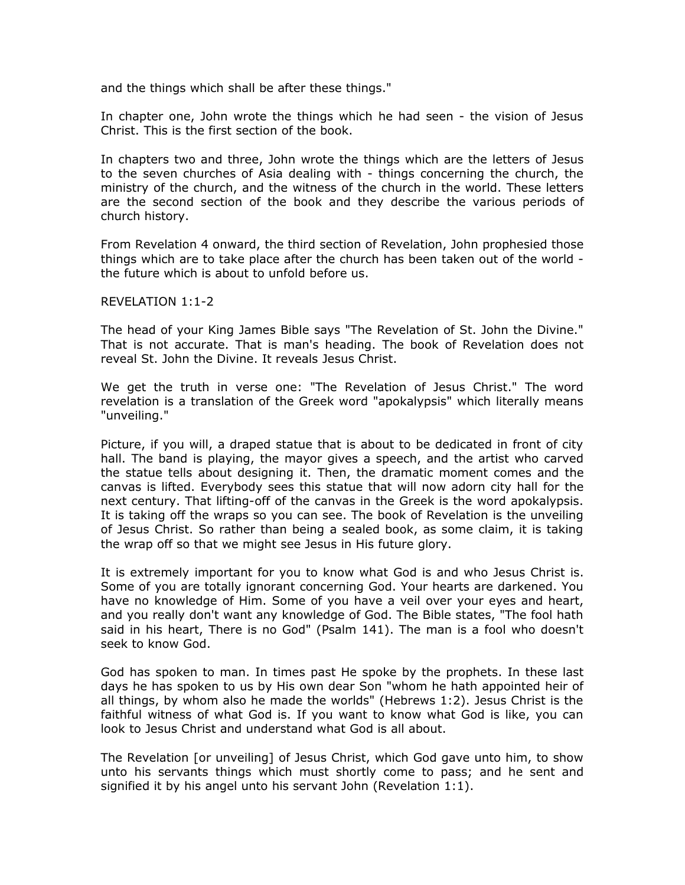and the things which shall be after these things."

In chapter one, John wrote the things which he had seen - the vision of Jesus Christ. This is the first section of the book.

In chapters two and three, John wrote the things which are the letters of Jesus to the seven churches of Asia dealing with - things concerning the church, the ministry of the church, and the witness of the church in the world. These letters are the second section of the book and they describe the various periods of church history.

From Revelation 4 onward, the third section of Revelation, John prophesied those things which are to take place after the church has been taken out of the world - the future which is about to unfold before us.

REVELATION 1:1-2

The head of your King James Bible says "The Revelation of St. John the Divine." That is not accurate. That is man's heading. The book of Revelation does not reveal St. John the Divine. It reveals Jesus Christ.

We get the truth in verse one: "The Revelation of Jesus Christ." The word revelation is a translation of the Greek word "apokalypsis" which literally means "unveiling."

Picture, if you will, a draped statue that is about to be dedicated in front of city hall. The band is playing, the mayor gives a speech, and the artist who carved the statue tells about designing it. Then, the dramatic moment comes and the canvas is lifted. Everybody sees this statue that will now adorn city hall for the next century. That lifting-off of the canvas in the Greek is the word apokalypsis. It is taking off the wraps so you can see. The book of Revelation is the unveiling of Jesus Christ. So rather than being a sealed book, as some claim, it is taking the wrap off so that we might see Jesus in His future glory.

It is extremely important for you to know what God is and who Jesus Christ is. Some of you are totally ignorant concerning God. Your hearts are darkened. You have no knowledge of Him. Some of you have a veil over your eyes and heart, and you really don't want any knowledge of God. The Bible states, "The fool hath said in his heart, There is no God" (Psalm 141). The man is a fool who doesn't seek to know God.

God has spoken to man. In times past He spoke by the prophets. In these last days he has spoken to us by His own dear Son "whom he hath appointed heir of all things, by whom also he made the worlds" (Hebrews 1:2). Jesus Christ is the faithful witness of what God is. If you want to know what God is like, you can look to Jesus Christ and understand what God is all about.

The Revelation [or unveiling] of Jesus Christ, which God gave unto him, to show unto his servants things which must shortly come to pass; and he sent and signified it by his angel unto his servant John (Revelation 1:1).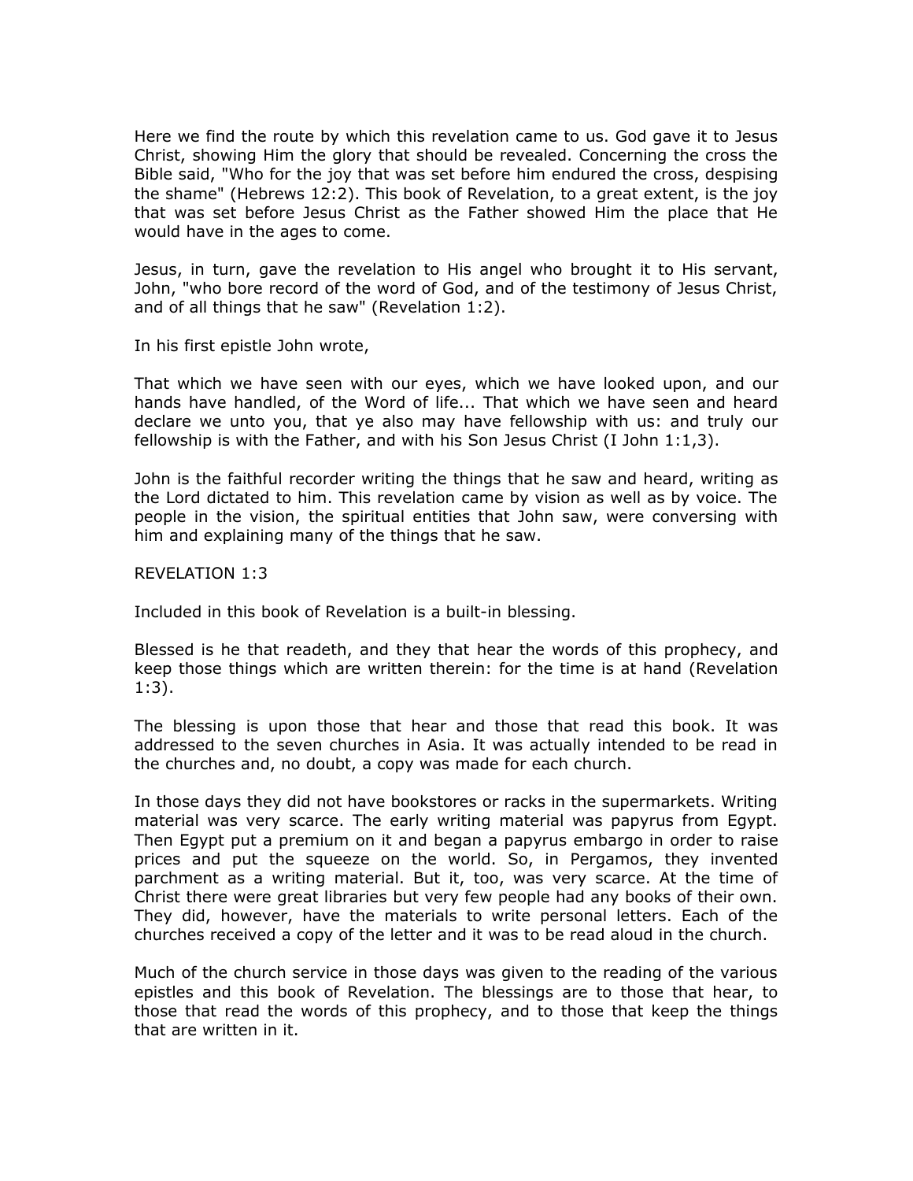Here we find the route by which this revelation came to us. God gave it to Jesus Christ, showing Him the glory that should be revealed. Concerning the cross the Bible said, "Who for the joy that was set before him endured the cross, despising the shame" (Hebrews 12:2). This book of Revelation, to a great extent, is the joy that was set before Jesus Christ as the Father showed Him the place that He would have in the ages to come.

Jesus, in turn, gave the revelation to His angel who brought it to His servant, John, "who bore record of the word of God, and of the testimony of Jesus Christ, and of all things that he saw" (Revelation 1:2).

In his first epistle John wrote,

That which we have seen with our eyes, which we have looked upon, and our hands have handled, of the Word of life... That which we have seen and heard declare we unto you, that ye also may have fellowship with us: and truly our fellowship is with the Father, and with his Son Jesus Christ (I John 1:1,3).

John is the faithful recorder writing the things that he saw and heard, writing as the Lord dictated to him. This revelation came by vision as well as by voice. The people in the vision, the spiritual entities that John saw, were conversing with him and explaining many of the things that he saw.

REVELATION 1:3

Included in this book of Revelation is a built-in blessing.

Blessed is he that readeth, and they that hear the words of this prophecy, and keep those things which are written therein: for the time is at hand (Revelation 1:3).

The blessing is upon those that hear and those that read this book. It was addressed to the seven churches in Asia. It was actually intended to be read in the churches and, no doubt, a copy was made for each church.

In those days they did not have bookstores or racks in the supermarkets. Writing material was very scarce. The early writing material was papyrus from Egypt. Then Egypt put a premium on it and began a papyrus embargo in order to raise prices and put the squeeze on the world. So, in Pergamos, they invented parchment as a writing material. But it, too, was very scarce. At the time of Christ there were great libraries but very few people had any books of their own. They did, however, have the materials to write personal letters. Each of the churches received a copy of the letter and it was to be read aloud in the church.

Much of the church service in those days was given to the reading of the various epistles and this book of Revelation. The blessings are to those that hear, to those that read the words of this prophecy, and to those that keep the things that are written in it.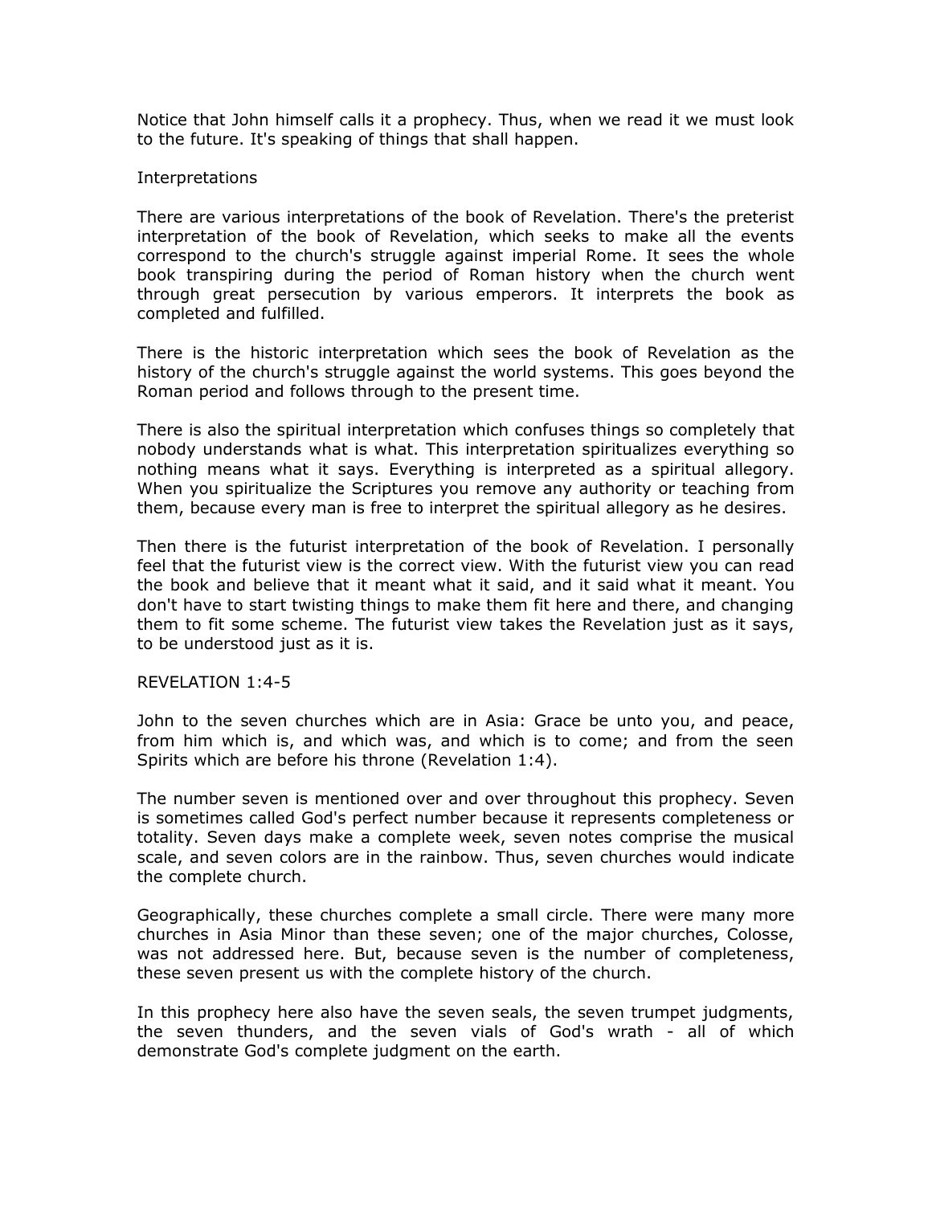Notice that John himself calls it a prophecy. Thus, when we read it we must look to the future. It's speaking of things that shall happen.

## Interpretations

There are various interpretations of the book of Revelation. There's the preterist interpretation of the book of Revelation, which seeks to make all the events correspond to the church's struggle against imperial Rome. It sees the whole book transpiring during the period of Roman history when the church went through great persecution by various emperors. It interprets the book as completed and fulfilled.

There is the historic interpretation which sees the book of Revelation as the history of the church's struggle against the world systems. This goes beyond the Roman period and follows through to the present time.

There is also the spiritual interpretation which confuses things so completely that nobody understands what is what. This interpretation spiritualizes everything so nothing means what it says. Everything is interpreted as a spiritual allegory. When you spiritualize the Scriptures you remove any authority or teaching from them, because every man is free to interpret the spiritual allegory as he desires.

Then there is the futurist interpretation of the book of Revelation. I personally feel that the futurist view is the correct view. With the futurist view you can read the book and believe that it meant what it said, and it said what it meant. You don't have to start twisting things to make them fit here and there, and changing them to fit some scheme. The futurist view takes the Revelation just as it says, to be understood just as it is.

## REVELATION 1:4-5

John to the seven churches which are in Asia: Grace be unto you, and peace, from him which is, and which was, and which is to come; and from the seen Spirits which are before his throne (Revelation 1:4).

The number seven is mentioned over and over throughout this prophecy. Seven is sometimes called God's perfect number because it represents completeness or totality. Seven days make a complete week, seven notes comprise the musical scale, and seven colors are in the rainbow. Thus, seven churches would indicate the complete church.

Geographically, these churches complete a small circle. There were many more churches in Asia Minor than these seven; one of the major churches, Colosse, was not addressed here. But, because seven is the number of completeness, these seven present us with the complete history of the church.

In this prophecy here also have the seven seals, the seven trumpet judgments, the seven thunders, and the seven vials of God's wrath - all of which demonstrate God's complete judgment on the earth.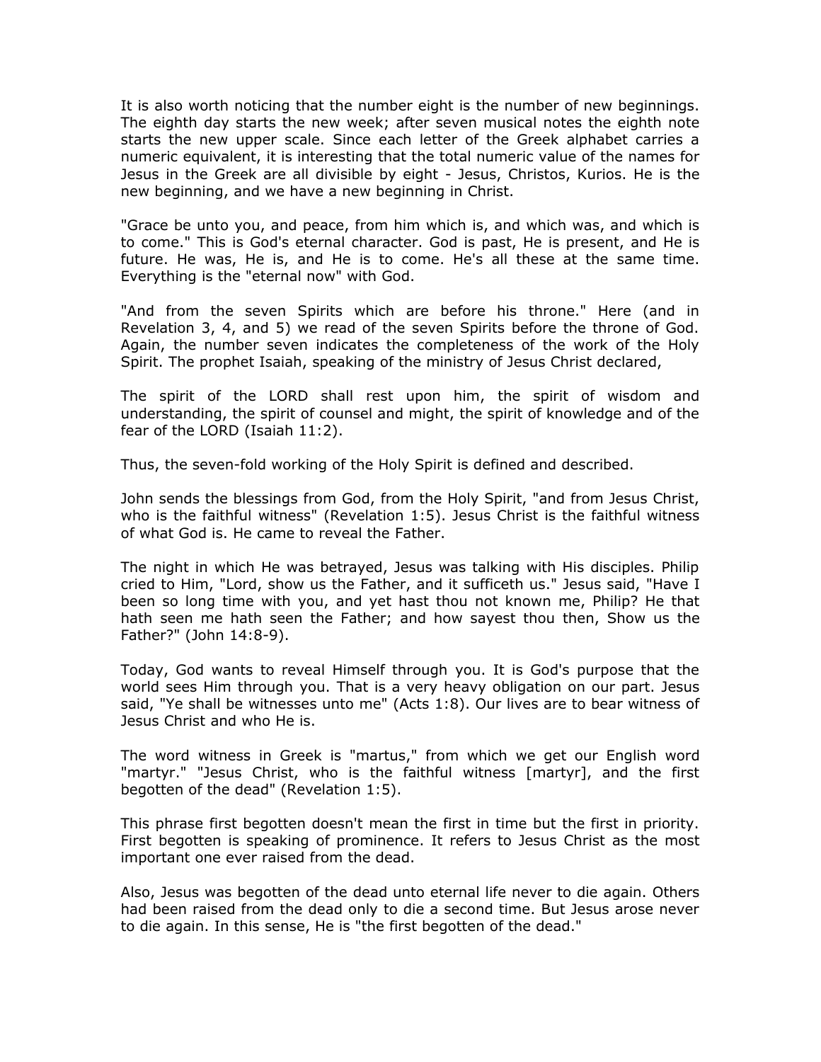It is also worth noticing that the number eight is the number of new beginnings. The eighth day starts the new week; after seven musical notes the eighth note starts the new upper scale. Since each letter of the Greek alphabet carries a numeric equivalent, it is interesting that the total numeric value of the names for Jesus in the Greek are all divisible by eight - Jesus, Christos, Kurios. He is the new beginning, and we have a new beginning in Christ.

"Grace be unto you, and peace, from him which is, and which was, and which is to come." This is God's eternal character. God is past, He is present, and He is future. He was, He is, and He is to come. He's all these at the same time. Everything is the "eternal now" with God.

"And from the seven Spirits which are before his throne." Here (and in Revelation 3, 4, and 5) we read of the seven Spirits before the throne of God. Again, the number seven indicates the completeness of the work of the Holy Spirit. The prophet Isaiah, speaking of the ministry of Jesus Christ declared,

The spirit of the LORD shall rest upon him, the spirit of wisdom and understanding, the spirit of counsel and might, the spirit of knowledge and of the fear of the LORD (Isaiah 11:2).

Thus, the seven-fold working of the Holy Spirit is defined and described.

John sends the blessings from God, from the Holy Spirit, "and from Jesus Christ, who is the faithful witness" (Revelation 1:5). Jesus Christ is the faithful witness of what God is. He came to reveal the Father.

The night in which He was betrayed, Jesus was talking with His disciples. Philip cried to Him, "Lord, show us the Father, and it sufficeth us." Jesus said, "Have I been so long time with you, and yet hast thou not known me, Philip? He that hath seen me hath seen the Father; and how sayest thou then, Show us the Father?" (John 14:8-9).

Today, God wants to reveal Himself through you. It is God's purpose that the world sees Him through you. That is a very heavy obligation on our part. Jesus said, "Ye shall be witnesses unto me" (Acts 1:8). Our lives are to bear witness of Jesus Christ and who He is.

The word witness in Greek is "martus," from which we get our English word "martyr." "Jesus Christ, who is the faithful witness [martyr], and the first begotten of the dead" (Revelation 1:5).

This phrase first begotten doesn't mean the first in time but the first in priority. First begotten is speaking of prominence. It refers to Jesus Christ as the most important one ever raised from the dead.

Also, Jesus was begotten of the dead unto eternal life never to die again. Others had been raised from the dead only to die a second time. But Jesus arose never to die again. In this sense, He is "the first begotten of the dead."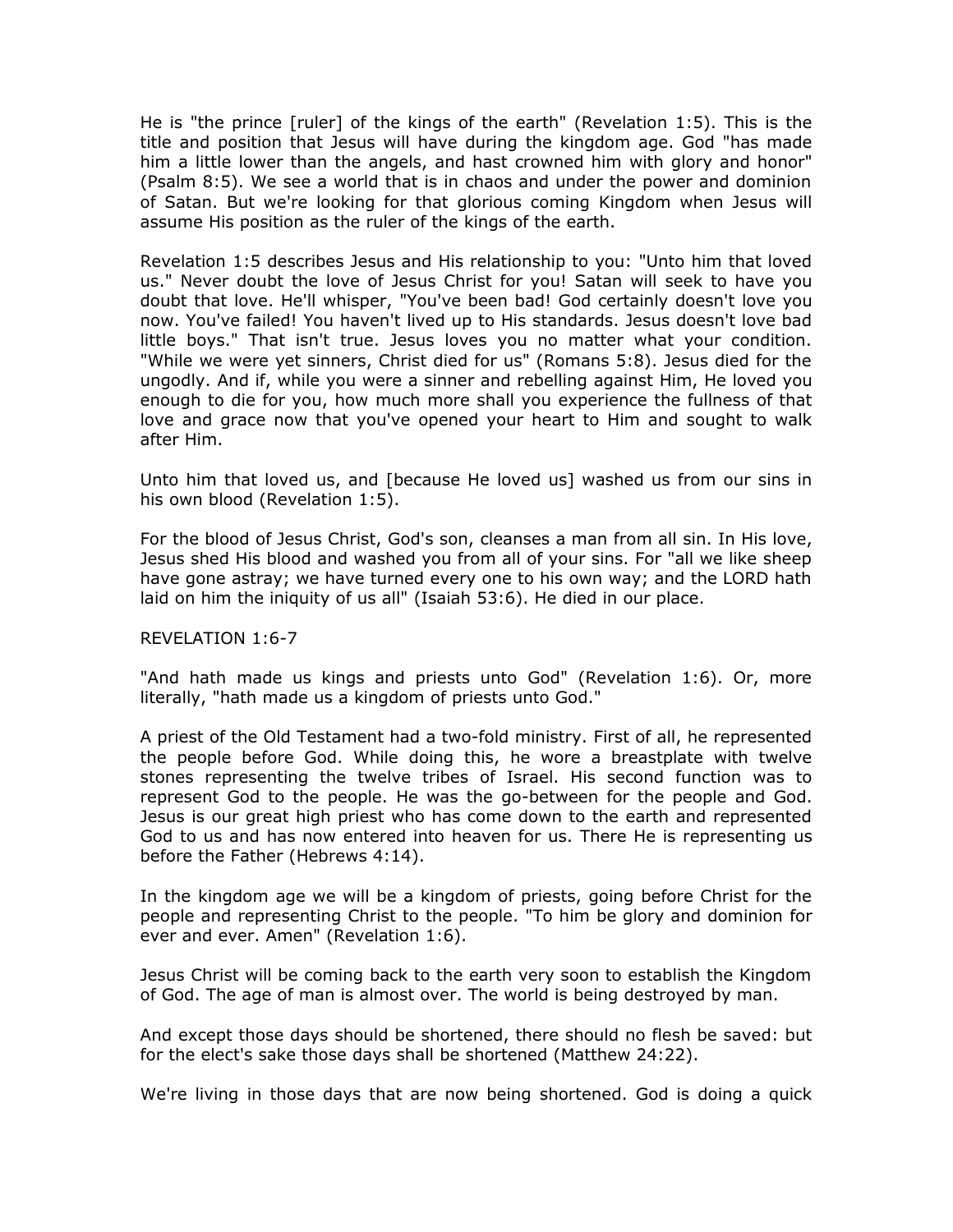He is "the prince [ruler] of the kings of the earth" (Revelation 1:5). This is the title and position that Jesus will have during the kingdom age. God "has made him a little lower than the angels, and hast crowned him with glory and honor" (Psalm 8:5). We see a world that is in chaos and under the power and dominion of Satan. But we're looking for that glorious coming Kingdom when Jesus will assume His position as the ruler of the kings of the earth.

Revelation 1:5 describes Jesus and His relationship to you: "Unto him that loved us." Never doubt the love of Jesus Christ for you! Satan will seek to have you doubt that love. He'll whisper, "You've been bad! God certainly doesn't love you now. You've failed! You haven't lived up to His standards. Jesus doesn't love bad little boys." That isn't true. Jesus loves you no matter what your condition. "While we were yet sinners, Christ died for us" (Romans 5:8). Jesus died for the ungodly. And if, while you were a sinner and rebelling against Him, He loved you enough to die for you, how much more shall you experience the fullness of that love and grace now that you've opened your heart to Him and sought to walk after Him.

Unto him that loved us, and [because He loved us] washed us from our sins in his own blood (Revelation 1:5).

For the blood of Jesus Christ, God's son, cleanses a man from all sin. In His love, Jesus shed His blood and washed you from all of your sins. For "all we like sheep have gone astray; we have turned every one to his own way; and the LORD hath laid on him the iniquity of us all" (Isaiah 53:6). He died in our place.

REVELATION 1:6-7

"And hath made us kings and priests unto God" (Revelation 1:6). Or, more literally, "hath made us a kingdom of priests unto God."

A priest of the Old Testament had a two-fold ministry. First of all, he represented the people before God. While doing this, he wore a breastplate with twelve stones representing the twelve tribes of Israel. His second function was to represent God to the people. He was the go-between for the people and God. Jesus is our great high priest who has come down to the earth and represented God to us and has now entered into heaven for us. There He is representing us before the Father (Hebrews 4:14).

In the kingdom age we will be a kingdom of priests, going before Christ for the people and representing Christ to the people. "To him be glory and dominion for ever and ever. Amen" (Revelation 1:6).

Jesus Christ will be coming back to the earth very soon to establish the Kingdom of God. The age of man is almost over. The world is being destroyed by man.

And except those days should be shortened, there should no flesh be saved: but for the elect's sake those days shall be shortened (Matthew 24:22).

We're living in those days that are now being shortened. God is doing a quick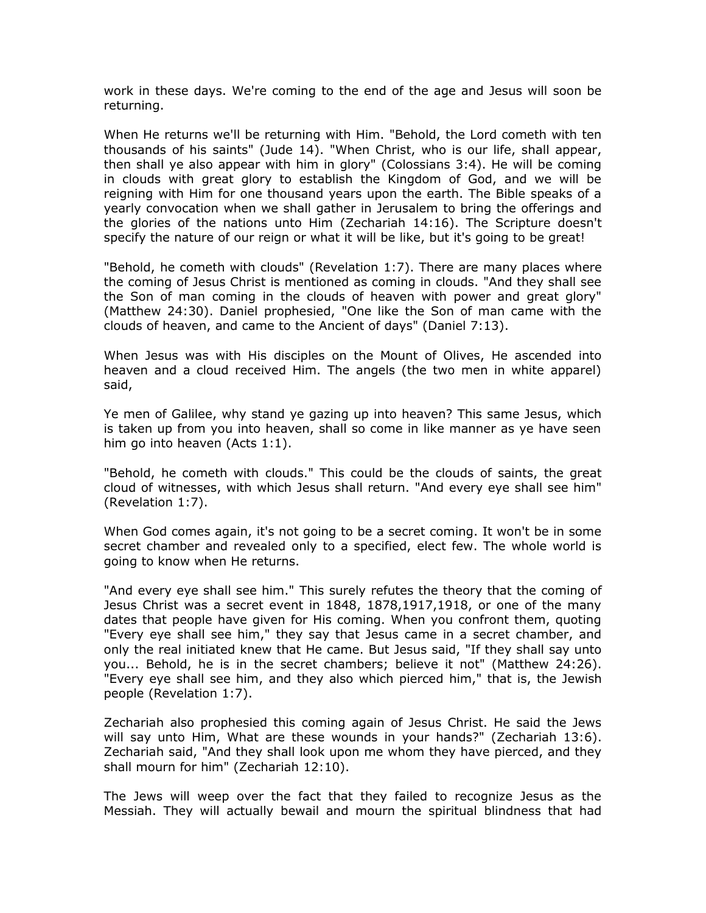work in these days. We're coming to the end of the age and Jesus will soon be returning.

When He returns we'll be returning with Him. "Behold, the Lord cometh with ten thousands of his saints" (Jude 14). "When Christ, who is our life, shall appear, then shall ye also appear with him in glory" (Colossians 3:4). He will be coming in clouds with great glory to establish the Kingdom of God, and we will be reigning with Him for one thousand years upon the earth. The Bible speaks of a yearly convocation when we shall gather in Jerusalem to bring the offerings and the glories of the nations unto Him (Zechariah 14:16). The Scripture doesn't specify the nature of our reign or what it will be like, but it's going to be great!

"Behold, he cometh with clouds" (Revelation 1:7). There are many places where the coming of Jesus Christ is mentioned as coming in clouds. "And they shall see the Son of man coming in the clouds of heaven with power and great glory" (Matthew 24:30). Daniel prophesied, "One like the Son of man came with the clouds of heaven, and came to the Ancient of days" (Daniel 7:13).

When Jesus was with His disciples on the Mount of Olives, He ascended into heaven and a cloud received Him. The angels (the two men in white apparel) said,

Ye men of Galilee, why stand ye gazing up into heaven? This same Jesus, which is taken up from you into heaven, shall so come in like manner as ye have seen him go into heaven (Acts 1:1).

"Behold, he cometh with clouds." This could be the clouds of saints, the great cloud of witnesses, with which Jesus shall return. "And every eye shall see him" (Revelation 1:7).

When God comes again, it's not going to be a secret coming. It won't be in some secret chamber and revealed only to a specified, elect few. The whole world is going to know when He returns.

"And every eye shall see him." This surely refutes the theory that the coming of Jesus Christ was a secret event in 1848, 1878,1917,1918, or one of the many dates that people have given for His coming. When you confront them, quoting "Every eye shall see him," they say that Jesus came in a secret chamber, and only the real initiated knew that He came. But Jesus said, "If they shall say unto you... Behold, he is in the secret chambers; believe it not" (Matthew 24:26). "Every eye shall see him, and they also which pierced him," that is, the Jewish people (Revelation 1:7).

Zechariah also prophesied this coming again of Jesus Christ. He said the Jews will say unto Him, What are these wounds in your hands?" (Zechariah 13:6). Zechariah said, "And they shall look upon me whom they have pierced, and they shall mourn for him" (Zechariah 12:10).

The Jews will weep over the fact that they failed to recognize Jesus as the Messiah. They will actually bewail and mourn the spiritual blindness that had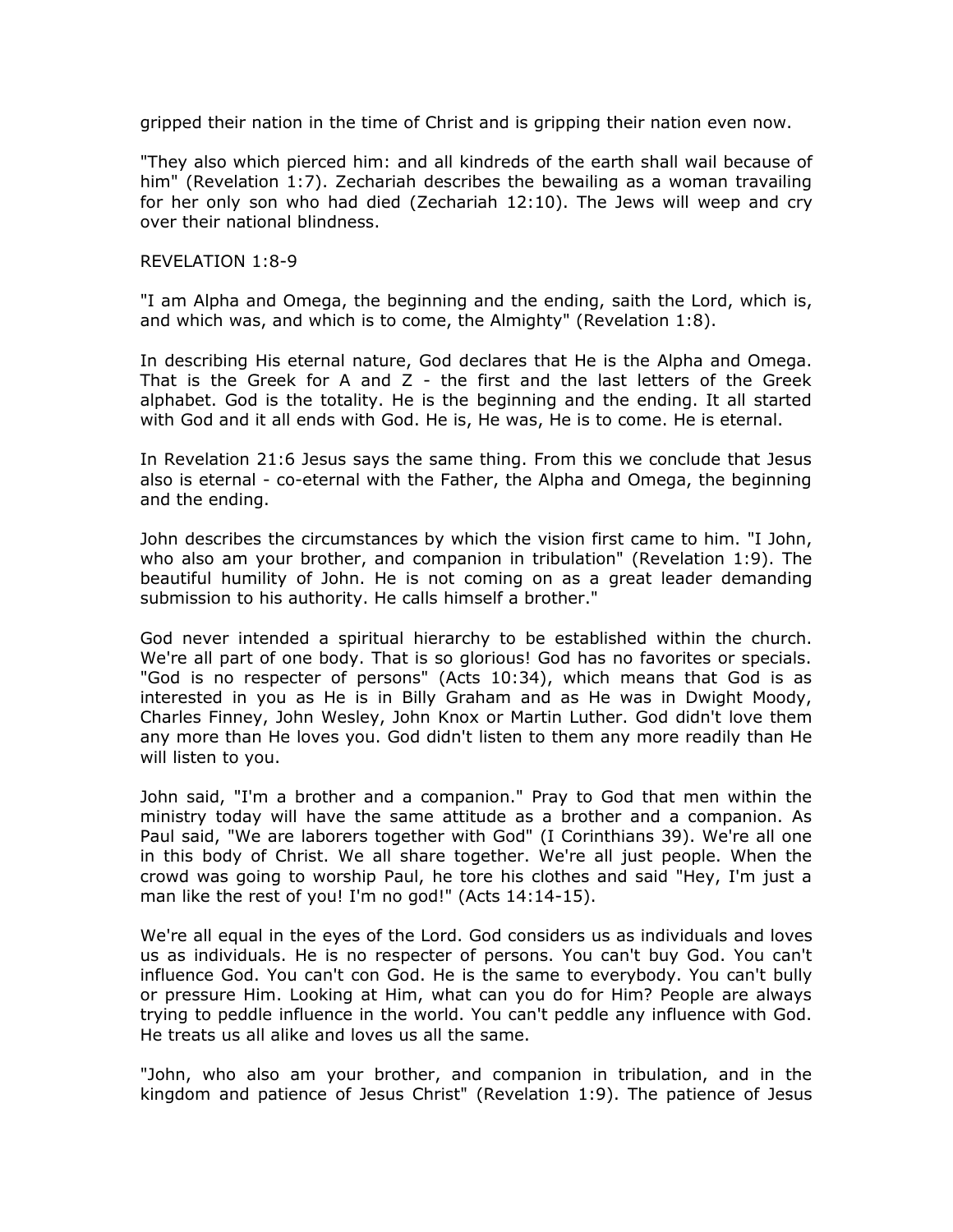gripped their nation in the time of Christ and is gripping their nation even now.

"They also which pierced him: and all kindreds of the earth shall wail because of him" (Revelation 1:7). Zechariah describes the bewailing as a woman travailing for her only son who had died (Zechariah 12:10). The Jews will weep and cry over their national blindness.

REVELATION 1:8-9

"I am Alpha and Omega, the beginning and the ending, saith the Lord, which is, and which was, and which is to come, the Almighty" (Revelation 1:8).

In describing His eternal nature, God declares that He is the Alpha and Omega. That is the Greek for A and Z - the first and the last letters of the Greek alphabet. God is the totality. He is the beginning and the ending. It all started with God and it all ends with God. He is, He was, He is to come. He is eternal.

In Revelation 21:6 Jesus says the same thing. From this we conclude that Jesus also is eternal - co-eternal with the Father, the Alpha and Omega, the beginning and the ending.

John describes the circumstances by which the vision first came to him. "I John, who also am your brother, and companion in tribulation" (Revelation 1:9). The beautiful humility of John. He is not coming on as a great leader demanding submission to his authority. He calls himself a brother."

God never intended a spiritual hierarchy to be established within the church. We're all part of one body. That is so glorious! God has no favorites or specials. "God is no respecter of persons" (Acts 10:34), which means that God is as interested in you as He is in Billy Graham and as He was in Dwight Moody, Charles Finney, John Wesley, John Knox or Martin Luther. God didn't love them any more than He loves you. God didn't listen to them any more readily than He will listen to you.

John said, "I'm a brother and a companion." Pray to God that men within the ministry today will have the same attitude as a brother and a companion. As Paul said, "We are laborers together with God" (I Corinthians 39). We're all one in this body of Christ. We all share together. We're all just people. When the crowd was going to worship Paul, he tore his clothes and said "Hey, I'm just a man like the rest of you! I'm no god!" (Acts 14:14-15).

We're all equal in the eyes of the Lord. God considers us as individuals and loves us as individuals. He is no respecter of persons. You can't buy God. You can't influence God. You can't con God. He is the same to everybody. You can't bully or pressure Him. Looking at Him, what can you do for Him? People are always trying to peddle influence in the world. You can't peddle any influence with God. He treats us all alike and loves us all the same.

"John, who also am your brother, and companion in tribulation, and in the kingdom and patience of Jesus Christ" (Revelation 1:9). The patience of Jesus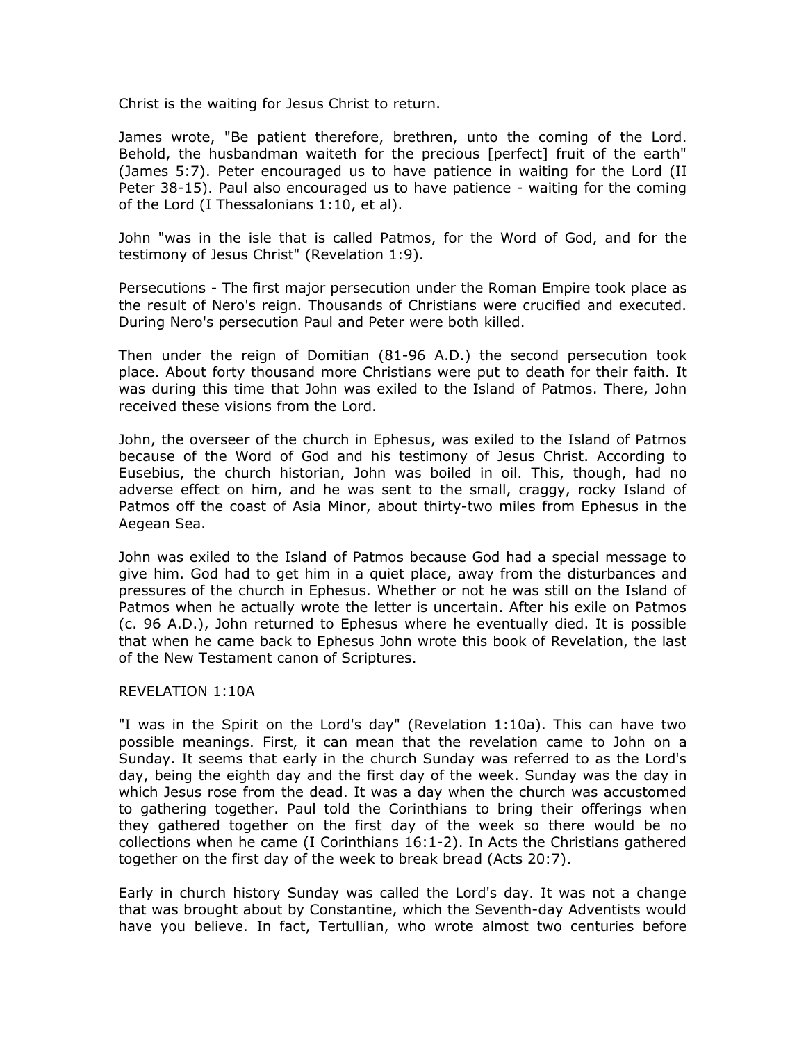Christ is the waiting for Jesus Christ to return.

James wrote, "Be patient therefore, brethren, unto the coming of the Lord. Behold, the husbandman waiteth for the precious [perfect] fruit of the earth" (James 5:7). Peter encouraged us to have patience in waiting for the Lord (II Peter 38-15). Paul also encouraged us to have patience - waiting for the coming of the Lord (I Thessalonians 1:10, et al).

John "was in the isle that is called Patmos, for the Word of God, and for the testimony of Jesus Christ" (Revelation 1:9).

Persecutions - The first major persecution under the Roman Empire took place as the result of Nero's reign. Thousands of Christians were crucified and executed. During Nero's persecution Paul and Peter were both killed.

Then under the reign of Domitian (81-96 A.D.) the second persecution took place. About forty thousand more Christians were put to death for their faith. It was during this time that John was exiled to the Island of Patmos. There, John received these visions from the Lord.

John, the overseer of the church in Ephesus, was exiled to the Island of Patmos because of the Word of God and his testimony of Jesus Christ. According to Eusebius, the church historian, John was boiled in oil. This, though, had no adverse effect on him, and he was sent to the small, craggy, rocky Island of Patmos off the coast of Asia Minor, about thirty-two miles from Ephesus in the Aegean Sea.

John was exiled to the Island of Patmos because God had a special message to give him. God had to get him in a quiet place, away from the disturbances and pressures of the church in Ephesus. Whether or not he was still on the Island of Patmos when he actually wrote the letter is uncertain. After his exile on Patmos (c. 96 A.D.), John returned to Ephesus where he eventually died. It is possible that when he came back to Ephesus John wrote this book of Revelation, the last of the New Testament canon of Scriptures.

REVELATION 1:10A

"I was in the Spirit on the Lord's day" (Revelation 1:10a). This can have two possible meanings. First, it can mean that the revelation came to John on a Sunday. It seems that early in the church Sunday was referred to as the Lord's day, being the eighth day and the first day of the week. Sunday was the day in which Jesus rose from the dead. It was a day when the church was accustomed to gathering together. Paul told the Corinthians to bring their offerings when they gathered together on the first day of the week so there would be no collections when he came (I Corinthians 16:1-2). In Acts the Christians gathered together on the first day of the week to break bread (Acts 20:7).

Early in church history Sunday was called the Lord's day. It was not a change that was brought about by Constantine, which the Seventh-day Adventists would have you believe. In fact, Tertullian, who wrote almost two centuries before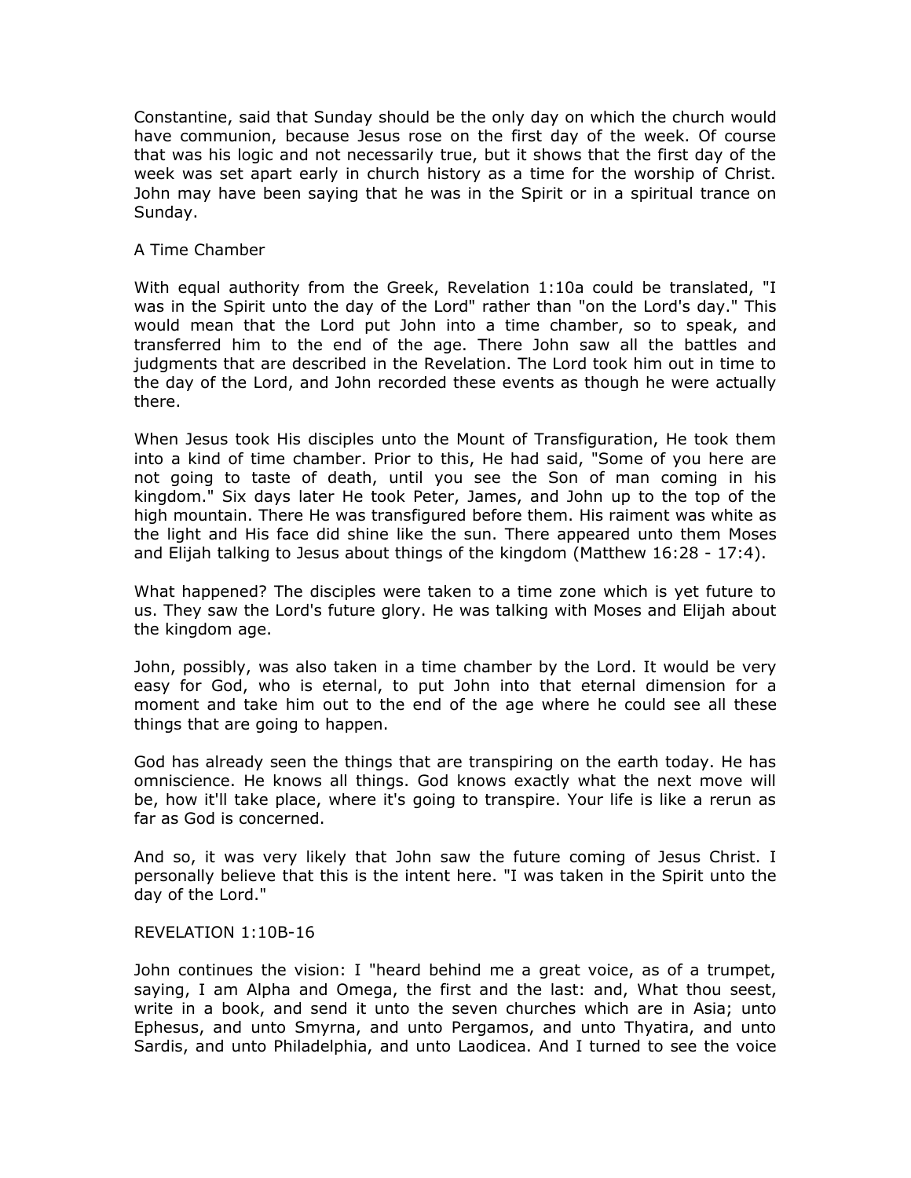Constantine, said that Sunday should be the only day on which the church would have communion, because Jesus rose on the first day of the week. Of course that was his logic and not necessarily true, but it shows that the first day of the week was set apart early in church history as a time for the worship of Christ. John may have been saying that he was in the Spirit or in a spiritual trance on Sunday.

## A Time Chamber

With equal authority from the Greek, Revelation 1:10a could be translated, "I was in the Spirit unto the day of the Lord" rather than "on the Lord's day." This would mean that the Lord put John into a time chamber, so to speak, and transferred him to the end of the age. There John saw all the battles and judgments that are described in the Revelation. The Lord took him out in time to the day of the Lord, and John recorded these events as though he were actually there.

When Jesus took His disciples unto the Mount of Transfiguration, He took them into a kind of time chamber. Prior to this, He had said, "Some of you here are not going to taste of death, until you see the Son of man coming in his kingdom." Six days later He took Peter, James, and John up to the top of the high mountain. There He was transfigured before them. His raiment was white as the light and His face did shine like the sun. There appeared unto them Moses and Elijah talking to Jesus about things of the kingdom (Matthew 16:28 - 17:4).

What happened? The disciples were taken to a time zone which is yet future to us. They saw the Lord's future glory. He was talking with Moses and Elijah about the kingdom age.

John, possibly, was also taken in a time chamber by the Lord. It would be very easy for God, who is eternal, to put John into that eternal dimension for a moment and take him out to the end of the age where he could see all these things that are going to happen.

God has already seen the things that are transpiring on the earth today. He has omniscience. He knows all things. God knows exactly what the next move will be, how it'll take place, where it's going to transpire. Your life is like a rerun as far as God is concerned.

And so, it was very likely that John saw the future coming of Jesus Christ. I personally believe that this is the intent here. "I was taken in the Spirit unto the day of the Lord."

## REVELATION 1:10B-16

John continues the vision: I "heard behind me a great voice, as of a trumpet, saying, I am Alpha and Omega, the first and the last: and, What thou seest, write in a book, and send it unto the seven churches which are in Asia; unto Ephesus, and unto Smyrna, and unto Pergamos, and unto Thyatira, and unto Sardis, and unto Philadelphia, and unto Laodicea. And I turned to see the voice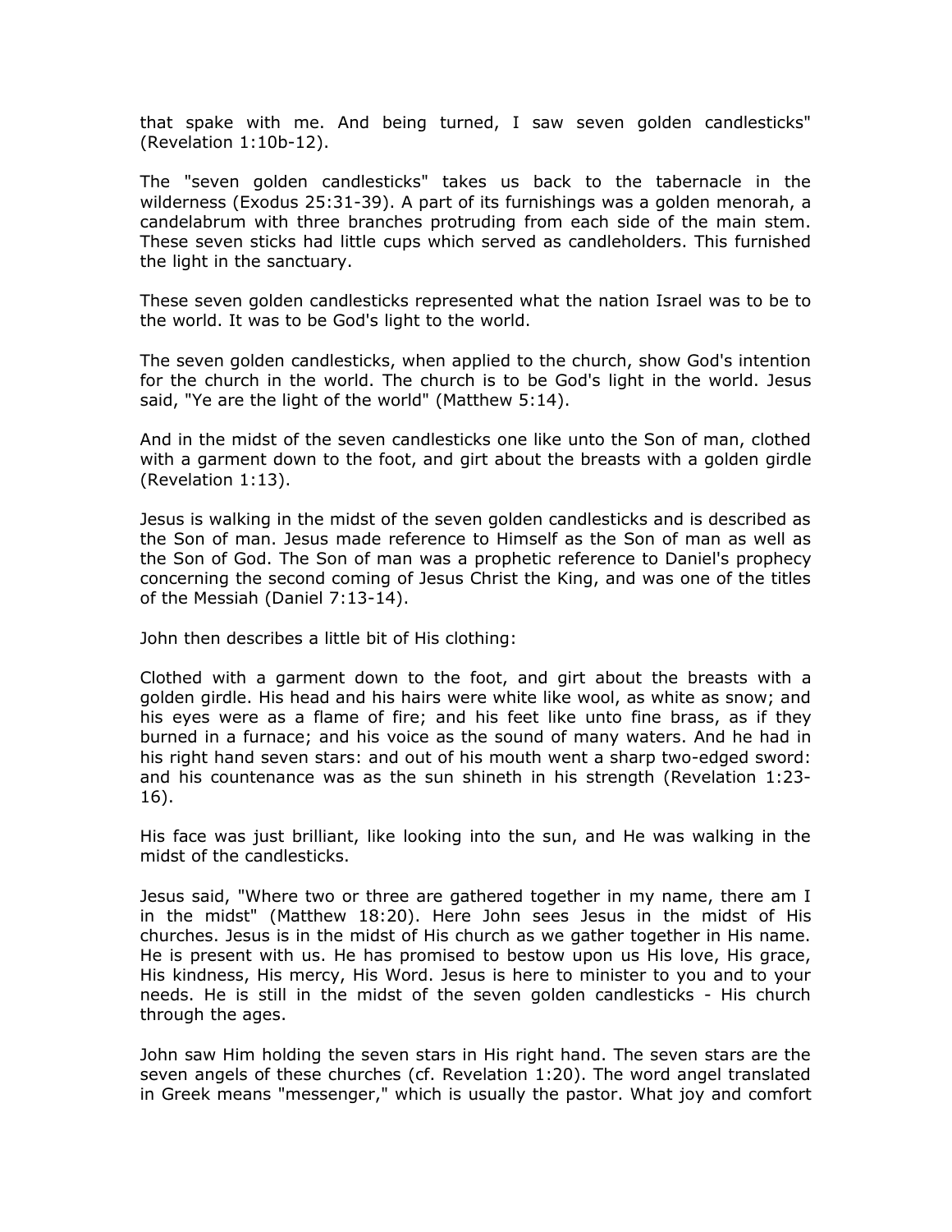that spake with me. And being turned, I saw seven golden candlesticks" (Revelation 1:10b-12).

The "seven golden candlesticks" takes us back to the tabernacle in the wilderness (Exodus 25:31-39). A part of its furnishings was a golden menorah, a candelabrum with three branches protruding from each side of the main stem. These seven sticks had little cups which served as candleholders. This furnished the light in the sanctuary.

These seven golden candlesticks represented what the nation Israel was to be to the world. It was to be God's light to the world.

The seven golden candlesticks, when applied to the church, show God's intention for the church in the world. The church is to be God's light in the world. Jesus said, "Ye are the light of the world" (Matthew 5:14).

And in the midst of the seven candlesticks one like unto the Son of man, clothed with a garment down to the foot, and girt about the breasts with a golden girdle (Revelation 1:13).

Jesus is walking in the midst of the seven golden candlesticks and is described as the Son of man. Jesus made reference to Himself as the Son of man as well as the Son of God. The Son of man was a prophetic reference to Daniel's prophecy concerning the second coming of Jesus Christ the King, and was one of the titles of the Messiah (Daniel 7:13-14).

John then describes a little bit of His clothing:

Clothed with a garment down to the foot, and girt about the breasts with a golden girdle. His head and his hairs were white like wool, as white as snow; and his eyes were as a flame of fire; and his feet like unto fine brass, as if they burned in a furnace; and his voice as the sound of many waters. And he had in his right hand seven stars: and out of his mouth went a sharp two-edged sword: and his countenance was as the sun shineth in his strength (Revelation 1:23-16).

His face was just brilliant, like looking into the sun, and He was walking in the midst of the candlesticks.

Jesus said, "Where two or three are gathered together in my name, there am I in the midst" (Matthew 18:20). Here John sees Jesus in the midst of His churches. Jesus is in the midst of His church as we gather together in His name. He is present with us. He has promised to bestow upon us His love, His grace, His kindness, His mercy, His Word. Jesus is here to minister to you and to your needs. He is still in the midst of the seven golden candlesticks - His church through the ages.

John saw Him holding the seven stars in His right hand. The seven stars are the seven angels of these churches (cf. Revelation 1:20). The word angel translated in Greek means "messenger," which is usually the pastor. What joy and comfort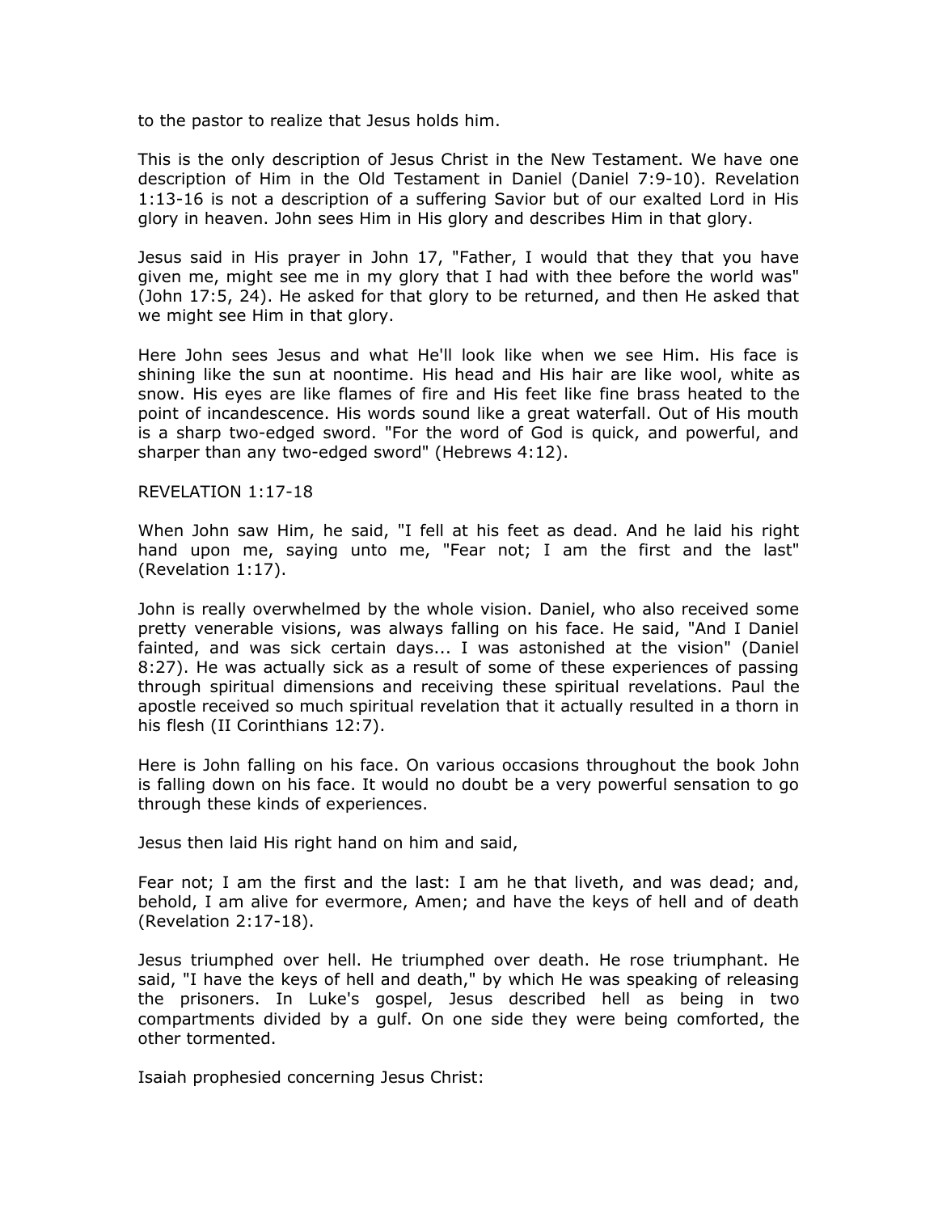to the pastor to realize that Jesus holds him.

This is the only description of Jesus Christ in the New Testament. We have one description of Him in the Old Testament in Daniel (Daniel 7:9-10). Revelation 1:13-16 is not a description of a suffering Savior but of our exalted Lord in His glory in heaven. John sees Him in His glory and describes Him in that glory.

Jesus said in His prayer in John 17, "Father, I would that they that you have given me, might see me in my glory that I had with thee before the world was" (John 17:5, 24). He asked for that glory to be returned, and then He asked that we might see Him in that glory.

Here John sees Jesus and what He'll look like when we see Him. His face is shining like the sun at noontime. His head and His hair are like wool, white as snow. His eyes are like flames of fire and His feet like fine brass heated to the point of incandescence. His words sound like a great waterfall. Out of His mouth is a sharp two-edged sword. "For the word of God is quick, and powerful, and sharper than any two-edged sword" (Hebrews 4:12).

REVELATION 1:17-18

When John saw Him, he said, "I fell at his feet as dead. And he laid his right hand upon me, saying unto me, "Fear not; I am the first and the last" (Revelation 1:17).

John is really overwhelmed by the whole vision. Daniel, who also received some pretty venerable visions, was always falling on his face. He said, "And I Daniel fainted, and was sick certain days... I was astonished at the vision" (Daniel 8:27). He was actually sick as a result of some of these experiences of passing through spiritual dimensions and receiving these spiritual revelations. Paul the apostle received so much spiritual revelation that it actually resulted in a thorn in his flesh (II Corinthians 12:7).

Here is John falling on his face. On various occasions throughout the book John is falling down on his face. It would no doubt be a very powerful sensation to go through these kinds of experiences.

Jesus then laid His right hand on him and said,

Fear not; I am the first and the last: I am he that liveth, and was dead; and, behold, I am alive for evermore, Amen; and have the keys of hell and of death (Revelation 2:17-18).

Jesus triumphed over hell. He triumphed over death. He rose triumphant. He said, "I have the keys of hell and death," by which He was speaking of releasing the prisoners. In Luke's gospel, Jesus described hell as being in two compartments divided by a gulf. On one side they were being comforted, the other tormented.

Isaiah prophesied concerning Jesus Christ: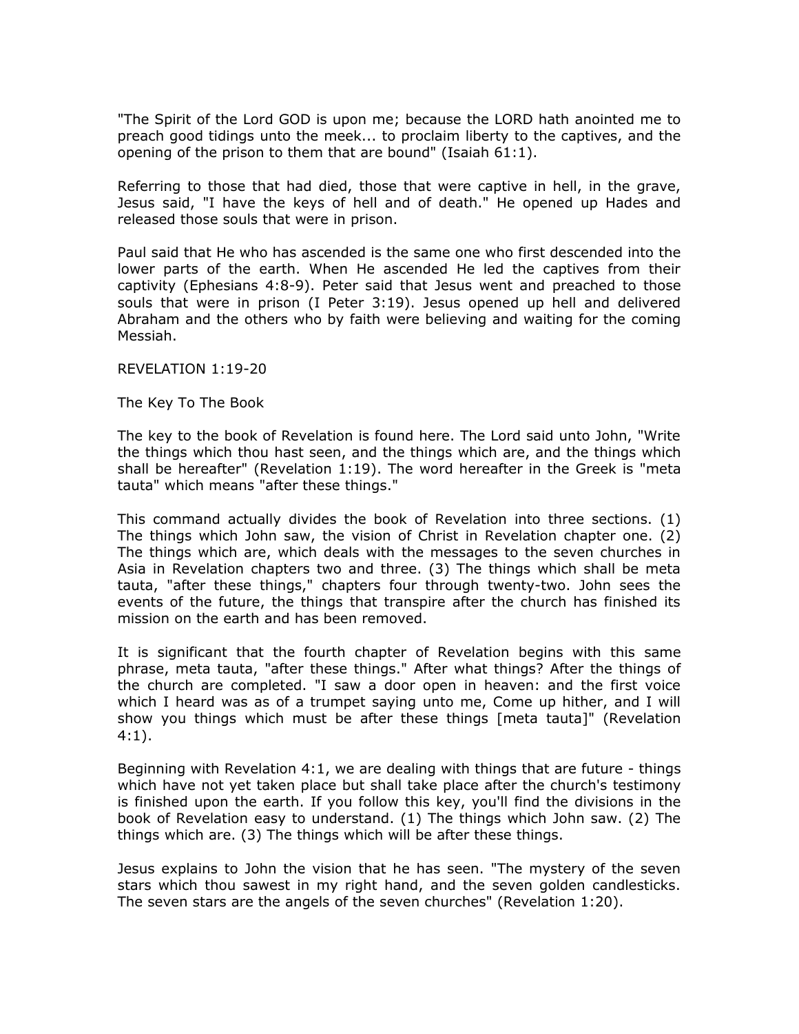"The Spirit of the Lord GOD is upon me; because the LORD hath anointed me to preach good tidings unto the meek... to proclaim liberty to the captives, and the opening of the prison to them that are bound" (Isaiah 61:1).

Referring to those that had died, those that were captive in hell, in the grave, Jesus said, "I have the keys of hell and of death." He opened up Hades and released those souls that were in prison.

Paul said that He who has ascended is the same one who first descended into the lower parts of the earth. When He ascended He led the captives from their captivity (Ephesians 4:8-9). Peter said that Jesus went and preached to those souls that were in prison (I Peter 3:19). Jesus opened up hell and delivered Abraham and the others who by faith were believing and waiting for the coming Messiah.

## REVELATION 1:19-20

### The Key To The Book

The key to the book of Revelation is found here. The Lord said unto John, "Write the things which thou hast seen, and the things which are, and the things which shall be hereafter" (Revelation 1:19). The word hereafter in the Greek is "meta tauta" which means "after these things."

This command actually divides the book of Revelation into three sections. (1) The things which John saw, the vision of Christ in Revelation chapter one. (2) The things which are, which deals with the messages to the seven churches in Asia in Revelation chapters two and three. (3) The things which shall be meta tauta, "after these things," chapters four through twenty-two. John sees the events of the future, the things that transpire after the church has finished its mission on the earth and has been removed.

It is significant that the fourth chapter of Revelation begins with this same phrase, meta tauta, "after these things." After what things? After the things of the church are completed. "I saw a door open in heaven: and the first voice which I heard was as of a trumpet saying unto me, Come up hither, and I will show you things which must be after these things [meta tauta]" (Revelation 4:1).

Beginning with Revelation 4:1, we are dealing with things that are future - things which have not yet taken place but shall take place after the church's testimony is finished upon the earth. If you follow this key, you'll find the divisions in the book of Revelation easy to understand. (1) The things which John saw. (2) The things which are. (3) The things which will be after these things.

Jesus explains to John the vision that he has seen. "The mystery of the seven stars which thou sawest in my right hand, and the seven golden candlesticks. The seven stars are the angels of the seven churches" (Revelation 1:20).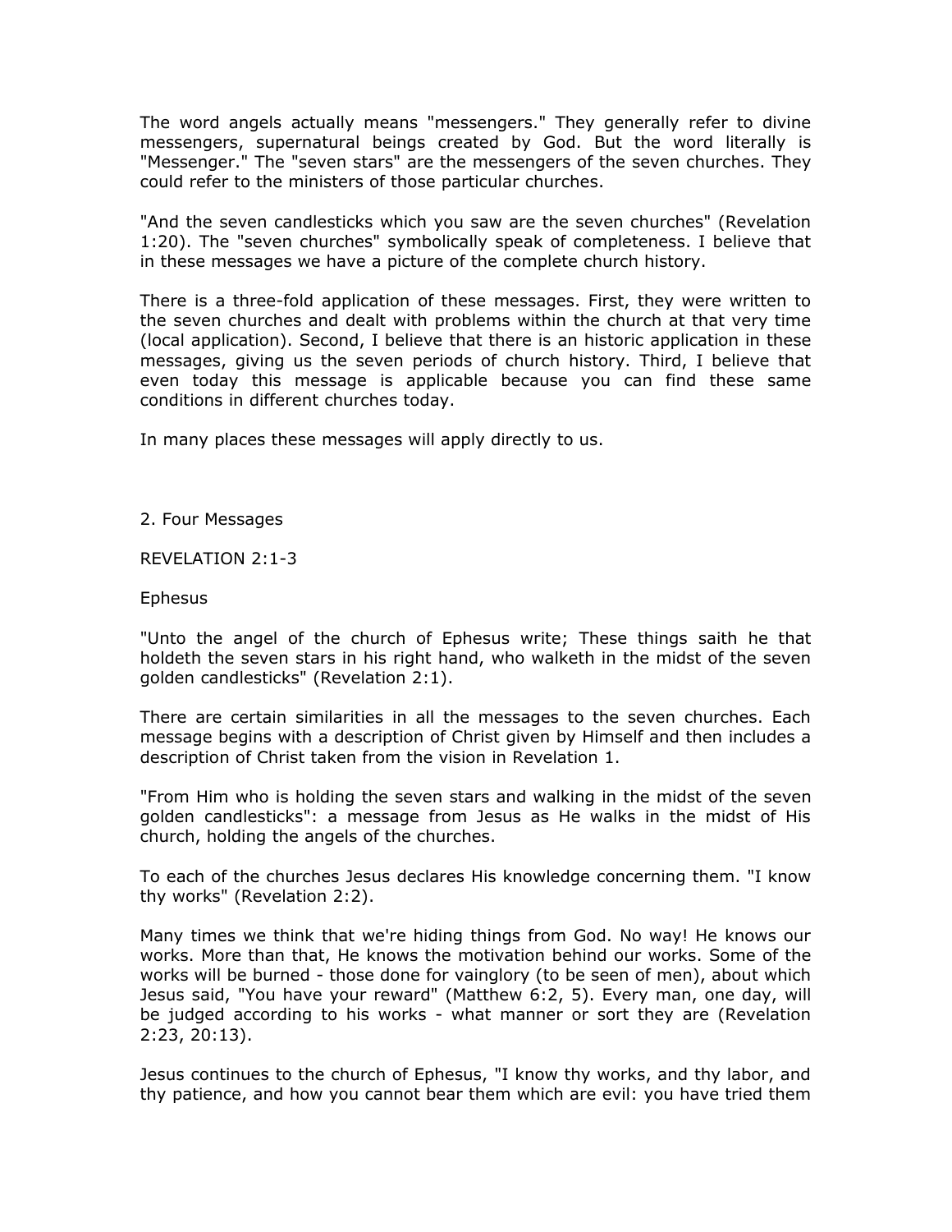The word angels actually means "messengers." They generally refer to divine messengers, supernatural beings created by God. But the word literally is "Messenger." The "seven stars" are the messengers of the seven churches. They could refer to the ministers of those particular churches.

"And the seven candlesticks which you saw are the seven churches" (Revelation 1:20). The "seven churches" symbolically speak of completeness. I believe that in these messages we have a picture of the complete church history.

There is a three-fold application of these messages. First, they were written to the seven churches and dealt with problems within the church at that very time (local application). Second, I believe that there is an historic application in these messages, giving us the seven periods of church history. Third, I believe that even today this message is applicable because you can find these same conditions in different churches today.

In many places these messages will apply directly to us.

## 2. Four Messages

REVELATION 2:1-3

### Ephesus

"Unto the angel of the church of Ephesus write; These things saith he that holdeth the seven stars in his right hand, who walketh in the midst of the seven golden candlesticks" (Revelation 2:1).

There are certain similarities in all the messages to the seven churches. Each message begins with a description of Christ given by Himself and then includes a description of Christ taken from the vision in Revelation 1.

"From Him who is holding the seven stars and walking in the midst of the seven golden candlesticks": a message from Jesus as He walks in the midst of His church, holding the angels of the churches.

To each of the churches Jesus declares His knowledge concerning them. "I know thy works" (Revelation 2:2).

Many times we think that we're hiding things from God. No way! He knows our works. More than that, He knows the motivation behind our works. Some of the works will be burned - those done for vainglory (to be seen of men), about which Jesus said, "You have your reward" (Matthew 6:2, 5). Every man, one day, will be judged according to his works - what manner or sort they are (Revelation 2:23, 20:13).

Jesus continues to the church of Ephesus, "I know thy works, and thy labor, and thy patience, and how you cannot bear them which are evil: you have tried them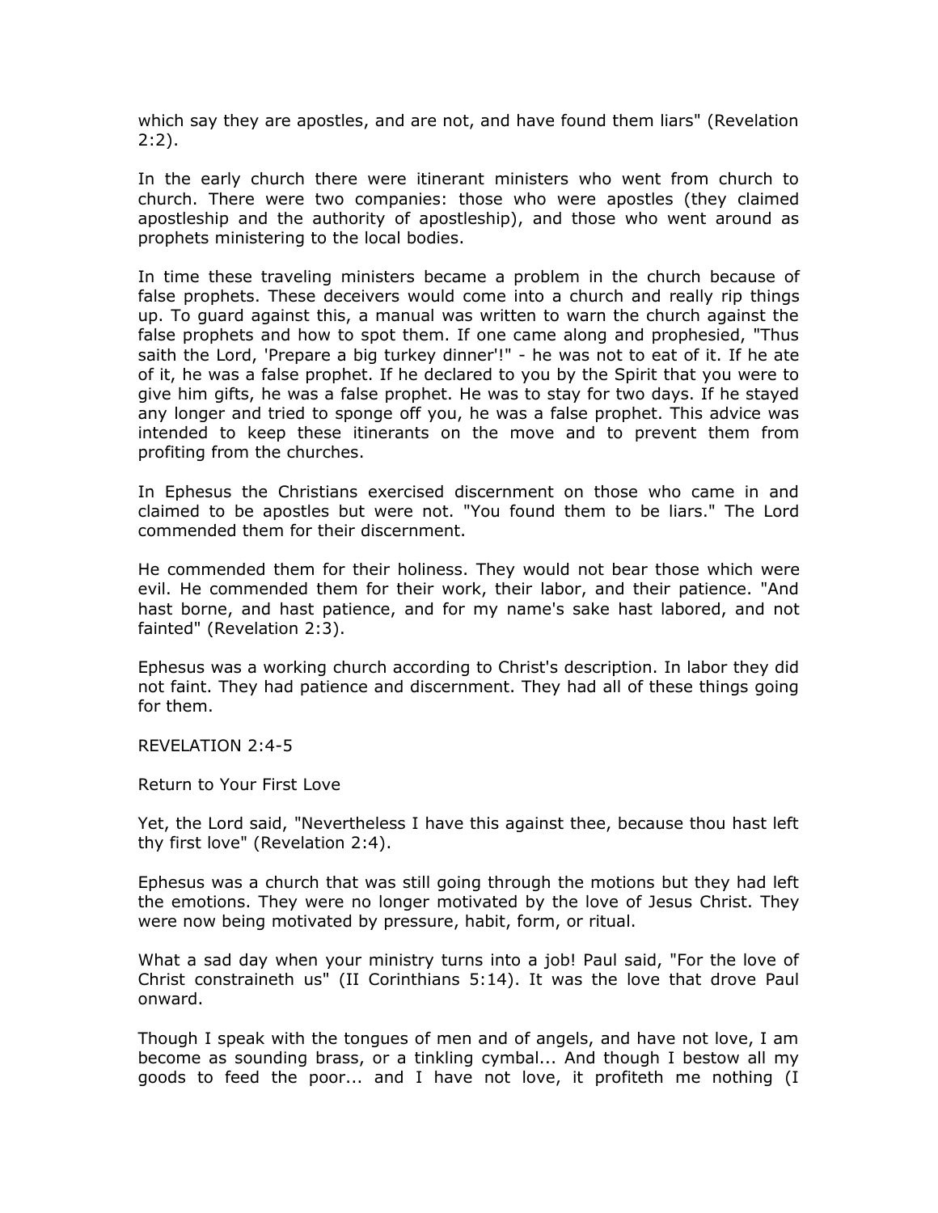which say they are apostles, and are not, and have found them liars" (Revelation 2:2).

In the early church there were itinerant ministers who went from church to church. There were two companies: those who were apostles (they claimed apostleship and the authority of apostleship), and those who went around as prophets ministering to the local bodies.

In time these traveling ministers became a problem in the church because of false prophets. These deceivers would come into a church and really rip things up. To guard against this, a manual was written to warn the church against the false prophets and how to spot them. If one came along and prophesied, "Thus saith the Lord, 'Prepare a big turkey dinner'!" - he was not to eat of it. If he ate of it, he was a false prophet. If he declared to you by the Spirit that you were to give him gifts, he was a false prophet. He was to stay for two days. If he stayed any longer and tried to sponge off you, he was a false prophet. This advice was intended to keep these itinerants on the move and to prevent them from profiting from the churches.

In Ephesus the Christians exercised discernment on those who came in and claimed to be apostles but were not. "You found them to be liars." The Lord commended them for their discernment.

He commended them for their holiness. They would not bear those which were evil. He commended them for their work, their labor, and their patience. "And hast borne, and hast patience, and for my name's sake hast labored, and not fainted" (Revelation 2:3).

Ephesus was a working church according to Christ's description. In labor they did not faint. They had patience and discernment. They had all of these things going for them.

REVELATION 2:4-5

Return to Your First Love

Yet, the Lord said, "Nevertheless I have this against thee, because thou hast left thy first love" (Revelation 2:4).

Ephesus was a church that was still going through the motions but they had left the emotions. They were no longer motivated by the love of Jesus Christ. They were now being motivated by pressure, habit, form, or ritual.

What a sad day when your ministry turns into a job! Paul said, "For the love of Christ constraineth us" (II Corinthians 5:14). It was the love that drove Paul onward.

Though I speak with the tongues of men and of angels, and have not love, I am become as sounding brass, or a tinkling cymbal... And though I bestow all my goods to feed the poor... and I have not love, it profiteth me nothing (I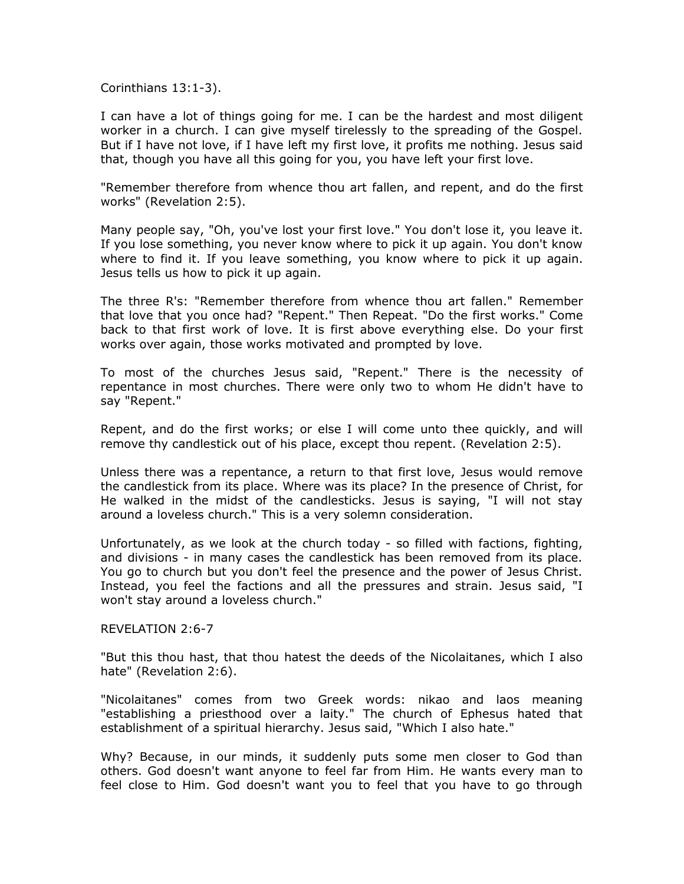Corinthians 13:1-3).

I can have a lot of things going for me. I can be the hardest and most diligent worker in a church. I can give myself tirelessly to the spreading of the Gospel. But if I have not love, if I have left my first love, it profits me nothing. Jesus said that, though you have all this going for you, you have left your first love.

"Remember therefore from whence thou art fallen, and repent, and do the first works" (Revelation 2:5).

Many people say, "Oh, you've lost your first love." You don't lose it, you leave it. If you lose something, you never know where to pick it up again. You don't know where to find it. If you leave something, you know where to pick it up again. Jesus tells us how to pick it up again.

The three R's: "Remember therefore from whence thou art fallen." Remember that love that you once had? "Repent." Then Repeat. "Do the first works." Come back to that first work of love. It is first above everything else. Do your first works over again, those works motivated and prompted by love.

To most of the churches Jesus said, "Repent." There is the necessity of repentance in most churches. There were only two to whom He didn't have to say "Repent."

Repent, and do the first works; or else I will come unto thee quickly, and will remove thy candlestick out of his place, except thou repent. (Revelation 2:5).

Unless there was a repentance, a return to that first love, Jesus would remove the candlestick from its place. Where was its place? In the presence of Christ, for He walked in the midst of the candlesticks. Jesus is saying, "I will not stay around a loveless church." This is a very solemn consideration.

Unfortunately, as we look at the church today - so filled with factions, fighting, and divisions - in many cases the candlestick has been removed from its place. You go to church but you don't feel the presence and the power of Jesus Christ. Instead, you feel the factions and all the pressures and strain. Jesus said, "I won't stay around a loveless church."

REVELATION 2:6-7

"But this thou hast, that thou hatest the deeds of the Nicolaitanes, which I also hate" (Revelation 2:6).

"Nicolaitanes" comes from two Greek words: nikao and laos meaning "establishing a priesthood over a laity." The church of Ephesus hated that establishment of a spiritual hierarchy. Jesus said, "Which I also hate."

Why? Because, in our minds, it suddenly puts some men closer to God than others. God doesn't want anyone to feel far from Him. He wants every man to feel close to Him. God doesn't want you to feel that you have to go through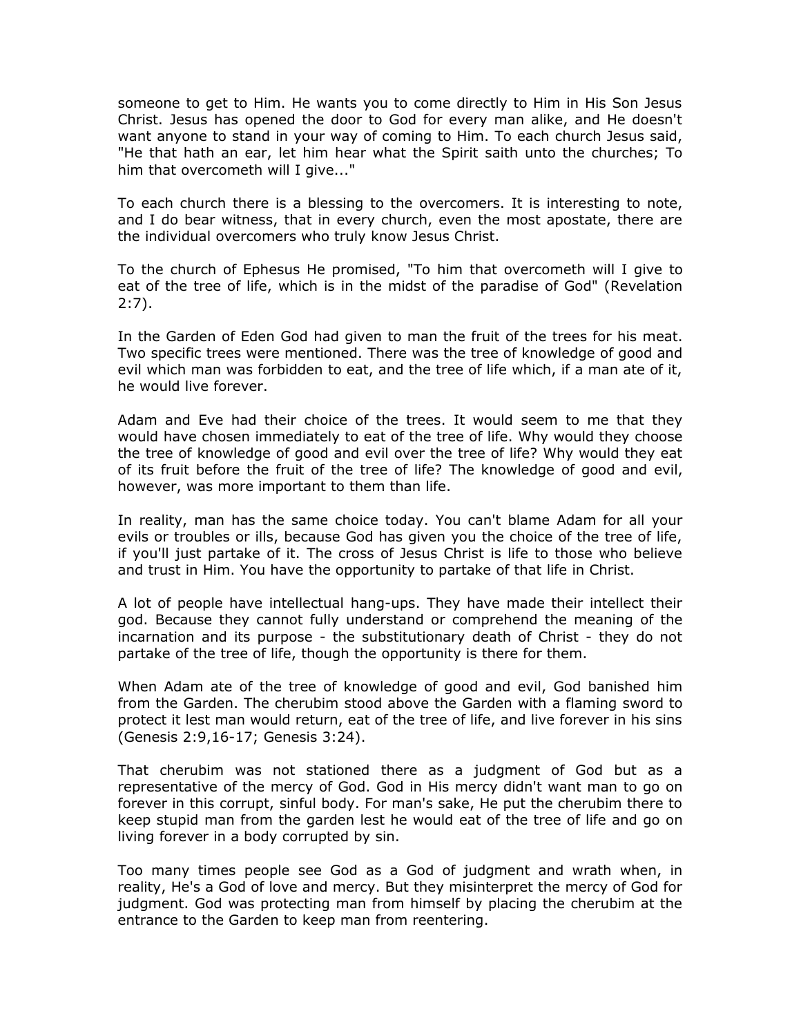someone to get to Him. He wants you to come directly to Him in His Son Jesus Christ. Jesus has opened the door to God for every man alike, and He doesn't want anyone to stand in your way of coming to Him. To each church Jesus said, "He that hath an ear, let him hear what the Spirit saith unto the churches; To him that overcometh will I give..."

To each church there is a blessing to the overcomers. It is interesting to note, and I do bear witness, that in every church, even the most apostate, there are the individual overcomers who truly know Jesus Christ.

To the church of Ephesus He promised, "To him that overcometh will I give to eat of the tree of life, which is in the midst of the paradise of God" (Revelation 2:7).

In the Garden of Eden God had given to man the fruit of the trees for his meat. Two specific trees were mentioned. There was the tree of knowledge of good and evil which man was forbidden to eat, and the tree of life which, if a man ate of it, he would live forever.

Adam and Eve had their choice of the trees. It would seem to me that they would have chosen immediately to eat of the tree of life. Why would they choose the tree of knowledge of good and evil over the tree of life? Why would they eat of its fruit before the fruit of the tree of life? The knowledge of good and evil, however, was more important to them than life.

In reality, man has the same choice today. You can't blame Adam for all your evils or troubles or ills, because God has given you the choice of the tree of life, if you'll just partake of it. The cross of Jesus Christ is life to those who believe and trust in Him. You have the opportunity to partake of that life in Christ.

A lot of people have intellectual hang-ups. They have made their intellect their god. Because they cannot fully understand or comprehend the meaning of the incarnation and its purpose - the substitutionary death of Christ - they do not partake of the tree of life, though the opportunity is there for them.

When Adam ate of the tree of knowledge of good and evil, God banished him from the Garden. The cherubim stood above the Garden with a flaming sword to protect it lest man would return, eat of the tree of life, and live forever in his sins (Genesis 2:9,16-17; Genesis 3:24).

That cherubim was not stationed there as a judgment of God but as a representative of the mercy of God. God in His mercy didn't want man to go on forever in this corrupt, sinful body. For man's sake, He put the cherubim there to keep stupid man from the garden lest he would eat of the tree of life and go on living forever in a body corrupted by sin.

Too many times people see God as a God of judgment and wrath when, in reality, He's a God of love and mercy. But they misinterpret the mercy of God for judgment. God was protecting man from himself by placing the cherubim at the entrance to the Garden to keep man from reentering.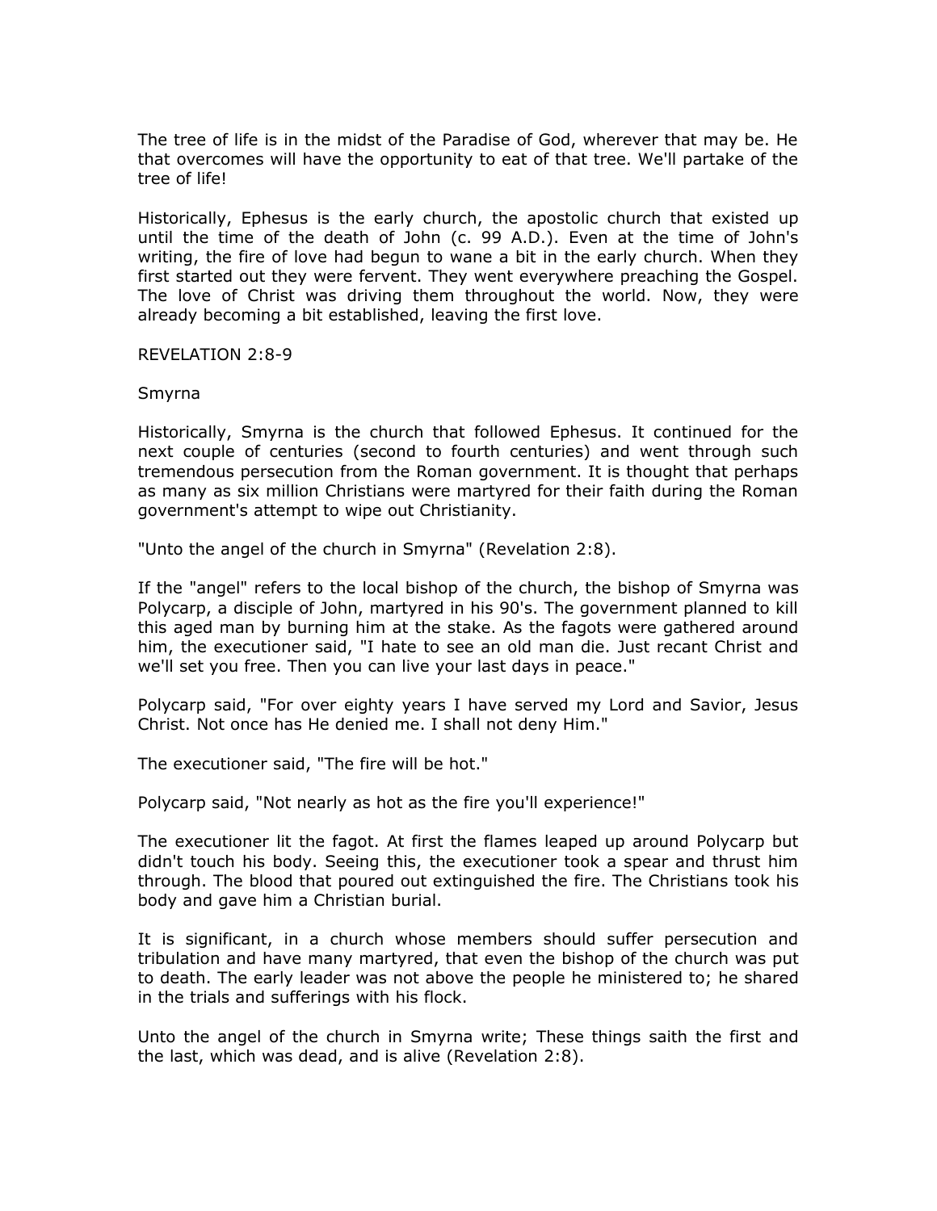The tree of life is in the midst of the Paradise of God, wherever that may be. He that overcomes will have the opportunity to eat of that tree. We'll partake of the tree of life!

Historically, Ephesus is the early church, the apostolic church that existed up until the time of the death of John (c. 99 A.D.). Even at the time of John's writing, the fire of love had begun to wane a bit in the early church. When they first started out they were fervent. They went everywhere preaching the Gospel. The love of Christ was driving them throughout the world. Now, they were already becoming a bit established, leaving the first love.

REVELATION 2:8-9

Smyrna

Historically, Smyrna is the church that followed Ephesus. It continued for the next couple of centuries (second to fourth centuries) and went through such tremendous persecution from the Roman government. It is thought that perhaps as many as six million Christians were martyred for their faith during the Roman government's attempt to wipe out Christianity.

"Unto the angel of the church in Smyrna" (Revelation 2:8).

If the "angel" refers to the local bishop of the church, the bishop of Smyrna was Polycarp, a disciple of John, martyred in his 90's. The government planned to kill this aged man by burning him at the stake. As the fagots were gathered around him, the executioner said, "I hate to see an old man die. Just recant Christ and we'll set you free. Then you can live your last days in peace."

Polycarp said, "For over eighty years I have served my Lord and Savior, Jesus Christ. Not once has He denied me. I shall not deny Him."

The executioner said, "The fire will be hot."

Polycarp said, "Not nearly as hot as the fire you'll experience!"

The executioner lit the fagot. At first the flames leaped up around Polycarp but didn't touch his body. Seeing this, the executioner took a spear and thrust him through. The blood that poured out extinguished the fire. The Christians took his body and gave him a Christian burial.

It is significant, in a church whose members should suffer persecution and tribulation and have many martyred, that even the bishop of the church was put to death. The early leader was not above the people he ministered to; he shared in the trials and sufferings with his flock.

Unto the angel of the church in Smyrna write; These things saith the first and the last, which was dead, and is alive (Revelation 2:8).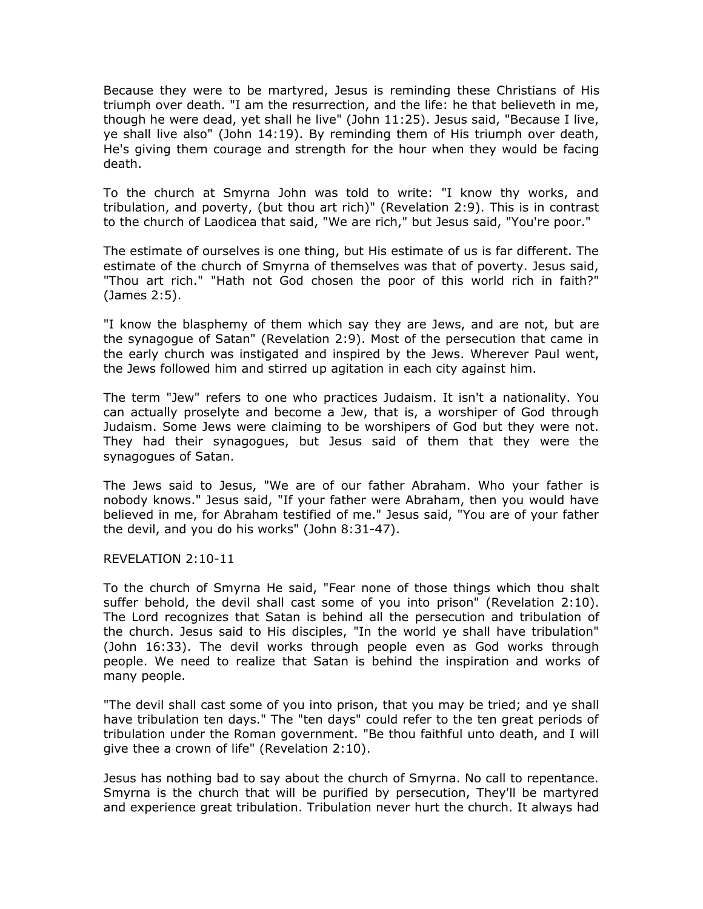Because they were to be martyred, Jesus is reminding these Christians of His triumph over death. "I am the resurrection, and the life: he that believeth in me, though he were dead, yet shall he live" (John 11:25). Jesus said, "Because I live, ye shall live also" (John 14:19). By reminding them of His triumph over death, He's giving them courage and strength for the hour when they would be facing death.

To the church at Smyrna John was told to write: "I know thy works, and tribulation, and poverty, (but thou art rich)" (Revelation 2:9). This is in contrast to the church of Laodicea that said, "We are rich," but Jesus said, "You're poor."

The estimate of ourselves is one thing, but His estimate of us is far different. The estimate of the church of Smyrna of themselves was that of poverty. Jesus said, "Thou art rich." "Hath not God chosen the poor of this world rich in faith?" (James 2:5).

"I know the blasphemy of them which say they are Jews, and are not, but are the synagogue of Satan" (Revelation 2:9). Most of the persecution that came in the early church was instigated and inspired by the Jews. Wherever Paul went, the Jews followed him and stirred up agitation in each city against him.

The term "Jew" refers to one who practices Judaism. It isn't a nationality. You can actually proselyte and become a Jew, that is, a worshiper of God through Judaism. Some Jews were claiming to be worshipers of God but they were not. They had their synagogues, but Jesus said of them that they were the synagogues of Satan.

The Jews said to Jesus, "We are of our father Abraham. Who your father is nobody knows." Jesus said, "If your father were Abraham, then you would have believed in me, for Abraham testified of me." Jesus said, "You are of your father the devil, and you do his works" (John 8:31-47).

REVELATION 2:10-11

To the church of Smyrna He said, "Fear none of those things which thou shalt suffer behold, the devil shall cast some of you into prison" (Revelation 2:10). The Lord recognizes that Satan is behind all the persecution and tribulation of the church. Jesus said to His disciples, "In the world ye shall have tribulation" (John 16:33). The devil works through people even as God works through people. We need to realize that Satan is behind the inspiration and works of many people.

"The devil shall cast some of you into prison, that you may be tried; and ye shall have tribulation ten days." The "ten days" could refer to the ten great periods of tribulation under the Roman government. "Be thou faithful unto death, and I will give thee a crown of life" (Revelation 2:10).

Jesus has nothing bad to say about the church of Smyrna. No call to repentance. Smyrna is the church that will be purified by persecution, They'll be martyred and experience great tribulation. Tribulation never hurt the church. It always had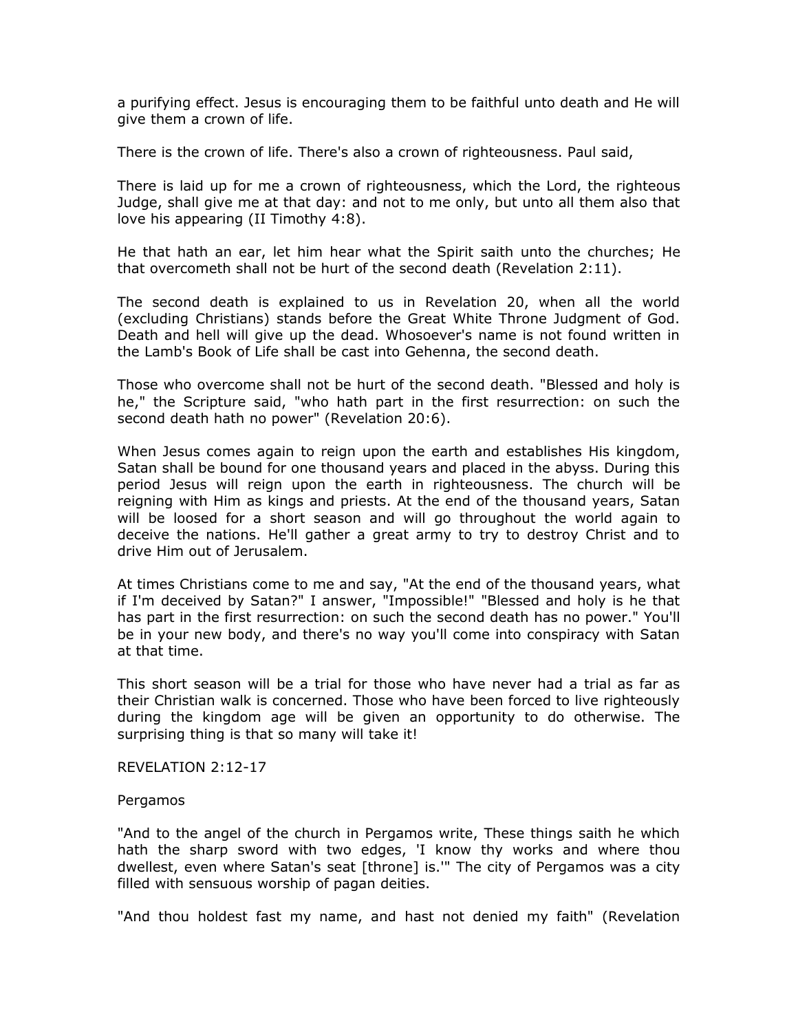a purifying effect. Jesus is encouraging them to be faithful unto death and He will give them a crown of life.

There is the crown of life. There's also a crown of righteousness. Paul said,

There is laid up for me a crown of righteousness, which the Lord, the righteous Judge, shall give me at that day: and not to me only, but unto all them also that love his appearing (II Timothy 4:8).

He that hath an ear, let him hear what the Spirit saith unto the churches; He that overcometh shall not be hurt of the second death (Revelation 2:11).

The second death is explained to us in Revelation 20, when all the world (excluding Christians) stands before the Great White Throne Judgment of God. Death and hell will give up the dead. Whosoever's name is not found written in the Lamb's Book of Life shall be cast into Gehenna, the second death.

Those who overcome shall not be hurt of the second death. "Blessed and holy is he," the Scripture said, "who hath part in the first resurrection: on such the second death hath no power" (Revelation 20:6).

When Jesus comes again to reign upon the earth and establishes His kingdom, Satan shall be bound for one thousand years and placed in the abyss. During this period Jesus will reign upon the earth in righteousness. The church will be reigning with Him as kings and priests. At the end of the thousand years, Satan will be loosed for a short season and will go throughout the world again to deceive the nations. He'll gather a great army to try to destroy Christ and to drive Him out of Jerusalem.

At times Christians come to me and say, "At the end of the thousand years, what if I'm deceived by Satan?" I answer, "Impossible!" "Blessed and holy is he that has part in the first resurrection: on such the second death has no power." You'll be in your new body, and there's no way you'll come into conspiracy with Satan at that time.

This short season will be a trial for those who have never had a trial as far as their Christian walk is concerned. Those who have been forced to live righteously during the kingdom age will be given an opportunity to do otherwise. The surprising thing is that so many will take it!

## REVELATION 2:12-17

### Pergamos

"And to the angel of the church in Pergamos write, These things saith he which hath the sharp sword with two edges, 'I know thy works and where thou dwellest, even where Satan's seat [throne] is.'" The city of Pergamos was a city filled with sensuous worship of pagan deities.

"And thou holdest fast my name, and hast not denied my faith" (Revelation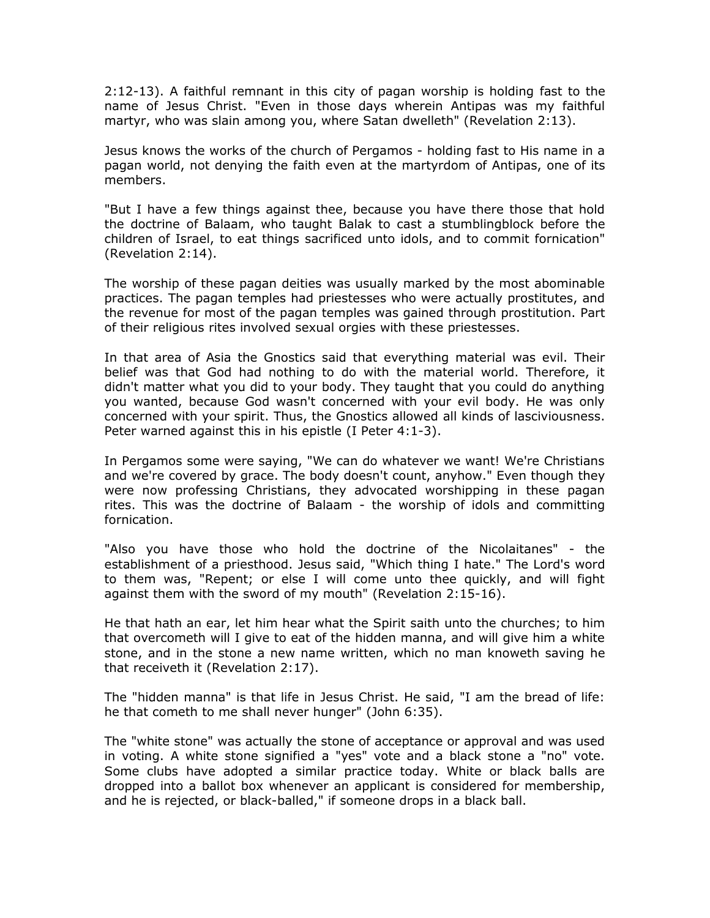2:12-13). A faithful remnant in this city of pagan worship is holding fast to the name of Jesus Christ. "Even in those days wherein Antipas was my faithful martyr, who was slain among you, where Satan dwelleth" (Revelation 2:13).

Jesus knows the works of the church of Pergamos - holding fast to His name in a pagan world, not denying the faith even at the martyrdom of Antipas, one of its members.

"But I have a few things against thee, because you have there those that hold the doctrine of Balaam, who taught Balak to cast a stumblingblock before the children of Israel, to eat things sacrificed unto idols, and to commit fornication" (Revelation 2:14).

The worship of these pagan deities was usually marked by the most abominable practices. The pagan temples had priestesses who were actually prostitutes, and the revenue for most of the pagan temples was gained through prostitution. Part of their religious rites involved sexual orgies with these priestesses.

In that area of Asia the Gnostics said that everything material was evil. Their belief was that God had nothing to do with the material world. Therefore, it didn't matter what you did to your body. They taught that you could do anything you wanted, because God wasn't concerned with your evil body. He was only concerned with your spirit. Thus, the Gnostics allowed all kinds of lasciviousness. Peter warned against this in his epistle (I Peter 4:1-3).

In Pergamos some were saying, "We can do whatever we want! We're Christians and we're covered by grace. The body doesn't count, anyhow." Even though they were now professing Christians, they advocated worshipping in these pagan rites. This was the doctrine of Balaam - the worship of idols and committing fornication.

"Also you have those who hold the doctrine of the Nicolaitanes" - the establishment of a priesthood. Jesus said, "Which thing I hate." The Lord's word to them was, "Repent; or else I will come unto thee quickly, and will fight against them with the sword of my mouth" (Revelation 2:15-16).

He that hath an ear, let him hear what the Spirit saith unto the churches; to him that overcometh will I give to eat of the hidden manna, and will give him a white stone, and in the stone a new name written, which no man knoweth saving he that receiveth it (Revelation 2:17).

The "hidden manna" is that life in Jesus Christ. He said, "I am the bread of life: he that cometh to me shall never hunger" (John 6:35).

The "white stone" was actually the stone of acceptance or approval and was used in voting. A white stone signified a "yes" vote and a black stone a "no" vote. Some clubs have adopted a similar practice today. White or black balls are dropped into a ballot box whenever an applicant is considered for membership, and he is rejected, or black-balled," if someone drops in a black ball.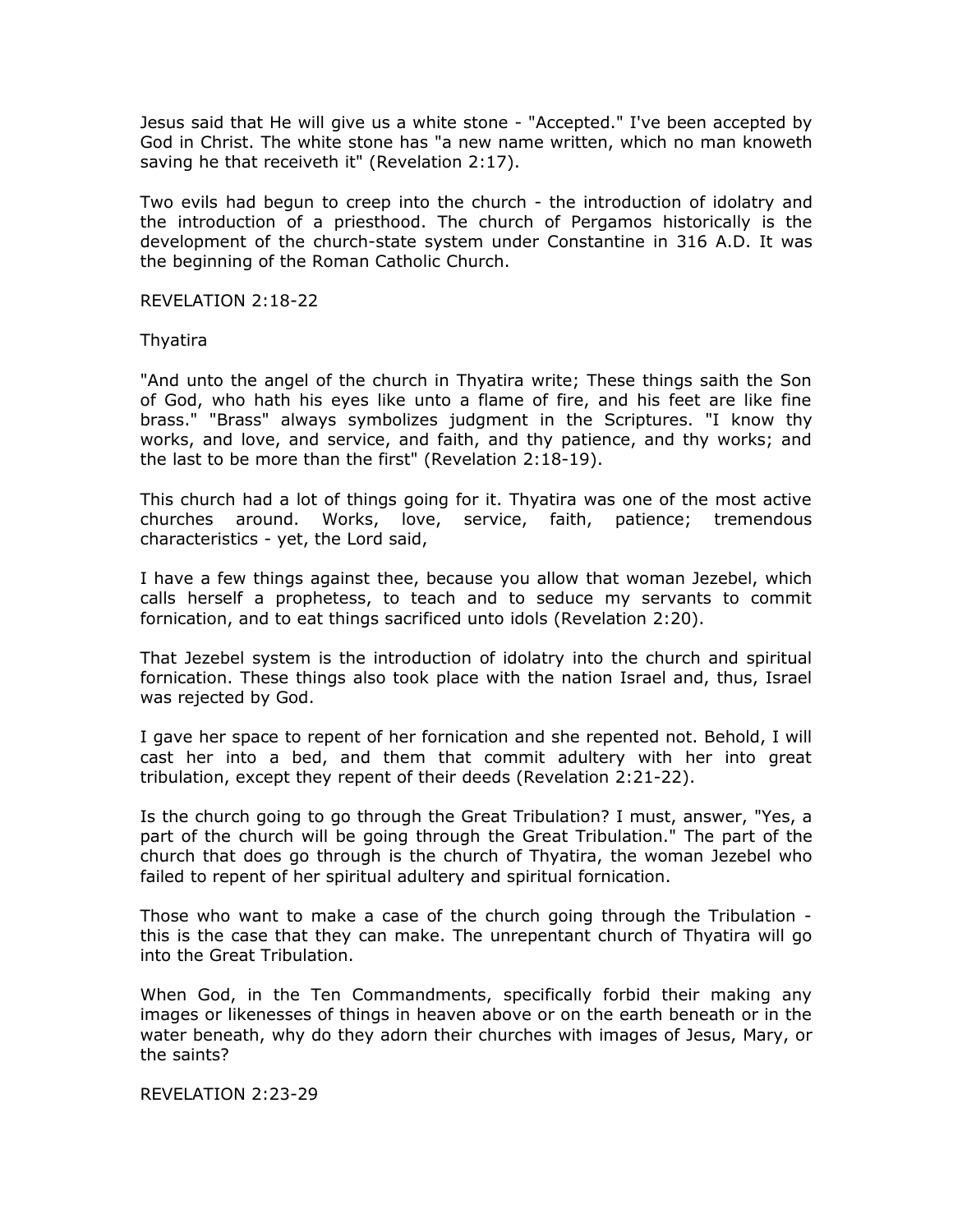Jesus said that He will give us a white stone - "Accepted." I've been accepted by God in Christ. The white stone has "a new name written, which no man knoweth saving he that receiveth it" (Revelation 2:17).

Two evils had begun to creep into the church - the introduction of idolatry and the introduction of a priesthood. The church of Pergamos historically is the development of the church-state system under Constantine in 316 A.D. It was the beginning of the Roman Catholic Church.

REVELATION 2:18-22

Thyatira

"And unto the angel of the church in Thyatira write; These things saith the Son of God, who hath his eyes like unto a flame of fire, and his feet are like fine brass." "Brass" always symbolizes judgment in the Scriptures. "I know thy works, and love, and service, and faith, and thy patience, and thy works; and the last to be more than the first" (Revelation 2:18-19).

This church had a lot of things going for it. Thyatira was one of the most active churches around. Works, love, service, faith, patience; tremendous characteristics - yet, the Lord said,

I have a few things against thee, because you allow that woman Jezebel, which calls herself a prophetess, to teach and to seduce my servants to commit fornication, and to eat things sacrificed unto idols (Revelation 2:20).

That Jezebel system is the introduction of idolatry into the church and spiritual fornication. These things also took place with the nation Israel and, thus, Israel was rejected by God.

I gave her space to repent of her fornication and she repented not. Behold, I will cast her into a bed, and them that commit adultery with her into great tribulation, except they repent of their deeds (Revelation 2:21-22).

Is the church going to go through the Great Tribulation? I must, answer, "Yes, a part of the church will be going through the Great Tribulation." The part of the church that does go through is the church of Thyatira, the woman Jezebel who failed to repent of her spiritual adultery and spiritual fornication.

Those who want to make a case of the church going through the Tribulation - this is the case that they can make. The unrepentant church of Thyatira will go into the Great Tribulation.

When God, in the Ten Commandments, specifically forbid their making any images or likenesses of things in heaven above or on the earth beneath or in the water beneath, why do they adorn their churches with images of Jesus, Mary, or the saints?

REVELATION 2:23-29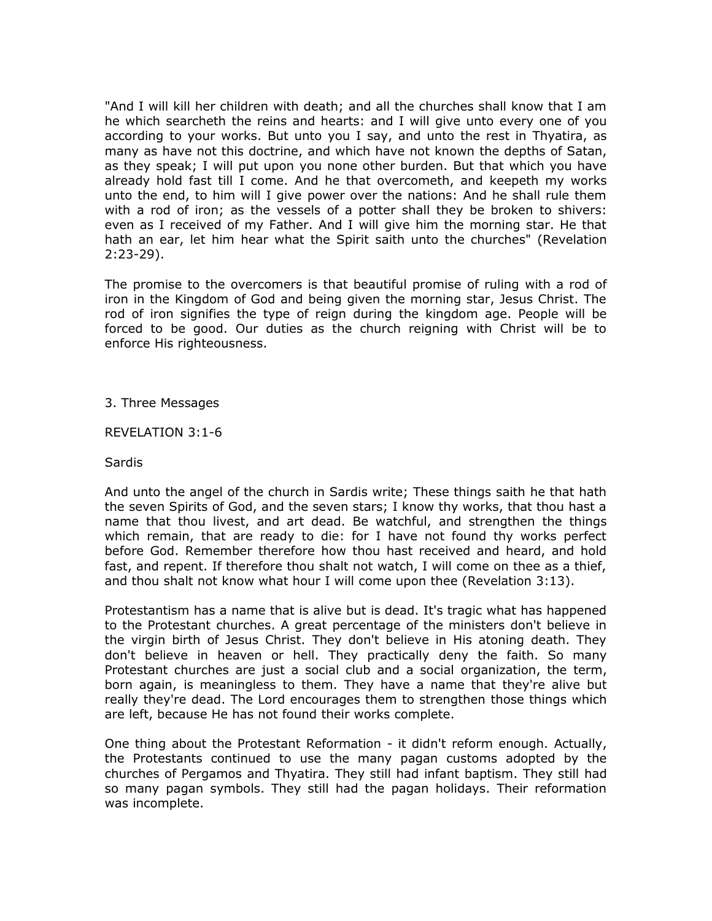"And I will kill her children with death; and all the churches shall know that I am he which searcheth the reins and hearts: and I will give unto every one of you according to your works. But unto you I say, and unto the rest in Thyatira, as many as have not this doctrine, and which have not known the depths of Satan, as they speak; I will put upon you none other burden. But that which you have already hold fast till I come. And he that overcometh, and keepeth my works unto the end, to him will I give power over the nations: And he shall rule them with a rod of iron; as the vessels of a potter shall they be broken to shivers: even as I received of my Father. And I will give him the morning star. He that hath an ear, let him hear what the Spirit saith unto the churches" (Revelation 2:23-29).

The promise to the overcomers is that beautiful promise of ruling with a rod of iron in the Kingdom of God and being given the morning star, Jesus Christ. The rod of iron signifies the type of reign during the kingdom age. People will be forced to be good. Our duties as the church reigning with Christ will be to enforce His righteousness.

## 3. Three Messages

### REVELATION 3:1-6

### Sardis

And unto the angel of the church in Sardis write; These things saith he that hath the seven Spirits of God, and the seven stars; I know thy works, that thou hast a name that thou livest, and art dead. Be watchful, and strengthen the things which remain, that are ready to die: for I have not found thy works perfect before God. Remember therefore how thou hast received and heard, and hold fast, and repent. If therefore thou shalt not watch, I will come on thee as a thief, and thou shalt not know what hour I will come upon thee (Revelation 3:13).

Protestantism has a name that is alive but is dead. It's tragic what has happened to the Protestant churches. A great percentage of the ministers don't believe in the virgin birth of Jesus Christ. They don't believe in His atoning death. They don't believe in heaven or hell. They practically deny the faith. So many Protestant churches are just a social club and a social organization, the term, born again, is meaningless to them. They have a name that they're alive but really they're dead. The Lord encourages them to strengthen those things which are left, because He has not found their works complete.

One thing about the Protestant Reformation - it didn't reform enough. Actually, the Protestants continued to use the many pagan customs adopted by the churches of Pergamos and Thyatira. They still had infant baptism. They still had so many pagan symbols. They still had the pagan holidays. Their reformation was incomplete.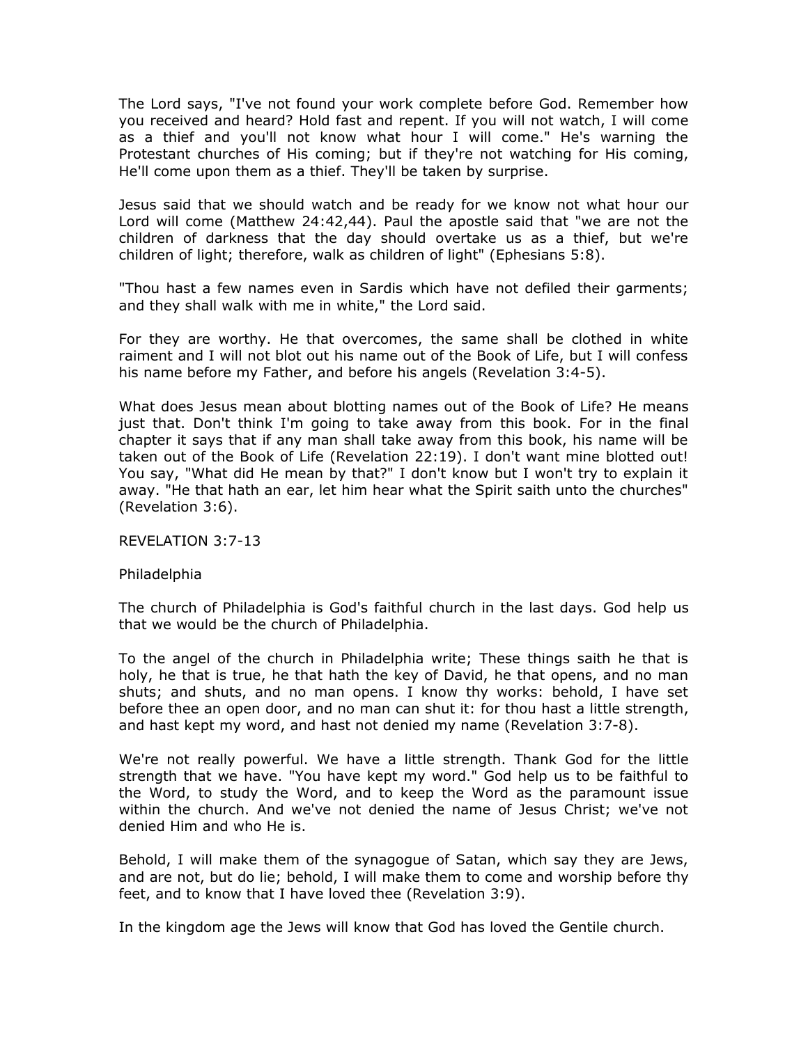The Lord says, "I've not found your work complete before God. Remember how you received and heard? Hold fast and repent. If you will not watch, I will come as a thief and you'll not know what hour I will come." He's warning the Protestant churches of His coming; but if they're not watching for His coming, He'll come upon them as a thief. They'll be taken by surprise.

Jesus said that we should watch and be ready for we know not what hour our Lord will come (Matthew 24:42,44). Paul the apostle said that "we are not the children of darkness that the day should overtake us as a thief, but we're children of light; therefore, walk as children of light" (Ephesians 5:8).

"Thou hast a few names even in Sardis which have not defiled their garments; and they shall walk with me in white," the Lord said.

For they are worthy. He that overcomes, the same shall be clothed in white raiment and I will not blot out his name out of the Book of Life, but I will confess his name before my Father, and before his angels (Revelation 3:4-5).

What does Jesus mean about blotting names out of the Book of Life? He means just that. Don't think I'm going to take away from this book. For in the final chapter it says that if any man shall take away from this book, his name will be taken out of the Book of Life (Revelation 22:19). I don't want mine blotted out! You say, "What did He mean by that?" I don't know but I won't try to explain it away. "He that hath an ear, let him hear what the Spirit saith unto the churches" (Revelation 3:6).

REVELATION 3:7-13

Philadelphia

The church of Philadelphia is God's faithful church in the last days. God help us that we would be the church of Philadelphia.

To the angel of the church in Philadelphia write; These things saith he that is holy, he that is true, he that hath the key of David, he that opens, and no man shuts; and shuts, and no man opens. I know thy works: behold, I have set before thee an open door, and no man can shut it: for thou hast a little strength, and hast kept my word, and hast not denied my name (Revelation 3:7-8).

We're not really powerful. We have a little strength. Thank God for the little strength that we have. "You have kept my word." God help us to be faithful to the Word, to study the Word, and to keep the Word as the paramount issue within the church. And we've not denied the name of Jesus Christ; we've not denied Him and who He is.

Behold, I will make them of the synagogue of Satan, which say they are Jews, and are not, but do lie; behold, I will make them to come and worship before thy feet, and to know that I have loved thee (Revelation 3:9).

In the kingdom age the Jews will know that God has loved the Gentile church.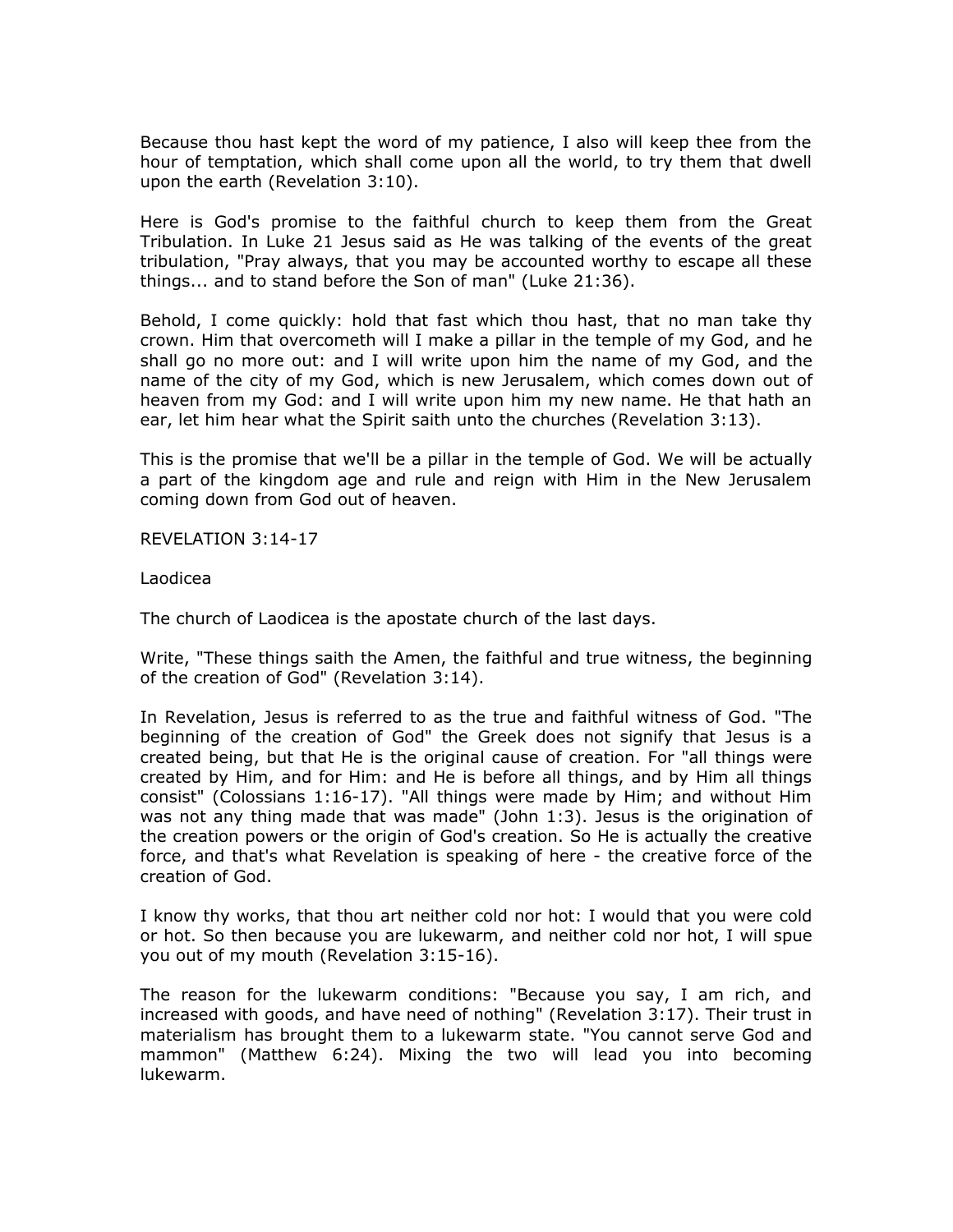Because thou hast kept the word of my patience, I also will keep thee from the hour of temptation, which shall come upon all the world, to try them that dwell upon the earth (Revelation 3:10).

Here is God's promise to the faithful church to keep them from the Great Tribulation. In Luke 21 Jesus said as He was talking of the events of the great tribulation, "Pray always, that you may be accounted worthy to escape all these things... and to stand before the Son of man" (Luke 21:36).

Behold, I come quickly: hold that fast which thou hast, that no man take thy crown. Him that overcometh will I make a pillar in the temple of my God, and he shall go no more out: and I will write upon him the name of my God, and the name of the city of my God, which is new Jerusalem, which comes down out of heaven from my God: and I will write upon him my new name. He that hath an ear, let him hear what the Spirit saith unto the churches (Revelation 3:13).

This is the promise that we'll be a pillar in the temple of God. We will be actually a part of the kingdom age and rule and reign with Him in the New Jerusalem coming down from God out of heaven.

REVELATION 3:14-17

Laodicea

The church of Laodicea is the apostate church of the last days.

Write, "These things saith the Amen, the faithful and true witness, the beginning of the creation of God" (Revelation 3:14).

In Revelation, Jesus is referred to as the true and faithful witness of God. "The beginning of the creation of God" the Greek does not signify that Jesus is a created being, but that He is the original cause of creation. For "all things were created by Him, and for Him: and He is before all things, and by Him all things consist" (Colossians 1:16-17). "All things were made by Him; and without Him was not any thing made that was made" (John 1:3). Jesus is the origination of the creation powers or the origin of God's creation. So He is actually the creative force, and that's what Revelation is speaking of here - the creative force of the creation of God.

I know thy works, that thou art neither cold nor hot: I would that you were cold or hot. So then because you are lukewarm, and neither cold nor hot, I will spue you out of my mouth (Revelation 3:15-16).

The reason for the lukewarm conditions: "Because you say, I am rich, and increased with goods, and have need of nothing" (Revelation 3:17). Their trust in materialism has brought them to a lukewarm state. "You cannot serve God and mammon" (Matthew 6:24). Mixing the two will lead you into becoming lukewarm.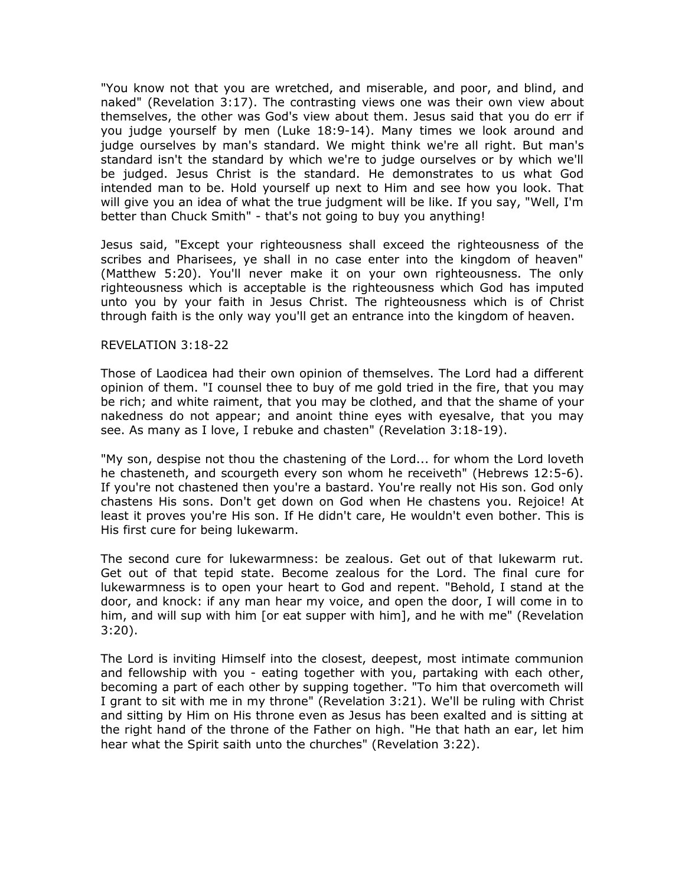"You know not that you are wretched, and miserable, and poor, and blind, and naked" (Revelation 3:17). The contrasting views one was their own view about themselves, the other was God's view about them. Jesus said that you do err if you judge yourself by men (Luke 18:9-14). Many times we look around and judge ourselves by man's standard. We might think we're all right. But man's standard isn't the standard by which we're to judge ourselves or by which we'll be judged. Jesus Christ is the standard. He demonstrates to us what God intended man to be. Hold yourself up next to Him and see how you look. That will give you an idea of what the true judgment will be like. If you say, "Well, I'm better than Chuck Smith" - that's not going to buy you anything!

Jesus said, "Except your righteousness shall exceed the righteousness of the scribes and Pharisees, ye shall in no case enter into the kingdom of heaven" (Matthew 5:20). You'll never make it on your own righteousness. The only righteousness which is acceptable is the righteousness which God has imputed unto you by your faith in Jesus Christ. The righteousness which is of Christ through faith is the only way you'll get an entrance into the kingdom of heaven.

REVELATION 3:18-22

Those of Laodicea had their own opinion of themselves. The Lord had a different opinion of them. "I counsel thee to buy of me gold tried in the fire, that you may be rich; and white raiment, that you may be clothed, and that the shame of your nakedness do not appear; and anoint thine eyes with eyesalve, that you may see. As many as I love, I rebuke and chasten" (Revelation 3:18-19).

"My son, despise not thou the chastening of the Lord... for whom the Lord loveth he chasteneth, and scourgeth every son whom he receiveth" (Hebrews 12:5-6). If you're not chastened then you're a bastard. You're really not His son. God only chastens His sons. Don't get down on God when He chastens you. Rejoice! At least it proves you're His son. If He didn't care, He wouldn't even bother. This is His first cure for being lukewarm.

The second cure for lukewarmness: be zealous. Get out of that lukewarm rut. Get out of that tepid state. Become zealous for the Lord. The final cure for lukewarmness is to open your heart to God and repent. "Behold, I stand at the door, and knock: if any man hear my voice, and open the door, I will come in to him, and will sup with him [or eat supper with him], and he with me" (Revelation 3:20).

The Lord is inviting Himself into the closest, deepest, most intimate communion and fellowship with you - eating together with you, partaking with each other, becoming a part of each other by supping together. "To him that overcometh will I grant to sit with me in my throne" (Revelation 3:21). We'll be ruling with Christ and sitting by Him on His throne even as Jesus has been exalted and is sitting at the right hand of the throne of the Father on high. "He that hath an ear, let him hear what the Spirit saith unto the churches" (Revelation 3:22).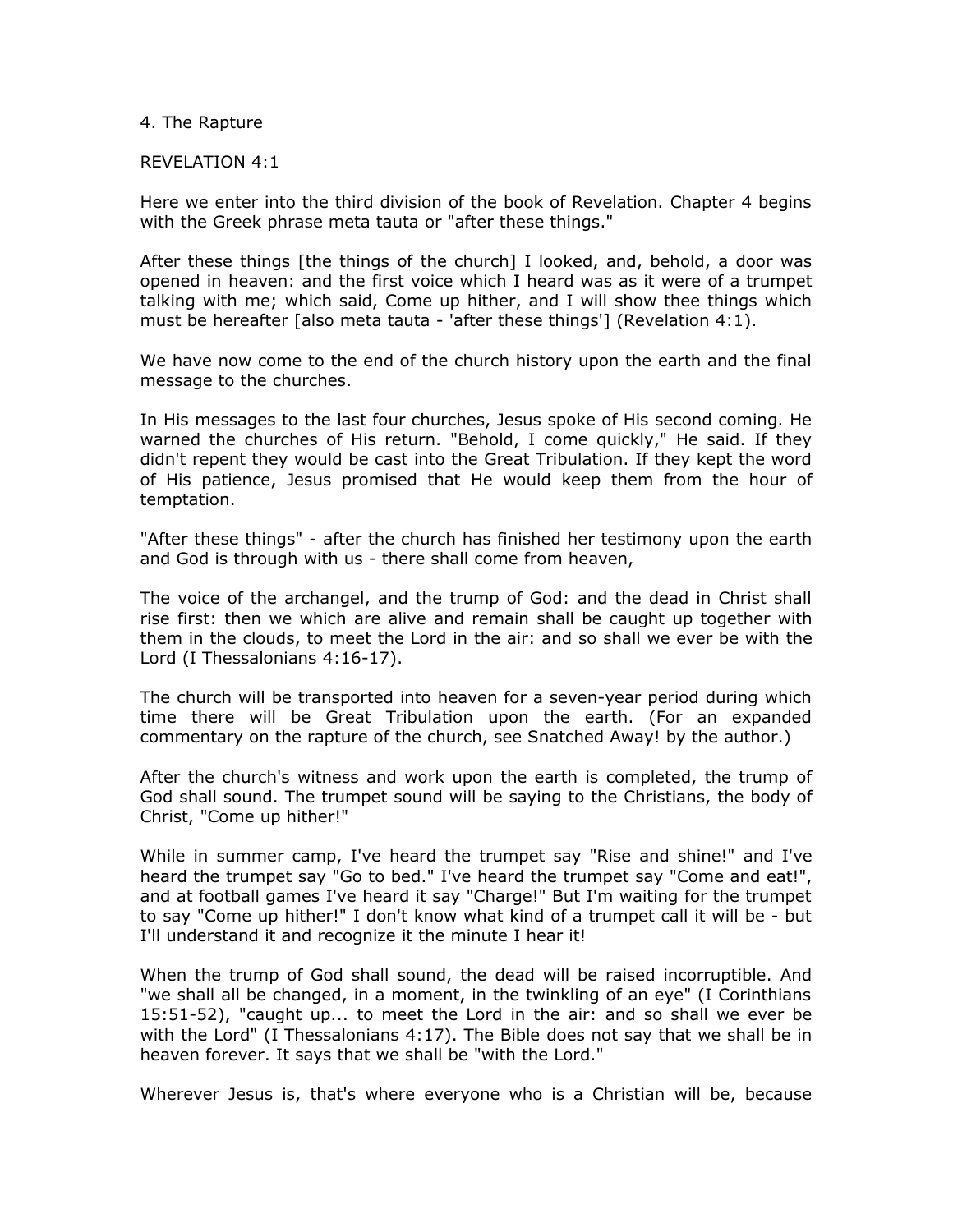4. The Rapture

REVELATION 4:1

Here we enter into the third division of the book of Revelation. Chapter 4 begins with the Greek phrase meta tauta or "after these things."

After these things [the things of the church] I looked, and, behold, a door was opened in heaven: and the first voice which I heard was as it were of a trumpet talking with me; which said, Come up hither, and I will show thee things which must be hereafter [also meta tauta - 'after these things'] (Revelation 4:1).

We have now come to the end of the church history upon the earth and the final message to the churches.

In His messages to the last four churches, Jesus spoke of His second coming. He warned the churches of His return. "Behold, I come quickly," He said. If they didn't repent they would be cast into the Great Tribulation. If they kept the word of His patience, Jesus promised that He would keep them from the hour of temptation.

"After these things" - after the church has finished her testimony upon the earth and God is through with us - there shall come from heaven,

The voice of the archangel, and the trump of God: and the dead in Christ shall rise first: then we which are alive and remain shall be caught up together with them in the clouds, to meet the Lord in the air: and so shall we ever be with the Lord (I Thessalonians 4:16-17).

The church will be transported into heaven for a seven-year period during which time there will be Great Tribulation upon the earth. (For an expanded commentary on the rapture of the church, see Snatched Away! by the author.)

After the church's witness and work upon the earth is completed, the trump of God shall sound. The trumpet sound will be saying to the Christians, the body of Christ, "Come up hither!"

While in summer camp, I've heard the trumpet say "Rise and shine!" and I've heard the trumpet say "Go to bed." I've heard the trumpet say "Come and eat!", and at football games I've heard it say "Charge!" But I'm waiting for the trumpet to say "Come up hither!" I don't know what kind of a trumpet call it will be - but I'll understand it and recognize it the minute I hear it!

When the trump of God shall sound, the dead will be raised incorruptible. And "we shall all be changed, in a moment, in the twinkling of an eye" (I Corinthians 15:51-52), "caught up... to meet the Lord in the air: and so shall we ever be with the Lord" (I Thessalonians 4:17). The Bible does not say that we shall be in heaven forever. It says that we shall be "with the Lord."

Wherever Jesus is, that's where everyone who is a Christian will be, because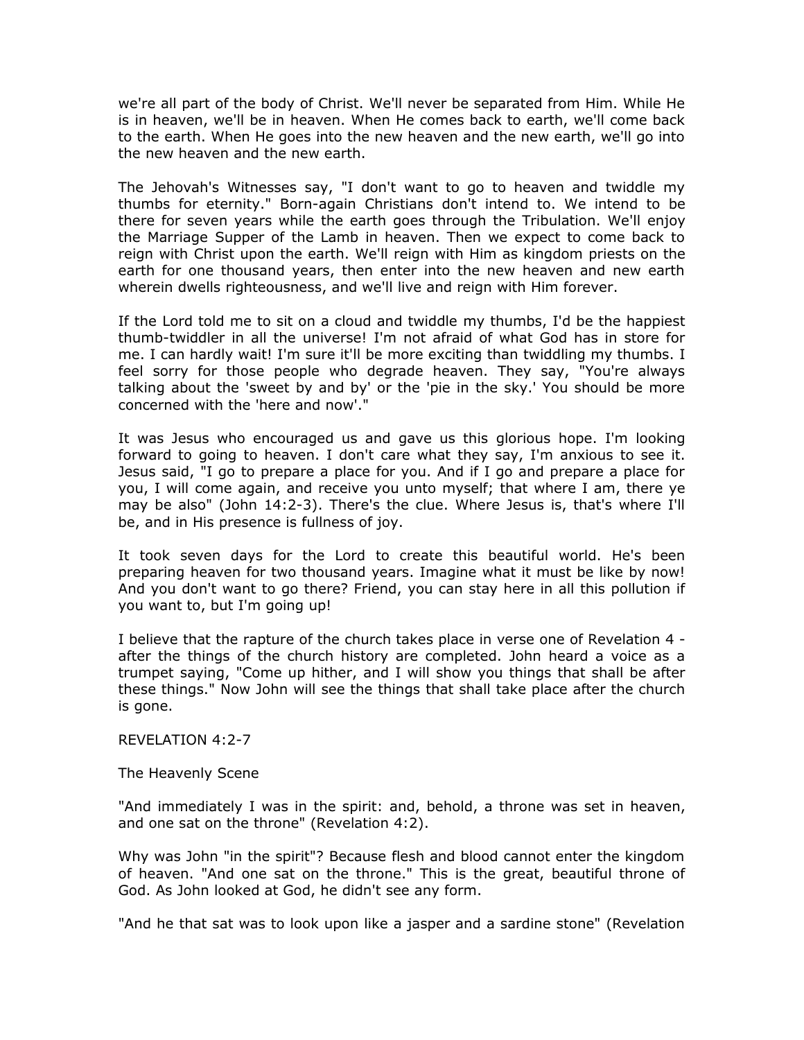we're all part of the body of Christ. We'll never be separated from Him. While He is in heaven, we'll be in heaven. When He comes back to earth, we'll come back to the earth. When He goes into the new heaven and the new earth, we'll go into the new heaven and the new earth.

The Jehovah's Witnesses say, "I don't want to go to heaven and twiddle my thumbs for eternity." Born-again Christians don't intend to. We intend to be there for seven years while the earth goes through the Tribulation. We'll enjoy the Marriage Supper of the Lamb in heaven. Then we expect to come back to reign with Christ upon the earth. We'll reign with Him as kingdom priests on the earth for one thousand years, then enter into the new heaven and new earth wherein dwells righteousness, and we'll live and reign with Him forever.

If the Lord told me to sit on a cloud and twiddle my thumbs, I'd be the happiest thumb-twiddler in all the universe! I'm not afraid of what God has in store for me. I can hardly wait! I'm sure it'll be more exciting than twiddling my thumbs. I feel sorry for those people who degrade heaven. They say, "You're always talking about the 'sweet by and by' or the 'pie in the sky.' You should be more concerned with the 'here and now'."

It was Jesus who encouraged us and gave us this glorious hope. I'm looking forward to going to heaven. I don't care what they say, I'm anxious to see it. Jesus said, "I go to prepare a place for you. And if I go and prepare a place for you, I will come again, and receive you unto myself; that where I am, there ye may be also" (John 14:2-3). There's the clue. Where Jesus is, that's where I'll be, and in His presence is fullness of joy.

It took seven days for the Lord to create this beautiful world. He's been preparing heaven for two thousand years. Imagine what it must be like by now! And you don't want to go there? Friend, you can stay here in all this pollution if you want to, but I'm going up!

I believe that the rapture of the church takes place in verse one of Revelation 4 - after the things of the church history are completed. John heard a voice as a trumpet saying, "Come up hither, and I will show you things that shall be after these things." Now John will see the things that shall take place after the church is gone.

REVELATION 4:2-7

The Heavenly Scene

"And immediately I was in the spirit: and, behold, a throne was set in heaven, and one sat on the throne" (Revelation 4:2).

Why was John "in the spirit"? Because flesh and blood cannot enter the kingdom of heaven. "And one sat on the throne." This is the great, beautiful throne of God. As John looked at God, he didn't see any form.

"And he that sat was to look upon like a jasper and a sardine stone" (Revelation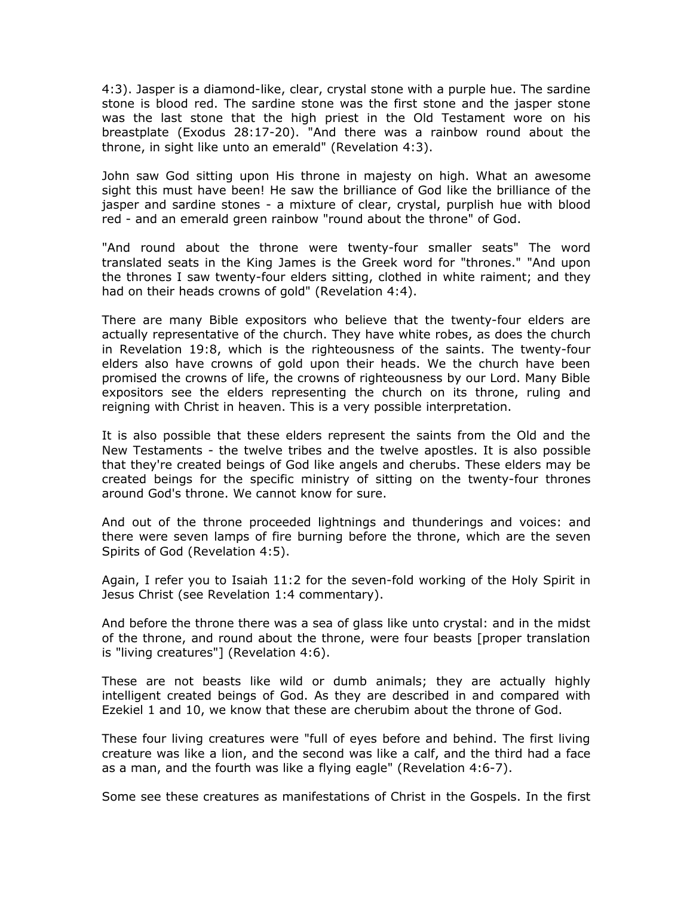4:3). Jasper is a diamond-like, clear, crystal stone with a purple hue. The sardine stone is blood red. The sardine stone was the first stone and the jasper stone was the last stone that the high priest in the Old Testament wore on his breastplate (Exodus 28:17-20). "And there was a rainbow round about the throne, in sight like unto an emerald" (Revelation 4:3).

John saw God sitting upon His throne in majesty on high. What an awesome sight this must have been! He saw the brilliance of God like the brilliance of the jasper and sardine stones - a mixture of clear, crystal, purplish hue with blood red - and an emerald green rainbow "round about the throne" of God.

"And round about the throne were twenty-four smaller seats" The word translated seats in the King James is the Greek word for "thrones." "And upon the thrones I saw twenty-four elders sitting, clothed in white raiment; and they had on their heads crowns of gold" (Revelation 4:4).

There are many Bible expositors who believe that the twenty-four elders are actually representative of the church. They have white robes, as does the church in Revelation 19:8, which is the righteousness of the saints. The twenty-four elders also have crowns of gold upon their heads. We the church have been promised the crowns of life, the crowns of righteousness by our Lord. Many Bible expositors see the elders representing the church on its throne, ruling and reigning with Christ in heaven. This is a very possible interpretation.

It is also possible that these elders represent the saints from the Old and the New Testaments - the twelve tribes and the twelve apostles. It is also possible that they're created beings of God like angels and cherubs. These elders may be created beings for the specific ministry of sitting on the twenty-four thrones around God's throne. We cannot know for sure.

And out of the throne proceeded lightnings and thunderings and voices: and there were seven lamps of fire burning before the throne, which are the seven Spirits of God (Revelation 4:5).

Again, I refer you to Isaiah 11:2 for the seven-fold working of the Holy Spirit in Jesus Christ (see Revelation 1:4 commentary).

And before the throne there was a sea of glass like unto crystal: and in the midst of the throne, and round about the throne, were four beasts [proper translation is "living creatures"] (Revelation 4:6).

These are not beasts like wild or dumb animals; they are actually highly intelligent created beings of God. As they are described in and compared with Ezekiel 1 and 10, we know that these are cherubim about the throne of God.

These four living creatures were "full of eyes before and behind. The first living creature was like a lion, and the second was like a calf, and the third had a face as a man, and the fourth was like a flying eagle" (Revelation 4:6-7).

Some see these creatures as manifestations of Christ in the Gospels. In the first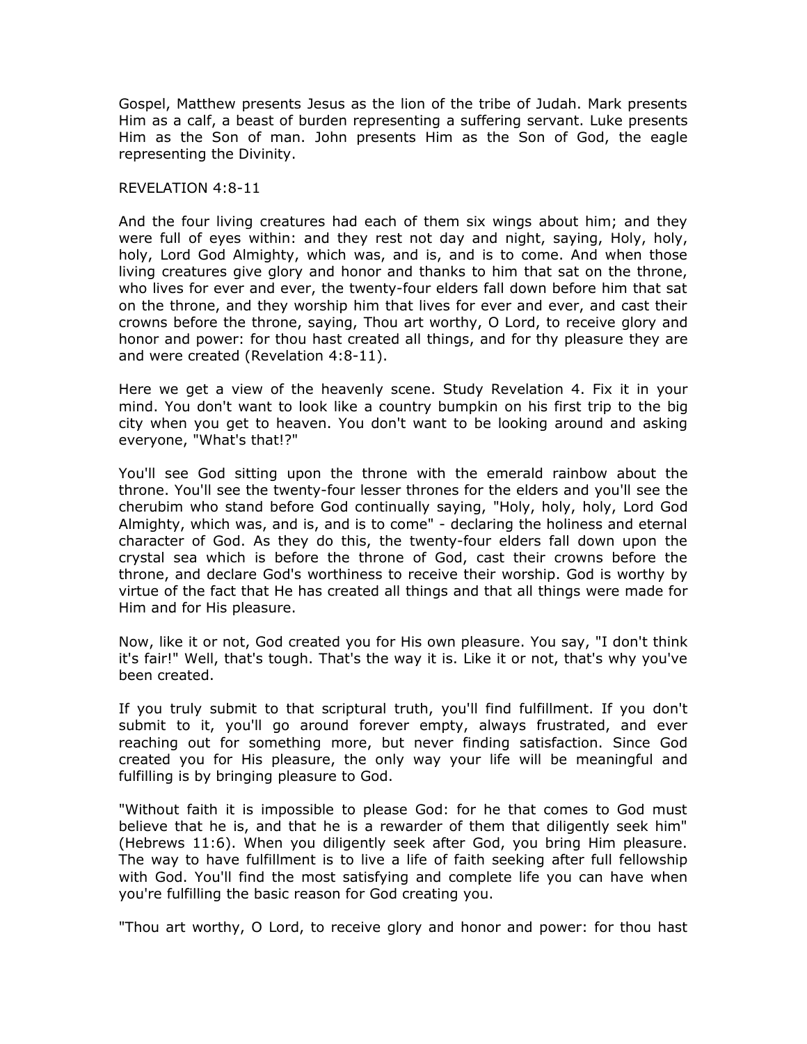Gospel, Matthew presents Jesus as the lion of the tribe of Judah. Mark presents Him as a calf, a beast of burden representing a suffering servant. Luke presents Him as the Son of man. John presents Him as the Son of God, the eagle representing the Divinity.

REVELATION 4:8-11

And the four living creatures had each of them six wings about him; and they were full of eyes within: and they rest not day and night, saying, Holy, holy, holy, Lord God Almighty, which was, and is, and is to come. And when those living creatures give glory and honor and thanks to him that sat on the throne, who lives for ever and ever, the twenty-four elders fall down before him that sat on the throne, and they worship him that lives for ever and ever, and cast their crowns before the throne, saying, Thou art worthy, O Lord, to receive glory and honor and power: for thou hast created all things, and for thy pleasure they are and were created (Revelation 4:8-11).

Here we get a view of the heavenly scene. Study Revelation 4. Fix it in your mind. You don't want to look like a country bumpkin on his first trip to the big city when you get to heaven. You don't want to be looking around and asking everyone, "What's that!?"

You'll see God sitting upon the throne with the emerald rainbow about the throne. You'll see the twenty-four lesser thrones for the elders and you'll see the cherubim who stand before God continually saying, "Holy, holy, holy, Lord God Almighty, which was, and is, and is to come" - declaring the holiness and eternal character of God. As they do this, the twenty-four elders fall down upon the crystal sea which is before the throne of God, cast their crowns before the throne, and declare God's worthiness to receive their worship. God is worthy by virtue of the fact that He has created all things and that all things were made for Him and for His pleasure.

Now, like it or not, God created you for His own pleasure. You say, "I don't think it's fair!" Well, that's tough. That's the way it is. Like it or not, that's why you've been created.

If you truly submit to that scriptural truth, you'll find fulfillment. If you don't submit to it, you'll go around forever empty, always frustrated, and ever reaching out for something more, but never finding satisfaction. Since God created you for His pleasure, the only way your life will be meaningful and fulfilling is by bringing pleasure to God.

"Without faith it is impossible to please God: for he that comes to God must believe that he is, and that he is a rewarder of them that diligently seek him" (Hebrews 11:6). When you diligently seek after God, you bring Him pleasure. The way to have fulfillment is to live a life of faith seeking after full fellowship with God. You'll find the most satisfying and complete life you can have when you're fulfilling the basic reason for God creating you.

"Thou art worthy, O Lord, to receive glory and honor and power: for thou hast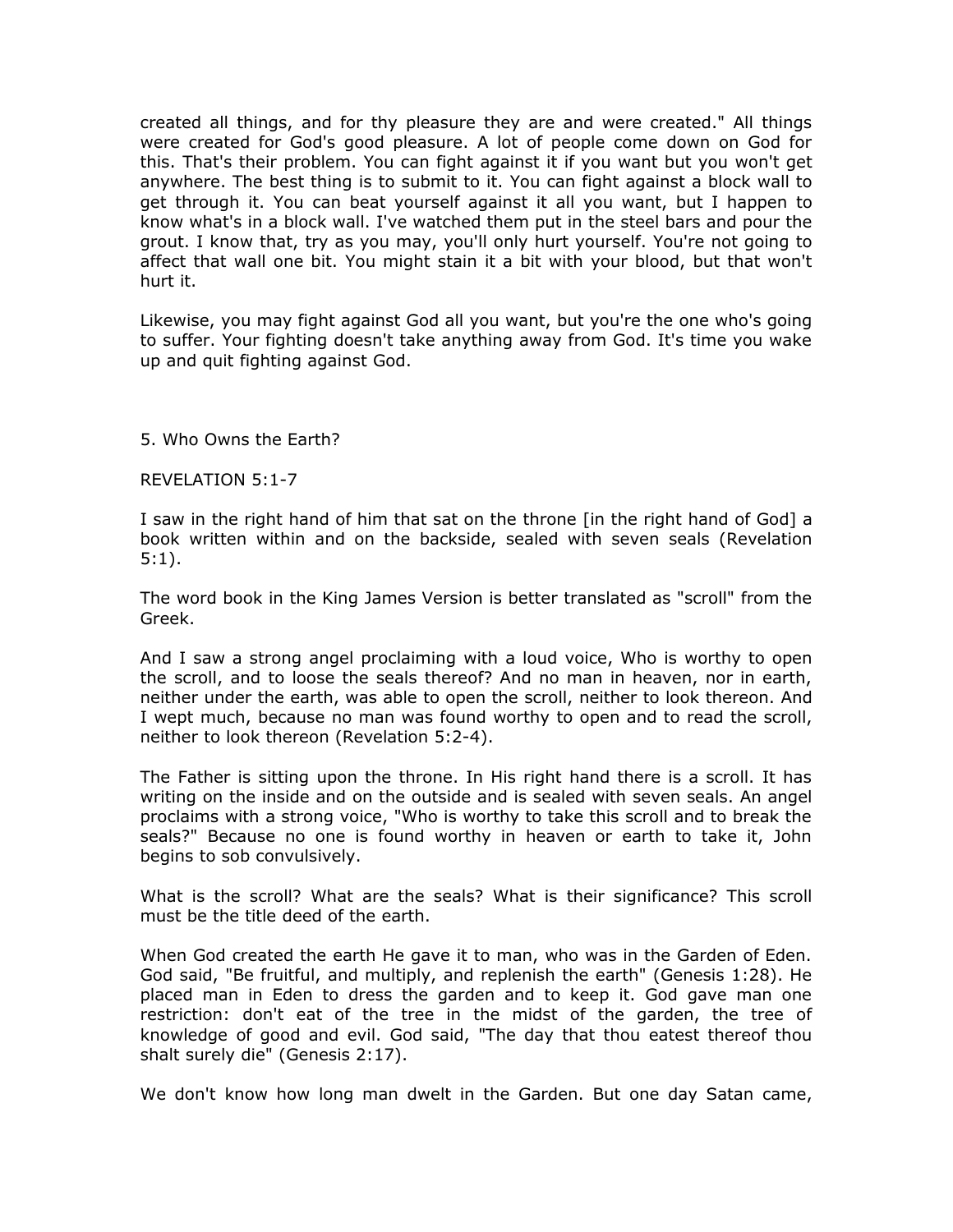created all things, and for thy pleasure they are and were created." All things were created for God's good pleasure. A lot of people come down on God for this. That's their problem. You can fight against it if you want but you won't get anywhere. The best thing is to submit to it. You can fight against a block wall to get through it. You can beat yourself against it all you want, but I happen to know what's in a block wall. I've watched them put in the steel bars and pour the grout. I know that, try as you may, you'll only hurt yourself. You're not going to affect that wall one bit. You might stain it a bit with your blood, but that won't hurt it.

Likewise, you may fight against God all you want, but you're the one who's going to suffer. Your fighting doesn't take anything away from God. It's time you wake up and quit fighting against God.

## 5. Who Owns the Earth?

REVELATION 5:1-7

I saw in the right hand of him that sat on the throne [in the right hand of God] a book written within and on the backside, sealed with seven seals (Revelation 5:1).

The word book in the King James Version is better translated as "scroll" from the Greek.

And I saw a strong angel proclaiming with a loud voice, Who is worthy to open the scroll, and to loose the seals thereof? And no man in heaven, nor in earth, neither under the earth, was able to open the scroll, neither to look thereon. And I wept much, because no man was found worthy to open and to read the scroll, neither to look thereon (Revelation 5:2-4).

The Father is sitting upon the throne. In His right hand there is a scroll. It has writing on the inside and on the outside and is sealed with seven seals. An angel proclaims with a strong voice, "Who is worthy to take this scroll and to break the seals?" Because no one is found worthy in heaven or earth to take it, John begins to sob convulsively.

What is the scroll? What are the seals? What is their significance? This scroll must be the title deed of the earth.

When God created the earth He gave it to man, who was in the Garden of Eden. God said, "Be fruitful, and multiply, and replenish the earth" (Genesis 1:28). He placed man in Eden to dress the garden and to keep it. God gave man one restriction: don't eat of the tree in the midst of the garden, the tree of knowledge of good and evil. God said, "The day that thou eatest thereof thou shalt surely die" (Genesis 2:17).

We don't know how long man dwelt in the Garden. But one day Satan came,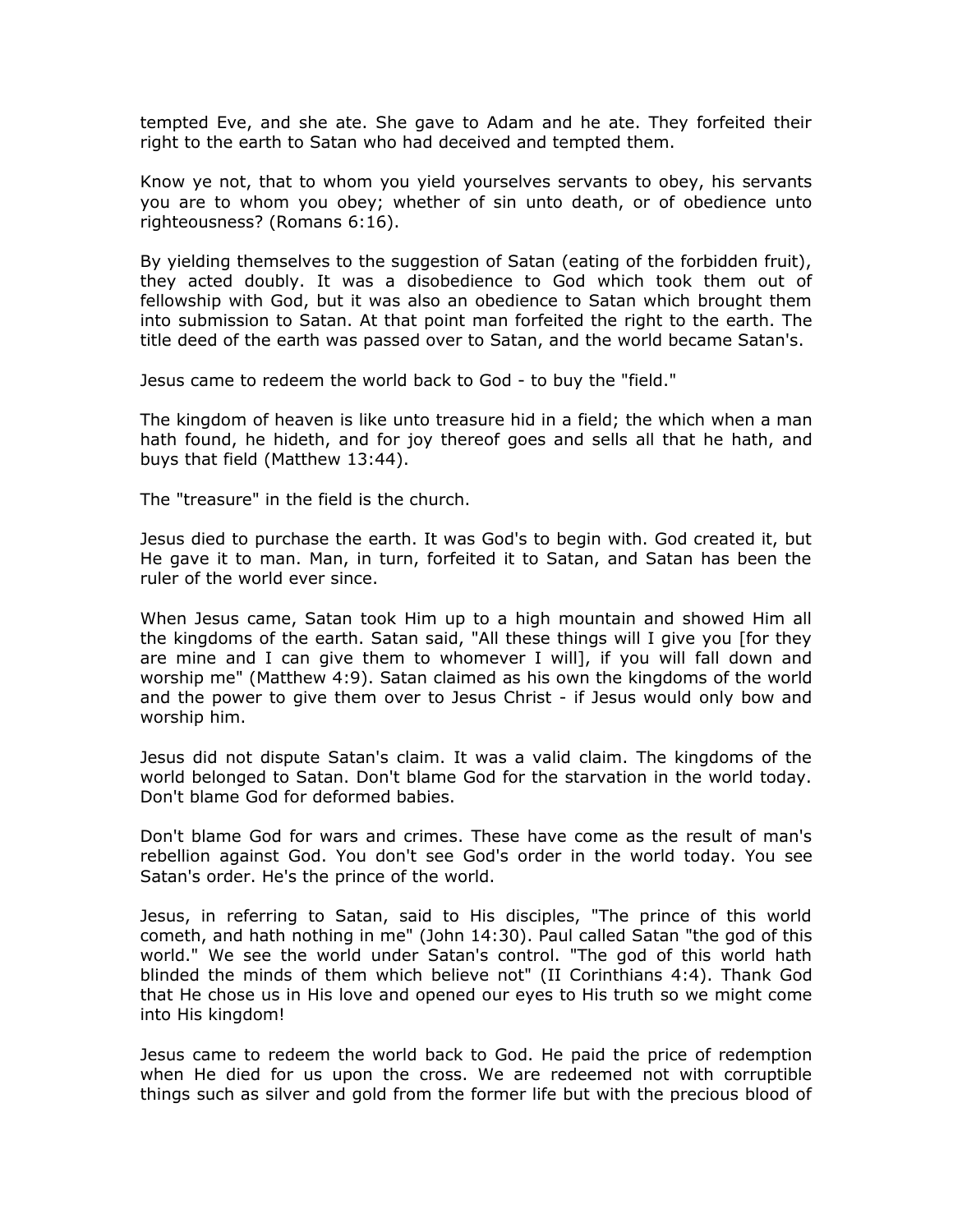tempted Eve, and she ate. She gave to Adam and he ate. They forfeited their right to the earth to Satan who had deceived and tempted them.

Know ye not, that to whom you yield yourselves servants to obey, his servants you are to whom you obey; whether of sin unto death, or of obedience unto righteousness? (Romans 6:16).

By yielding themselves to the suggestion of Satan (eating of the forbidden fruit), they acted doubly. It was a disobedience to God which took them out of fellowship with God, but it was also an obedience to Satan which brought them into submission to Satan. At that point man forfeited the right to the earth. The title deed of the earth was passed over to Satan, and the world became Satan's.

Jesus came to redeem the world back to God - to buy the "field."

The kingdom of heaven is like unto treasure hid in a field; the which when a man hath found, he hideth, and for joy thereof goes and sells all that he hath, and buys that field (Matthew 13:44).

The "treasure" in the field is the church.

Jesus died to purchase the earth. It was God's to begin with. God created it, but He gave it to man. Man, in turn, forfeited it to Satan, and Satan has been the ruler of the world ever since.

When Jesus came, Satan took Him up to a high mountain and showed Him all the kingdoms of the earth. Satan said, "All these things will I give you [for they are mine and I can give them to whomever I will], if you will fall down and worship me" (Matthew 4:9). Satan claimed as his own the kingdoms of the world and the power to give them over to Jesus Christ - if Jesus would only bow and worship him.

Jesus did not dispute Satan's claim. It was a valid claim. The kingdoms of the world belonged to Satan. Don't blame God for the starvation in the world today. Don't blame God for deformed babies.

Don't blame God for wars and crimes. These have come as the result of man's rebellion against God. You don't see God's order in the world today. You see Satan's order. He's the prince of the world.

Jesus, in referring to Satan, said to His disciples, "The prince of this world cometh, and hath nothing in me" (John 14:30). Paul called Satan "the god of this world." We see the world under Satan's control. "The god of this world hath blinded the minds of them which believe not" (II Corinthians 4:4). Thank God that He chose us in His love and opened our eyes to His truth so we might come into His kingdom!

Jesus came to redeem the world back to God. He paid the price of redemption when He died for us upon the cross. We are redeemed not with corruptible things such as silver and gold from the former life but with the precious blood of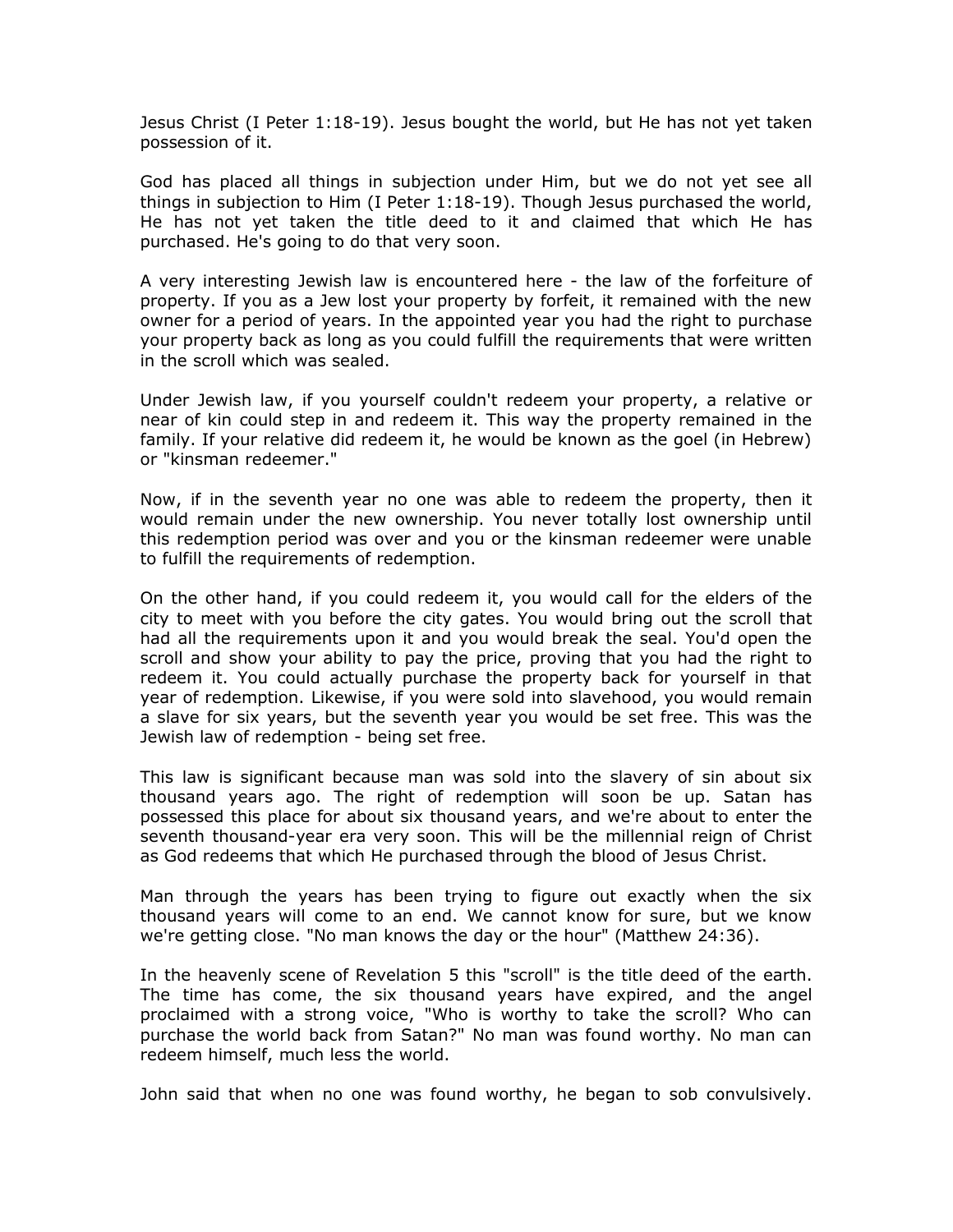Jesus Christ (I Peter 1:18-19). Jesus bought the world, but He has not yet taken possession of it.

God has placed all things in subjection under Him, but we do not yet see all things in subjection to Him (I Peter 1:18-19). Though Jesus purchased the world, He has not yet taken the title deed to it and claimed that which He has purchased. He's going to do that very soon.

A very interesting Jewish law is encountered here - the law of the forfeiture of property. If you as a Jew lost your property by forfeit, it remained with the new owner for a period of years. In the appointed year you had the right to purchase your property back as long as you could fulfill the requirements that were written in the scroll which was sealed.

Under Jewish law, if you yourself couldn't redeem your property, a relative or near of kin could step in and redeem it. This way the property remained in the family. If your relative did redeem it, he would be known as the goel (in Hebrew) or "kinsman redeemer."

Now, if in the seventh year no one was able to redeem the property, then it would remain under the new ownership. You never totally lost ownership until this redemption period was over and you or the kinsman redeemer were unable to fulfill the requirements of redemption.

On the other hand, if you could redeem it, you would call for the elders of the city to meet with you before the city gates. You would bring out the scroll that had all the requirements upon it and you would break the seal. You'd open the scroll and show your ability to pay the price, proving that you had the right to redeem it. You could actually purchase the property back for yourself in that year of redemption. Likewise, if you were sold into slavehood, you would remain a slave for six years, but the seventh year you would be set free. This was the Jewish law of redemption - being set free.

This law is significant because man was sold into the slavery of sin about six thousand years ago. The right of redemption will soon be up. Satan has possessed this place for about six thousand years, and we're about to enter the seventh thousand-year era very soon. This will be the millennial reign of Christ as God redeems that which He purchased through the blood of Jesus Christ.

Man through the years has been trying to figure out exactly when the six thousand years will come to an end. We cannot know for sure, but we know we're getting close. "No man knows the day or the hour" (Matthew 24:36).

In the heavenly scene of Revelation 5 this "scroll" is the title deed of the earth. The time has come, the six thousand years have expired, and the angel proclaimed with a strong voice, "Who is worthy to take the scroll? Who can purchase the world back from Satan?" No man was found worthy. No man can redeem himself, much less the world.

John said that when no one was found worthy, he began to sob convulsively.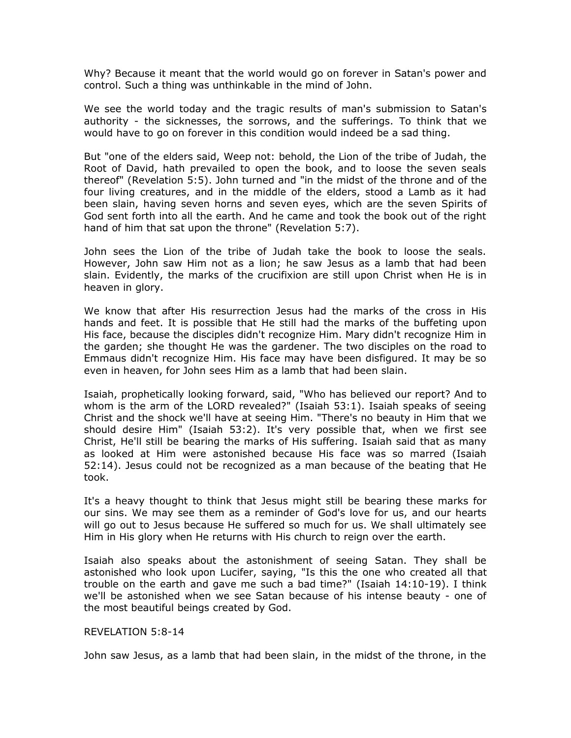Why? Because it meant that the world would go on forever in Satan's power and control. Such a thing was unthinkable in the mind of John.

We see the world today and the tragic results of man's submission to Satan's authority - the sicknesses, the sorrows, and the sufferings. To think that we would have to go on forever in this condition would indeed be a sad thing.

But "one of the elders said, Weep not: behold, the Lion of the tribe of Judah, the Root of David, hath prevailed to open the book, and to loose the seven seals thereof" (Revelation 5:5). John turned and "in the midst of the throne and of the four living creatures, and in the middle of the elders, stood a Lamb as it had been slain, having seven horns and seven eyes, which are the seven Spirits of God sent forth into all the earth. And he came and took the book out of the right hand of him that sat upon the throne" (Revelation 5:7).

John sees the Lion of the tribe of Judah take the book to loose the seals. However, John saw Him not as a lion; he saw Jesus as a lamb that had been slain. Evidently, the marks of the crucifixion are still upon Christ when He is in heaven in glory.

We know that after His resurrection Jesus had the marks of the cross in His hands and feet. It is possible that He still had the marks of the buffeting upon His face, because the disciples didn't recognize Him. Mary didn't recognize Him in the garden; she thought He was the gardener. The two disciples on the road to Emmaus didn't recognize Him. His face may have been disfigured. It may be so even in heaven, for John sees Him as a lamb that had been slain.

Isaiah, prophetically looking forward, said, "Who has believed our report? And to whom is the arm of the LORD revealed?" (Isaiah 53:1). Isaiah speaks of seeing Christ and the shock we'll have at seeing Him. "There's no beauty in Him that we should desire Him" (Isaiah 53:2). It's very possible that, when we first see Christ, He'll still be bearing the marks of His suffering. Isaiah said that as many as looked at Him were astonished because His face was so marred (Isaiah 52:14). Jesus could not be recognized as a man because of the beating that He took.

It's a heavy thought to think that Jesus might still be bearing these marks for our sins. We may see them as a reminder of God's love for us, and our hearts will go out to Jesus because He suffered so much for us. We shall ultimately see Him in His glory when He returns with His church to reign over the earth.

Isaiah also speaks about the astonishment of seeing Satan. They shall be astonished who look upon Lucifer, saying, "Is this the one who created all that trouble on the earth and gave me such a bad time?" (Isaiah 14:10-19). I think we'll be astonished when we see Satan because of his intense beauty - one of the most beautiful beings created by God.

REVELATION 5:8-14

John saw Jesus, as a lamb that had been slain, in the midst of the throne, in the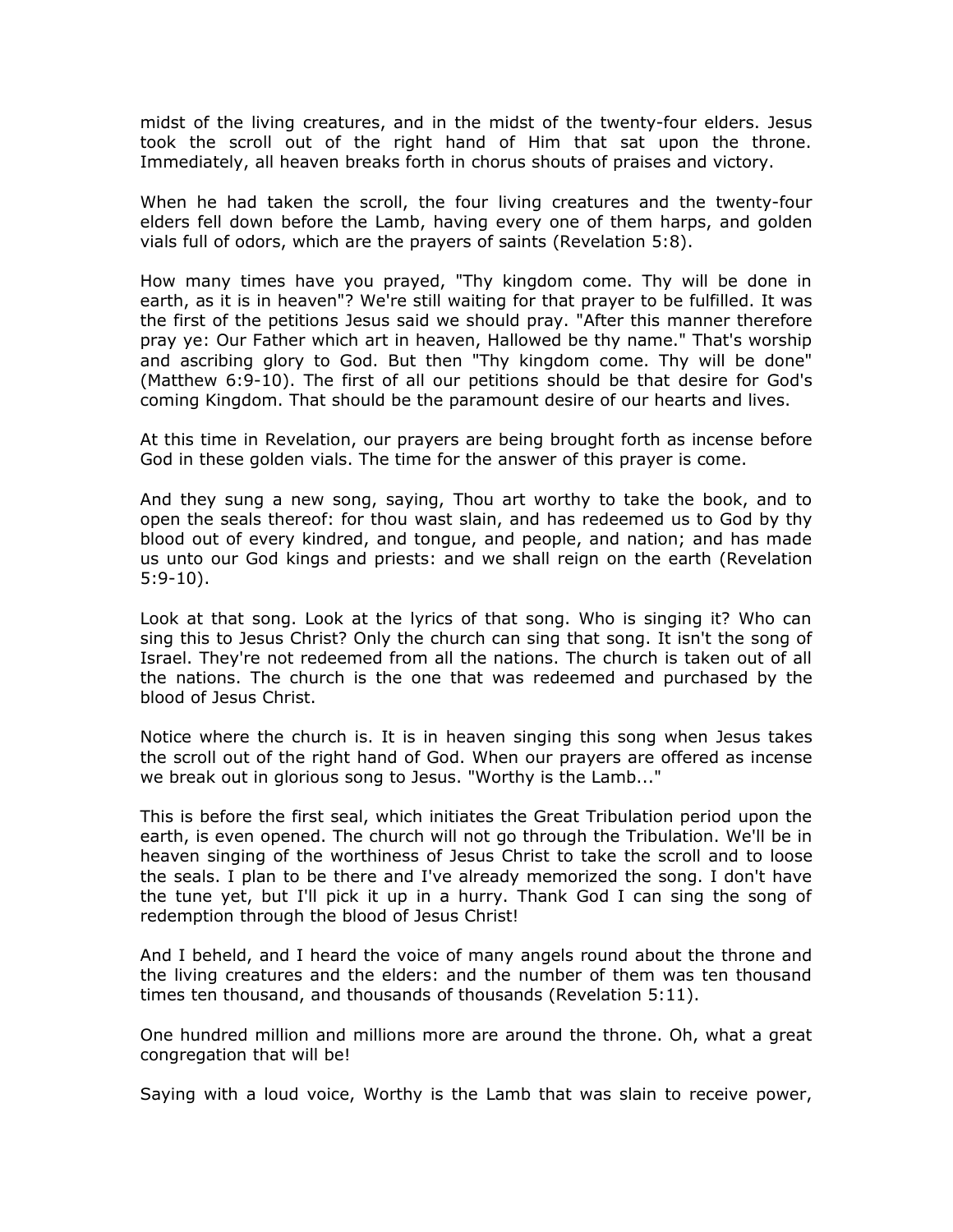midst of the living creatures, and in the midst of the twenty-four elders. Jesus took the scroll out of the right hand of Him that sat upon the throne. Immediately, all heaven breaks forth in chorus shouts of praises and victory.

When he had taken the scroll, the four living creatures and the twenty-four elders fell down before the Lamb, having every one of them harps, and golden vials full of odors, which are the prayers of saints (Revelation 5:8).

How many times have you prayed, "Thy kingdom come. Thy will be done in earth, as it is in heaven"? We're still waiting for that prayer to be fulfilled. It was the first of the petitions Jesus said we should pray. "After this manner therefore pray ye: Our Father which art in heaven, Hallowed be thy name." That's worship and ascribing glory to God. But then "Thy kingdom come. Thy will be done" (Matthew 6:9-10). The first of all our petitions should be that desire for God's coming Kingdom. That should be the paramount desire of our hearts and lives.

At this time in Revelation, our prayers are being brought forth as incense before God in these golden vials. The time for the answer of this prayer is come.

And they sung a new song, saying, Thou art worthy to take the book, and to open the seals thereof: for thou wast slain, and has redeemed us to God by thy blood out of every kindred, and tongue, and people, and nation; and has made us unto our God kings and priests: and we shall reign on the earth (Revelation 5:9-10).

Look at that song. Look at the lyrics of that song. Who is singing it? Who can sing this to Jesus Christ? Only the church can sing that song. It isn't the song of Israel. They're not redeemed from all the nations. The church is taken out of all the nations. The church is the one that was redeemed and purchased by the blood of Jesus Christ.

Notice where the church is. It is in heaven singing this song when Jesus takes the scroll out of the right hand of God. When our prayers are offered as incense we break out in glorious song to Jesus. "Worthy is the Lamb..."

This is before the first seal, which initiates the Great Tribulation period upon the earth, is even opened. The church will not go through the Tribulation. We'll be in heaven singing of the worthiness of Jesus Christ to take the scroll and to loose the seals. I plan to be there and I've already memorized the song. I don't have the tune yet, but I'll pick it up in a hurry. Thank God I can sing the song of redemption through the blood of Jesus Christ!

And I beheld, and I heard the voice of many angels round about the throne and the living creatures and the elders: and the number of them was ten thousand times ten thousand, and thousands of thousands (Revelation 5:11).

One hundred million and millions more are around the throne. Oh, what a great congregation that will be!

Saying with a loud voice, Worthy is the Lamb that was slain to receive power,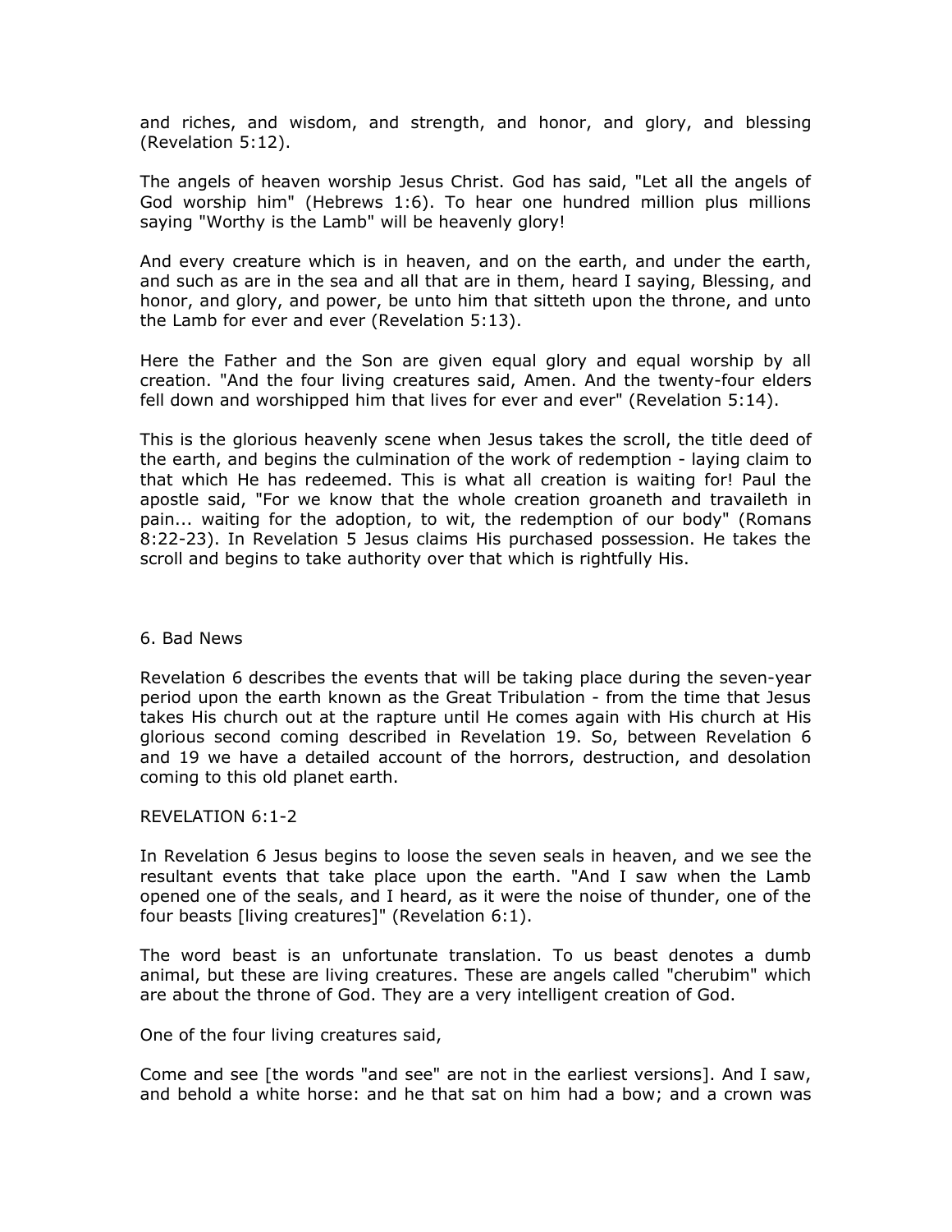and riches, and wisdom, and strength, and honor, and glory, and blessing (Revelation 5:12).

The angels of heaven worship Jesus Christ. God has said, "Let all the angels of God worship him" (Hebrews 1:6). To hear one hundred million plus millions saying "Worthy is the Lamb" will be heavenly glory!

And every creature which is in heaven, and on the earth, and under the earth, and such as are in the sea and all that are in them, heard I saying, Blessing, and honor, and glory, and power, be unto him that sitteth upon the throne, and unto the Lamb for ever and ever (Revelation 5:13).

Here the Father and the Son are given equal glory and equal worship by all creation. "And the four living creatures said, Amen. And the twenty-four elders fell down and worshipped him that lives for ever and ever" (Revelation 5:14).

This is the glorious heavenly scene when Jesus takes the scroll, the title deed of the earth, and begins the culmination of the work of redemption - laying claim to that which He has redeemed. This is what all creation is waiting for! Paul the apostle said, "For we know that the whole creation groaneth and travaileth in pain... waiting for the adoption, to wit, the redemption of our body" (Romans 8:22-23). In Revelation 5 Jesus claims His purchased possession. He takes the scroll and begins to take authority over that which is rightfully His.

## 6. Bad News

Revelation 6 describes the events that will be taking place during the seven-year period upon the earth known as the Great Tribulation - from the time that Jesus takes His church out at the rapture until He comes again with His church at His glorious second coming described in Revelation 19. So, between Revelation 6 and 19 we have a detailed account of the horrors, destruction, and desolation coming to this old planet earth.

### REVELATION 6:1-2

In Revelation 6 Jesus begins to loose the seven seals in heaven, and we see the resultant events that take place upon the earth. "And I saw when the Lamb opened one of the seals, and I heard, as it were the noise of thunder, one of the four beasts [living creatures]" (Revelation 6:1).

The word beast is an unfortunate translation. To us beast denotes a dumb animal, but these are living creatures. These are angels called "cherubim" which are about the throne of God. They are a very intelligent creation of God.

One of the four living creatures said,

Come and see [the words "and see" are not in the earliest versions]. And I saw, and behold a white horse: and he that sat on him had a bow; and a crown was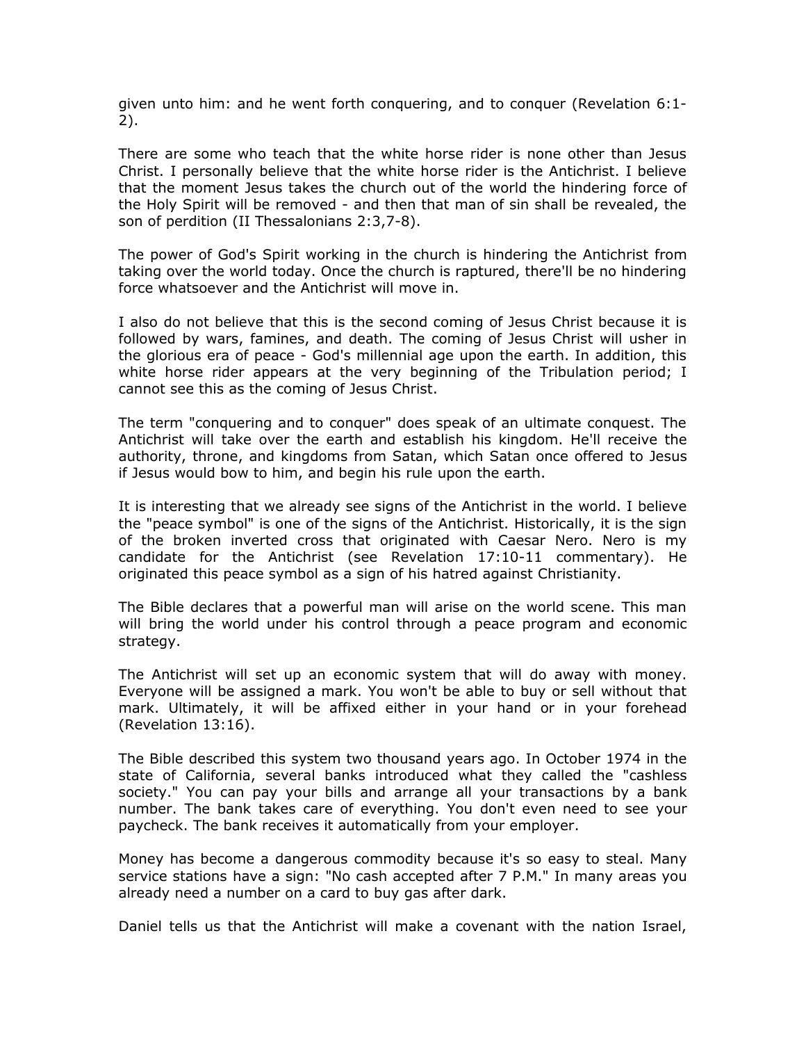given unto him: and he went forth conquering, and to conquer (Revelation 6:1-2).

There are some who teach that the white horse rider is none other than Jesus Christ. I personally believe that the white horse rider is the Antichrist. I believe that the moment Jesus takes the church out of the world the hindering force of the Holy Spirit will be removed - and then that man of sin shall be revealed, the son of perdition (II Thessalonians 2:3,7-8).

The power of God's Spirit working in the church is hindering the Antichrist from taking over the world today. Once the church is raptured, there'll be no hindering force whatsoever and the Antichrist will move in.

I also do not believe that this is the second coming of Jesus Christ because it is followed by wars, famines, and death. The coming of Jesus Christ will usher in the glorious era of peace - God's millennial age upon the earth. In addition, this white horse rider appears at the very beginning of the Tribulation period; I cannot see this as the coming of Jesus Christ.

The term "conquering and to conquer" does speak of an ultimate conquest. The Antichrist will take over the earth and establish his kingdom. He'll receive the authority, throne, and kingdoms from Satan, which Satan once offered to Jesus if Jesus would bow to him, and begin his rule upon the earth.

It is interesting that we already see signs of the Antichrist in the world. I believe the "peace symbol" is one of the signs of the Antichrist. Historically, it is the sign of the broken inverted cross that originated with Caesar Nero. Nero is my candidate for the Antichrist (see Revelation 17:10-11 commentary). He originated this peace symbol as a sign of his hatred against Christianity.

The Bible declares that a powerful man will arise on the world scene. This man will bring the world under his control through a peace program and economic strategy.

The Antichrist will set up an economic system that will do away with money. Everyone will be assigned a mark. You won't be able to buy or sell without that mark. Ultimately, it will be affixed either in your hand or in your forehead (Revelation 13:16).

The Bible described this system two thousand years ago. In October 1974 in the state of California, several banks introduced what they called the "cashless society." You can pay your bills and arrange all your transactions by a bank number. The bank takes care of everything. You don't even need to see your paycheck. The bank receives it automatically from your employer.

Money has become a dangerous commodity because it's so easy to steal. Many service stations have a sign: "No cash accepted after 7 P.M." In many areas you already need a number on a card to buy gas after dark.

Daniel tells us that the Antichrist will make a covenant with the nation Israel,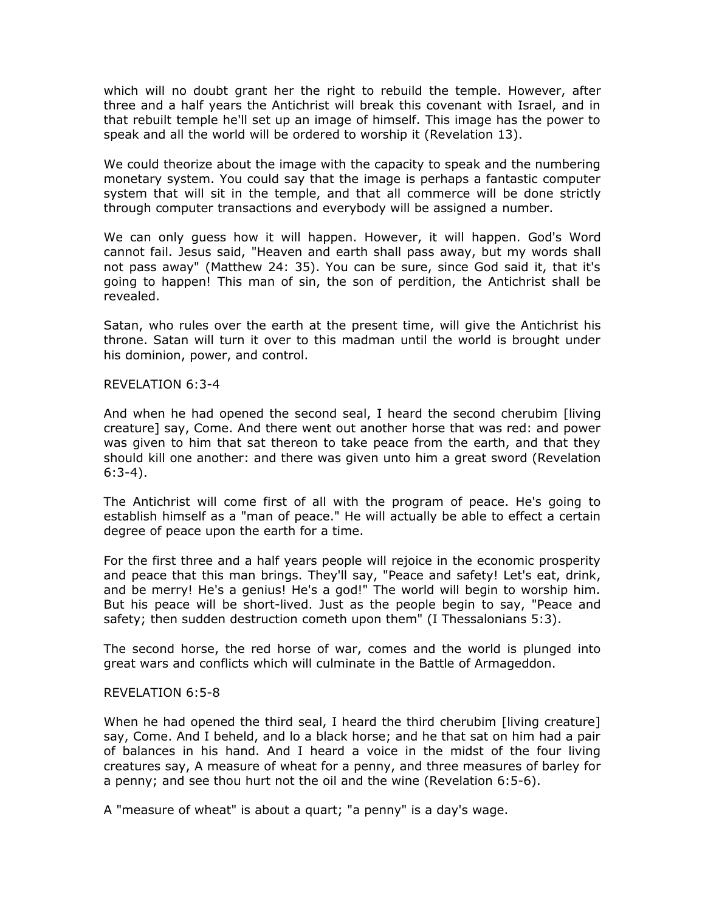which will no doubt grant her the right to rebuild the temple. However, after three and a half years the Antichrist will break this covenant with Israel, and in that rebuilt temple he'll set up an image of himself. This image has the power to speak and all the world will be ordered to worship it (Revelation 13).

We could theorize about the image with the capacity to speak and the numbering monetary system. You could say that the image is perhaps a fantastic computer system that will sit in the temple, and that all commerce will be done strictly through computer transactions and everybody will be assigned a number.

We can only guess how it will happen. However, it will happen. God's Word cannot fail. Jesus said, "Heaven and earth shall pass away, but my words shall not pass away" (Matthew 24: 35). You can be sure, since God said it, that it's going to happen! This man of sin, the son of perdition, the Antichrist shall be revealed.

Satan, who rules over the earth at the present time, will give the Antichrist his throne. Satan will turn it over to this madman until the world is brought under his dominion, power, and control.

REVELATION 6:3-4

And when he had opened the second seal, I heard the second cherubim [living creature] say, Come. And there went out another horse that was red: and power was given to him that sat thereon to take peace from the earth, and that they should kill one another: and there was given unto him a great sword (Revelation 6:3-4).

The Antichrist will come first of all with the program of peace. He's going to establish himself as a "man of peace." He will actually be able to effect a certain degree of peace upon the earth for a time.

For the first three and a half years people will rejoice in the economic prosperity and peace that this man brings. They'll say, "Peace and safety! Let's eat, drink, and be merry! He's a genius! He's a god!" The world will begin to worship him. But his peace will be short-lived. Just as the people begin to say, "Peace and safety; then sudden destruction cometh upon them" (I Thessalonians 5:3).

The second horse, the red horse of war, comes and the world is plunged into great wars and conflicts which will culminate in the Battle of Armageddon.

REVELATION 6:5-8

When he had opened the third seal, I heard the third cherubim [living creature] say, Come. And I beheld, and lo a black horse; and he that sat on him had a pair of balances in his hand. And I heard a voice in the midst of the four living creatures say, A measure of wheat for a penny, and three measures of barley for a penny; and see thou hurt not the oil and the wine (Revelation 6:5-6).

A "measure of wheat" is about a quart; "a penny" is a day's wage.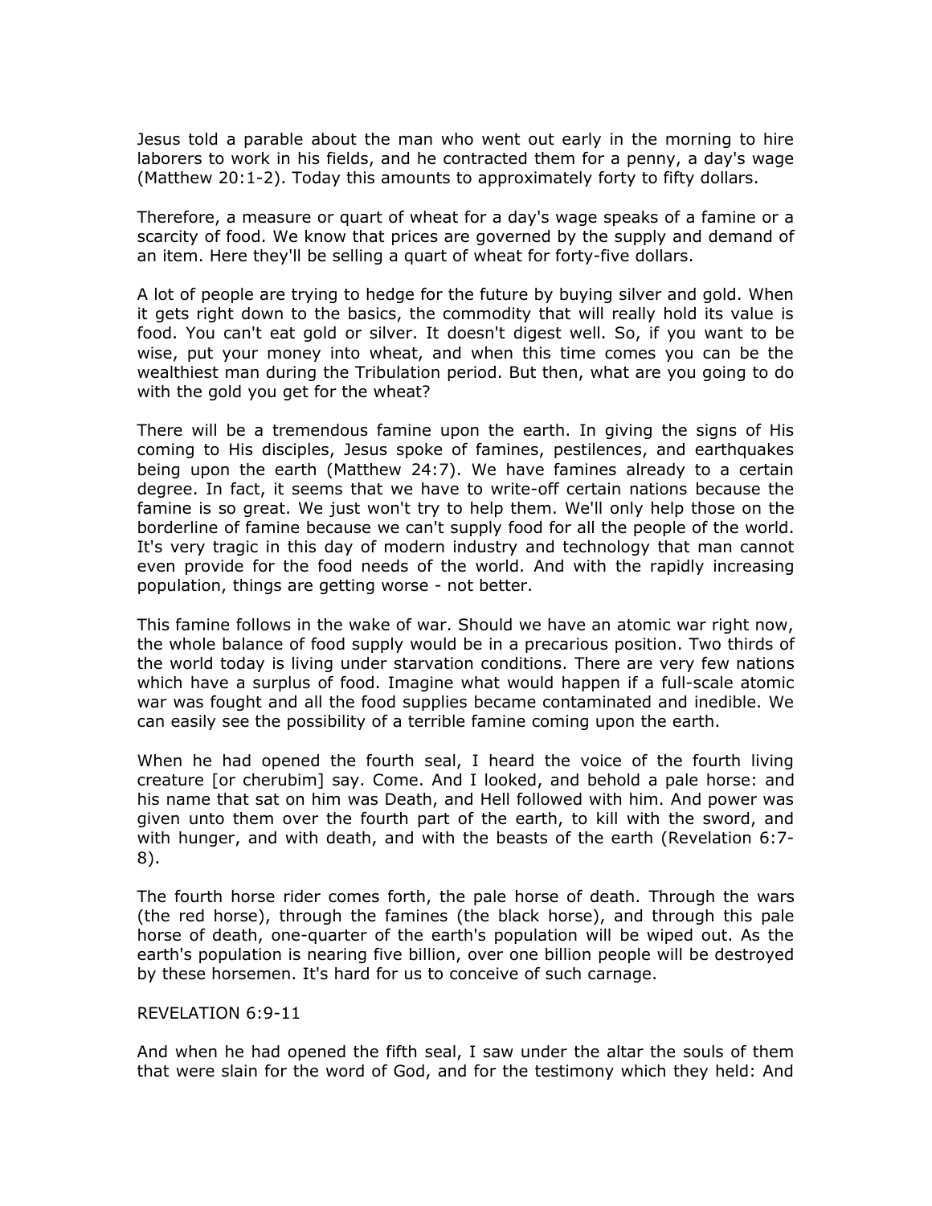Jesus told a parable about the man who went out early in the morning to hire laborers to work in his fields, and he contracted them for a penny, a day's wage (Matthew 20:1-2). Today this amounts to approximately forty to fifty dollars.

Therefore, a measure or quart of wheat for a day's wage speaks of a famine or a scarcity of food. We know that prices are governed by the supply and demand of an item. Here they'll be selling a quart of wheat for forty-five dollars.

A lot of people are trying to hedge for the future by buying silver and gold. When it gets right down to the basics, the commodity that will really hold its value is food. You can't eat gold or silver. It doesn't digest well. So, if you want to be wise, put your money into wheat, and when this time comes you can be the wealthiest man during the Tribulation period. But then, what are you going to do with the gold you get for the wheat?

There will be a tremendous famine upon the earth. In giving the signs of His coming to His disciples, Jesus spoke of famines, pestilences, and earthquakes being upon the earth (Matthew 24:7). We have famines already to a certain degree. In fact, it seems that we have to write-off certain nations because the famine is so great. We just won't try to help them. We'll only help those on the borderline of famine because we can't supply food for all the people of the world. It's very tragic in this day of modern industry and technology that man cannot even provide for the food needs of the world. And with the rapidly increasing population, things are getting worse - not better.

This famine follows in the wake of war. Should we have an atomic war right now, the whole balance of food supply would be in a precarious position. Two thirds of the world today is living under starvation conditions. There are very few nations which have a surplus of food. Imagine what would happen if a full-scale atomic war was fought and all the food supplies became contaminated and inedible. We can easily see the possibility of a terrible famine coming upon the earth.

When he had opened the fourth seal, I heard the voice of the fourth living creature [or cherubim] say. Come. And I looked, and behold a pale horse: and his name that sat on him was Death, and Hell followed with him. And power was given unto them over the fourth part of the earth, to kill with the sword, and with hunger, and with death, and with the beasts of the earth (Revelation 6:7-8).

The fourth horse rider comes forth, the pale horse of death. Through the wars (the red horse), through the famines (the black horse), and through this pale horse of death, one-quarter of the earth's population will be wiped out. As the earth's population is nearing five billion, over one billion people will be destroyed by these horsemen. It's hard for us to conceive of such carnage.

REVELATION 6:9-11

And when he had opened the fifth seal, I saw under the altar the souls of them that were slain for the word of God, and for the testimony which they held: And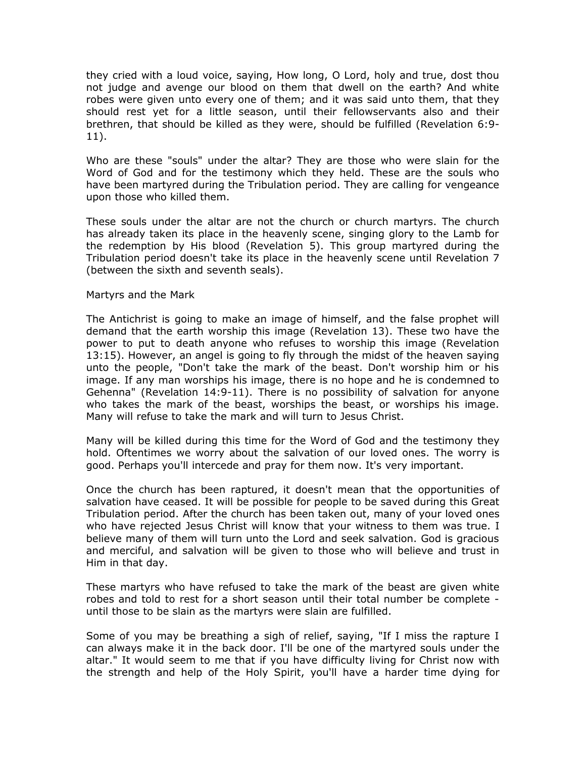they cried with a loud voice, saying, How long, O Lord, holy and true, dost thou not judge and avenge our blood on them that dwell on the earth? And white robes were given unto every one of them; and it was said unto them, that they should rest yet for a little season, until their fellowservants also and their brethren, that should be killed as they were, should be fulfilled (Revelation 6:9-11).

Who are these "souls" under the altar? They are those who were slain for the Word of God and for the testimony which they held. These are the souls who have been martyred during the Tribulation period. They are calling for vengeance upon those who killed them.

These souls under the altar are not the church or church martyrs. The church has already taken its place in the heavenly scene, singing glory to the Lamb for the redemption by His blood (Revelation 5). This group martyred during the Tribulation period doesn't take its place in the heavenly scene until Revelation 7 (between the sixth and seventh seals).

## Martyrs and the Mark

The Antichrist is going to make an image of himself, and the false prophet will demand that the earth worship this image (Revelation 13). These two have the power to put to death anyone who refuses to worship this image (Revelation 13:15). However, an angel is going to fly through the midst of the heaven saying unto the people, "Don't take the mark of the beast. Don't worship him or his image. If any man worships his image, there is no hope and he is condemned to Gehenna" (Revelation 14:9-11). There is no possibility of salvation for anyone who takes the mark of the beast, worships the beast, or worships his image. Many will refuse to take the mark and will turn to Jesus Christ.

Many will be killed during this time for the Word of God and the testimony they hold. Oftentimes we worry about the salvation of our loved ones. The worry is good. Perhaps you'll intercede and pray for them now. It's very important.

Once the church has been raptured, it doesn't mean that the opportunities of salvation have ceased. It will be possible for people to be saved during this Great Tribulation period. After the church has been taken out, many of your loved ones who have rejected Jesus Christ will know that your witness to them was true. I believe many of them will turn unto the Lord and seek salvation. God is gracious and merciful, and salvation will be given to those who will believe and trust in Him in that day.

These martyrs who have refused to take the mark of the beast are given white robes and told to rest for a short season until their total number be complete - until those to be slain as the martyrs were slain are fulfilled.

Some of you may be breathing a sigh of relief, saying, "If I miss the rapture I can always make it in the back door. I'll be one of the martyred souls under the altar." It would seem to me that if you have difficulty living for Christ now with the strength and help of the Holy Spirit, you'll have a harder time dying for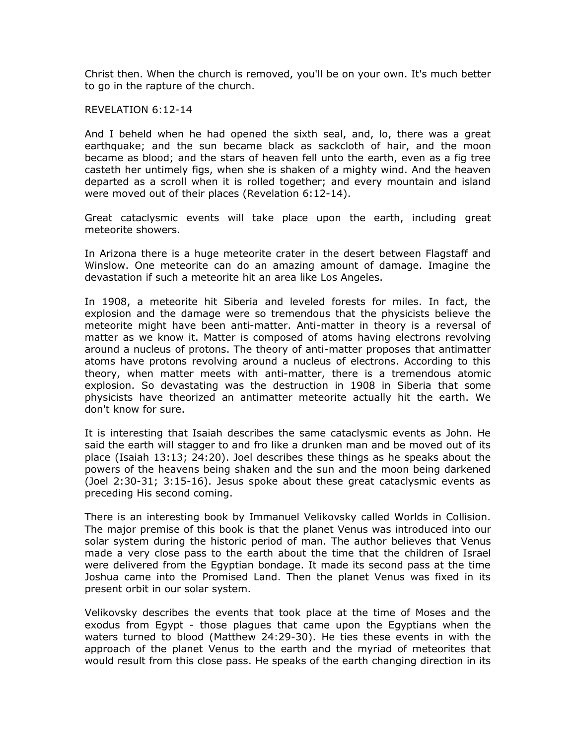Christ then. When the church is removed, you'll be on your own. It's much better to go in the rapture of the church.

REVELATION 6:12-14

And I beheld when he had opened the sixth seal, and, lo, there was a great earthquake; and the sun became black as sackcloth of hair, and the moon became as blood; and the stars of heaven fell unto the earth, even as a fig tree casteth her untimely figs, when she is shaken of a mighty wind. And the heaven departed as a scroll when it is rolled together; and every mountain and island were moved out of their places (Revelation 6:12-14).

Great cataclysmic events will take place upon the earth, including great meteorite showers.

In Arizona there is a huge meteorite crater in the desert between Flagstaff and Winslow. One meteorite can do an amazing amount of damage. Imagine the devastation if such a meteorite hit an area like Los Angeles.

In 1908, a meteorite hit Siberia and leveled forests for miles. In fact, the explosion and the damage were so tremendous that the physicists believe the meteorite might have been anti-matter. Anti-matter in theory is a reversal of matter as we know it. Matter is composed of atoms having electrons revolving around a nucleus of protons. The theory of anti-matter proposes that antimatter atoms have protons revolving around a nucleus of electrons. According to this theory, when matter meets with anti-matter, there is a tremendous atomic explosion. So devastating was the destruction in 1908 in Siberia that some physicists have theorized an antimatter meteorite actually hit the earth. We don't know for sure.

It is interesting that Isaiah describes the same cataclysmic events as John. He said the earth will stagger to and fro like a drunken man and be moved out of its place (Isaiah 13:13; 24:20). Joel describes these things as he speaks about the powers of the heavens being shaken and the sun and the moon being darkened (Joel 2:30-31; 3:15-16). Jesus spoke about these great cataclysmic events as preceding His second coming.

There is an interesting book by Immanuel Velikovsky called Worlds in Collision. The major premise of this book is that the planet Venus was introduced into our solar system during the historic period of man. The author believes that Venus made a very close pass to the earth about the time that the children of Israel were delivered from the Egyptian bondage. It made its second pass at the time Joshua came into the Promised Land. Then the planet Venus was fixed in its present orbit in our solar system.

Velikovsky describes the events that took place at the time of Moses and the exodus from Egypt - those plagues that came upon the Egyptians when the waters turned to blood (Matthew 24:29-30). He ties these events in with the approach of the planet Venus to the earth and the myriad of meteorites that would result from this close pass. He speaks of the earth changing direction in its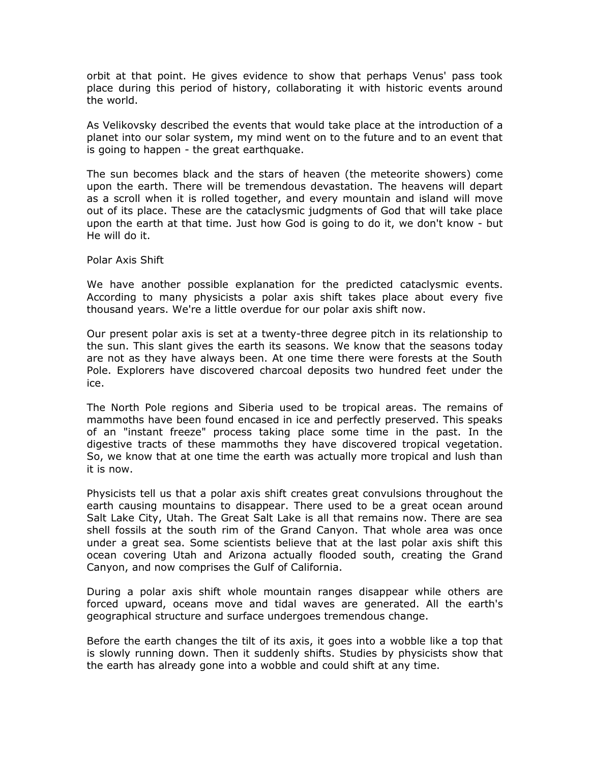orbit at that point. He gives evidence to show that perhaps Venus' pass took place during this period of history, collaborating it with historic events around the world.

As Velikovsky described the events that would take place at the introduction of a planet into our solar system, my mind went on to the future and to an event that is going to happen - the great earthquake.

The sun becomes black and the stars of heaven (the meteorite showers) come upon the earth. There will be tremendous devastation. The heavens will depart as a scroll when it is rolled together, and every mountain and island will move out of its place. These are the cataclysmic judgments of God that will take place upon the earth at that time. Just how God is going to do it, we don't know - but He will do it.

## Polar Axis Shift

We have another possible explanation for the predicted cataclysmic events. According to many physicists a polar axis shift takes place about every five thousand years. We're a little overdue for our polar axis shift now.

Our present polar axis is set at a twenty-three degree pitch in its relationship to the sun. This slant gives the earth its seasons. We know that the seasons today are not as they have always been. At one time there were forests at the South Pole. Explorers have discovered charcoal deposits two hundred feet under the ice.

The North Pole regions and Siberia used to be tropical areas. The remains of mammoths have been found encased in ice and perfectly preserved. This speaks of an "instant freeze" process taking place some time in the past. In the digestive tracts of these mammoths they have discovered tropical vegetation. So, we know that at one time the earth was actually more tropical and lush than it is now.

Physicists tell us that a polar axis shift creates great convulsions throughout the earth causing mountains to disappear. There used to be a great ocean around Salt Lake City, Utah. The Great Salt Lake is all that remains now. There are sea shell fossils at the south rim of the Grand Canyon. That whole area was once under a great sea. Some scientists believe that at the last polar axis shift this ocean covering Utah and Arizona actually flooded south, creating the Grand Canyon, and now comprises the Gulf of California.

During a polar axis shift whole mountain ranges disappear while others are forced upward, oceans move and tidal waves are generated. All the earth's geographical structure and surface undergoes tremendous change.

Before the earth changes the tilt of its axis, it goes into a wobble like a top that is slowly running down. Then it suddenly shifts. Studies by physicists show that the earth has already gone into a wobble and could shift at any time.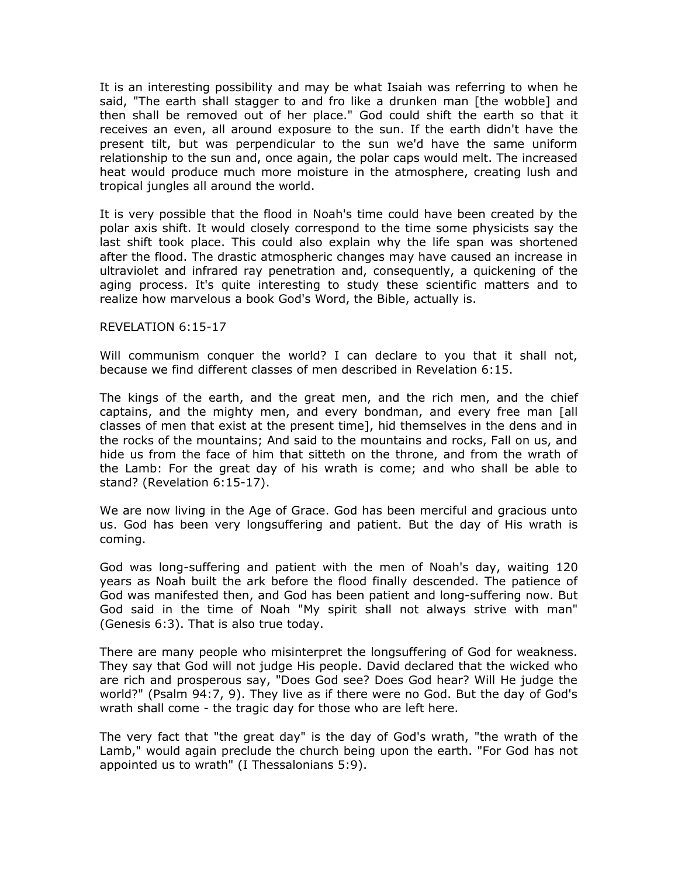It is an interesting possibility and may be what Isaiah was referring to when he said, "The earth shall stagger to and fro like a drunken man [the wobble] and then shall be removed out of her place." God could shift the earth so that it receives an even, all around exposure to the sun. If the earth didn't have the present tilt, but was perpendicular to the sun we'd have the same uniform relationship to the sun and, once again, the polar caps would melt. The increased heat would produce much more moisture in the atmosphere, creating lush and tropical jungles all around the world.

It is very possible that the flood in Noah's time could have been created by the polar axis shift. It would closely correspond to the time some physicists say the last shift took place. This could also explain why the life span was shortened after the flood. The drastic atmospheric changes may have caused an increase in ultraviolet and infrared ray penetration and, consequently, a quickening of the aging process. It's quite interesting to study these scientific matters and to realize how marvelous a book God's Word, the Bible, actually is.

REVELATION 6:15-17

Will communism conquer the world? I can declare to you that it shall not, because we find different classes of men described in Revelation 6:15.

The kings of the earth, and the great men, and the rich men, and the chief captains, and the mighty men, and every bondman, and every free man [all classes of men that exist at the present time], hid themselves in the dens and in the rocks of the mountains; And said to the mountains and rocks, Fall on us, and hide us from the face of him that sitteth on the throne, and from the wrath of the Lamb: For the great day of his wrath is come; and who shall be able to stand? (Revelation 6:15-17).

We are now living in the Age of Grace. God has been merciful and gracious unto us. God has been very longsuffering and patient. But the day of His wrath is coming.

God was long-suffering and patient with the men of Noah's day, waiting 120 years as Noah built the ark before the flood finally descended. The patience of God was manifested then, and God has been patient and long-suffering now. But God said in the time of Noah "My spirit shall not always strive with man" (Genesis 6:3). That is also true today.

There are many people who misinterpret the longsuffering of God for weakness. They say that God will not judge His people. David declared that the wicked who are rich and prosperous say, "Does God see? Does God hear? Will He judge the world?" (Psalm 94:7, 9). They live as if there were no God. But the day of God's wrath shall come - the tragic day for those who are left here.

The very fact that "the great day" is the day of God's wrath, "the wrath of the Lamb," would again preclude the church being upon the earth. "For God has not appointed us to wrath" (I Thessalonians 5:9).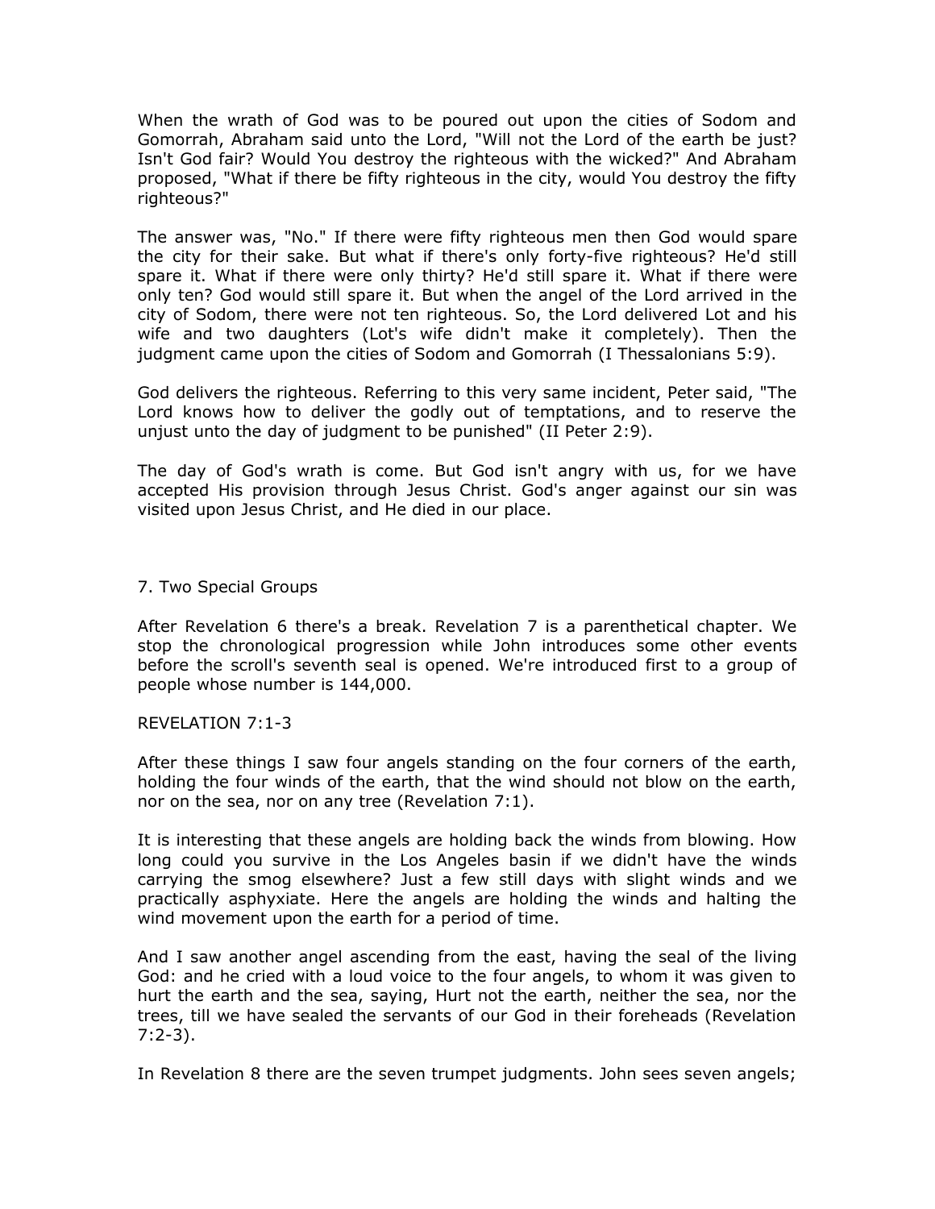When the wrath of God was to be poured out upon the cities of Sodom and Gomorrah, Abraham said unto the Lord, "Will not the Lord of the earth be just? Isn't God fair? Would You destroy the righteous with the wicked?" And Abraham proposed, "What if there be fifty righteous in the city, would You destroy the fifty righteous?"

The answer was, "No." If there were fifty righteous men then God would spare the city for their sake. But what if there's only forty-five righteous? He'd still spare it. What if there were only thirty? He'd still spare it. What if there were only ten? God would still spare it. But when the angel of the Lord arrived in the city of Sodom, there were not ten righteous. So, the Lord delivered Lot and his wife and two daughters (Lot's wife didn't make it completely). Then the judgment came upon the cities of Sodom and Gomorrah (I Thessalonians 5:9).

God delivers the righteous. Referring to this very same incident, Peter said, "The Lord knows how to deliver the godly out of temptations, and to reserve the unjust unto the day of judgment to be punished" (II Peter 2:9).

The day of God's wrath is come. But God isn't angry with us, for we have accepted His provision through Jesus Christ. God's anger against our sin was visited upon Jesus Christ, and He died in our place.

## 7. Two Special Groups

After Revelation 6 there's a break. Revelation 7 is a parenthetical chapter. We stop the chronological progression while John introduces some other events before the scroll's seventh seal is opened. We're introduced first to a group of people whose number is 144,000.

### REVELATION 7:1-3

After these things I saw four angels standing on the four corners of the earth, holding the four winds of the earth, that the wind should not blow on the earth, nor on the sea, nor on any tree (Revelation 7:1).

It is interesting that these angels are holding back the winds from blowing. How long could you survive in the Los Angeles basin if we didn't have the winds carrying the smog elsewhere? Just a few still days with slight winds and we practically asphyxiate. Here the angels are holding the winds and halting the wind movement upon the earth for a period of time.

And I saw another angel ascending from the east, having the seal of the living God: and he cried with a loud voice to the four angels, to whom it was given to hurt the earth and the sea, saying, Hurt not the earth, neither the sea, nor the trees, till we have sealed the servants of our God in their foreheads (Revelation 7:2-3).

In Revelation 8 there are the seven trumpet judgments. John sees seven angels;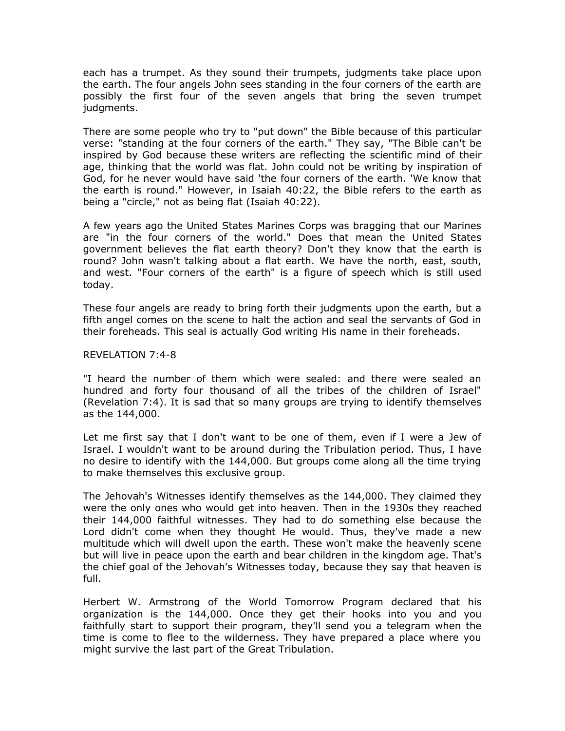each has a trumpet. As they sound their trumpets, judgments take place upon the earth. The four angels John sees standing in the four corners of the earth are possibly the first four of the seven angels that bring the seven trumpet judgments.

There are some people who try to "put down" the Bible because of this particular verse: "standing at the four corners of the earth." They say, "The Bible can't be inspired by God because these writers are reflecting the scientific mind of their age, thinking that the world was flat. John could not be writing by inspiration of God, for he never would have said 'the four corners of the earth. 'We know that the earth is round." However, in Isaiah 40:22, the Bible refers to the earth as being a "circle," not as being flat (Isaiah 40:22).

A few years ago the United States Marines Corps was bragging that our Marines are "in the four corners of the world." Does that mean the United States government believes the flat earth theory? Don't they know that the earth is round? John wasn't talking about a flat earth. We have the north, east, south, and west. "Four corners of the earth" is a figure of speech which is still used today.

These four angels are ready to bring forth their judgments upon the earth, but a fifth angel comes on the scene to halt the action and seal the servants of God in their foreheads. This seal is actually God writing His name in their foreheads.

REVELATION 7:4-8

"I heard the number of them which were sealed: and there were sealed an hundred and forty four thousand of all the tribes of the children of Israel" (Revelation 7:4). It is sad that so many groups are trying to identify themselves as the 144,000.

Let me first say that I don't want to be one of them, even if I were a Jew of Israel. I wouldn't want to be around during the Tribulation period. Thus, I have no desire to identify with the 144,000. But groups come along all the time trying to make themselves this exclusive group.

The Jehovah's Witnesses identify themselves as the 144,000. They claimed they were the only ones who would get into heaven. Then in the 1930s they reached their 144,000 faithful witnesses. They had to do something else because the Lord didn't come when they thought He would. Thus, they've made a new multitude which will dwell upon the earth. These won't make the heavenly scene but will live in peace upon the earth and bear children in the kingdom age. That's the chief goal of the Jehovah's Witnesses today, because they say that heaven is full.

Herbert W. Armstrong of the World Tomorrow Program declared that his organization is the 144,000. Once they get their hooks into you and you faithfully start to support their program, they'll send you a telegram when the time is come to flee to the wilderness. They have prepared a place where you might survive the last part of the Great Tribulation.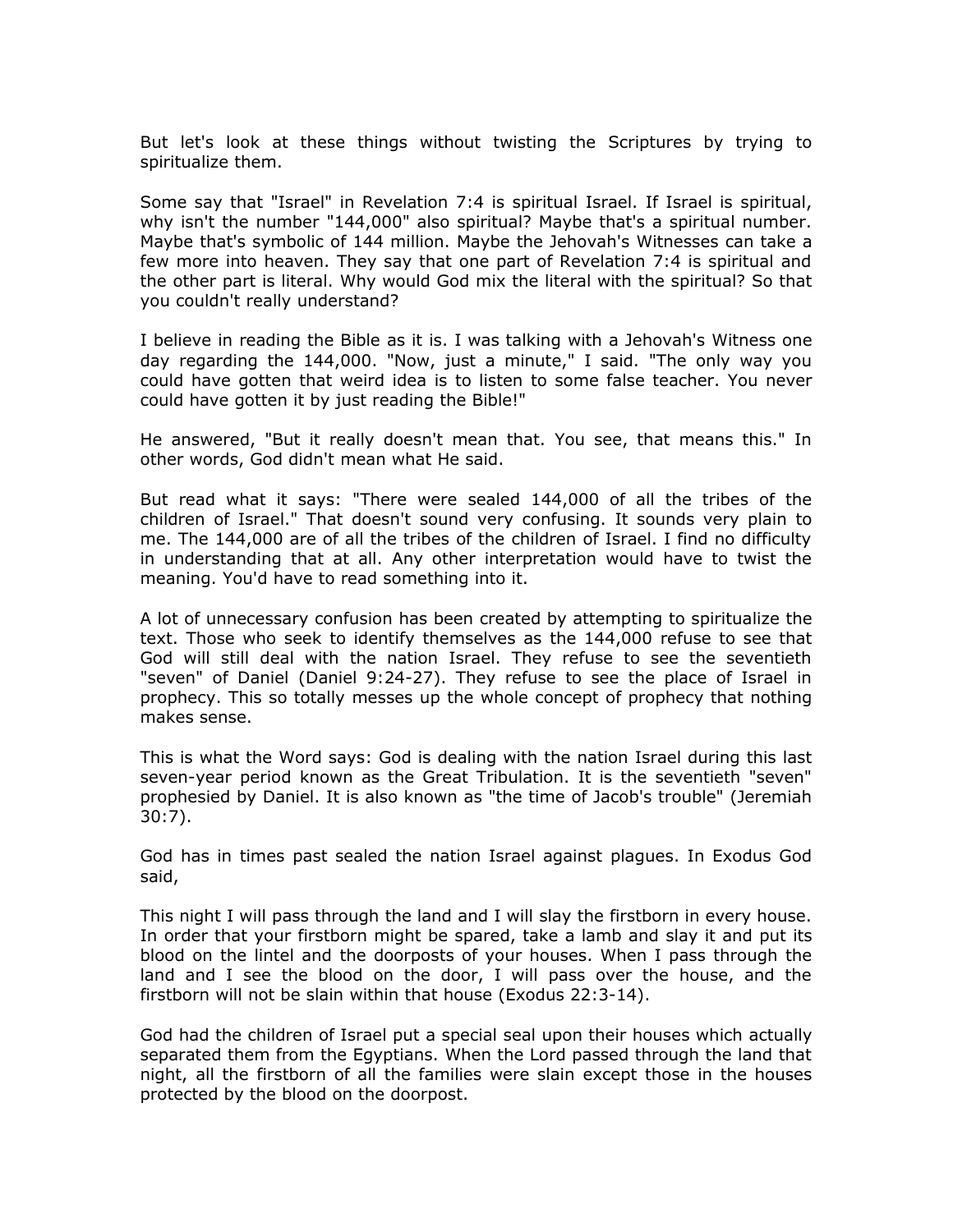But let's look at these things without twisting the Scriptures by trying to spiritualize them.

Some say that "Israel" in Revelation 7:4 is spiritual Israel. If Israel is spiritual, why isn't the number "144,000" also spiritual? Maybe that's a spiritual number. Maybe that's symbolic of 144 million. Maybe the Jehovah's Witnesses can take a few more into heaven. They say that one part of Revelation 7:4 is spiritual and the other part is literal. Why would God mix the literal with the spiritual? So that you couldn't really understand?

I believe in reading the Bible as it is. I was talking with a Jehovah's Witness one day regarding the 144,000. "Now, just a minute," I said. "The only way you could have gotten that weird idea is to listen to some false teacher. You never could have gotten it by just reading the Bible!"

He answered, "But it really doesn't mean that. You see, that means this." In other words, God didn't mean what He said.

But read what it says: "There were sealed 144,000 of all the tribes of the children of Israel." That doesn't sound very confusing. It sounds very plain to me. The 144,000 are of all the tribes of the children of Israel. I find no difficulty in understanding that at all. Any other interpretation would have to twist the meaning. You'd have to read something into it.

A lot of unnecessary confusion has been created by attempting to spiritualize the text. Those who seek to identify themselves as the 144,000 refuse to see that God will still deal with the nation Israel. They refuse to see the seventieth "seven" of Daniel (Daniel 9:24-27). They refuse to see the place of Israel in prophecy. This so totally messes up the whole concept of prophecy that nothing makes sense.

This is what the Word says: God is dealing with the nation Israel during this last seven-year period known as the Great Tribulation. It is the seventieth "seven" prophesied by Daniel. It is also known as "the time of Jacob's trouble" (Jeremiah 30:7).

God has in times past sealed the nation Israel against plagues. In Exodus God said,

This night I will pass through the land and I will slay the firstborn in every house. In order that your firstborn might be spared, take a lamb and slay it and put its blood on the lintel and the doorposts of your houses. When I pass through the land and I see the blood on the door, I will pass over the house, and the firstborn will not be slain within that house (Exodus 22:3-14).

God had the children of Israel put a special seal upon their houses which actually separated them from the Egyptians. When the Lord passed through the land that night, all the firstborn of all the families were slain except those in the houses protected by the blood on the doorpost.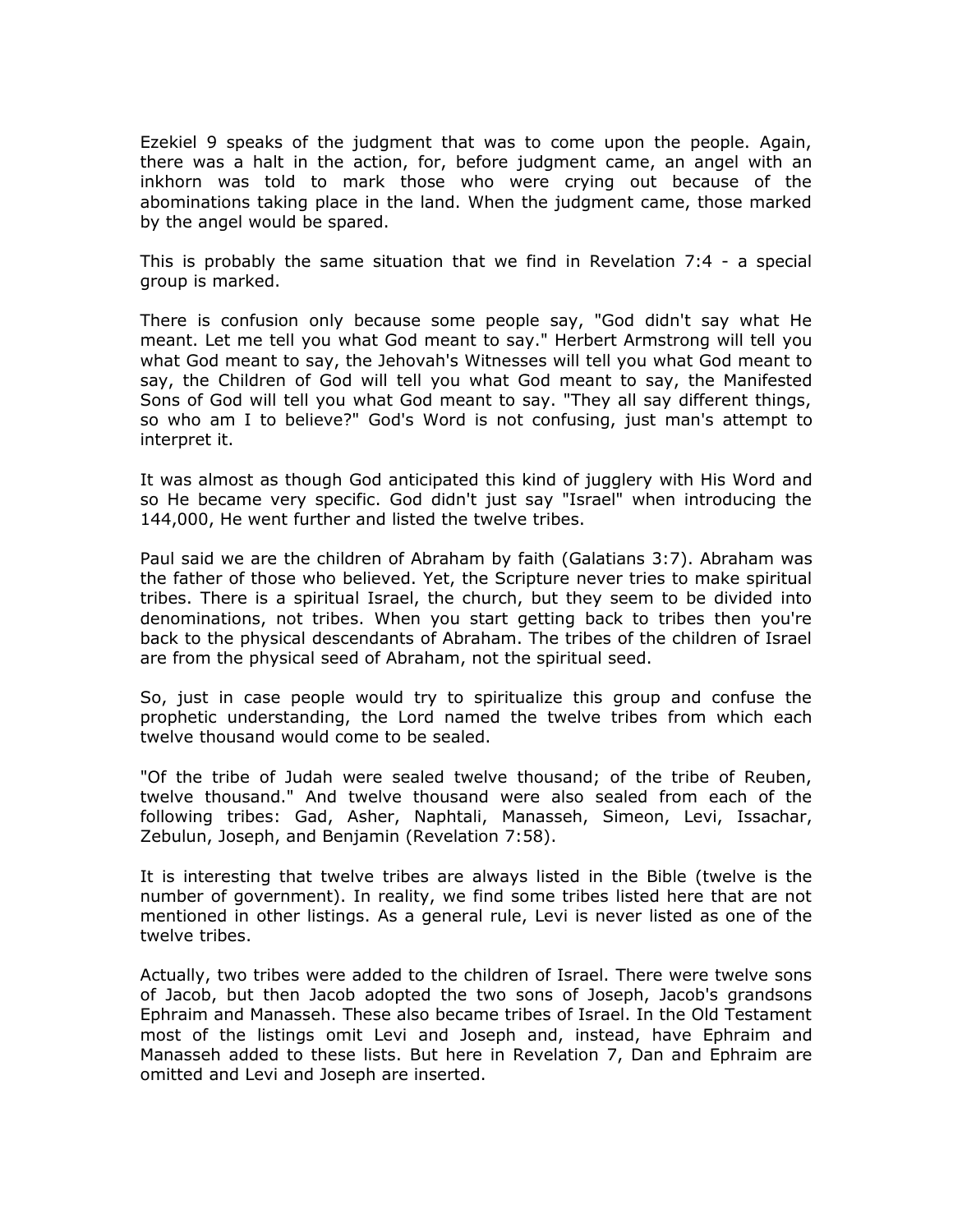Ezekiel 9 speaks of the judgment that was to come upon the people. Again, there was a halt in the action, for, before judgment came, an angel with an inkhorn was told to mark those who were crying out because of the abominations taking place in the land. When the judgment came, those marked by the angel would be spared.

This is probably the same situation that we find in Revelation 7:4 - a special group is marked.

There is confusion only because some people say, "God didn't say what He meant. Let me tell you what God meant to say." Herbert Armstrong will tell you what God meant to say, the Jehovah's Witnesses will tell you what God meant to say, the Children of God will tell you what God meant to say, the Manifested Sons of God will tell you what God meant to say. "They all say different things, so who am I to believe?" God's Word is not confusing, just man's attempt to interpret it.

It was almost as though God anticipated this kind of jugglery with His Word and so He became very specific. God didn't just say "Israel" when introducing the 144,000, He went further and listed the twelve tribes.

Paul said we are the children of Abraham by faith (Galatians 3:7). Abraham was the father of those who believed. Yet, the Scripture never tries to make spiritual tribes. There is a spiritual Israel, the church, but they seem to be divided into denominations, not tribes. When you start getting back to tribes then you're back to the physical descendants of Abraham. The tribes of the children of Israel are from the physical seed of Abraham, not the spiritual seed.

So, just in case people would try to spiritualize this group and confuse the prophetic understanding, the Lord named the twelve tribes from which each twelve thousand would come to be sealed.

"Of the tribe of Judah were sealed twelve thousand; of the tribe of Reuben, twelve thousand." And twelve thousand were also sealed from each of the following tribes: Gad, Asher, Naphtali, Manasseh, Simeon, Levi, Issachar, Zebulun, Joseph, and Benjamin (Revelation 7:58).

It is interesting that twelve tribes are always listed in the Bible (twelve is the number of government). In reality, we find some tribes listed here that are not mentioned in other listings. As a general rule, Levi is never listed as one of the twelve tribes.

Actually, two tribes were added to the children of Israel. There were twelve sons of Jacob, but then Jacob adopted the two sons of Joseph, Jacob's grandsons Ephraim and Manasseh. These also became tribes of Israel. In the Old Testament most of the listings omit Levi and Joseph and, instead, have Ephraim and Manasseh added to these lists. But here in Revelation 7, Dan and Ephraim are omitted and Levi and Joseph are inserted.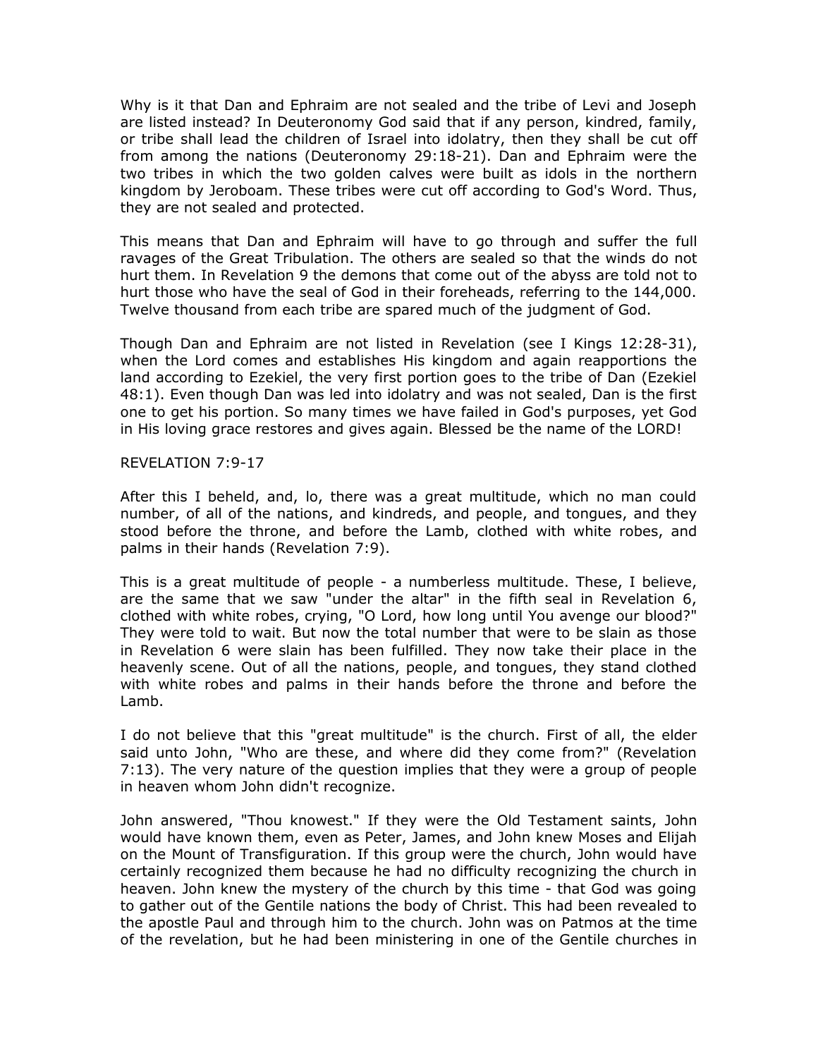Why is it that Dan and Ephraim are not sealed and the tribe of Levi and Joseph are listed instead? In Deuteronomy God said that if any person, kindred, family, or tribe shall lead the children of Israel into idolatry, then they shall be cut off from among the nations (Deuteronomy 29:18-21). Dan and Ephraim were the two tribes in which the two golden calves were built as idols in the northern kingdom by Jeroboam. These tribes were cut off according to God's Word. Thus, they are not sealed and protected.

This means that Dan and Ephraim will have to go through and suffer the full ravages of the Great Tribulation. The others are sealed so that the winds do not hurt them. In Revelation 9 the demons that come out of the abyss are told not to hurt those who have the seal of God in their foreheads, referring to the 144,000. Twelve thousand from each tribe are spared much of the judgment of God.

Though Dan and Ephraim are not listed in Revelation (see I Kings 12:28-31), when the Lord comes and establishes His kingdom and again reapportions the land according to Ezekiel, the very first portion goes to the tribe of Dan (Ezekiel 48:1). Even though Dan was led into idolatry and was not sealed, Dan is the first one to get his portion. So many times we have failed in God's purposes, yet God in His loving grace restores and gives again. Blessed be the name of the LORD!

REVELATION 7:9-17

After this I beheld, and, lo, there was a great multitude, which no man could number, of all of the nations, and kindreds, and people, and tongues, and they stood before the throne, and before the Lamb, clothed with white robes, and palms in their hands (Revelation 7:9).

This is a great multitude of people - a numberless multitude. These, I believe, are the same that we saw "under the altar" in the fifth seal in Revelation 6, clothed with white robes, crying, "O Lord, how long until You avenge our blood?" They were told to wait. But now the total number that were to be slain as those in Revelation 6 were slain has been fulfilled. They now take their place in the heavenly scene. Out of all the nations, people, and tongues, they stand clothed with white robes and palms in their hands before the throne and before the Lamb.

I do not believe that this "great multitude" is the church. First of all, the elder said unto John, "Who are these, and where did they come from?" (Revelation 7:13). The very nature of the question implies that they were a group of people in heaven whom John didn't recognize.

John answered, "Thou knowest." If they were the Old Testament saints, John would have known them, even as Peter, James, and John knew Moses and Elijah on the Mount of Transfiguration. If this group were the church, John would have certainly recognized them because he had no difficulty recognizing the church in heaven. John knew the mystery of the church by this time - that God was going to gather out of the Gentile nations the body of Christ. This had been revealed to the apostle Paul and through him to the church. John was on Patmos at the time of the revelation, but he had been ministering in one of the Gentile churches in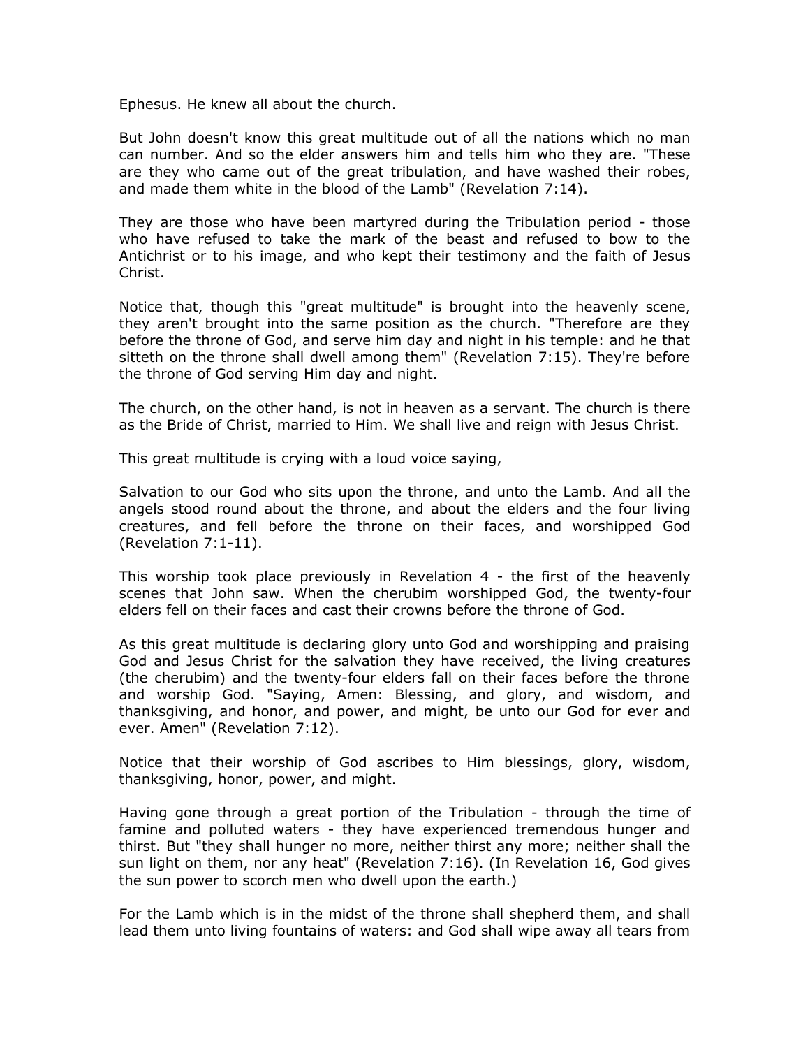Ephesus. He knew all about the church.

But John doesn't know this great multitude out of all the nations which no man can number. And so the elder answers him and tells him who they are. "These are they who came out of the great tribulation, and have washed their robes, and made them white in the blood of the Lamb" (Revelation 7:14).

They are those who have been martyred during the Tribulation period - those who have refused to take the mark of the beast and refused to bow to the Antichrist or to his image, and who kept their testimony and the faith of Jesus Christ.

Notice that, though this "great multitude" is brought into the heavenly scene, they aren't brought into the same position as the church. "Therefore are they before the throne of God, and serve him day and night in his temple: and he that sitteth on the throne shall dwell among them" (Revelation 7:15). They're before the throne of God serving Him day and night.

The church, on the other hand, is not in heaven as a servant. The church is there as the Bride of Christ, married to Him. We shall live and reign with Jesus Christ.

This great multitude is crying with a loud voice saying,

Salvation to our God who sits upon the throne, and unto the Lamb. And all the angels stood round about the throne, and about the elders and the four living creatures, and fell before the throne on their faces, and worshipped God (Revelation 7:1-11).

This worship took place previously in Revelation 4 - the first of the heavenly scenes that John saw. When the cherubim worshipped God, the twenty-four elders fell on their faces and cast their crowns before the throne of God.

As this great multitude is declaring glory unto God and worshipping and praising God and Jesus Christ for the salvation they have received, the living creatures (the cherubim) and the twenty-four elders fall on their faces before the throne and worship God. "Saying, Amen: Blessing, and glory, and wisdom, and thanksgiving, and honor, and power, and might, be unto our God for ever and ever. Amen" (Revelation 7:12).

Notice that their worship of God ascribes to Him blessings, glory, wisdom, thanksgiving, honor, power, and might.

Having gone through a great portion of the Tribulation - through the time of famine and polluted waters - they have experienced tremendous hunger and thirst. But "they shall hunger no more, neither thirst any more; neither shall the sun light on them, nor any heat" (Revelation 7:16). (In Revelation 16, God gives the sun power to scorch men who dwell upon the earth.)

For the Lamb which is in the midst of the throne shall shepherd them, and shall lead them unto living fountains of waters: and God shall wipe away all tears from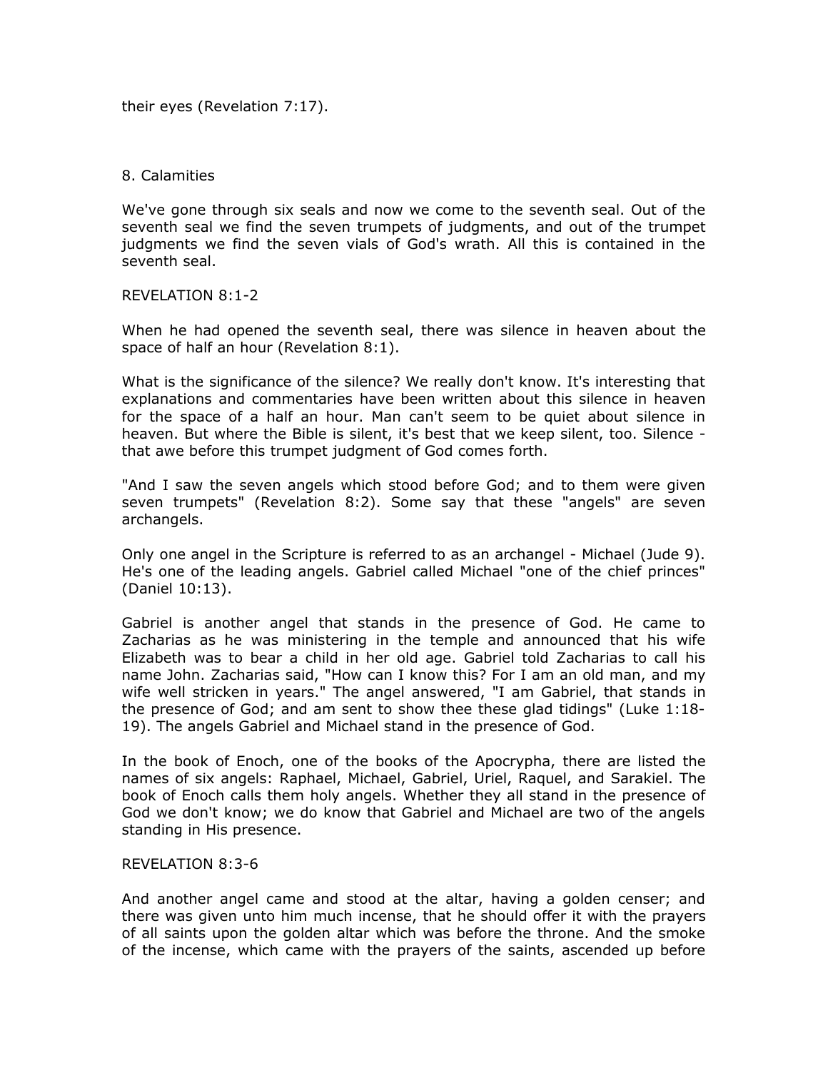their eyes (Revelation 7:17).

## 8. Calamities

We've gone through six seals and now we come to the seventh seal. Out of the seventh seal we find the seven trumpets of judgments, and out of the trumpet judgments we find the seven vials of God's wrath. All this is contained in the seventh seal.

REVELATION 8:1-2

When he had opened the seventh seal, there was silence in heaven about the space of half an hour (Revelation 8:1).

What is the significance of the silence? We really don't know. It's interesting that explanations and commentaries have been written about this silence in heaven for the space of a half an hour. Man can't seem to be quiet about silence in heaven. But where the Bible is silent, it's best that we keep silent, too. Silence - that awe before this trumpet judgment of God comes forth.

"And I saw the seven angels which stood before God; and to them were given seven trumpets" (Revelation 8:2). Some say that these "angels" are seven archangels.

Only one angel in the Scripture is referred to as an archangel - Michael (Jude 9). He's one of the leading angels. Gabriel called Michael "one of the chief princes" (Daniel 10:13).

Gabriel is another angel that stands in the presence of God. He came to Zacharias as he was ministering in the temple and announced that his wife Elizabeth was to bear a child in her old age. Gabriel told Zacharias to call his name John. Zacharias said, "How can I know this? For I am an old man, and my wife well stricken in years." The angel answered, "I am Gabriel, that stands in the presence of God; and am sent to show thee these glad tidings" (Luke 1:18-19). The angels Gabriel and Michael stand in the presence of God.

In the book of Enoch, one of the books of the Apocrypha, there are listed the names of six angels: Raphael, Michael, Gabriel, Uriel, Raquel, and Sarakiel. The book of Enoch calls them holy angels. Whether they all stand in the presence of God we don't know; we do know that Gabriel and Michael are two of the angels standing in His presence.

REVELATION 8:3-6

And another angel came and stood at the altar, having a golden censer; and there was given unto him much incense, that he should offer it with the prayers of all saints upon the golden altar which was before the throne. And the smoke of the incense, which came with the prayers of the saints, ascended up before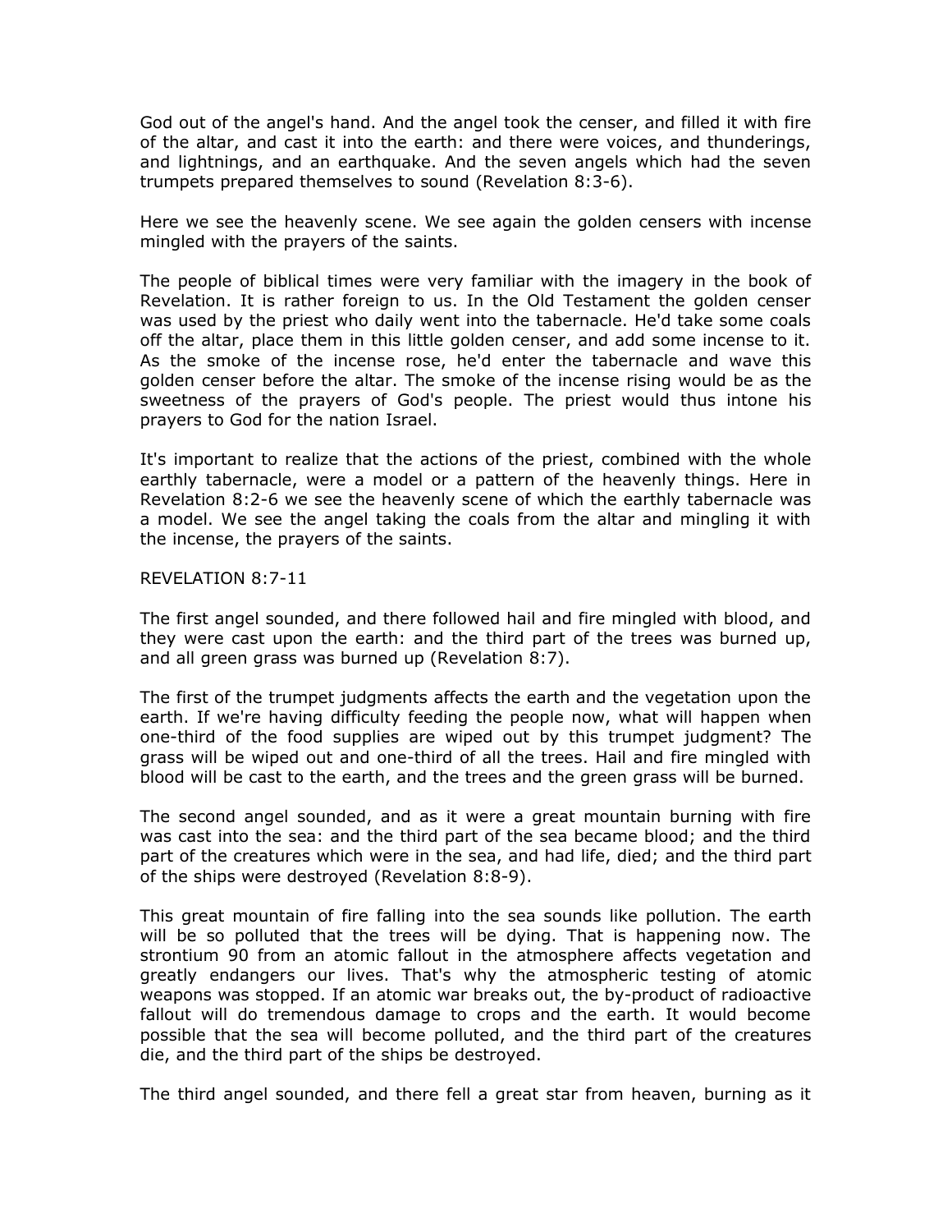God out of the angel's hand. And the angel took the censer, and filled it with fire of the altar, and cast it into the earth: and there were voices, and thunderings, and lightnings, and an earthquake. And the seven angels which had the seven trumpets prepared themselves to sound (Revelation 8:3-6).

Here we see the heavenly scene. We see again the golden censers with incense mingled with the prayers of the saints.

The people of biblical times were very familiar with the imagery in the book of Revelation. It is rather foreign to us. In the Old Testament the golden censer was used by the priest who daily went into the tabernacle. He'd take some coals off the altar, place them in this little golden censer, and add some incense to it. As the smoke of the incense rose, he'd enter the tabernacle and wave this golden censer before the altar. The smoke of the incense rising would be as the sweetness of the prayers of God's people. The priest would thus intone his prayers to God for the nation Israel.

It's important to realize that the actions of the priest, combined with the whole earthly tabernacle, were a model or a pattern of the heavenly things. Here in Revelation 8:2-6 we see the heavenly scene of which the earthly tabernacle was a model. We see the angel taking the coals from the altar and mingling it with the incense, the prayers of the saints.

REVELATION 8:7-11

The first angel sounded, and there followed hail and fire mingled with blood, and they were cast upon the earth: and the third part of the trees was burned up, and all green grass was burned up (Revelation 8:7).

The first of the trumpet judgments affects the earth and the vegetation upon the earth. If we're having difficulty feeding the people now, what will happen when one-third of the food supplies are wiped out by this trumpet judgment? The grass will be wiped out and one-third of all the trees. Hail and fire mingled with blood will be cast to the earth, and the trees and the green grass will be burned.

The second angel sounded, and as it were a great mountain burning with fire was cast into the sea: and the third part of the sea became blood; and the third part of the creatures which were in the sea, and had life, died; and the third part of the ships were destroyed (Revelation 8:8-9).

This great mountain of fire falling into the sea sounds like pollution. The earth will be so polluted that the trees will be dying. That is happening now. The strontium 90 from an atomic fallout in the atmosphere affects vegetation and greatly endangers our lives. That's why the atmospheric testing of atomic weapons was stopped. If an atomic war breaks out, the by-product of radioactive fallout will do tremendous damage to crops and the earth. It would become possible that the sea will become polluted, and the third part of the creatures die, and the third part of the ships be destroyed.

The third angel sounded, and there fell a great star from heaven, burning as it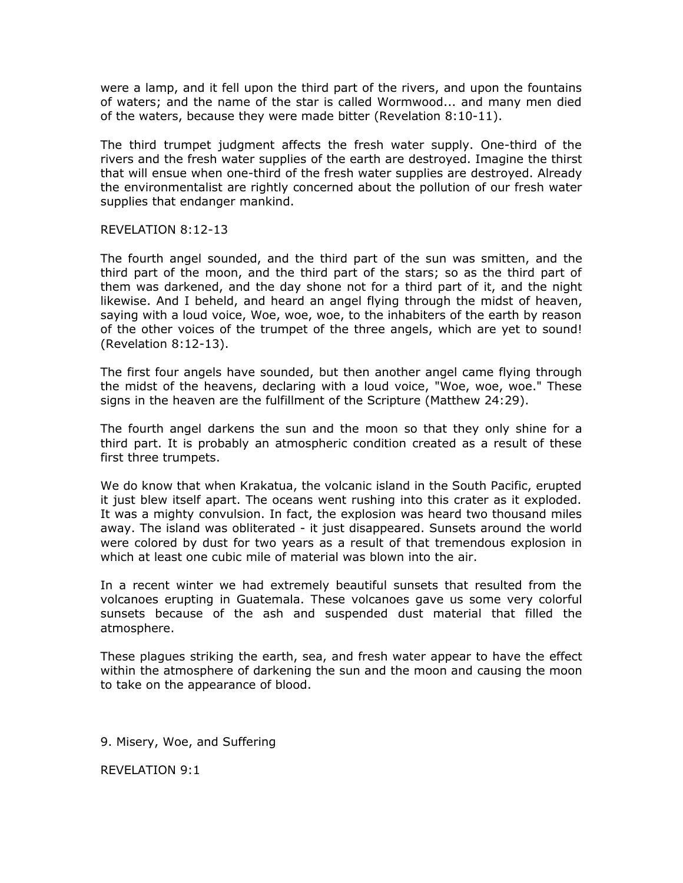were a lamp, and it fell upon the third part of the rivers, and upon the fountains of waters; and the name of the star is called Wormwood... and many men died of the waters, because they were made bitter (Revelation 8:10-11).

The third trumpet judgment affects the fresh water supply. One-third of the rivers and the fresh water supplies of the earth are destroyed. Imagine the thirst that will ensue when one-third of the fresh water supplies are destroyed. Already the environmentalist are rightly concerned about the pollution of our fresh water supplies that endanger mankind.

REVELATION 8:12-13

The fourth angel sounded, and the third part of the sun was smitten, and the third part of the moon, and the third part of the stars; so as the third part of them was darkened, and the day shone not for a third part of it, and the night likewise. And I beheld, and heard an angel flying through the midst of heaven, saying with a loud voice, Woe, woe, woe, to the inhabiters of the earth by reason of the other voices of the trumpet of the three angels, which are yet to sound! (Revelation 8:12-13).

The first four angels have sounded, but then another angel came flying through the midst of the heavens, declaring with a loud voice, "Woe, woe, woe." These signs in the heaven are the fulfillment of the Scripture (Matthew 24:29).

The fourth angel darkens the sun and the moon so that they only shine for a third part. It is probably an atmospheric condition created as a result of these first three trumpets.

We do know that when Krakatua, the volcanic island in the South Pacific, erupted it just blew itself apart. The oceans went rushing into this crater as it exploded. It was a mighty convulsion. In fact, the explosion was heard two thousand miles away. The island was obliterated - it just disappeared. Sunsets around the world were colored by dust for two years as a result of that tremendous explosion in which at least one cubic mile of material was blown into the air.

In a recent winter we had extremely beautiful sunsets that resulted from the volcanoes erupting in Guatemala. These volcanoes gave us some very colorful sunsets because of the ash and suspended dust material that filled the atmosphere.

These plagues striking the earth, sea, and fresh water appear to have the effect within the atmosphere of darkening the sun and the moon and causing the moon to take on the appearance of blood.

## 9. Misery, Woe, and Suffering

REVELATION 9:1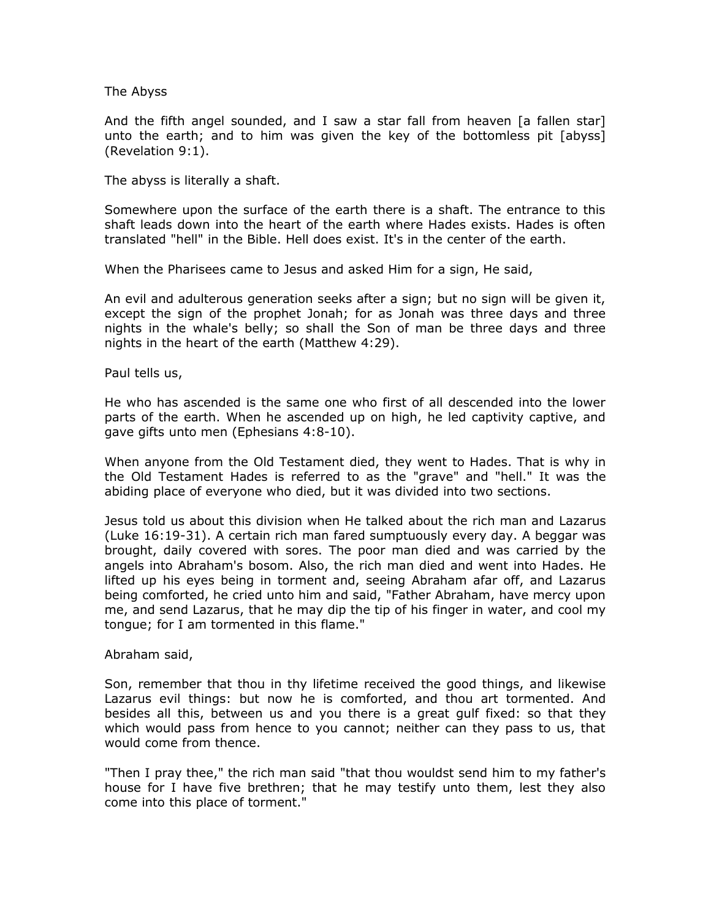## The Abyss

And the fifth angel sounded, and I saw a star fall from heaven [a fallen star] unto the earth; and to him was given the key of the bottomless pit [abyss] (Revelation 9:1).

The abyss is literally a shaft.

Somewhere upon the surface of the earth there is a shaft. The entrance to this shaft leads down into the heart of the earth where Hades exists. Hades is often translated "hell" in the Bible. Hell does exist. It's in the center of the earth.

When the Pharisees came to Jesus and asked Him for a sign, He said,

An evil and adulterous generation seeks after a sign; but no sign will be given it, except the sign of the prophet Jonah; for as Jonah was three days and three nights in the whale's belly; so shall the Son of man be three days and three nights in the heart of the earth (Matthew 4:29).

Paul tells us,

He who has ascended is the same one who first of all descended into the lower parts of the earth. When he ascended up on high, he led captivity captive, and gave gifts unto men (Ephesians 4:8-10).

When anyone from the Old Testament died, they went to Hades. That is why in the Old Testament Hades is referred to as the "grave" and "hell." It was the abiding place of everyone who died, but it was divided into two sections.

Jesus told us about this division when He talked about the rich man and Lazarus (Luke 16:19-31). A certain rich man fared sumptuously every day. A beggar was brought, daily covered with sores. The poor man died and was carried by the angels into Abraham's bosom. Also, the rich man died and went into Hades. He lifted up his eyes being in torment and, seeing Abraham afar off, and Lazarus being comforted, he cried unto him and said, "Father Abraham, have mercy upon me, and send Lazarus, that he may dip the tip of his finger in water, and cool my tongue; for I am tormented in this flame."

Abraham said,

Son, remember that thou in thy lifetime received the good things, and likewise Lazarus evil things: but now he is comforted, and thou art tormented. And besides all this, between us and you there is a great gulf fixed: so that they which would pass from hence to you cannot; neither can they pass to us, that would come from thence.

"Then I pray thee," the rich man said "that thou wouldst send him to my father's house for I have five brethren; that he may testify unto them, lest they also come into this place of torment."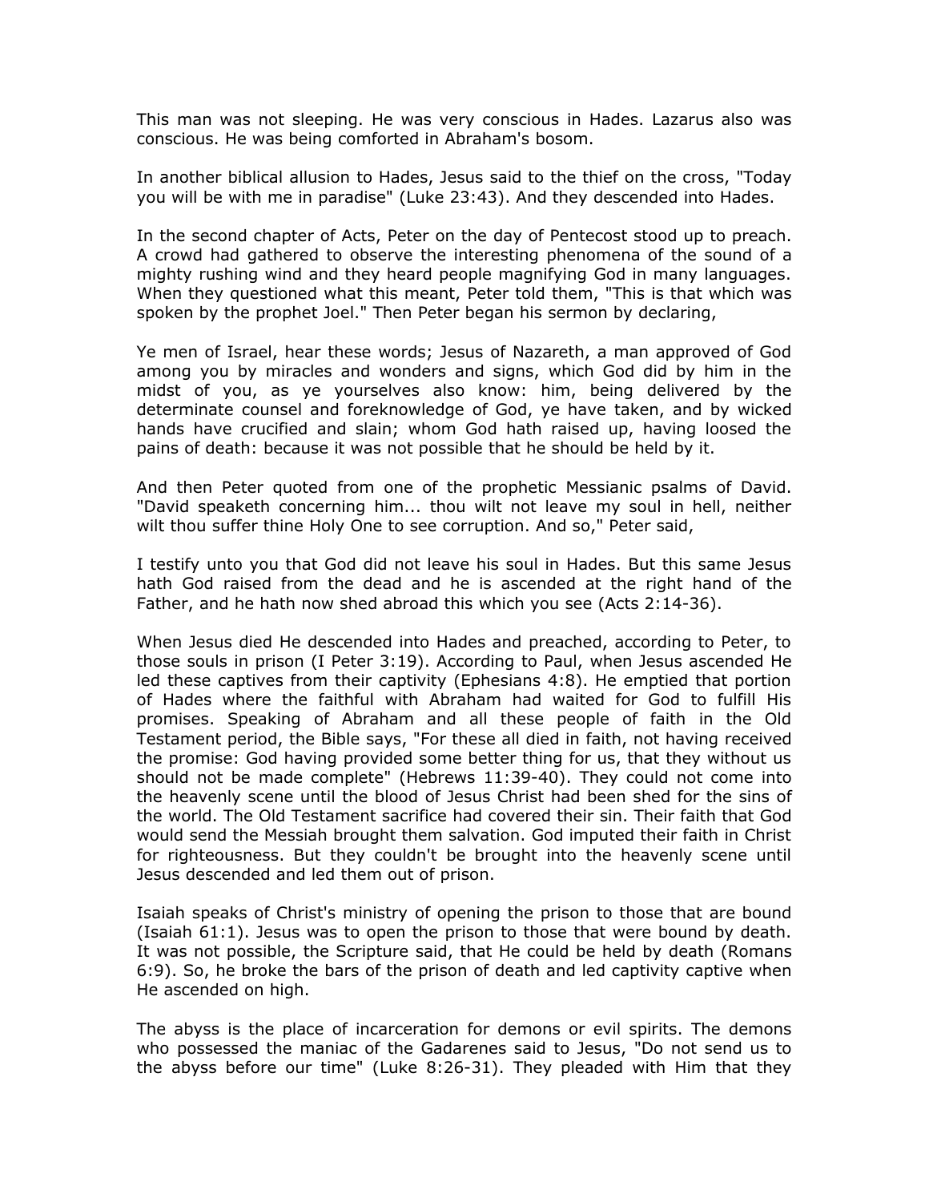This man was not sleeping. He was very conscious in Hades. Lazarus also was conscious. He was being comforted in Abraham's bosom.

In another biblical allusion to Hades, Jesus said to the thief on the cross, "Today you will be with me in paradise" (Luke 23:43). And they descended into Hades.

In the second chapter of Acts, Peter on the day of Pentecost stood up to preach. A crowd had gathered to observe the interesting phenomena of the sound of a mighty rushing wind and they heard people magnifying God in many languages. When they questioned what this meant, Peter told them, "This is that which was spoken by the prophet Joel." Then Peter began his sermon by declaring,

Ye men of Israel, hear these words; Jesus of Nazareth, a man approved of God among you by miracles and wonders and signs, which God did by him in the midst of you, as ye yourselves also know: him, being delivered by the determinate counsel and foreknowledge of God, ye have taken, and by wicked hands have crucified and slain; whom God hath raised up, having loosed the pains of death: because it was not possible that he should be held by it.

And then Peter quoted from one of the prophetic Messianic psalms of David. "David speaketh concerning him... thou wilt not leave my soul in hell, neither wilt thou suffer thine Holy One to see corruption. And so," Peter said,

I testify unto you that God did not leave his soul in Hades. But this same Jesus hath God raised from the dead and he is ascended at the right hand of the Father, and he hath now shed abroad this which you see (Acts 2:14-36).

When Jesus died He descended into Hades and preached, according to Peter, to those souls in prison (I Peter 3:19). According to Paul, when Jesus ascended He led these captives from their captivity (Ephesians 4:8). He emptied that portion of Hades where the faithful with Abraham had waited for God to fulfill His promises. Speaking of Abraham and all these people of faith in the Old Testament period, the Bible says, "For these all died in faith, not having received the promise: God having provided some better thing for us, that they without us should not be made complete" (Hebrews 11:39-40). They could not come into the heavenly scene until the blood of Jesus Christ had been shed for the sins of the world. The Old Testament sacrifice had covered their sin. Their faith that God would send the Messiah brought them salvation. God imputed their faith in Christ for righteousness. But they couldn't be brought into the heavenly scene until Jesus descended and led them out of prison.

Isaiah speaks of Christ's ministry of opening the prison to those that are bound (Isaiah 61:1). Jesus was to open the prison to those that were bound by death. It was not possible, the Scripture said, that He could be held by death (Romans 6:9). So, he broke the bars of the prison of death and led captivity captive when He ascended on high.

The abyss is the place of incarceration for demons or evil spirits. The demons who possessed the maniac of the Gadarenes said to Jesus, "Do not send us to the abyss before our time" (Luke 8:26-31). They pleaded with Him that they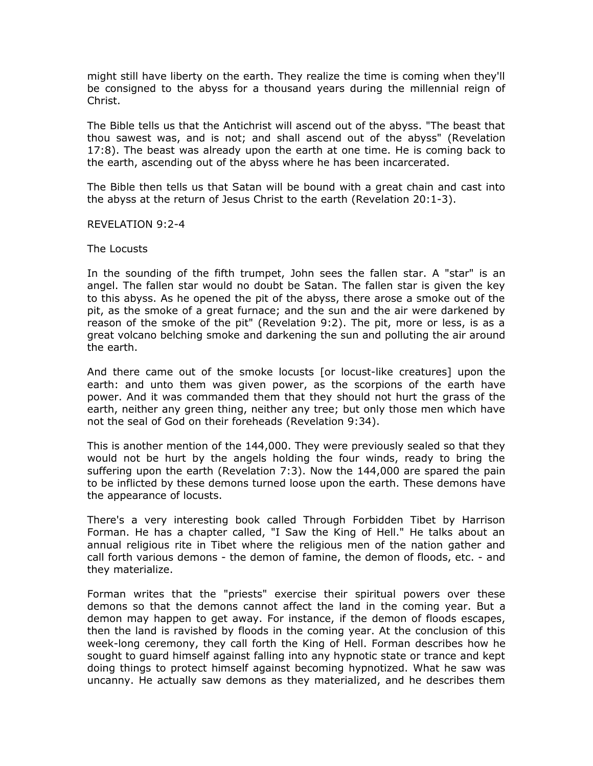might still have liberty on the earth. They realize the time is coming when they'll be consigned to the abyss for a thousand years during the millennial reign of Christ.

The Bible tells us that the Antichrist will ascend out of the abyss. "The beast that thou sawest was, and is not; and shall ascend out of the abyss" (Revelation 17:8). The beast was already upon the earth at one time. He is coming back to the earth, ascending out of the abyss where he has been incarcerated.

The Bible then tells us that Satan will be bound with a great chain and cast into the abyss at the return of Jesus Christ to the earth (Revelation 20:1-3).

REVELATION 9:2-4

The Locusts

In the sounding of the fifth trumpet, John sees the fallen star. A "star" is an angel. The fallen star would no doubt be Satan. The fallen star is given the key to this abyss. As he opened the pit of the abyss, there arose a smoke out of the pit, as the smoke of a great furnace; and the sun and the air were darkened by reason of the smoke of the pit" (Revelation 9:2). The pit, more or less, is as a great volcano belching smoke and darkening the sun and polluting the air around the earth.

And there came out of the smoke locusts [or locust-like creatures] upon the earth: and unto them was given power, as the scorpions of the earth have power. And it was commanded them that they should not hurt the grass of the earth, neither any green thing, neither any tree; but only those men which have not the seal of God on their foreheads (Revelation 9:34).

This is another mention of the 144,000. They were previously sealed so that they would not be hurt by the angels holding the four winds, ready to bring the suffering upon the earth (Revelation 7:3). Now the 144,000 are spared the pain to be inflicted by these demons turned loose upon the earth. These demons have the appearance of locusts.

There's a very interesting book called Through Forbidden Tibet by Harrison Forman. He has a chapter called, "I Saw the King of Hell." He talks about an annual religious rite in Tibet where the religious men of the nation gather and call forth various demons - the demon of famine, the demon of floods, etc. - and they materialize.

Forman writes that the "priests" exercise their spiritual powers over these demons so that the demons cannot affect the land in the coming year. But a demon may happen to get away. For instance, if the demon of floods escapes, then the land is ravished by floods in the coming year. At the conclusion of this week-long ceremony, they call forth the King of Hell. Forman describes how he sought to guard himself against falling into any hypnotic state or trance and kept doing things to protect himself against becoming hypnotized. What he saw was uncanny. He actually saw demons as they materialized, and he describes them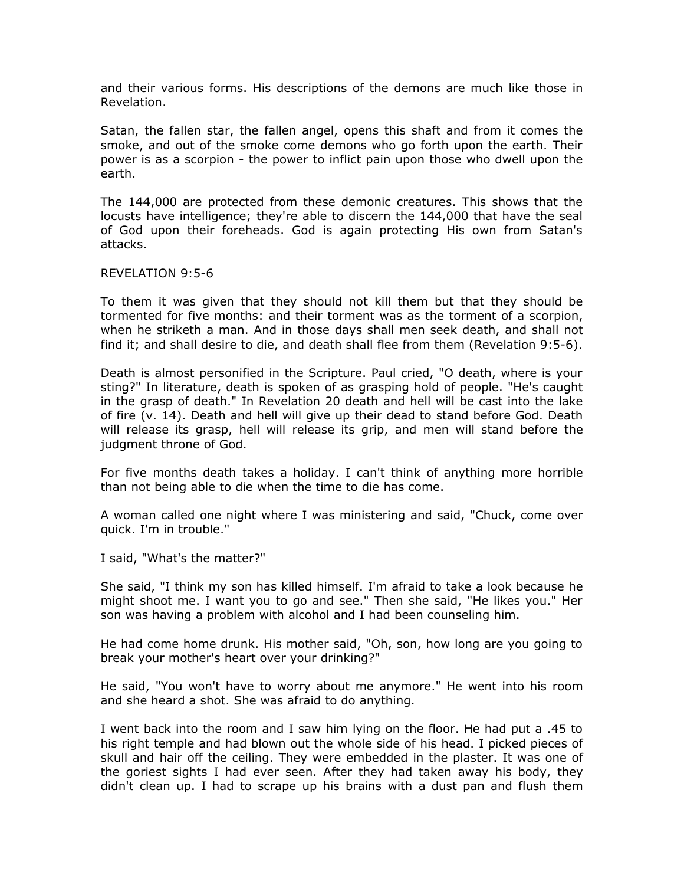and their various forms. His descriptions of the demons are much like those in Revelation.

Satan, the fallen star, the fallen angel, opens this shaft and from it comes the smoke, and out of the smoke come demons who go forth upon the earth. Their power is as a scorpion - the power to inflict pain upon those who dwell upon the earth.

The 144,000 are protected from these demonic creatures. This shows that the locusts have intelligence; they're able to discern the 144,000 that have the seal of God upon their foreheads. God is again protecting His own from Satan's attacks.

REVELATION 9:5-6

To them it was given that they should not kill them but that they should be tormented for five months: and their torment was as the torment of a scorpion, when he striketh a man. And in those days shall men seek death, and shall not find it; and shall desire to die, and death shall flee from them (Revelation 9:5-6).

Death is almost personified in the Scripture. Paul cried, "O death, where is your sting?" In literature, death is spoken of as grasping hold of people. "He's caught in the grasp of death." In Revelation 20 death and hell will be cast into the lake of fire (v. 14). Death and hell will give up their dead to stand before God. Death will release its grasp, hell will release its grip, and men will stand before the judgment throne of God.

For five months death takes a holiday. I can't think of anything more horrible than not being able to die when the time to die has come.

A woman called one night where I was ministering and said, "Chuck, come over quick. I'm in trouble."

I said, "What's the matter?"

She said, "I think my son has killed himself. I'm afraid to take a look because he might shoot me. I want you to go and see." Then she said, "He likes you." Her son was having a problem with alcohol and I had been counseling him.

He had come home drunk. His mother said, "Oh, son, how long are you going to break your mother's heart over your drinking?"

He said, "You won't have to worry about me anymore." He went into his room and she heard a shot. She was afraid to do anything.

I went back into the room and I saw him lying on the floor. He had put a .45 to his right temple and had blown out the whole side of his head. I picked pieces of skull and hair off the ceiling. They were embedded in the plaster. It was one of the goriest sights I had ever seen. After they had taken away his body, they didn't clean up. I had to scrape up his brains with a dust pan and flush them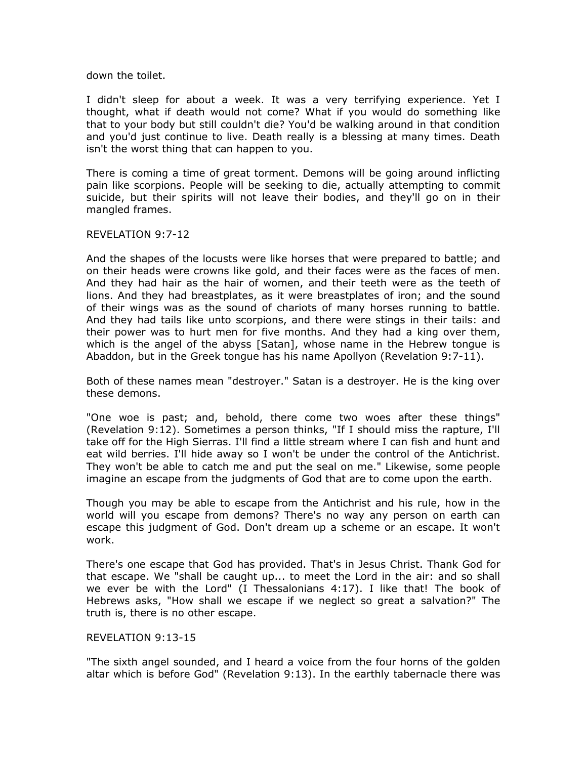down the toilet.

I didn't sleep for about a week. It was a very terrifying experience. Yet I thought, what if death would not come? What if you would do something like that to your body but still couldn't die? You'd be walking around in that condition and you'd just continue to live. Death really is a blessing at many times. Death isn't the worst thing that can happen to you.

There is coming a time of great torment. Demons will be going around inflicting pain like scorpions. People will be seeking to die, actually attempting to commit suicide, but their spirits will not leave their bodies, and they'll go on in their mangled frames.

REVELATION 9:7-12

And the shapes of the locusts were like horses that were prepared to battle; and on their heads were crowns like gold, and their faces were as the faces of men. And they had hair as the hair of women, and their teeth were as the teeth of lions. And they had breastplates, as it were breastplates of iron; and the sound of their wings was as the sound of chariots of many horses running to battle. And they had tails like unto scorpions, and there were stings in their tails: and their power was to hurt men for five months. And they had a king over them, which is the angel of the abyss [Satan], whose name in the Hebrew tongue is Abaddon, but in the Greek tongue has his name Apollyon (Revelation 9:7-11).

Both of these names mean "destroyer." Satan is a destroyer. He is the king over these demons.

"One woe is past; and, behold, there come two woes after these things" (Revelation 9:12). Sometimes a person thinks, "If I should miss the rapture, I'll take off for the High Sierras. I'll find a little stream where I can fish and hunt and eat wild berries. I'll hide away so I won't be under the control of the Antichrist. They won't be able to catch me and put the seal on me." Likewise, some people imagine an escape from the judgments of God that are to come upon the earth.

Though you may be able to escape from the Antichrist and his rule, how in the world will you escape from demons? There's no way any person on earth can escape this judgment of God. Don't dream up a scheme or an escape. It won't work.

There's one escape that God has provided. That's in Jesus Christ. Thank God for that escape. We "shall be caught up... to meet the Lord in the air: and so shall we ever be with the Lord" (I Thessalonians 4:17). I like that! The book of Hebrews asks, "How shall we escape if we neglect so great a salvation?" The truth is, there is no other escape.

REVELATION 9:13-15

"The sixth angel sounded, and I heard a voice from the four horns of the golden altar which is before God" (Revelation 9:13). In the earthly tabernacle there was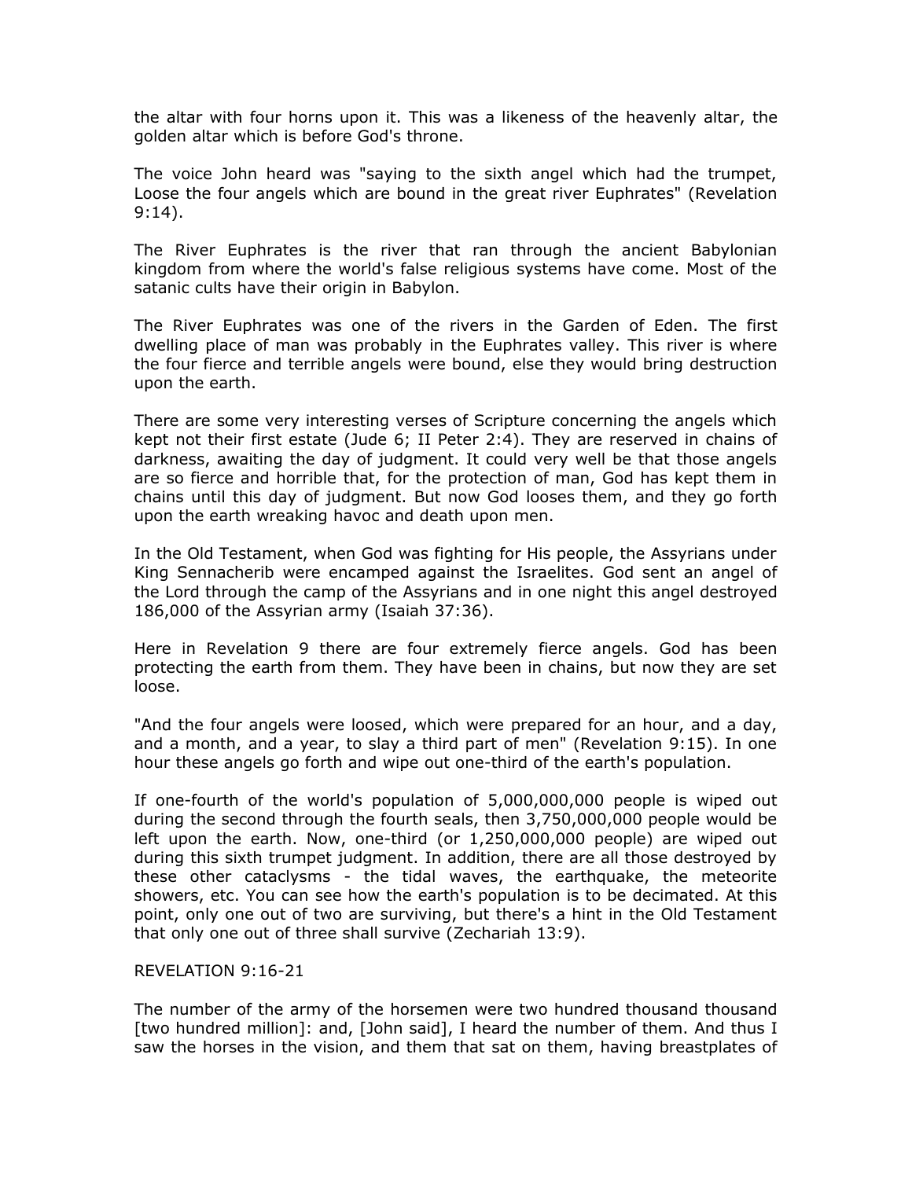the altar with four horns upon it. This was a likeness of the heavenly altar, the golden altar which is before God's throne.

The voice John heard was "saying to the sixth angel which had the trumpet, Loose the four angels which are bound in the great river Euphrates" (Revelation 9:14).

The River Euphrates is the river that ran through the ancient Babylonian kingdom from where the world's false religious systems have come. Most of the satanic cults have their origin in Babylon.

The River Euphrates was one of the rivers in the Garden of Eden. The first dwelling place of man was probably in the Euphrates valley. This river is where the four fierce and terrible angels were bound, else they would bring destruction upon the earth.

There are some very interesting verses of Scripture concerning the angels which kept not their first estate (Jude 6; II Peter 2:4). They are reserved in chains of darkness, awaiting the day of judgment. It could very well be that those angels are so fierce and horrible that, for the protection of man, God has kept them in chains until this day of judgment. But now God looses them, and they go forth upon the earth wreaking havoc and death upon men.

In the Old Testament, when God was fighting for His people, the Assyrians under King Sennacherib were encamped against the Israelites. God sent an angel of the Lord through the camp of the Assyrians and in one night this angel destroyed 186,000 of the Assyrian army (Isaiah 37:36).

Here in Revelation 9 there are four extremely fierce angels. God has been protecting the earth from them. They have been in chains, but now they are set loose.

"And the four angels were loosed, which were prepared for an hour, and a day, and a month, and a year, to slay a third part of men" (Revelation 9:15). In one hour these angels go forth and wipe out one-third of the earth's population.

If one-fourth of the world's population of 5,000,000,000 people is wiped out during the second through the fourth seals, then 3,750,000,000 people would be left upon the earth. Now, one-third (or 1,250,000,000 people) are wiped out during this sixth trumpet judgment. In addition, there are all those destroyed by these other cataclysms - the tidal waves, the earthquake, the meteorite showers, etc. You can see how the earth's population is to be decimated. At this point, only one out of two are surviving, but there's a hint in the Old Testament that only one out of three shall survive (Zechariah 13:9).

REVELATION 9:16-21

The number of the army of the horsemen were two hundred thousand thousand [two hundred million]: and, [John said], I heard the number of them. And thus I saw the horses in the vision, and them that sat on them, having breastplates of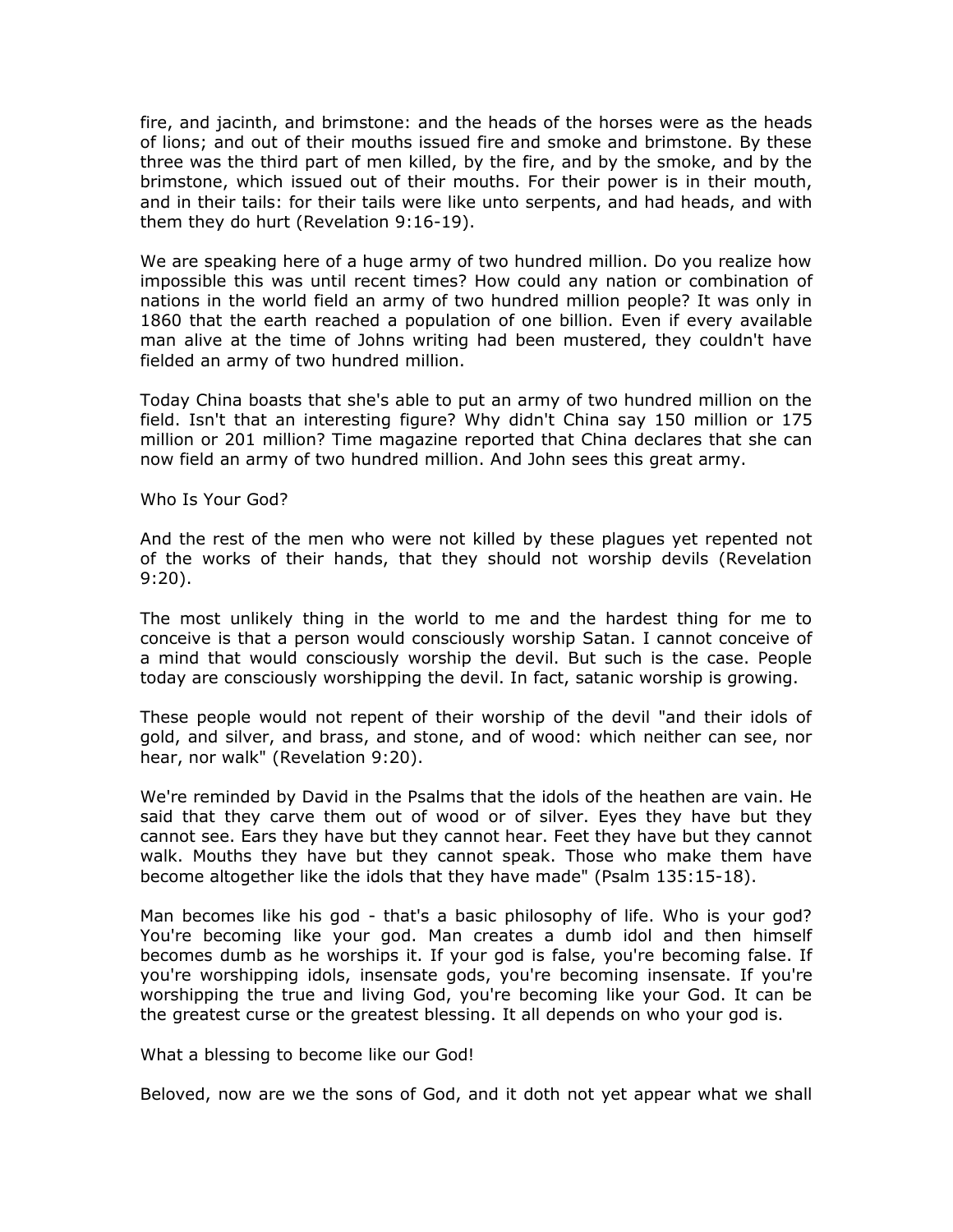fire, and jacinth, and brimstone: and the heads of the horses were as the heads of lions; and out of their mouths issued fire and smoke and brimstone. By these three was the third part of men killed, by the fire, and by the smoke, and by the brimstone, which issued out of their mouths. For their power is in their mouth, and in their tails: for their tails were like unto serpents, and had heads, and with them they do hurt (Revelation 9:16-19).

We are speaking here of a huge army of two hundred million. Do you realize how impossible this was until recent times? How could any nation or combination of nations in the world field an army of two hundred million people? It was only in 1860 that the earth reached a population of one billion. Even if every available man alive at the time of Johns writing had been mustered, they couldn't have fielded an army of two hundred million.

Today China boasts that she's able to put an army of two hundred million on the field. Isn't that an interesting figure? Why didn't China say 150 million or 175 million or 201 million? Time magazine reported that China declares that she can now field an army of two hundred million. And John sees this great army.

## Who Is Your God?

And the rest of the men who were not killed by these plagues yet repented not of the works of their hands, that they should not worship devils (Revelation 9:20).

The most unlikely thing in the world to me and the hardest thing for me to conceive is that a person would consciously worship Satan. I cannot conceive of a mind that would consciously worship the devil. But such is the case. People today are consciously worshipping the devil. In fact, satanic worship is growing.

These people would not repent of their worship of the devil "and their idols of gold, and silver, and brass, and stone, and of wood: which neither can see, nor hear, nor walk" (Revelation 9:20).

We're reminded by David in the Psalms that the idols of the heathen are vain. He said that they carve them out of wood or of silver. Eyes they have but they cannot see. Ears they have but they cannot hear. Feet they have but they cannot walk. Mouths they have but they cannot speak. Those who make them have become altogether like the idols that they have made" (Psalm 135:15-18).

Man becomes like his god - that's a basic philosophy of life. Who is your god? You're becoming like your god. Man creates a dumb idol and then himself becomes dumb as he worships it. If your god is false, you're becoming false. If you're worshipping idols, insensate gods, you're becoming insensate. If you're worshipping the true and living God, you're becoming like your God. It can be the greatest curse or the greatest blessing. It all depends on who your god is.

What a blessing to become like our God!

Beloved, now are we the sons of God, and it doth not yet appear what we shall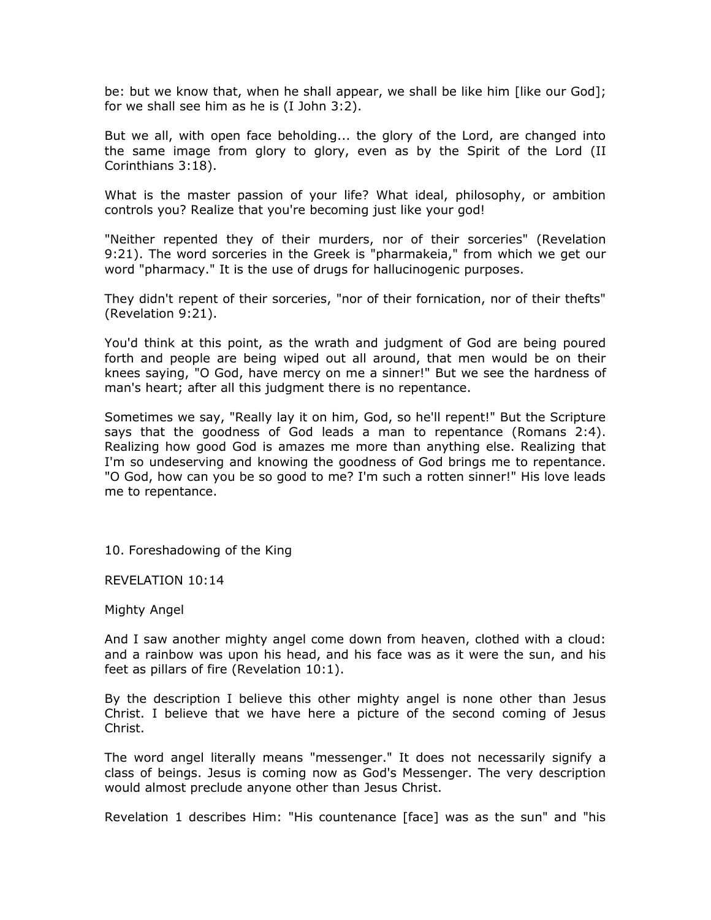be: but we know that, when he shall appear, we shall be like him [like our God]; for we shall see him as he is (I John 3:2).

But we all, with open face beholding... the glory of the Lord, are changed into the same image from glory to glory, even as by the Spirit of the Lord (II Corinthians 3:18).

What is the master passion of your life? What ideal, philosophy, or ambition controls you? Realize that you're becoming just like your god!

"Neither repented they of their murders, nor of their sorceries" (Revelation 9:21). The word sorceries in the Greek is "pharmakeia," from which we get our word "pharmacy." It is the use of drugs for hallucinogenic purposes.

They didn't repent of their sorceries, "nor of their fornication, nor of their thefts" (Revelation 9:21).

You'd think at this point, as the wrath and judgment of God are being poured forth and people are being wiped out all around, that men would be on their knees saying, "O God, have mercy on me a sinner!" But we see the hardness of man's heart; after all this judgment there is no repentance.

Sometimes we say, "Really lay it on him, God, so he'll repent!" But the Scripture says that the goodness of God leads a man to repentance (Romans 2:4). Realizing how good God is amazes me more than anything else. Realizing that I'm so undeserving and knowing the goodness of God brings me to repentance. "O God, how can you be so good to me? I'm such a rotten sinner!" His love leads me to repentance.

## 10. Foreshadowing of the King

REVELATION 10:14

### Mighty Angel

And I saw another mighty angel come down from heaven, clothed with a cloud: and a rainbow was upon his head, and his face was as it were the sun, and his feet as pillars of fire (Revelation 10:1).

By the description I believe this other mighty angel is none other than Jesus Christ. I believe that we have here a picture of the second coming of Jesus Christ.

The word angel literally means "messenger." It does not necessarily signify a class of beings. Jesus is coming now as God's Messenger. The very description would almost preclude anyone other than Jesus Christ.

Revelation 1 describes Him: "His countenance [face] was as the sun" and "his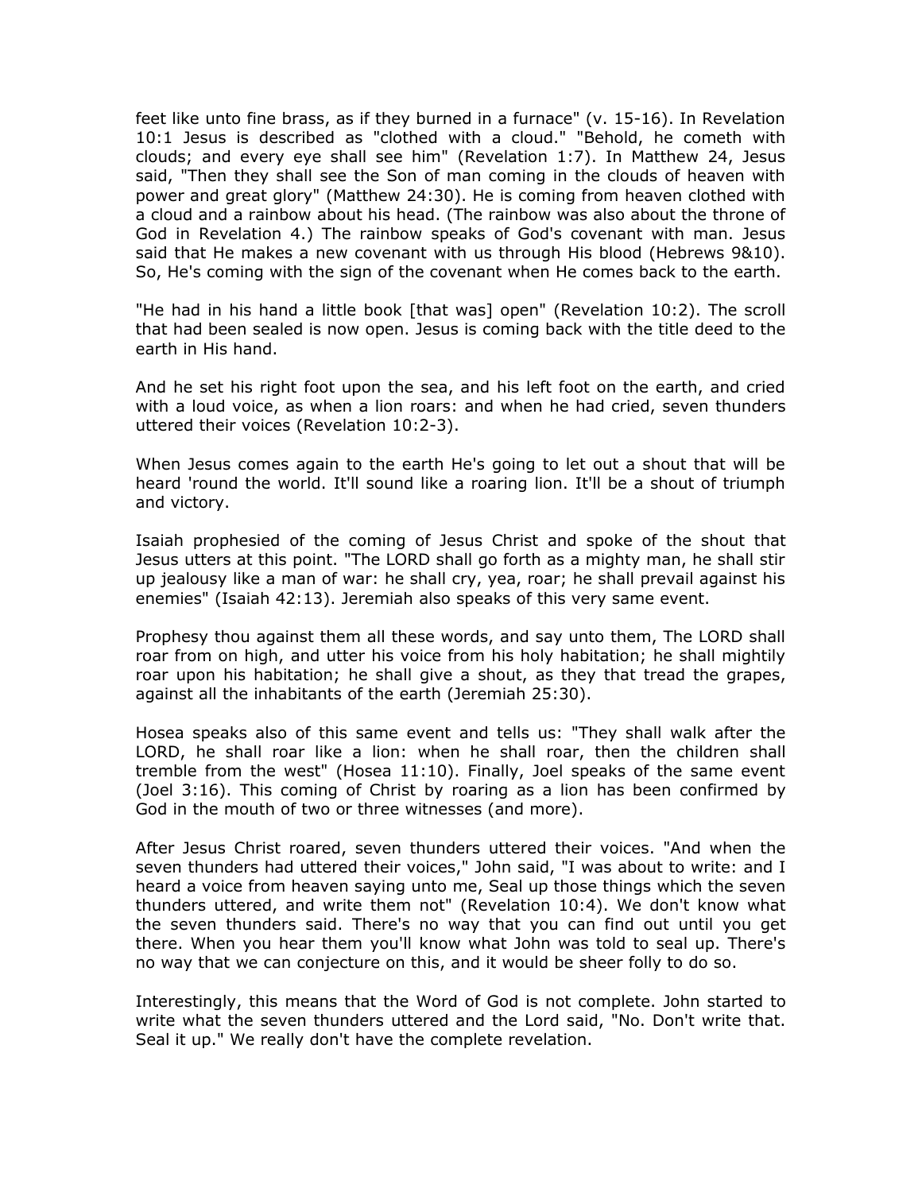feet like unto fine brass, as if they burned in a furnace" (v. 15-16). In Revelation 10:1 Jesus is described as "clothed with a cloud." "Behold, he cometh with clouds; and every eye shall see him" (Revelation 1:7). In Matthew 24, Jesus said, "Then they shall see the Son of man coming in the clouds of heaven with power and great glory" (Matthew 24:30). He is coming from heaven clothed with a cloud and a rainbow about his head. (The rainbow was also about the throne of God in Revelation 4.) The rainbow speaks of God's covenant with man. Jesus said that He makes a new covenant with us through His blood (Hebrews 9&10). So, He's coming with the sign of the covenant when He comes back to the earth.

"He had in his hand a little book [that was] open" (Revelation 10:2). The scroll that had been sealed is now open. Jesus is coming back with the title deed to the earth in His hand.

And he set his right foot upon the sea, and his left foot on the earth, and cried with a loud voice, as when a lion roars: and when he had cried, seven thunders uttered their voices (Revelation 10:2-3).

When Jesus comes again to the earth He's going to let out a shout that will be heard 'round the world. It'll sound like a roaring lion. It'll be a shout of triumph and victory.

Isaiah prophesied of the coming of Jesus Christ and spoke of the shout that Jesus utters at this point. "The LORD shall go forth as a mighty man, he shall stir up jealousy like a man of war: he shall cry, yea, roar; he shall prevail against his enemies" (Isaiah 42:13). Jeremiah also speaks of this very same event.

Prophesy thou against them all these words, and say unto them, The LORD shall roar from on high, and utter his voice from his holy habitation; he shall mightily roar upon his habitation; he shall give a shout, as they that tread the grapes, against all the inhabitants of the earth (Jeremiah 25:30).

Hosea speaks also of this same event and tells us: "They shall walk after the LORD, he shall roar like a lion: when he shall roar, then the children shall tremble from the west" (Hosea 11:10). Finally, Joel speaks of the same event (Joel 3:16). This coming of Christ by roaring as a lion has been confirmed by God in the mouth of two or three witnesses (and more).

After Jesus Christ roared, seven thunders uttered their voices. "And when the seven thunders had uttered their voices," John said, "I was about to write: and I heard a voice from heaven saying unto me, Seal up those things which the seven thunders uttered, and write them not" (Revelation 10:4). We don't know what the seven thunders said. There's no way that you can find out until you get there. When you hear them you'll know what John was told to seal up. There's no way that we can conjecture on this, and it would be sheer folly to do so.

Interestingly, this means that the Word of God is not complete. John started to write what the seven thunders uttered and the Lord said, "No. Don't write that. Seal it up." We really don't have the complete revelation.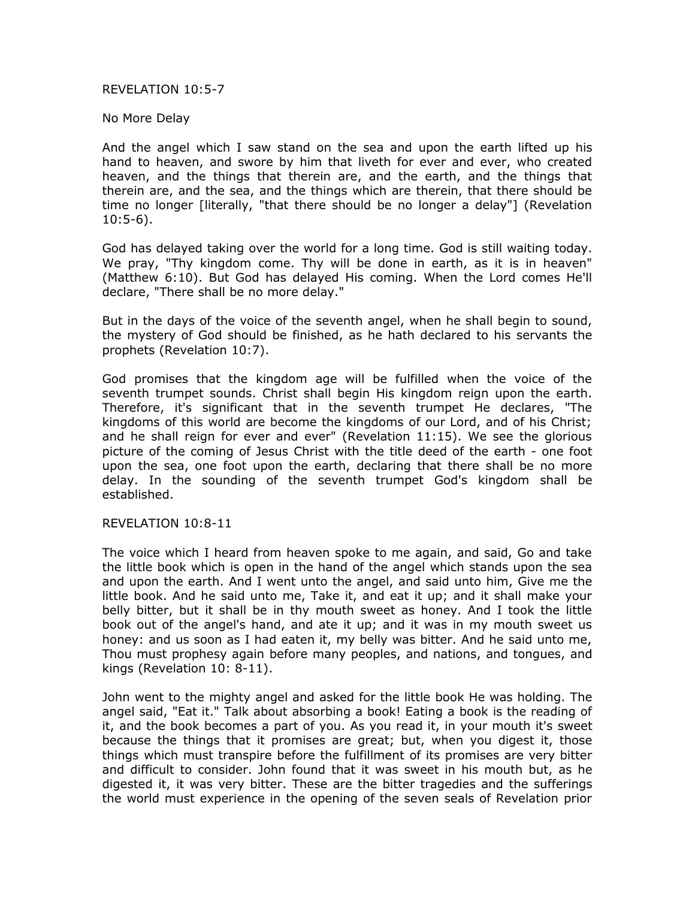REVELATION 10:5-7

No More Delay

And the angel which I saw stand on the sea and upon the earth lifted up his hand to heaven, and swore by him that liveth for ever and ever, who created heaven, and the things that therein are, and the earth, and the things that therein are, and the sea, and the things which are therein, that there should be time no longer [literally, "that there should be no longer a delay"] (Revelation 10:5-6).

God has delayed taking over the world for a long time. God is still waiting today. We pray, "Thy kingdom come. Thy will be done in earth, as it is in heaven" (Matthew 6:10). But God has delayed His coming. When the Lord comes He'll declare, "There shall be no more delay."

But in the days of the voice of the seventh angel, when he shall begin to sound, the mystery of God should be finished, as he hath declared to his servants the prophets (Revelation 10:7).

God promises that the kingdom age will be fulfilled when the voice of the seventh trumpet sounds. Christ shall begin His kingdom reign upon the earth. Therefore, it's significant that in the seventh trumpet He declares, "The kingdoms of this world are become the kingdoms of our Lord, and of his Christ; and he shall reign for ever and ever" (Revelation 11:15). We see the glorious picture of the coming of Jesus Christ with the title deed of the earth - one foot upon the sea, one foot upon the earth, declaring that there shall be no more delay. In the sounding of the seventh trumpet God's kingdom shall be established.

REVELATION 10:8-11

The voice which I heard from heaven spoke to me again, and said, Go and take the little book which is open in the hand of the angel which stands upon the sea and upon the earth. And I went unto the angel, and said unto him, Give me the little book. And he said unto me, Take it, and eat it up; and it shall make your belly bitter, but it shall be in thy mouth sweet as honey. And I took the little book out of the angel's hand, and ate it up; and it was in my mouth sweet us honey: and us soon as I had eaten it, my belly was bitter. And he said unto me, Thou must prophesy again before many peoples, and nations, and tongues, and kings (Revelation 10: 8-11).

John went to the mighty angel and asked for the little book He was holding. The angel said, "Eat it." Talk about absorbing a book! Eating a book is the reading of it, and the book becomes a part of you. As you read it, in your mouth it's sweet because the things that it promises are great; but, when you digest it, those things which must transpire before the fulfillment of its promises are very bitter and difficult to consider. John found that it was sweet in his mouth but, as he digested it, it was very bitter. These are the bitter tragedies and the sufferings the world must experience in the opening of the seven seals of Revelation prior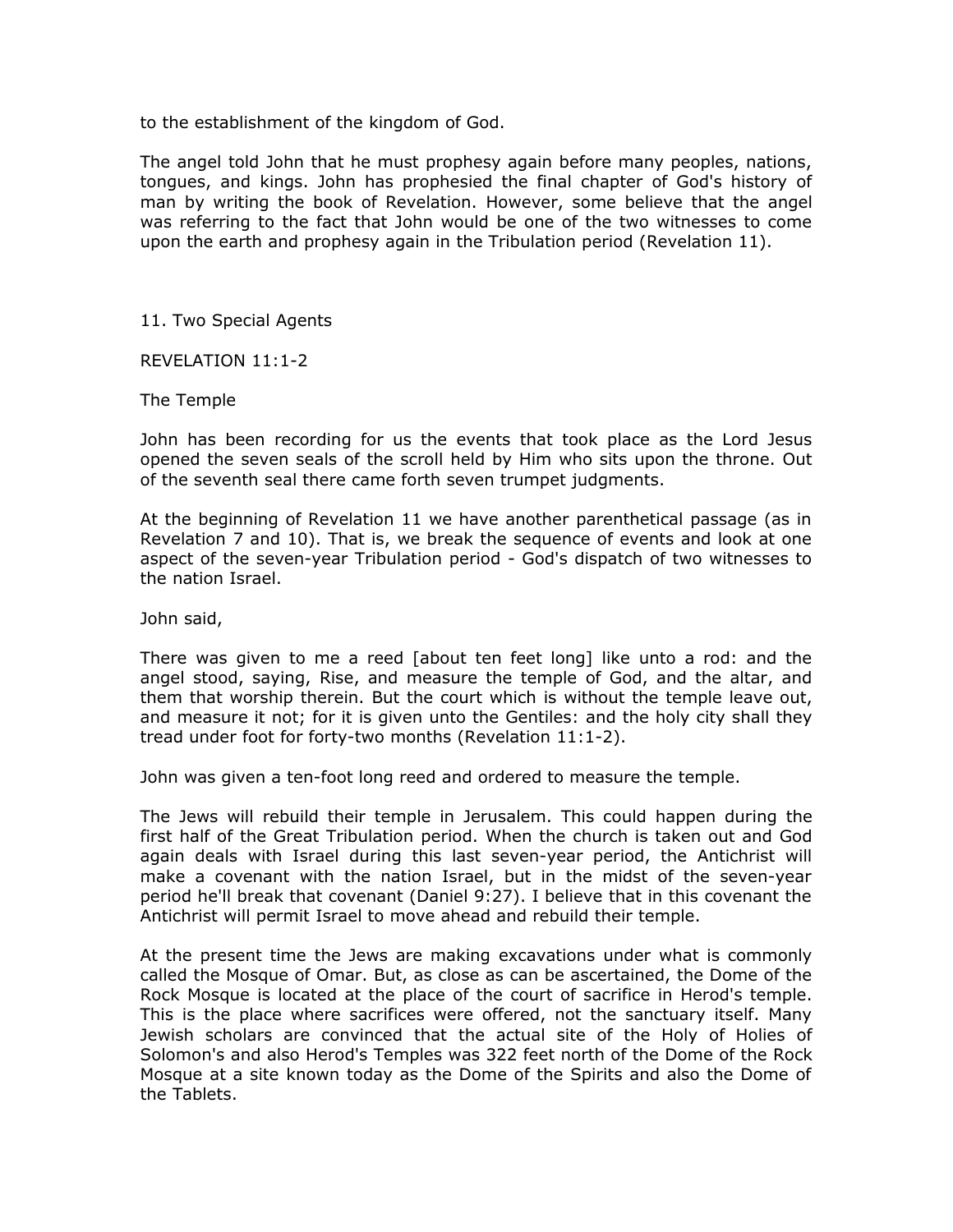to the establishment of the kingdom of God.

The angel told John that he must prophesy again before many peoples, nations, tongues, and kings. John has prophesied the final chapter of God's history of man by writing the book of Revelation. However, some believe that the angel was referring to the fact that John would be one of the two witnesses to come upon the earth and prophesy again in the Tribulation period (Revelation 11).

## 11. Two Special Agents

REVELATION 11:1-2

### The Temple

John has been recording for us the events that took place as the Lord Jesus opened the seven seals of the scroll held by Him who sits upon the throne. Out of the seventh seal there came forth seven trumpet judgments.

At the beginning of Revelation 11 we have another parenthetical passage (as in Revelation 7 and 10). That is, we break the sequence of events and look at one aspect of the seven-year Tribulation period - God's dispatch of two witnesses to the nation Israel.

John said,

There was given to me a reed [about ten feet long] like unto a rod: and the angel stood, saying, Rise, and measure the temple of God, and the altar, and them that worship therein. But the court which is without the temple leave out, and measure it not; for it is given unto the Gentiles: and the holy city shall they tread under foot for forty-two months (Revelation 11:1-2).

John was given a ten-foot long reed and ordered to measure the temple.

The Jews will rebuild their temple in Jerusalem. This could happen during the first half of the Great Tribulation period. When the church is taken out and God again deals with Israel during this last seven-year period, the Antichrist will make a covenant with the nation Israel, but in the midst of the seven-year period he'll break that covenant (Daniel 9:27). I believe that in this covenant the Antichrist will permit Israel to move ahead and rebuild their temple.

At the present time the Jews are making excavations under what is commonly called the Mosque of Omar. But, as close as can be ascertained, the Dome of the Rock Mosque is located at the place of the court of sacrifice in Herod's temple. This is the place where sacrifices were offered, not the sanctuary itself. Many Jewish scholars are convinced that the actual site of the Holy of Holies of Solomon's and also Herod's Temples was 322 feet north of the Dome of the Rock Mosque at a site known today as the Dome of the Spirits and also the Dome of the Tablets.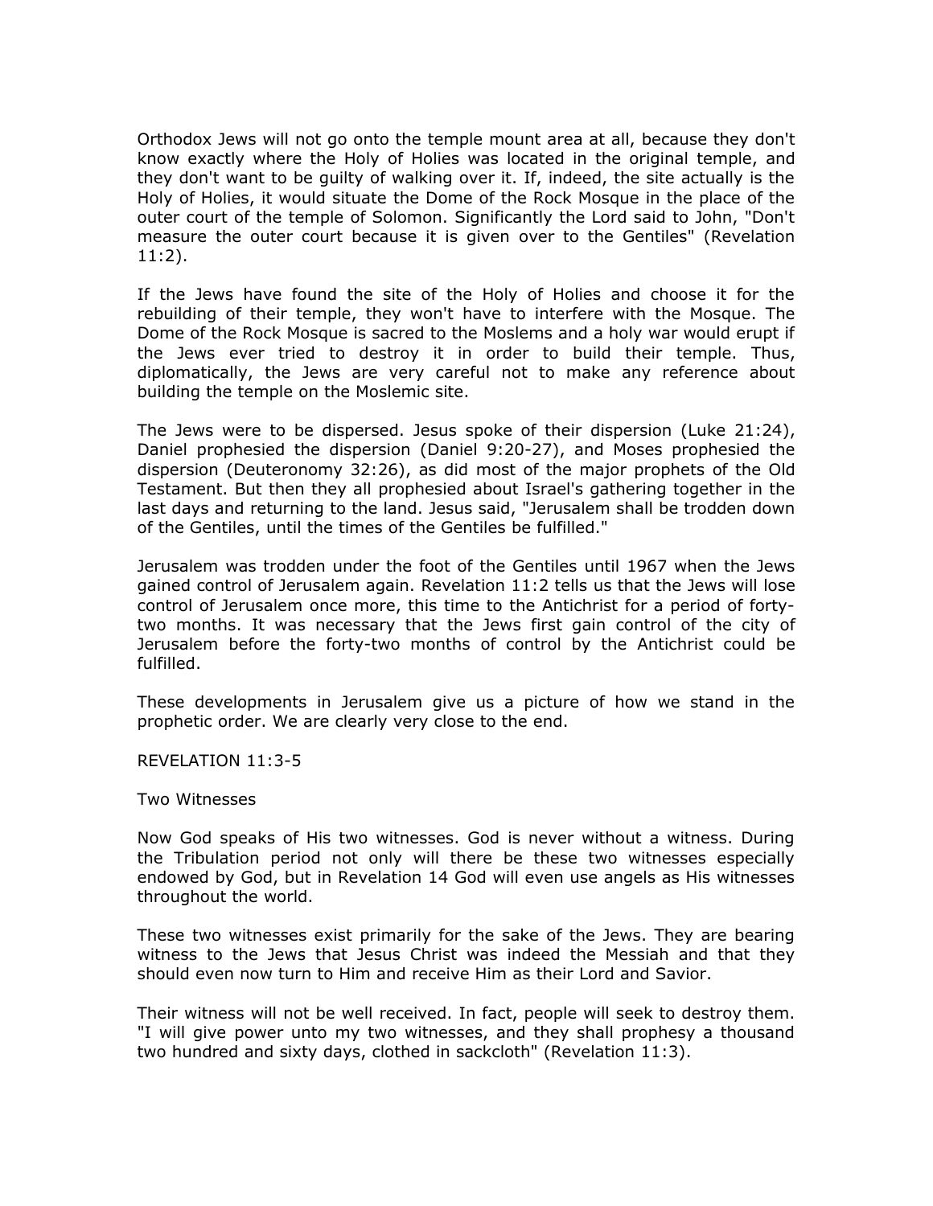Orthodox Jews will not go onto the temple mount area at all, because they don't know exactly where the Holy of Holies was located in the original temple, and they don't want to be guilty of walking over it. If, indeed, the site actually is the Holy of Holies, it would situate the Dome of the Rock Mosque in the place of the outer court of the temple of Solomon. Significantly the Lord said to John, "Don't measure the outer court because it is given over to the Gentiles" (Revelation 11:2).

If the Jews have found the site of the Holy of Holies and choose it for the rebuilding of their temple, they won't have to interfere with the Mosque. The Dome of the Rock Mosque is sacred to the Moslems and a holy war would erupt if the Jews ever tried to destroy it in order to build their temple. Thus, diplomatically, the Jews are very careful not to make any reference about building the temple on the Moslemic site.

The Jews were to be dispersed. Jesus spoke of their dispersion (Luke 21:24), Daniel prophesied the dispersion (Daniel 9:20-27), and Moses prophesied the dispersion (Deuteronomy 32:26), as did most of the major prophets of the Old Testament. But then they all prophesied about Israel's gathering together in the last days and returning to the land. Jesus said, "Jerusalem shall be trodden down of the Gentiles, until the times of the Gentiles be fulfilled."

Jerusalem was trodden under the foot of the Gentiles until 1967 when the Jews gained control of Jerusalem again. Revelation 11:2 tells us that the Jews will lose control of Jerusalem once more, this time to the Antichrist for a period of forty-two months. It was necessary that the Jews first gain control of the city of Jerusalem before the forty-two months of control by the Antichrist could be fulfilled.

These developments in Jerusalem give us a picture of how we stand in the prophetic order. We are clearly very close to the end.

REVELATION 11:3-5

Two Witnesses

Now God speaks of His two witnesses. God is never without a witness. During the Tribulation period not only will there be these two witnesses especially endowed by God, but in Revelation 14 God will even use angels as His witnesses throughout the world.

These two witnesses exist primarily for the sake of the Jews. They are bearing witness to the Jews that Jesus Christ was indeed the Messiah and that they should even now turn to Him and receive Him as their Lord and Savior.

Their witness will not be well received. In fact, people will seek to destroy them. "I will give power unto my two witnesses, and they shall prophesy a thousand two hundred and sixty days, clothed in sackcloth" (Revelation 11:3).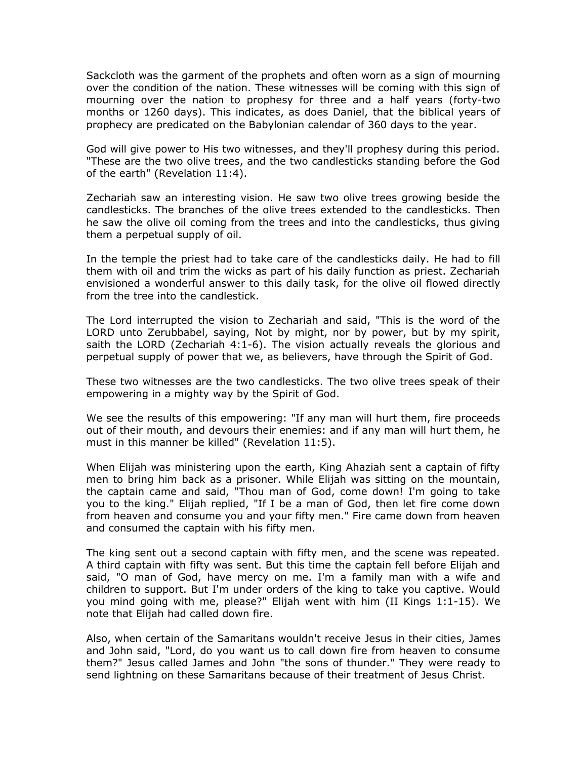Sackcloth was the garment of the prophets and often worn as a sign of mourning over the condition of the nation. These witnesses will be coming with this sign of mourning over the nation to prophesy for three and a half years (forty-two months or 1260 days). This indicates, as does Daniel, that the biblical years of prophecy are predicated on the Babylonian calendar of 360 days to the year.

God will give power to His two witnesses, and they'll prophesy during this period. "These are the two olive trees, and the two candlesticks standing before the God of the earth" (Revelation 11:4).

Zechariah saw an interesting vision. He saw two olive trees growing beside the candlesticks. The branches of the olive trees extended to the candlesticks. Then he saw the olive oil coming from the trees and into the candlesticks, thus giving them a perpetual supply of oil.

In the temple the priest had to take care of the candlesticks daily. He had to fill them with oil and trim the wicks as part of his daily function as priest. Zechariah envisioned a wonderful answer to this daily task, for the olive oil flowed directly from the tree into the candlestick.

The Lord interrupted the vision to Zechariah and said, "This is the word of the LORD unto Zerubbabel, saying, Not by might, nor by power, but by my spirit, saith the LORD (Zechariah 4:1-6). The vision actually reveals the glorious and perpetual supply of power that we, as believers, have through the Spirit of God.

These two witnesses are the two candlesticks. The two olive trees speak of their empowering in a mighty way by the Spirit of God.

We see the results of this empowering: "If any man will hurt them, fire proceeds out of their mouth, and devours their enemies: and if any man will hurt them, he must in this manner be killed" (Revelation 11:5).

When Elijah was ministering upon the earth, King Ahaziah sent a captain of fifty men to bring him back as a prisoner. While Elijah was sitting on the mountain, the captain came and said, "Thou man of God, come down! I'm going to take you to the king." Elijah replied, "If I be a man of God, then let fire come down from heaven and consume you and your fifty men." Fire came down from heaven and consumed the captain with his fifty men.

The king sent out a second captain with fifty men, and the scene was repeated. A third captain with fifty was sent. But this time the captain fell before Elijah and said, "O man of God, have mercy on me. I'm a family man with a wife and children to support. But I'm under orders of the king to take you captive. Would you mind going with me, please?" Elijah went with him (II Kings 1:1-15). We note that Elijah had called down fire.

Also, when certain of the Samaritans wouldn't receive Jesus in their cities, James and John said, "Lord, do you want us to call down fire from heaven to consume them?" Jesus called James and John "the sons of thunder." They were ready to send lightning on these Samaritans because of their treatment of Jesus Christ.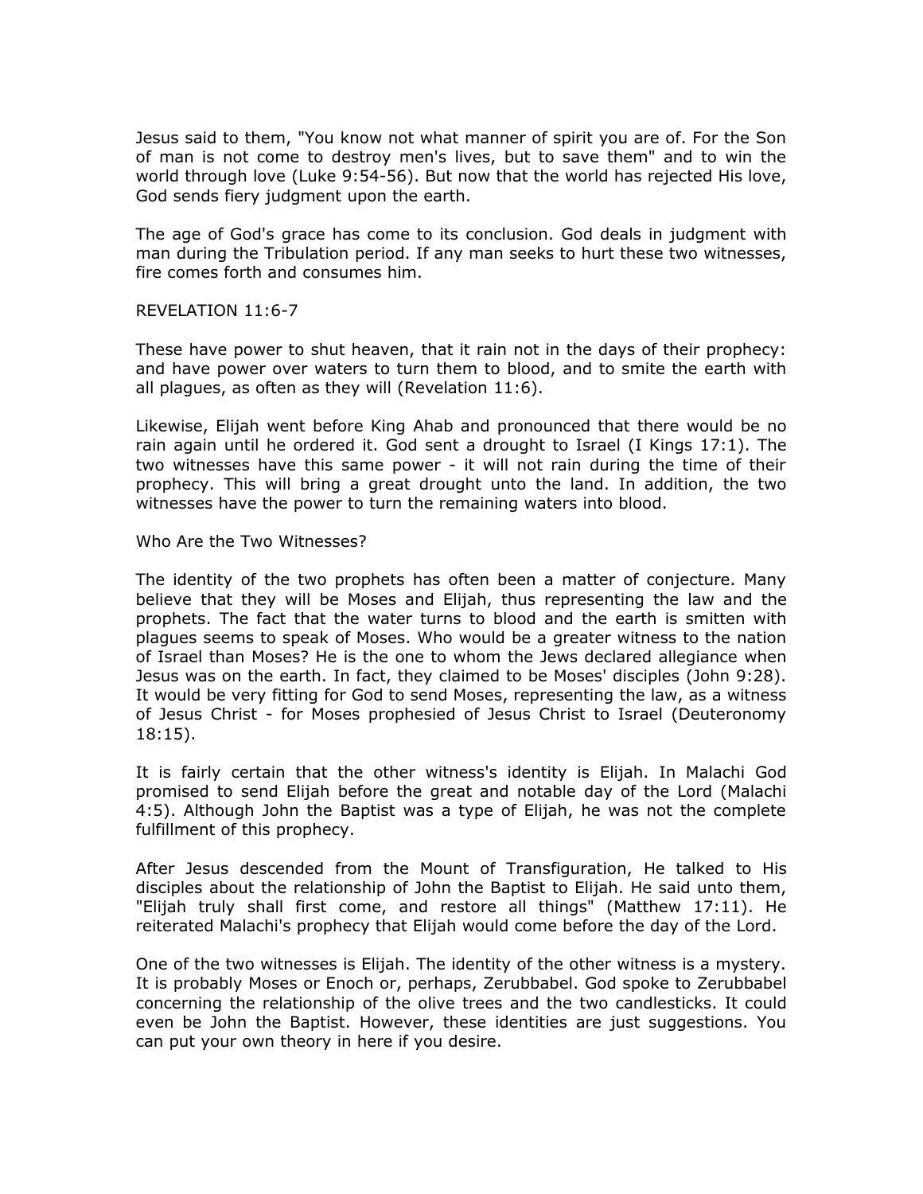Jesus said to them, "You know not what manner of spirit you are of. For the Son of man is not come to destroy men's lives, but to save them" and to win the world through love (Luke 9:54-56). But now that the world has rejected His love, God sends fiery judgment upon the earth.

The age of God's grace has come to its conclusion. God deals in judgment with man during the Tribulation period. If any man seeks to hurt these two witnesses, fire comes forth and consumes him.

REVELATION 11:6-7

These have power to shut heaven, that it rain not in the days of their prophecy: and have power over waters to turn them to blood, and to smite the earth with all plagues, as often as they will (Revelation 11:6).

Likewise, Elijah went before King Ahab and pronounced that there would be no rain again until he ordered it. God sent a drought to Israel (I Kings 17:1). The two witnesses have this same power - it will not rain during the time of their prophecy. This will bring a great drought unto the land. In addition, the two witnesses have the power to turn the remaining waters into blood.

Who Are the Two Witnesses?

The identity of the two prophets has often been a matter of conjecture. Many believe that they will be Moses and Elijah, thus representing the law and the prophets. The fact that the water turns to blood and the earth is smitten with plagues seems to speak of Moses. Who would be a greater witness to the nation of Israel than Moses? He is the one to whom the Jews declared allegiance when Jesus was on the earth. In fact, they claimed to be Moses' disciples (John 9:28). It would be very fitting for God to send Moses, representing the law, as a witness of Jesus Christ - for Moses prophesied of Jesus Christ to Israel (Deuteronomy 18:15).

It is fairly certain that the other witness's identity is Elijah. In Malachi God promised to send Elijah before the great and notable day of the Lord (Malachi 4:5). Although John the Baptist was a type of Elijah, he was not the complete fulfillment of this prophecy.

After Jesus descended from the Mount of Transfiguration, He talked to His disciples about the relationship of John the Baptist to Elijah. He said unto them, "Elijah truly shall first come, and restore all things" (Matthew 17:11). He reiterated Malachi's prophecy that Elijah would come before the day of the Lord.

One of the two witnesses is Elijah. The identity of the other witness is a mystery. It is probably Moses or Enoch or, perhaps, Zerubbabel. God spoke to Zerubbabel concerning the relationship of the olive trees and the two candlesticks. It could even be John the Baptist. However, these identities are just suggestions. You can put your own theory in here if you desire.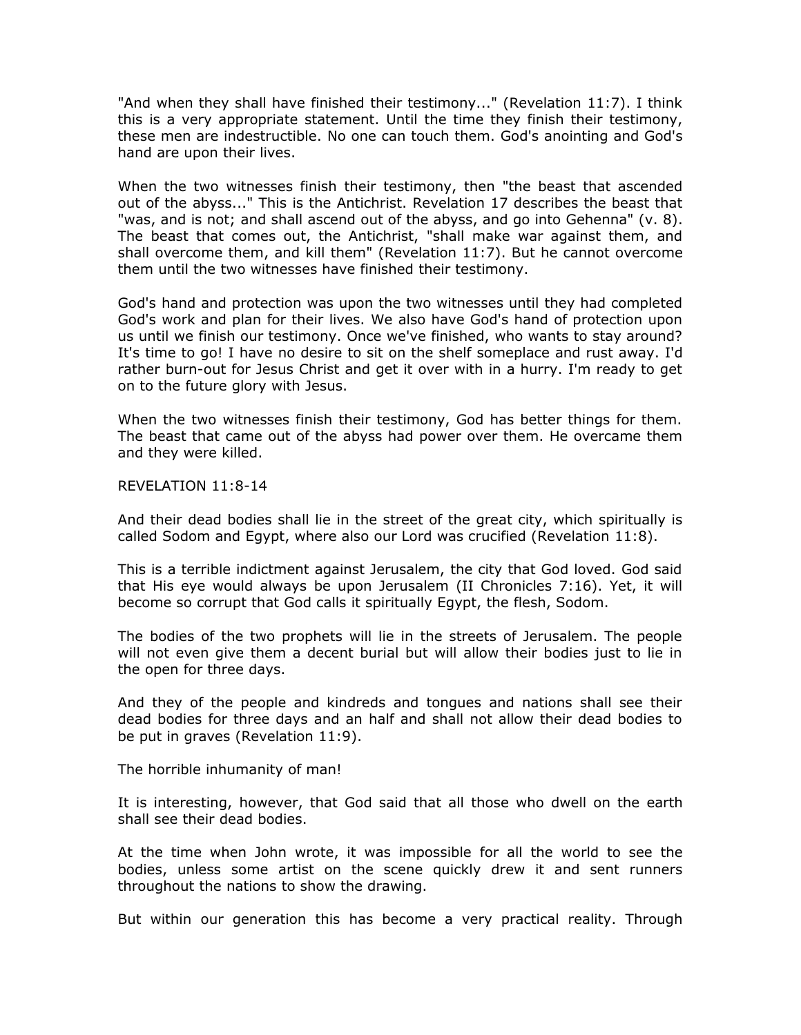"And when they shall have finished their testimony..." (Revelation 11:7). I think this is a very appropriate statement. Until the time they finish their testimony, these men are indestructible. No one can touch them. God's anointing and God's hand are upon their lives.

When the two witnesses finish their testimony, then "the beast that ascended out of the abyss..." This is the Antichrist. Revelation 17 describes the beast that "was, and is not; and shall ascend out of the abyss, and go into Gehenna" (v. 8). The beast that comes out, the Antichrist, "shall make war against them, and shall overcome them, and kill them" (Revelation 11:7). But he cannot overcome them until the two witnesses have finished their testimony.

God's hand and protection was upon the two witnesses until they had completed God's work and plan for their lives. We also have God's hand of protection upon us until we finish our testimony. Once we've finished, who wants to stay around? It's time to go! I have no desire to sit on the shelf someplace and rust away. I'd rather burn-out for Jesus Christ and get it over with in a hurry. I'm ready to get on to the future glory with Jesus.

When the two witnesses finish their testimony, God has better things for them. The beast that came out of the abyss had power over them. He overcame them and they were killed.

REVELATION 11:8-14

And their dead bodies shall lie in the street of the great city, which spiritually is called Sodom and Egypt, where also our Lord was crucified (Revelation 11:8).

This is a terrible indictment against Jerusalem, the city that God loved. God said that His eye would always be upon Jerusalem (II Chronicles 7:16). Yet, it will become so corrupt that God calls it spiritually Egypt, the flesh, Sodom.

The bodies of the two prophets will lie in the streets of Jerusalem. The people will not even give them a decent burial but will allow their bodies just to lie in the open for three days.

And they of the people and kindreds and tongues and nations shall see their dead bodies for three days and an half and shall not allow their dead bodies to be put in graves (Revelation 11:9).

The horrible inhumanity of man!

It is interesting, however, that God said that all those who dwell on the earth shall see their dead bodies.

At the time when John wrote, it was impossible for all the world to see the bodies, unless some artist on the scene quickly drew it and sent runners throughout the nations to show the drawing.

But within our generation this has become a very practical reality. Through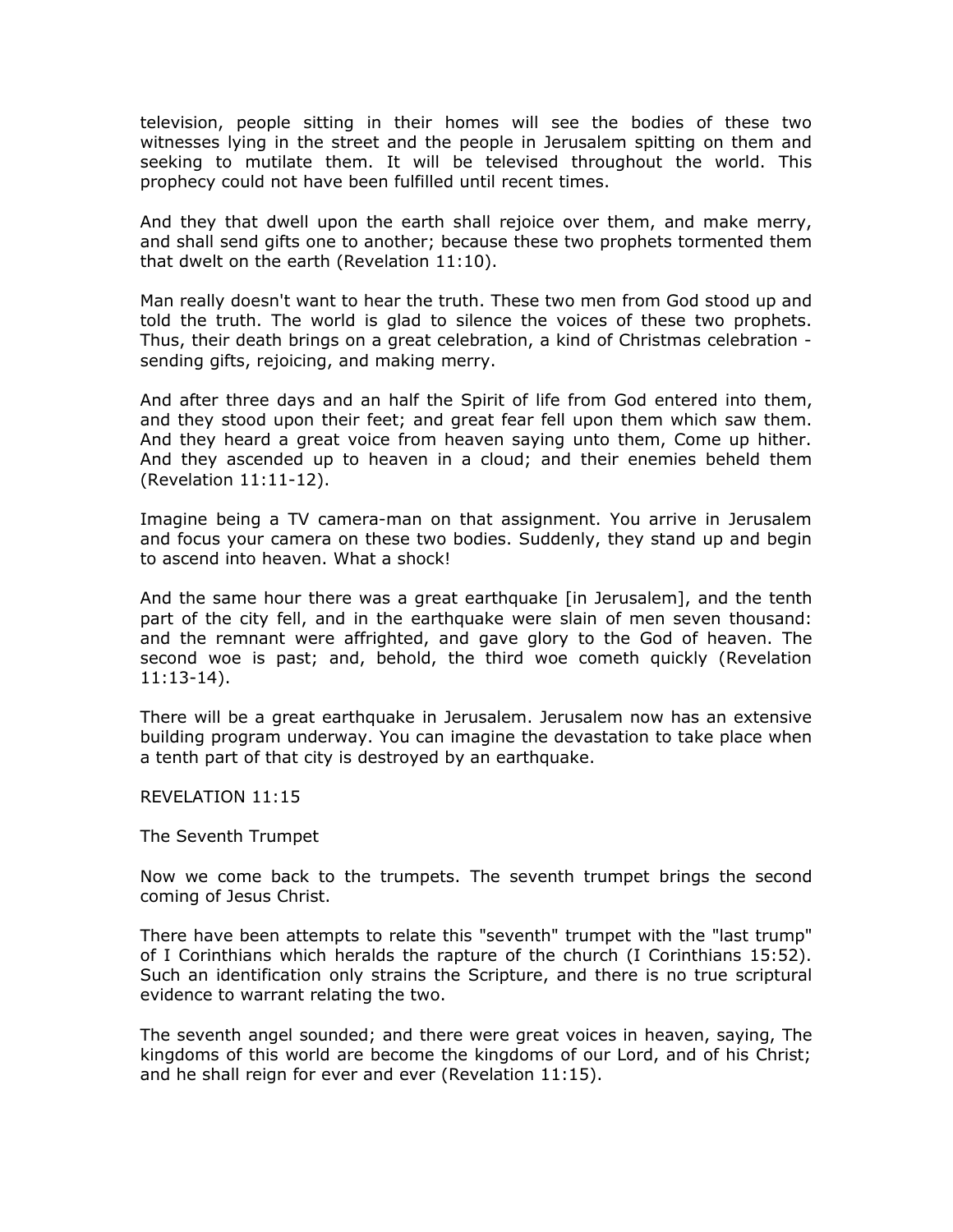television, people sitting in their homes will see the bodies of these two witnesses lying in the street and the people in Jerusalem spitting on them and seeking to mutilate them. It will be televised throughout the world. This prophecy could not have been fulfilled until recent times.

And they that dwell upon the earth shall rejoice over them, and make merry, and shall send gifts one to another; because these two prophets tormented them that dwelt on the earth (Revelation 11:10).

Man really doesn't want to hear the truth. These two men from God stood up and told the truth. The world is glad to silence the voices of these two prophets. Thus, their death brings on a great celebration, a kind of Christmas celebration - sending gifts, rejoicing, and making merry.

And after three days and an half the Spirit of life from God entered into them, and they stood upon their feet; and great fear fell upon them which saw them. And they heard a great voice from heaven saying unto them, Come up hither. And they ascended up to heaven in a cloud; and their enemies beheld them (Revelation 11:11-12).

Imagine being a TV camera-man on that assignment. You arrive in Jerusalem and focus your camera on these two bodies. Suddenly, they stand up and begin to ascend into heaven. What a shock!

And the same hour there was a great earthquake [in Jerusalem], and the tenth part of the city fell, and in the earthquake were slain of men seven thousand: and the remnant were affrighted, and gave glory to the God of heaven. The second woe is past; and, behold, the third woe cometh quickly (Revelation 11:13-14).

There will be a great earthquake in Jerusalem. Jerusalem now has an extensive building program underway. You can imagine the devastation to take place when a tenth part of that city is destroyed by an earthquake.

## REVELATION 11:15

### The Seventh Trumpet

Now we come back to the trumpets. The seventh trumpet brings the second coming of Jesus Christ.

There have been attempts to relate this "seventh" trumpet with the "last trump" of I Corinthians which heralds the rapture of the church (I Corinthians 15:52). Such an identification only strains the Scripture, and there is no true scriptural evidence to warrant relating the two.

The seventh angel sounded; and there were great voices in heaven, saying, The kingdoms of this world are become the kingdoms of our Lord, and of his Christ; and he shall reign for ever and ever (Revelation 11:15).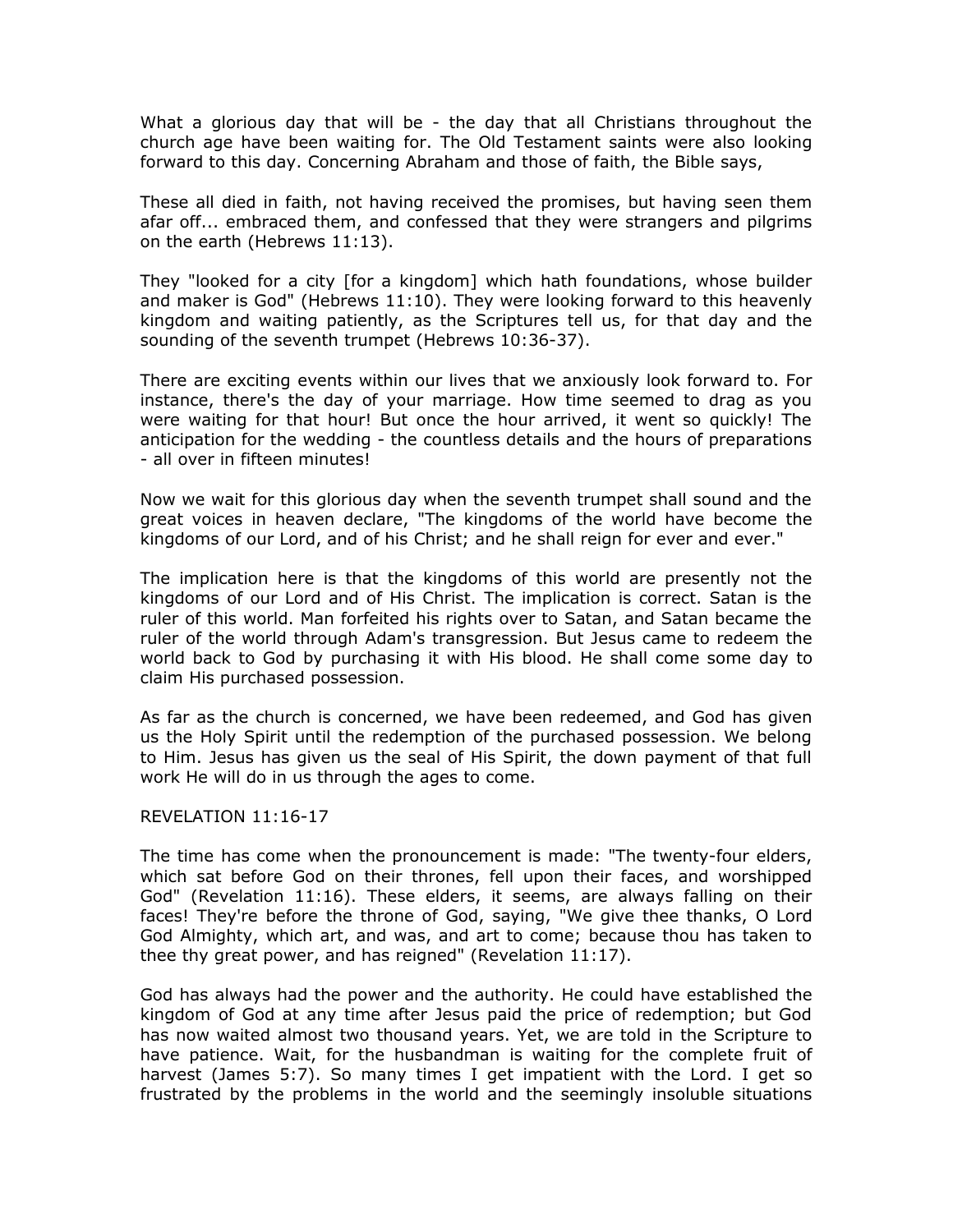What a glorious day that will be - the day that all Christians throughout the church age have been waiting for. The Old Testament saints were also looking forward to this day. Concerning Abraham and those of faith, the Bible says,

These all died in faith, not having received the promises, but having seen them afar off... embraced them, and confessed that they were strangers and pilgrims on the earth (Hebrews 11:13).

They "looked for a city [for a kingdom] which hath foundations, whose builder and maker is God" (Hebrews 11:10). They were looking forward to this heavenly kingdom and waiting patiently, as the Scriptures tell us, for that day and the sounding of the seventh trumpet (Hebrews 10:36-37).

There are exciting events within our lives that we anxiously look forward to. For instance, there's the day of your marriage. How time seemed to drag as you were waiting for that hour! But once the hour arrived, it went so quickly! The anticipation for the wedding - the countless details and the hours of preparations - all over in fifteen minutes!

Now we wait for this glorious day when the seventh trumpet shall sound and the great voices in heaven declare, "The kingdoms of the world have become the kingdoms of our Lord, and of his Christ; and he shall reign for ever and ever."

The implication here is that the kingdoms of this world are presently not the kingdoms of our Lord and of His Christ. The implication is correct. Satan is the ruler of this world. Man forfeited his rights over to Satan, and Satan became the ruler of the world through Adam's transgression. But Jesus came to redeem the world back to God by purchasing it with His blood. He shall come some day to claim His purchased possession.

As far as the church is concerned, we have been redeemed, and God has given us the Holy Spirit until the redemption of the purchased possession. We belong to Him. Jesus has given us the seal of His Spirit, the down payment of that full work He will do in us through the ages to come.

REVELATION 11:16-17

The time has come when the pronouncement is made: "The twenty-four elders, which sat before God on their thrones, fell upon their faces, and worshipped God" (Revelation 11:16). These elders, it seems, are always falling on their faces! They're before the throne of God, saying, "We give thee thanks, O Lord God Almighty, which art, and was, and art to come; because thou has taken to thee thy great power, and has reigned" (Revelation 11:17).

God has always had the power and the authority. He could have established the kingdom of God at any time after Jesus paid the price of redemption; but God has now waited almost two thousand years. Yet, we are told in the Scripture to have patience. Wait, for the husbandman is waiting for the complete fruit of harvest (James 5:7). So many times I get impatient with the Lord. I get so frustrated by the problems in the world and the seemingly insoluble situations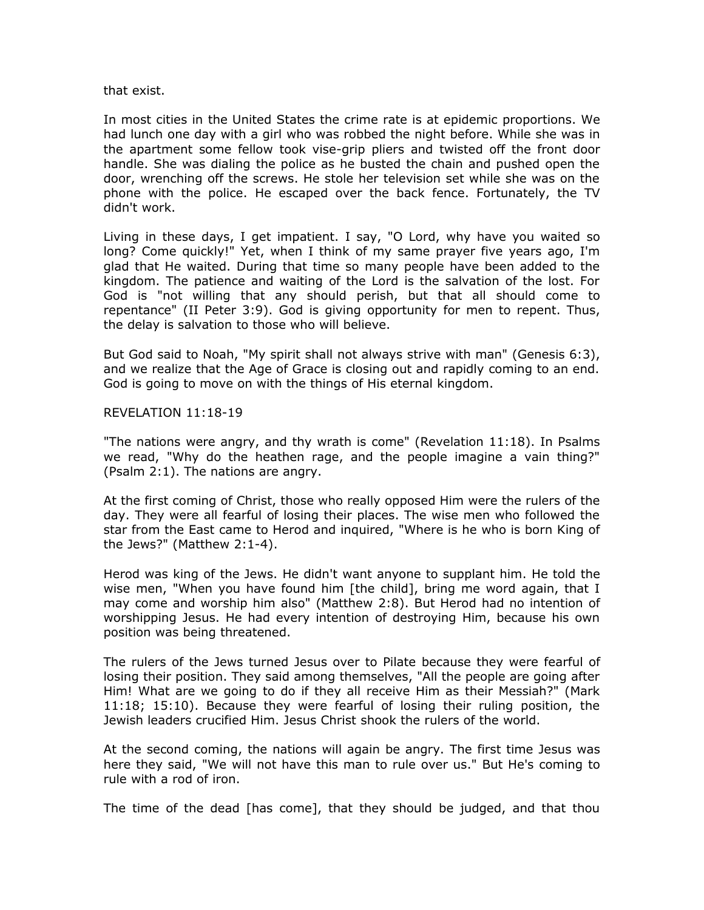that exist.

In most cities in the United States the crime rate is at epidemic proportions. We had lunch one day with a girl who was robbed the night before. While she was in the apartment some fellow took vise-grip pliers and twisted off the front door handle. She was dialing the police as he busted the chain and pushed open the door, wrenching off the screws. He stole her television set while she was on the phone with the police. He escaped over the back fence. Fortunately, the TV didn't work.

Living in these days, I get impatient. I say, "O Lord, why have you waited so long? Come quickly!" Yet, when I think of my same prayer five years ago, I'm glad that He waited. During that time so many people have been added to the kingdom. The patience and waiting of the Lord is the salvation of the lost. For God is "not willing that any should perish, but that all should come to repentance" (II Peter 3:9). God is giving opportunity for men to repent. Thus, the delay is salvation to those who will believe.

But God said to Noah, "My spirit shall not always strive with man" (Genesis 6:3), and we realize that the Age of Grace is closing out and rapidly coming to an end. God is going to move on with the things of His eternal kingdom.

REVELATION 11:18-19

"The nations were angry, and thy wrath is come" (Revelation 11:18). In Psalms we read, "Why do the heathen rage, and the people imagine a vain thing?" (Psalm 2:1). The nations are angry.

At the first coming of Christ, those who really opposed Him were the rulers of the day. They were all fearful of losing their places. The wise men who followed the star from the East came to Herod and inquired, "Where is he who is born King of the Jews?" (Matthew 2:1-4).

Herod was king of the Jews. He didn't want anyone to supplant him. He told the wise men, "When you have found him [the child], bring me word again, that I may come and worship him also" (Matthew 2:8). But Herod had no intention of worshipping Jesus. He had every intention of destroying Him, because his own position was being threatened.

The rulers of the Jews turned Jesus over to Pilate because they were fearful of losing their position. They said among themselves, "All the people are going after Him! What are we going to do if they all receive Him as their Messiah?" (Mark 11:18; 15:10). Because they were fearful of losing their ruling position, the Jewish leaders crucified Him. Jesus Christ shook the rulers of the world.

At the second coming, the nations will again be angry. The first time Jesus was here they said, "We will not have this man to rule over us." But He's coming to rule with a rod of iron.

The time of the dead [has come], that they should be judged, and that thou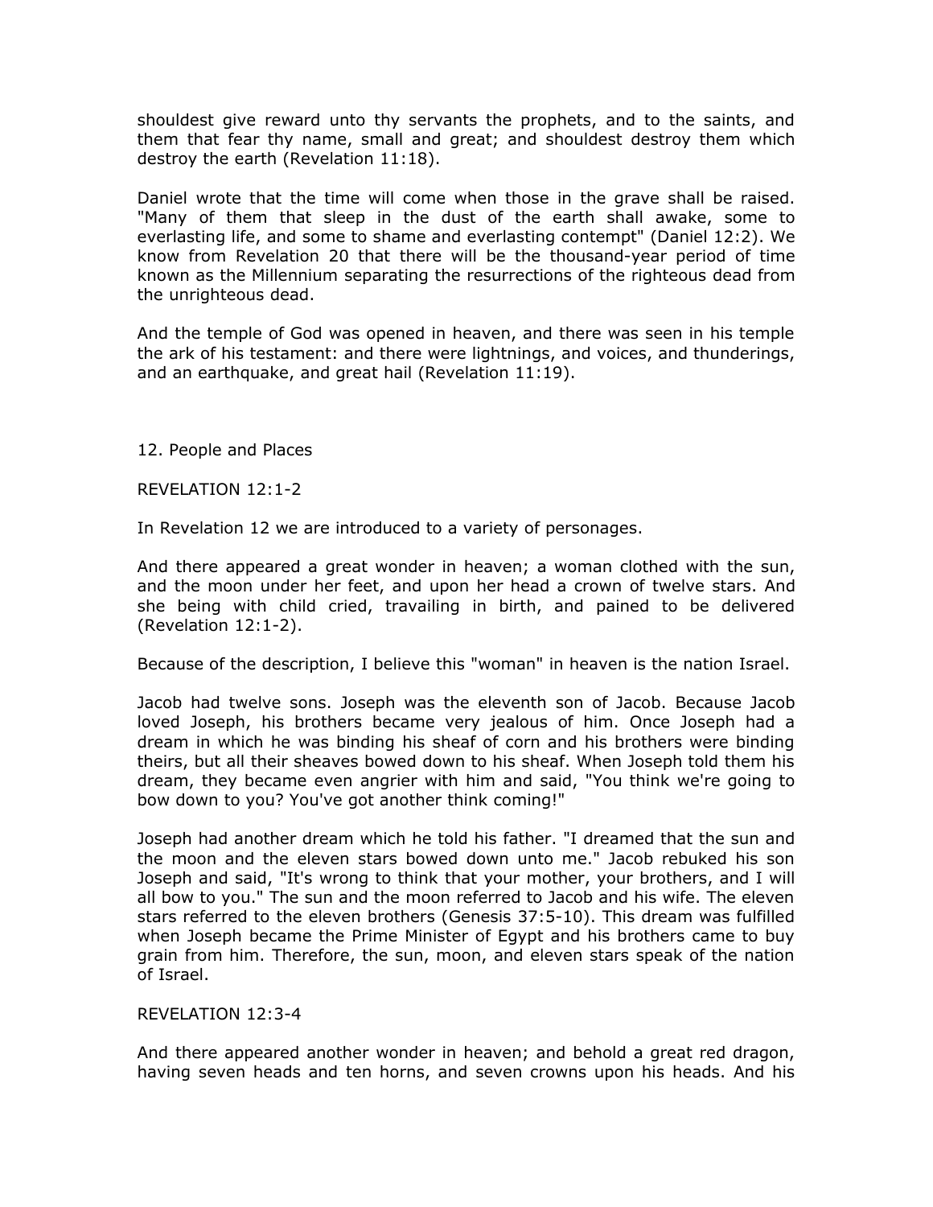shouldest give reward unto thy servants the prophets, and to the saints, and them that fear thy name, small and great; and shouldest destroy them which destroy the earth (Revelation 11:18).

Daniel wrote that the time will come when those in the grave shall be raised. "Many of them that sleep in the dust of the earth shall awake, some to everlasting life, and some to shame and everlasting contempt" (Daniel 12:2). We know from Revelation 20 that there will be the thousand-year period of time known as the Millennium separating the resurrections of the righteous dead from the unrighteous dead.

And the temple of God was opened in heaven, and there was seen in his temple the ark of his testament: and there were lightnings, and voices, and thunderings, and an earthquake, and great hail (Revelation 11:19).

## 12. People and Places

### REVELATION 12:1-2

In Revelation 12 we are introduced to a variety of personages.

And there appeared a great wonder in heaven; a woman clothed with the sun, and the moon under her feet, and upon her head a crown of twelve stars. And she being with child cried, travailing in birth, and pained to be delivered (Revelation 12:1-2).

Because of the description, I believe this "woman" in heaven is the nation Israel.

Jacob had twelve sons. Joseph was the eleventh son of Jacob. Because Jacob loved Joseph, his brothers became very jealous of him. Once Joseph had a dream in which he was binding his sheaf of corn and his brothers were binding theirs, but all their sheaves bowed down to his sheaf. When Joseph told them his dream, they became even angrier with him and said, "You think we're going to bow down to you? You've got another think coming!"

Joseph had another dream which he told his father. "I dreamed that the sun and the moon and the eleven stars bowed down unto me." Jacob rebuked his son Joseph and said, "It's wrong to think that your mother, your brothers, and I will all bow to you." The sun and the moon referred to Jacob and his wife. The eleven stars referred to the eleven brothers (Genesis 37:5-10). This dream was fulfilled when Joseph became the Prime Minister of Egypt and his brothers came to buy grain from him. Therefore, the sun, moon, and eleven stars speak of the nation of Israel.

### REVELATION 12:3-4

And there appeared another wonder in heaven; and behold a great red dragon, having seven heads and ten horns, and seven crowns upon his heads. And his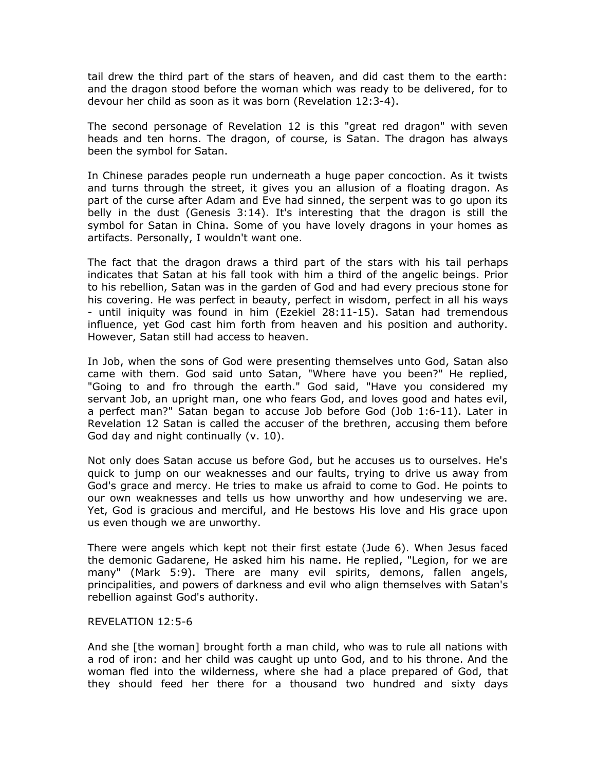tail drew the third part of the stars of heaven, and did cast them to the earth: and the dragon stood before the woman which was ready to be delivered, for to devour her child as soon as it was born (Revelation 12:3-4).

The second personage of Revelation 12 is this "great red dragon" with seven heads and ten horns. The dragon, of course, is Satan. The dragon has always been the symbol for Satan.

In Chinese parades people run underneath a huge paper concoction. As it twists and turns through the street, it gives you an allusion of a floating dragon. As part of the curse after Adam and Eve had sinned, the serpent was to go upon its belly in the dust (Genesis 3:14). It's interesting that the dragon is still the symbol for Satan in China. Some of you have lovely dragons in your homes as artifacts. Personally, I wouldn't want one.

The fact that the dragon draws a third part of the stars with his tail perhaps indicates that Satan at his fall took with him a third of the angelic beings. Prior to his rebellion, Satan was in the garden of God and had every precious stone for his covering. He was perfect in beauty, perfect in wisdom, perfect in all his ways - until iniquity was found in him (Ezekiel 28:11-15). Satan had tremendous influence, yet God cast him forth from heaven and his position and authority. However, Satan still had access to heaven.

In Job, when the sons of God were presenting themselves unto God, Satan also came with them. God said unto Satan, "Where have you been?" He replied, "Going to and fro through the earth." God said, "Have you considered my servant Job, an upright man, one who fears God, and loves good and hates evil, a perfect man?" Satan began to accuse Job before God (Job 1:6-11). Later in Revelation 12 Satan is called the accuser of the brethren, accusing them before God day and night continually (v. 10).

Not only does Satan accuse us before God, but he accuses us to ourselves. He's quick to jump on our weaknesses and our faults, trying to drive us away from God's grace and mercy. He tries to make us afraid to come to God. He points to our own weaknesses and tells us how unworthy and how undeserving we are. Yet, God is gracious and merciful, and He bestows His love and His grace upon us even though we are unworthy.

There were angels which kept not their first estate (Jude 6). When Jesus faced the demonic Gadarene, He asked him his name. He replied, "Legion, for we are many" (Mark 5:9). There are many evil spirits, demons, fallen angels, principalities, and powers of darkness and evil who align themselves with Satan's rebellion against God's authority.

REVELATION 12:5-6

And she [the woman] brought forth a man child, who was to rule all nations with a rod of iron: and her child was caught up unto God, and to his throne. And the woman fled into the wilderness, where she had a place prepared of God, that they should feed her there for a thousand two hundred and sixty days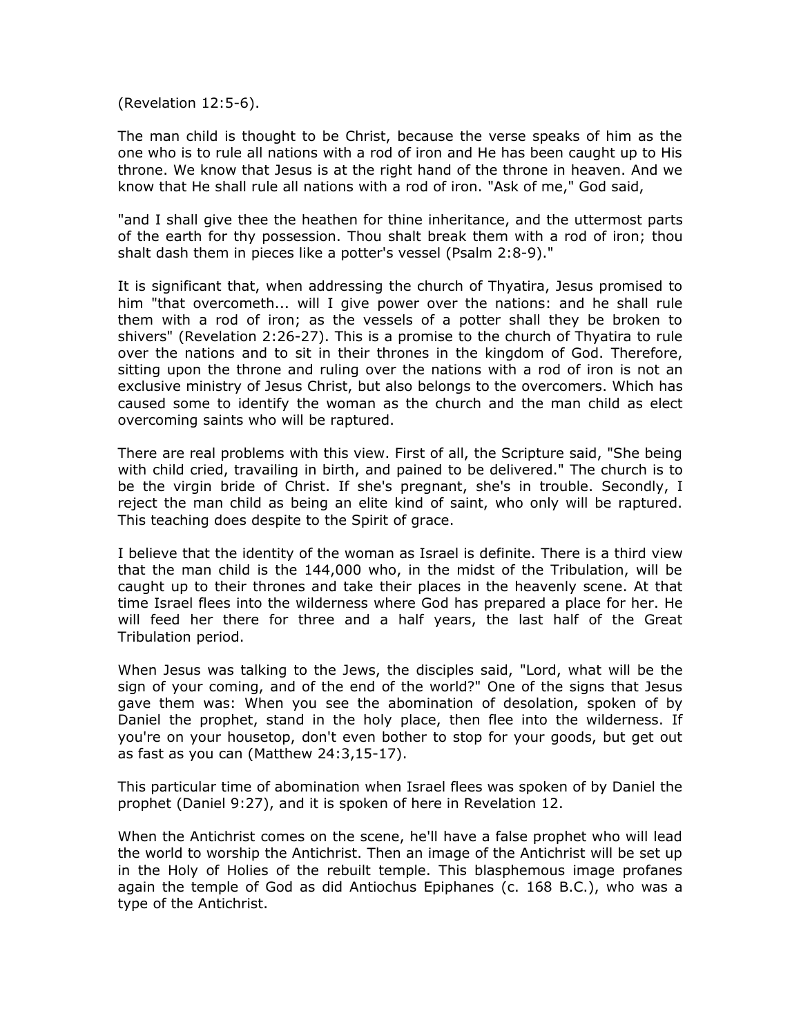(Revelation 12:5-6).

The man child is thought to be Christ, because the verse speaks of him as the one who is to rule all nations with a rod of iron and He has been caught up to His throne. We know that Jesus is at the right hand of the throne in heaven. And we know that He shall rule all nations with a rod of iron. "Ask of me," God said,

"and I shall give thee the heathen for thine inheritance, and the uttermost parts of the earth for thy possession. Thou shalt break them with a rod of iron; thou shalt dash them in pieces like a potter's vessel (Psalm 2:8-9)."

It is significant that, when addressing the church of Thyatira, Jesus promised to him "that overcometh... will I give power over the nations: and he shall rule them with a rod of iron; as the vessels of a potter shall they be broken to shivers" (Revelation 2:26-27). This is a promise to the church of Thyatira to rule over the nations and to sit in their thrones in the kingdom of God. Therefore, sitting upon the throne and ruling over the nations with a rod of iron is not an exclusive ministry of Jesus Christ, but also belongs to the overcomers. Which has caused some to identify the woman as the church and the man child as elect overcoming saints who will be raptured.

There are real problems with this view. First of all, the Scripture said, "She being with child cried, travailing in birth, and pained to be delivered." The church is to be the virgin bride of Christ. If she's pregnant, she's in trouble. Secondly, I reject the man child as being an elite kind of saint, who only will be raptured. This teaching does despite to the Spirit of grace.

I believe that the identity of the woman as Israel is definite. There is a third view that the man child is the 144,000 who, in the midst of the Tribulation, will be caught up to their thrones and take their places in the heavenly scene. At that time Israel flees into the wilderness where God has prepared a place for her. He will feed her there for three and a half years, the last half of the Great Tribulation period.

When Jesus was talking to the Jews, the disciples said, "Lord, what will be the sign of your coming, and of the end of the world?" One of the signs that Jesus gave them was: When you see the abomination of desolation, spoken of by Daniel the prophet, stand in the holy place, then flee into the wilderness. If you're on your housetop, don't even bother to stop for your goods, but get out as fast as you can (Matthew 24:3,15-17).

This particular time of abomination when Israel flees was spoken of by Daniel the prophet (Daniel 9:27), and it is spoken of here in Revelation 12.

When the Antichrist comes on the scene, he'll have a false prophet who will lead the world to worship the Antichrist. Then an image of the Antichrist will be set up in the Holy of Holies of the rebuilt temple. This blasphemous image profanes again the temple of God as did Antiochus Epiphanes (c. 168 B.C.), who was a type of the Antichrist.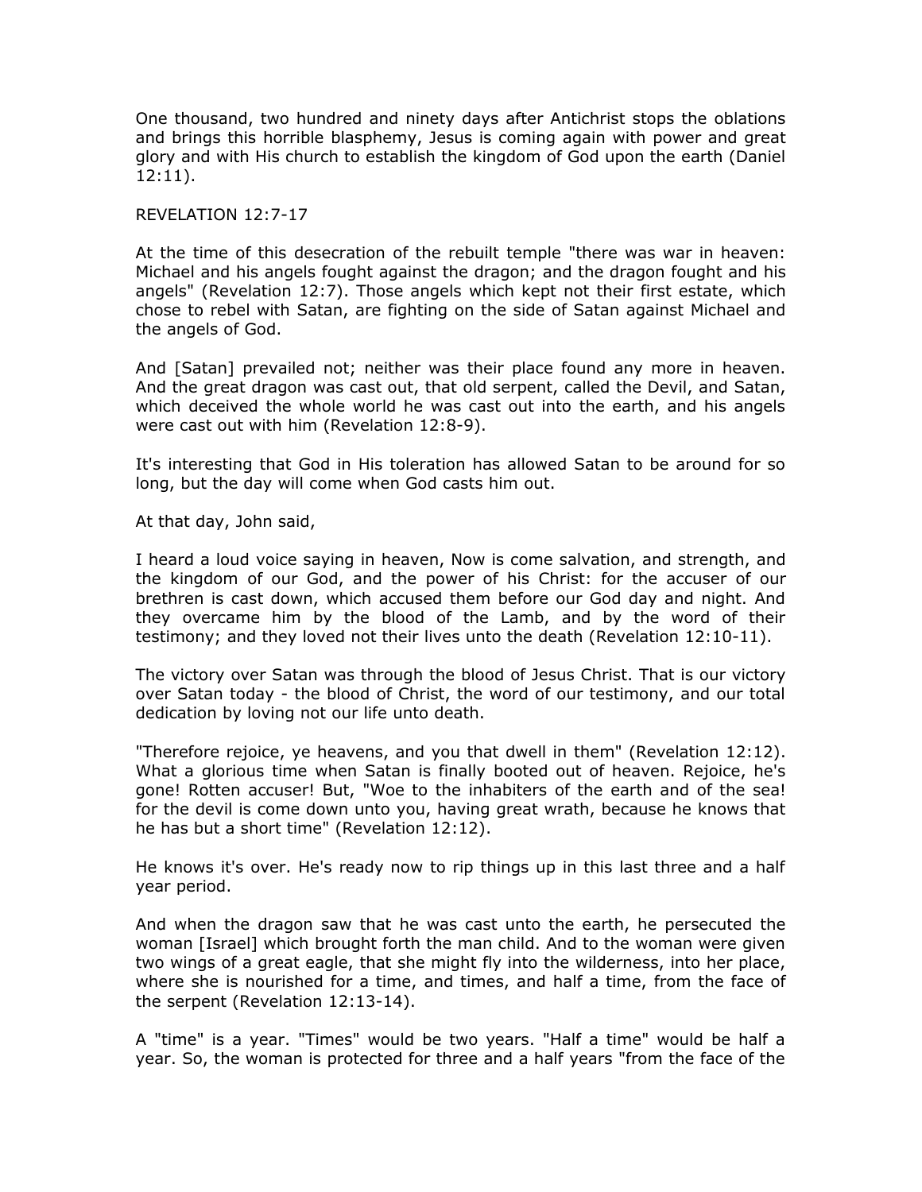One thousand, two hundred and ninety days after Antichrist stops the oblations and brings this horrible blasphemy, Jesus is coming again with power and great glory and with His church to establish the kingdom of God upon the earth (Daniel 12:11).

## REVELATION 12:7-17

At the time of this desecration of the rebuilt temple "there was war in heaven: Michael and his angels fought against the dragon; and the dragon fought and his angels" (Revelation 12:7). Those angels which kept not their first estate, which chose to rebel with Satan, are fighting on the side of Satan against Michael and the angels of God.

> And [Satan] prevailed not; neither was their place found any more in heaven. And the great dragon was cast out, that old serpent, called the Devil, and Satan, which deceived the whole world he was cast out into the earth, and his angels were cast out with him (Revelation 12:8-9).

It's interesting that God in His toleration has allowed Satan to be around for so long, but the day will come when God casts him out.

At that day, John said,

> I heard a loud voice saying in heaven, Now is come salvation, and strength, and the kingdom of our God, and the power of his Christ: for the accuser of our brethren is cast down, which accused them before our God day and night. And they overcame him by the blood of the Lamb, and by the word of their testimony; and they loved not their lives unto the death (Revelation 12:10-11).

The victory over Satan was through the blood of Jesus Christ. That is our victory over Satan today - the blood of Christ, the word of our testimony, and our total dedication by loving not our life unto death.

"Therefore rejoice, ye heavens, and you that dwell in them" (Revelation 12:12). What a glorious time when Satan is finally booted out of heaven. Rejoice, he's gone! Rotten accuser! But, "Woe to the inhabiters of the earth and of the sea! for the devil is come down unto you, having great wrath, because he knows that he has but a short time" (Revelation 12:12).

He knows it's over. He's ready now to rip things up in this last three and a half year period.

> And when the dragon saw that he was cast unto the earth, he persecuted the woman [Israel] which brought forth the man child. And to the woman were given two wings of a great eagle, that she might fly into the wilderness, into her place, where she is nourished for a time, and times, and half a time, from the face of the serpent (Revelation 12:13-14).

A "time" is a year. "Times" would be two years. "Half a time" would be half a year. So, the woman is protected for three and a half years "from the face of the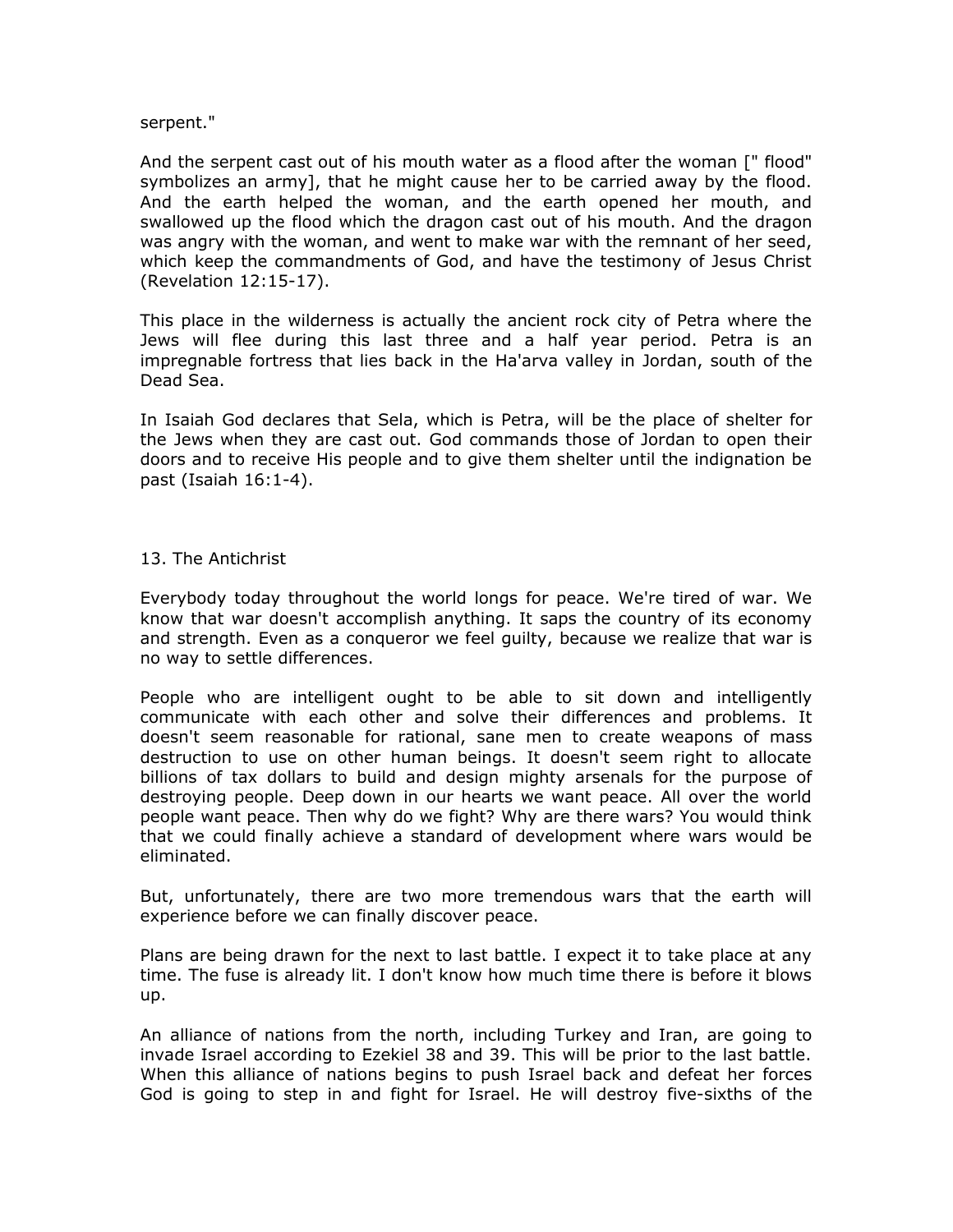serpent."

And the serpent cast out of his mouth water as a flood after the woman [" flood" symbolizes an army], that he might cause her to be carried away by the flood. And the earth helped the woman, and the earth opened her mouth, and swallowed up the flood which the dragon cast out of his mouth. And the dragon was angry with the woman, and went to make war with the remnant of her seed, which keep the commandments of God, and have the testimony of Jesus Christ (Revelation 12:15-17).

This place in the wilderness is actually the ancient rock city of Petra where the Jews will flee during this last three and a half year period. Petra is an impregnable fortress that lies back in the Ha'arva valley in Jordan, south of the Dead Sea.

In Isaiah God declares that Sela, which is Petra, will be the place of shelter for the Jews when they are cast out. God commands those of Jordan to open their doors and to receive His people and to give them shelter until the indignation be past (Isaiah 16:1-4).

## 13. The Antichrist

Everybody today throughout the world longs for peace. We're tired of war. We know that war doesn't accomplish anything. It saps the country of its economy and strength. Even as a conqueror we feel guilty, because we realize that war is no way to settle differences.

People who are intelligent ought to be able to sit down and intelligently communicate with each other and solve their differences and problems. It doesn't seem reasonable for rational, sane men to create weapons of mass destruction to use on other human beings. It doesn't seem right to allocate billions of tax dollars to build and design mighty arsenals for the purpose of destroying people. Deep down in our hearts we want peace. All over the world people want peace. Then why do we fight? Why are there wars? You would think that we could finally achieve a standard of development where wars would be eliminated.

But, unfortunately, there are two more tremendous wars that the earth will experience before we can finally discover peace.

Plans are being drawn for the next to last battle. I expect it to take place at any time. The fuse is already lit. I don't know how much time there is before it blows up.

An alliance of nations from the north, including Turkey and Iran, are going to invade Israel according to Ezekiel 38 and 39. This will be prior to the last battle. When this alliance of nations begins to push Israel back and defeat her forces God is going to step in and fight for Israel. He will destroy five-sixths of the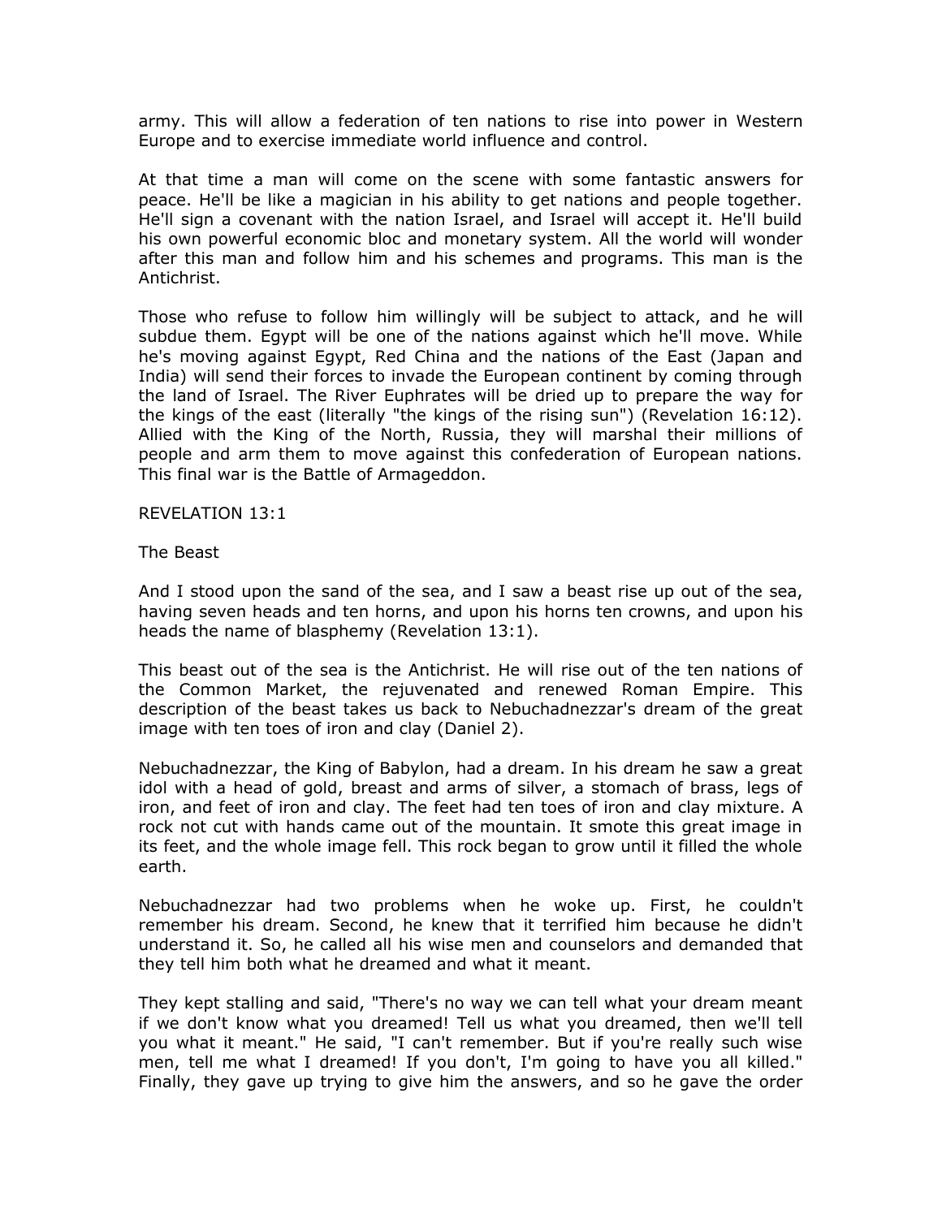army. This will allow a federation of ten nations to rise into power in Western Europe and to exercise immediate world influence and control.

At that time a man will come on the scene with some fantastic answers for peace. He'll be like a magician in his ability to get nations and people together. He'll sign a covenant with the nation Israel, and Israel will accept it. He'll build his own powerful economic bloc and monetary system. All the world will wonder after this man and follow him and his schemes and programs. This man is the Antichrist.

Those who refuse to follow him willingly will be subject to attack, and he will subdue them. Egypt will be one of the nations against which he'll move. While he's moving against Egypt, Red China and the nations of the East (Japan and India) will send their forces to invade the European continent by coming through the land of Israel. The River Euphrates will be dried up to prepare the way for the kings of the east (literally "the kings of the rising sun") (Revelation 16:12). Allied with the King of the North, Russia, they will marshal their millions of people and arm them to move against this confederation of European nations. This final war is the Battle of Armageddon.

REVELATION 13:1

The Beast

And I stood upon the sand of the sea, and I saw a beast rise up out of the sea, having seven heads and ten horns, and upon his horns ten crowns, and upon his heads the name of blasphemy (Revelation 13:1).

This beast out of the sea is the Antichrist. He will rise out of the ten nations of the Common Market, the rejuvenated and renewed Roman Empire. This description of the beast takes us back to Nebuchadnezzar's dream of the great image with ten toes of iron and clay (Daniel 2).

Nebuchadnezzar, the King of Babylon, had a dream. In his dream he saw a great idol with a head of gold, breast and arms of silver, a stomach of brass, legs of iron, and feet of iron and clay. The feet had ten toes of iron and clay mixture. A rock not cut with hands came out of the mountain. It smote this great image in its feet, and the whole image fell. This rock began to grow until it filled the whole earth.

Nebuchadnezzar had two problems when he woke up. First, he couldn't remember his dream. Second, he knew that it terrified him because he didn't understand it. So, he called all his wise men and counselors and demanded that they tell him both what he dreamed and what it meant.

They kept stalling and said, "There's no way we can tell what your dream meant if we don't know what you dreamed! Tell us what you dreamed, then we'll tell you what it meant." He said, "I can't remember. But if you're really such wise men, tell me what I dreamed! If you don't, I'm going to have you all killed." Finally, they gave up trying to give him the answers, and so he gave the order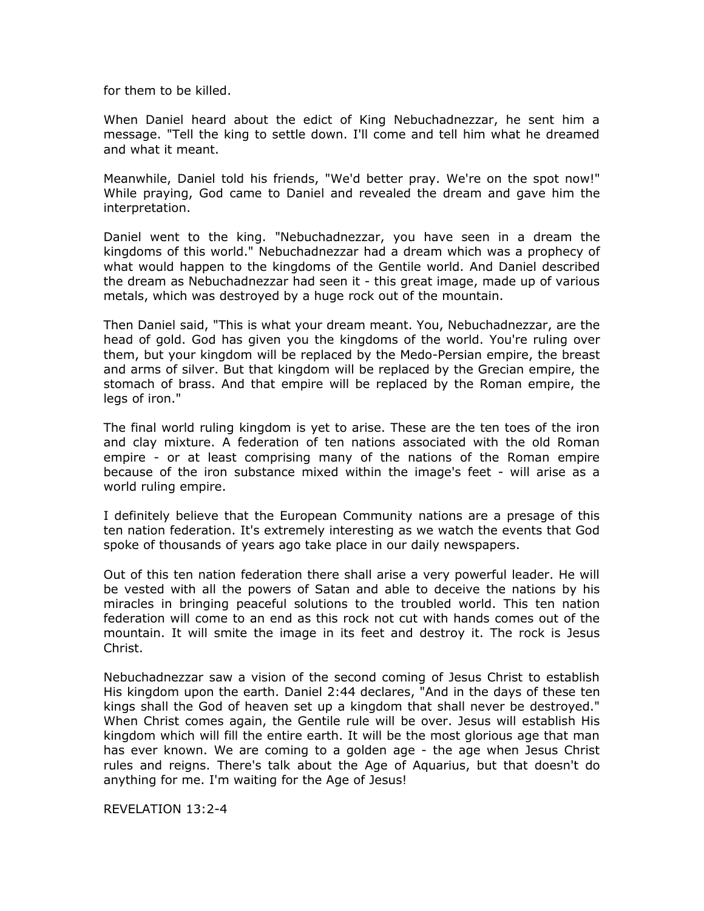for them to be killed.

When Daniel heard about the edict of King Nebuchadnezzar, he sent him a message. "Tell the king to settle down. I'll come and tell him what he dreamed and what it meant.

Meanwhile, Daniel told his friends, "We'd better pray. We're on the spot now!" While praying, God came to Daniel and revealed the dream and gave him the interpretation.

Daniel went to the king. "Nebuchadnezzar, you have seen in a dream the kingdoms of this world." Nebuchadnezzar had a dream which was a prophecy of what would happen to the kingdoms of the Gentile world. And Daniel described the dream as Nebuchadnezzar had seen it - this great image, made up of various metals, which was destroyed by a huge rock out of the mountain.

Then Daniel said, "This is what your dream meant. You, Nebuchadnezzar, are the head of gold. God has given you the kingdoms of the world. You're ruling over them, but your kingdom will be replaced by the Medo-Persian empire, the breast and arms of silver. But that kingdom will be replaced by the Grecian empire, the stomach of brass. And that empire will be replaced by the Roman empire, the legs of iron."

The final world ruling kingdom is yet to arise. These are the ten toes of the iron and clay mixture. A federation of ten nations associated with the old Roman empire - or at least comprising many of the nations of the Roman empire because of the iron substance mixed within the image's feet - will arise as a world ruling empire.

I definitely believe that the European Community nations are a presage of this ten nation federation. It's extremely interesting as we watch the events that God spoke of thousands of years ago take place in our daily newspapers.

Out of this ten nation federation there shall arise a very powerful leader. He will be vested with all the powers of Satan and able to deceive the nations by his miracles in bringing peaceful solutions to the troubled world. This ten nation federation will come to an end as this rock not cut with hands comes out of the mountain. It will smite the image in its feet and destroy it. The rock is Jesus Christ.

Nebuchadnezzar saw a vision of the second coming of Jesus Christ to establish His kingdom upon the earth. Daniel 2:44 declares, "And in the days of these ten kings shall the God of heaven set up a kingdom that shall never be destroyed." When Christ comes again, the Gentile rule will be over. Jesus will establish His kingdom which will fill the entire earth. It will be the most glorious age that man has ever known. We are coming to a golden age - the age when Jesus Christ rules and reigns. There's talk about the Age of Aquarius, but that doesn't do anything for me. I'm waiting for the Age of Jesus!

REVELATION 13:2-4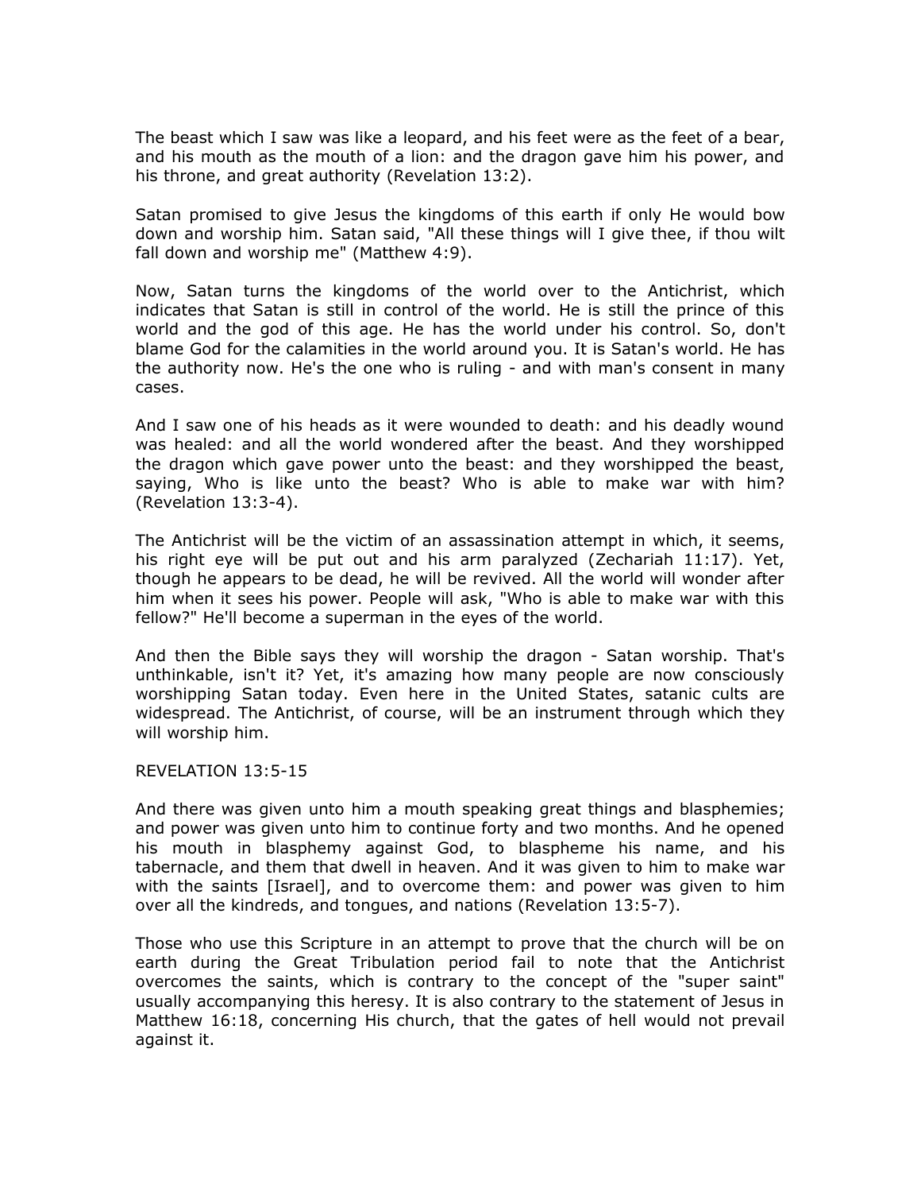The beast which I saw was like a leopard, and his feet were as the feet of a bear, and his mouth as the mouth of a lion: and the dragon gave him his power, and his throne, and great authority (Revelation 13:2).

Satan promised to give Jesus the kingdoms of this earth if only He would bow down and worship him. Satan said, "All these things will I give thee, if thou wilt fall down and worship me" (Matthew 4:9).

Now, Satan turns the kingdoms of the world over to the Antichrist, which indicates that Satan is still in control of the world. He is still the prince of this world and the god of this age. He has the world under his control. So, don't blame God for the calamities in the world around you. It is Satan's world. He has the authority now. He's the one who is ruling - and with man's consent in many cases.

And I saw one of his heads as it were wounded to death: and his deadly wound was healed: and all the world wondered after the beast. And they worshipped the dragon which gave power unto the beast: and they worshipped the beast, saying, Who is like unto the beast? Who is able to make war with him? (Revelation 13:3-4).

The Antichrist will be the victim of an assassination attempt in which, it seems, his right eye will be put out and his arm paralyzed (Zechariah 11:17). Yet, though he appears to be dead, he will be revived. All the world will wonder after him when it sees his power. People will ask, "Who is able to make war with this fellow?" He'll become a superman in the eyes of the world.

And then the Bible says they will worship the dragon - Satan worship. That's unthinkable, isn't it? Yet, it's amazing how many people are now consciously worshipping Satan today. Even here in the United States, satanic cults are widespread. The Antichrist, of course, will be an instrument through which they will worship him.

REVELATION 13:5-15

And there was given unto him a mouth speaking great things and blasphemies; and power was given unto him to continue forty and two months. And he opened his mouth in blasphemy against God, to blaspheme his name, and his tabernacle, and them that dwell in heaven. And it was given to him to make war with the saints [Israel], and to overcome them: and power was given to him over all the kindreds, and tongues, and nations (Revelation 13:5-7).

Those who use this Scripture in an attempt to prove that the church will be on earth during the Great Tribulation period fail to note that the Antichrist overcomes the saints, which is contrary to the concept of the "super saint" usually accompanying this heresy. It is also contrary to the statement of Jesus in Matthew 16:18, concerning His church, that the gates of hell would not prevail against it.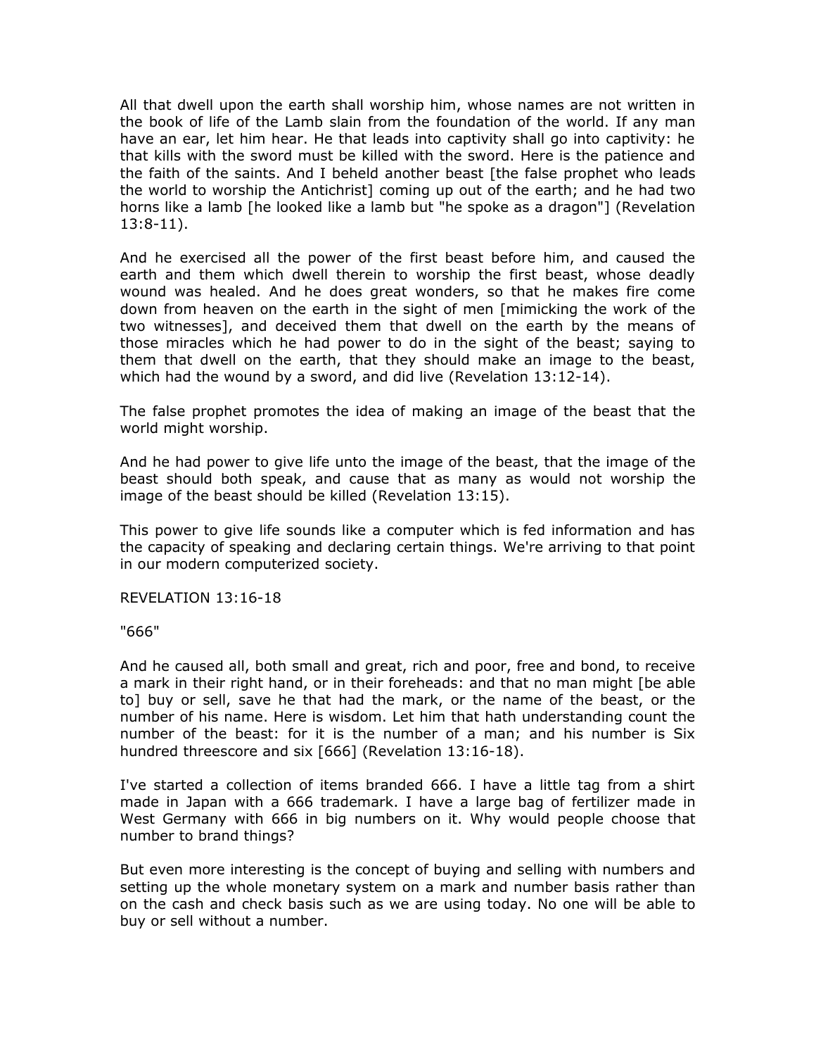All that dwell upon the earth shall worship him, whose names are not written in the book of life of the Lamb slain from the foundation of the world. If any man have an ear, let him hear. He that leads into captivity shall go into captivity: he that kills with the sword must be killed with the sword. Here is the patience and the faith of the saints. And I beheld another beast [the false prophet who leads the world to worship the Antichrist] coming up out of the earth; and he had two horns like a lamb [he looked like a lamb but "he spoke as a dragon"] (Revelation 13:8-11).

And he exercised all the power of the first beast before him, and caused the earth and them which dwell therein to worship the first beast, whose deadly wound was healed. And he does great wonders, so that he makes fire come down from heaven on the earth in the sight of men [mimicking the work of the two witnesses], and deceived them that dwell on the earth by the means of those miracles which he had power to do in the sight of the beast; saying to them that dwell on the earth, that they should make an image to the beast, which had the wound by a sword, and did live (Revelation 13:12-14).

The false prophet promotes the idea of making an image of the beast that the world might worship.

And he had power to give life unto the image of the beast, that the image of the beast should both speak, and cause that as many as would not worship the image of the beast should be killed (Revelation 13:15).

This power to give life sounds like a computer which is fed information and has the capacity of speaking and declaring certain things. We're arriving to that point in our modern computerized society.

REVELATION 13:16-18

"666"

And he caused all, both small and great, rich and poor, free and bond, to receive a mark in their right hand, or in their foreheads: and that no man might [be able to] buy or sell, save he that had the mark, or the name of the beast, or the number of his name. Here is wisdom. Let him that hath understanding count the number of the beast: for it is the number of a man; and his number is Six hundred threescore and six [666] (Revelation 13:16-18).

I've started a collection of items branded 666. I have a little tag from a shirt made in Japan with a 666 trademark. I have a large bag of fertilizer made in West Germany with 666 in big numbers on it. Why would people choose that number to brand things?

But even more interesting is the concept of buying and selling with numbers and setting up the whole monetary system on a mark and number basis rather than on the cash and check basis such as we are using today. No one will be able to buy or sell without a number.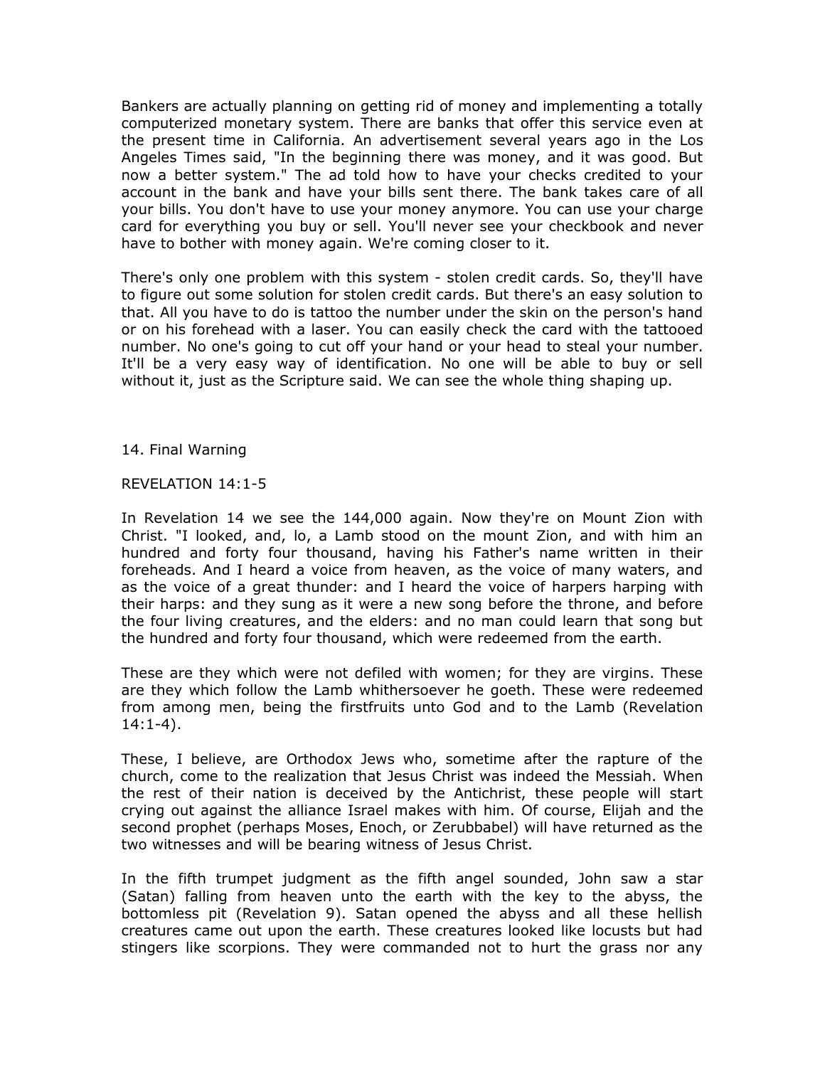Bankers are actually planning on getting rid of money and implementing a totally computerized monetary system. There are banks that offer this service even at the present time in California. An advertisement several years ago in the Los Angeles Times said, "In the beginning there was money, and it was good. But now a better system." The ad told how to have your checks credited to your account in the bank and have your bills sent there. The bank takes care of all your bills. You don't have to use your money anymore. You can use your charge card for everything you buy or sell. You'll never see your checkbook and never have to bother with money again. We're coming closer to it.

There's only one problem with this system - stolen credit cards. So, they'll have to figure out some solution for stolen credit cards. But there's an easy solution to that. All you have to do is tattoo the number under the skin on the person's hand or on his forehead with a laser. You can easily check the card with the tattooed number. No one's going to cut off your hand or your head to steal your number. It'll be a very easy way of identification. No one will be able to buy or sell without it, just as the Scripture said. We can see the whole thing shaping up.

## 14. Final Warning

### REVELATION 14:1-5

In Revelation 14 we see the 144,000 again. Now they're on Mount Zion with Christ. "I looked, and, lo, a Lamb stood on the mount Zion, and with him an hundred and forty four thousand, having his Father's name written in their foreheads. And I heard a voice from heaven, as the voice of many waters, and as the voice of a great thunder: and I heard the voice of harpers harping with their harps: and they sung as it were a new song before the throne, and before the four living creatures, and the elders: and no man could learn that song but the hundred and forty four thousand, which were redeemed from the earth.

These are they which were not defiled with women; for they are virgins. These are they which follow the Lamb whithersoever he goeth. These were redeemed from among men, being the firstfruits unto God and to the Lamb (Revelation 14:1-4).

These, I believe, are Orthodox Jews who, sometime after the rapture of the church, come to the realization that Jesus Christ was indeed the Messiah. When the rest of their nation is deceived by the Antichrist, these people will start crying out against the alliance Israel makes with him. Of course, Elijah and the second prophet (perhaps Moses, Enoch, or Zerubbabel) will have returned as the two witnesses and will be bearing witness of Jesus Christ.

In the fifth trumpet judgment as the fifth angel sounded, John saw a star (Satan) falling from heaven unto the earth with the key to the abyss, the bottomless pit (Revelation 9). Satan opened the abyss and all these hellish creatures came out upon the earth. These creatures looked like locusts but had stingers like scorpions. They were commanded not to hurt the grass nor any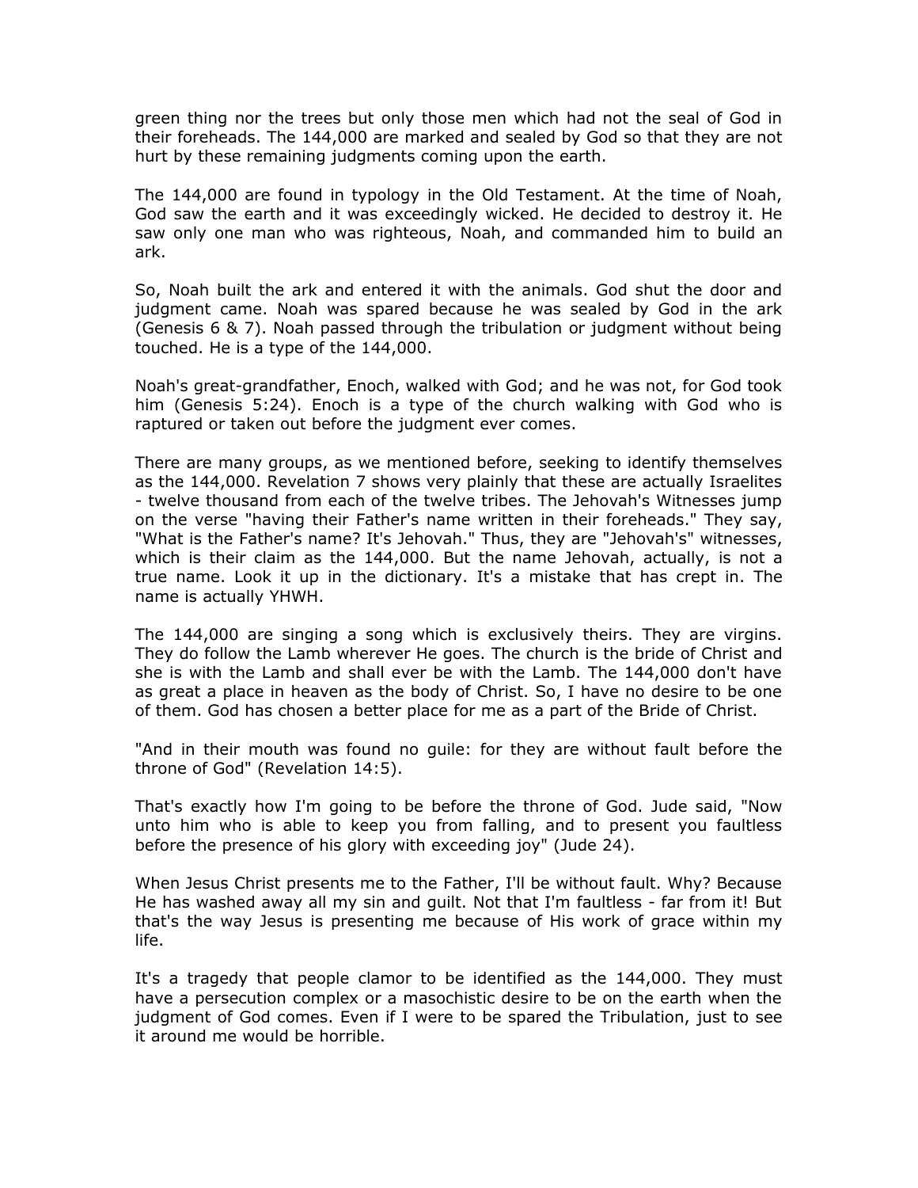green thing nor the trees but only those men which had not the seal of God in their foreheads. The 144,000 are marked and sealed by God so that they are not hurt by these remaining judgments coming upon the earth.

The 144,000 are found in typology in the Old Testament. At the time of Noah, God saw the earth and it was exceedingly wicked. He decided to destroy it. He saw only one man who was righteous, Noah, and commanded him to build an ark.

So, Noah built the ark and entered it with the animals. God shut the door and judgment came. Noah was spared because he was sealed by God in the ark (Genesis 6 & 7). Noah passed through the tribulation or judgment without being touched. He is a type of the 144,000.

Noah's great-grandfather, Enoch, walked with God; and he was not, for God took him (Genesis 5:24). Enoch is a type of the church walking with God who is raptured or taken out before the judgment ever comes.

There are many groups, as we mentioned before, seeking to identify themselves as the 144,000. Revelation 7 shows very plainly that these are actually Israelites - twelve thousand from each of the twelve tribes. The Jehovah's Witnesses jump on the verse "having their Father's name written in their foreheads." They say, "What is the Father's name? It's Jehovah." Thus, they are "Jehovah's" witnesses, which is their claim as the 144,000. But the name Jehovah, actually, is not a true name. Look it up in the dictionary. It's a mistake that has crept in. The name is actually YHWH.

The 144,000 are singing a song which is exclusively theirs. They are virgins. They do follow the Lamb wherever He goes. The church is the bride of Christ and she is with the Lamb and shall ever be with the Lamb. The 144,000 don't have as great a place in heaven as the body of Christ. So, I have no desire to be one of them. God has chosen a better place for me as a part of the Bride of Christ.

"And in their mouth was found no guile: for they are without fault before the throne of God" (Revelation 14:5).

That's exactly how I'm going to be before the throne of God. Jude said, "Now unto him who is able to keep you from falling, and to present you faultless before the presence of his glory with exceeding joy" (Jude 24).

When Jesus Christ presents me to the Father, I'll be without fault. Why? Because He has washed away all my sin and guilt. Not that I'm faultless - far from it! But that's the way Jesus is presenting me because of His work of grace within my life.

It's a tragedy that people clamor to be identified as the 144,000. They must have a persecution complex or a masochistic desire to be on the earth when the judgment of God comes. Even if I were to be spared the Tribulation, just to see it around me would be horrible.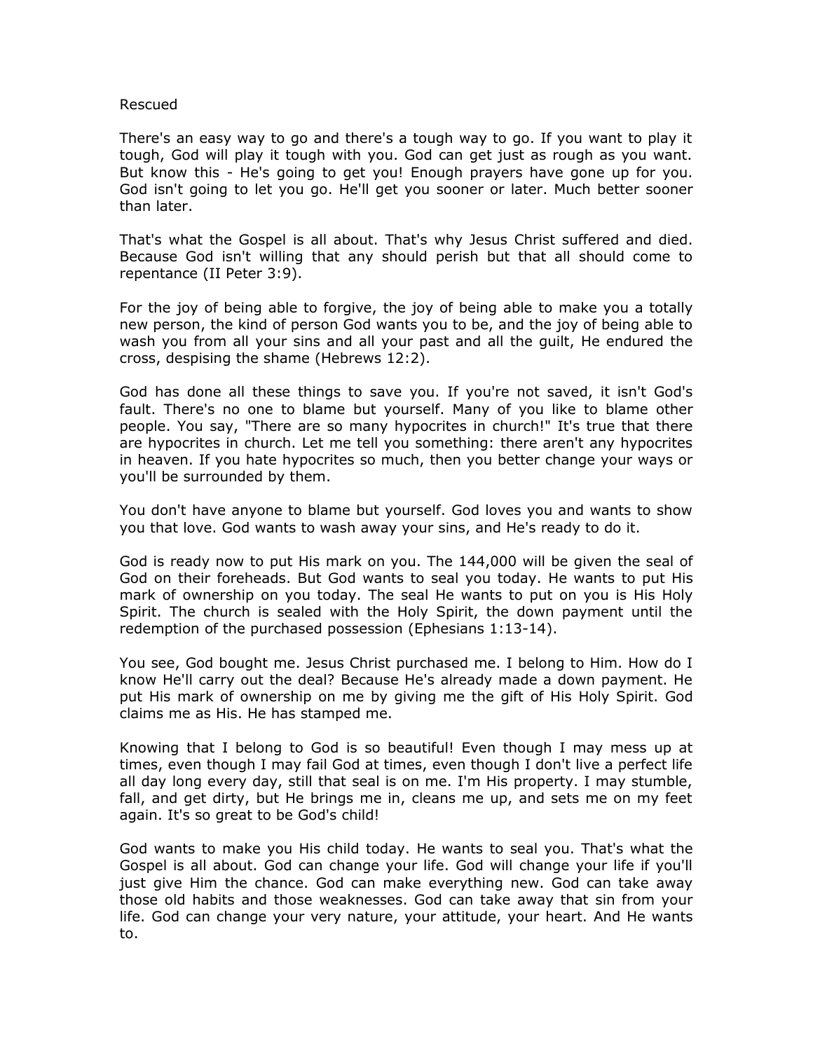# Rescued

There's an easy way to go and there's a tough way to go. If you want to play it tough, God will play it tough with you. God can get just as rough as you want. But know this - He's going to get you! Enough prayers have gone up for you. God isn't going to let you go. He'll get you sooner or later. Much better sooner than later.

That's what the Gospel is all about. That's why Jesus Christ suffered and died. Because God isn't willing that any should perish but that all should come to repentance (II Peter 3:9).

For the joy of being able to forgive, the joy of being able to make you a totally new person, the kind of person God wants you to be, and the joy of being able to wash you from all your sins and all your past and all the guilt, He endured the cross, despising the shame (Hebrews 12:2).

God has done all these things to save you. If you're not saved, it isn't God's fault. There's no one to blame but yourself. Many of you like to blame other people. You say, "There are so many hypocrites in church!" It's true that there are hypocrites in church. Let me tell you something: there aren't any hypocrites in heaven. If you hate hypocrites so much, then you better change your ways or you'll be surrounded by them.

You don't have anyone to blame but yourself. God loves you and wants to show you that love. God wants to wash away your sins, and He's ready to do it.

God is ready now to put His mark on you. The 144,000 will be given the seal of God on their foreheads. But God wants to seal you today. He wants to put His mark of ownership on you today. The seal He wants to put on you is His Holy Spirit. The church is sealed with the Holy Spirit, the down payment until the redemption of the purchased possession (Ephesians 1:13-14).

You see, God bought me. Jesus Christ purchased me. I belong to Him. How do I know He'll carry out the deal? Because He's already made a down payment. He put His mark of ownership on me by giving me the gift of His Holy Spirit. God claims me as His. He has stamped me.

Knowing that I belong to God is so beautiful! Even though I may mess up at times, even though I may fail God at times, even though I don't live a perfect life all day long every day, still that seal is on me. I'm His property. I may stumble, fall, and get dirty, but He brings me in, cleans me up, and sets me on my feet again. It's so great to be God's child!

God wants to make you His child today. He wants to seal you. That's what the Gospel is all about. God can change your life. God will change your life if you'll just give Him the chance. God can make everything new. God can take away those old habits and those weaknesses. God can take away that sin from your life. God can change your very nature, your attitude, your heart. And He wants to.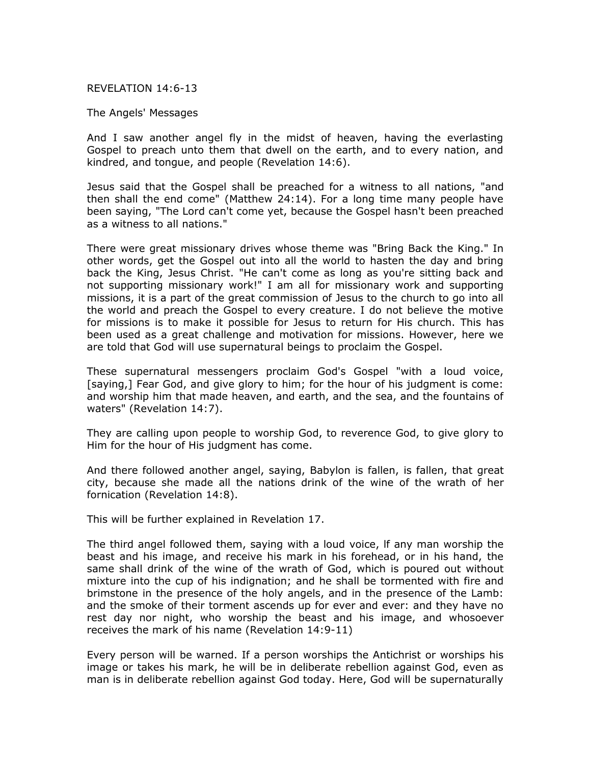REVELATION 14:6-13

The Angels' Messages

And I saw another angel fly in the midst of heaven, having the everlasting Gospel to preach unto them that dwell on the earth, and to every nation, and kindred, and tongue, and people (Revelation 14:6).

Jesus said that the Gospel shall be preached for a witness to all nations, "and then shall the end come" (Matthew 24:14). For a long time many people have been saying, "The Lord can't come yet, because the Gospel hasn't been preached as a witness to all nations."

There were great missionary drives whose theme was "Bring Back the King." In other words, get the Gospel out into all the world to hasten the day and bring back the King, Jesus Christ. "He can't come as long as you're sitting back and not supporting missionary work!" I am all for missionary work and supporting missions, it is a part of the great commission of Jesus to the church to go into all the world and preach the Gospel to every creature. I do not believe the motive for missions is to make it possible for Jesus to return for His church. This has been used as a great challenge and motivation for missions. However, here we are told that God will use supernatural beings to proclaim the Gospel.

These supernatural messengers proclaim God's Gospel "with a loud voice, [saying,] Fear God, and give glory to him; for the hour of his judgment is come: and worship him that made heaven, and earth, and the sea, and the fountains of waters" (Revelation 14:7).

They are calling upon people to worship God, to reverence God, to give glory to Him for the hour of His judgment has come.

And there followed another angel, saying, Babylon is fallen, is fallen, that great city, because she made all the nations drink of the wine of the wrath of her fornication (Revelation 14:8).

This will be further explained in Revelation 17.

The third angel followed them, saying with a loud voice, lf any man worship the beast and his image, and receive his mark in his forehead, or in his hand, the same shall drink of the wine of the wrath of God, which is poured out without mixture into the cup of his indignation; and he shall be tormented with fire and brimstone in the presence of the holy angels, and in the presence of the Lamb: and the smoke of their torment ascends up for ever and ever: and they have no rest day nor night, who worship the beast and his image, and whosoever receives the mark of his name (Revelation 14:9-11)

Every person will be warned. If a person worships the Antichrist or worships his image or takes his mark, he will be in deliberate rebellion against God, even as man is in deliberate rebellion against God today. Here, God will be supernaturally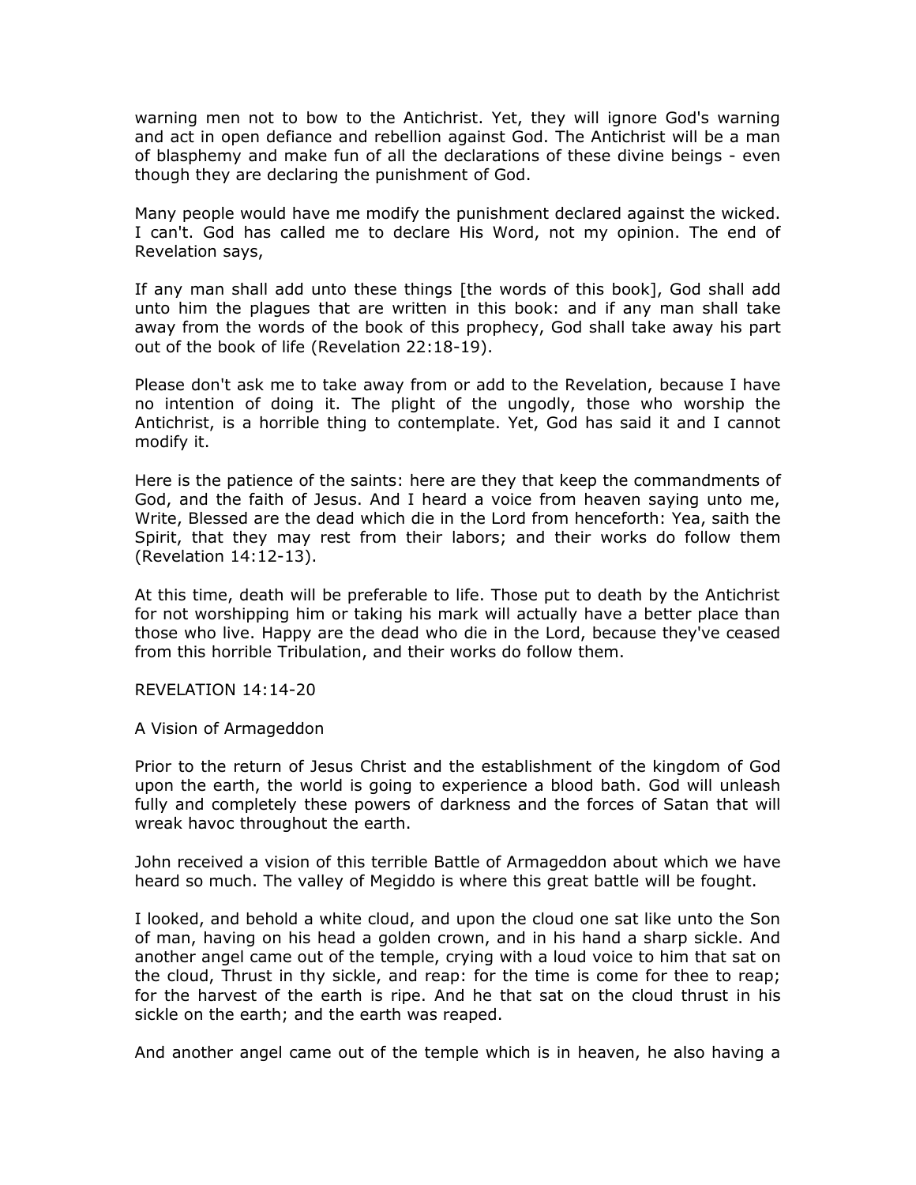warning men not to bow to the Antichrist. Yet, they will ignore God's warning and act in open defiance and rebellion against God. The Antichrist will be a man of blasphemy and make fun of all the declarations of these divine beings - even though they are declaring the punishment of God.

Many people would have me modify the punishment declared against the wicked. I can't. God has called me to declare His Word, not my opinion. The end of Revelation says,

If any man shall add unto these things [the words of this book], God shall add unto him the plagues that are written in this book: and if any man shall take away from the words of the book of this prophecy, God shall take away his part out of the book of life (Revelation 22:18-19).

Please don't ask me to take away from or add to the Revelation, because I have no intention of doing it. The plight of the ungodly, those who worship the Antichrist, is a horrible thing to contemplate. Yet, God has said it and I cannot modify it.

Here is the patience of the saints: here are they that keep the commandments of God, and the faith of Jesus. And I heard a voice from heaven saying unto me, Write, Blessed are the dead which die in the Lord from henceforth: Yea, saith the Spirit, that they may rest from their labors; and their works do follow them (Revelation 14:12-13).

At this time, death will be preferable to life. Those put to death by the Antichrist for not worshipping him or taking his mark will actually have a better place than those who live. Happy are the dead who die in the Lord, because they've ceased from this horrible Tribulation, and their works do follow them.

## REVELATION 14:14-20

### A Vision of Armageddon

Prior to the return of Jesus Christ and the establishment of the kingdom of God upon the earth, the world is going to experience a blood bath. God will unleash fully and completely these powers of darkness and the forces of Satan that will wreak havoc throughout the earth.

John received a vision of this terrible Battle of Armageddon about which we have heard so much. The valley of Megiddo is where this great battle will be fought.

I looked, and behold a white cloud, and upon the cloud one sat like unto the Son of man, having on his head a golden crown, and in his hand a sharp sickle. And another angel came out of the temple, crying with a loud voice to him that sat on the cloud, Thrust in thy sickle, and reap: for the time is come for thee to reap; for the harvest of the earth is ripe. And he that sat on the cloud thrust in his sickle on the earth; and the earth was reaped.

And another angel came out of the temple which is in heaven, he also having a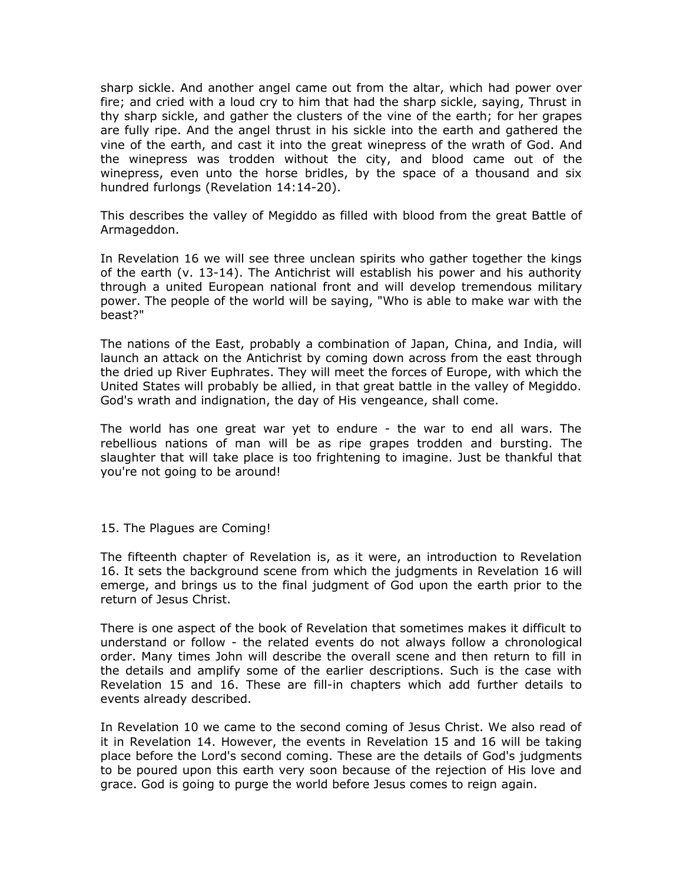sharp sickle. And another angel came out from the altar, which had power over fire; and cried with a loud cry to him that had the sharp sickle, saying, Thrust in thy sharp sickle, and gather the clusters of the vine of the earth; for her grapes are fully ripe. And the angel thrust in his sickle into the earth and gathered the vine of the earth, and cast it into the great winepress of the wrath of God. And the winepress was trodden without the city, and blood came out of the winepress, even unto the horse bridles, by the space of a thousand and six hundred furlongs (Revelation 14:14-20).

This describes the valley of Megiddo as filled with blood from the great Battle of Armageddon.

In Revelation 16 we will see three unclean spirits who gather together the kings of the earth (v. 13-14). The Antichrist will establish his power and his authority through a united European national front and will develop tremendous military power. The people of the world will be saying, "Who is able to make war with the beast?"

The nations of the East, probably a combination of Japan, China, and India, will launch an attack on the Antichrist by coming down across from the east through the dried up River Euphrates. They will meet the forces of Europe, with which the United States will probably be allied, in that great battle in the valley of Megiddo. God's wrath and indignation, the day of His vengeance, shall come.

The world has one great war yet to endure - the war to end all wars. The rebellious nations of man will be as ripe grapes trodden and bursting. The slaughter that will take place is too frightening to imagine. Just be thankful that you're not going to be around!

## 15. The Plagues are Coming!

The fifteenth chapter of Revelation is, as it were, an introduction to Revelation 16. It sets the background scene from which the judgments in Revelation 16 will emerge, and brings us to the final judgment of God upon the earth prior to the return of Jesus Christ.

There is one aspect of the book of Revelation that sometimes makes it difficult to understand or follow - the related events do not always follow a chronological order. Many times John will describe the overall scene and then return to fill in the details and amplify some of the earlier descriptions. Such is the case with Revelation 15 and 16. These are fill-in chapters which add further details to events already described.

In Revelation 10 we came to the second coming of Jesus Christ. We also read of it in Revelation 14. However, the events in Revelation 15 and 16 will be taking place before the Lord's second coming. These are the details of God's judgments to be poured upon this earth very soon because of the rejection of His love and grace. God is going to purge the world before Jesus comes to reign again.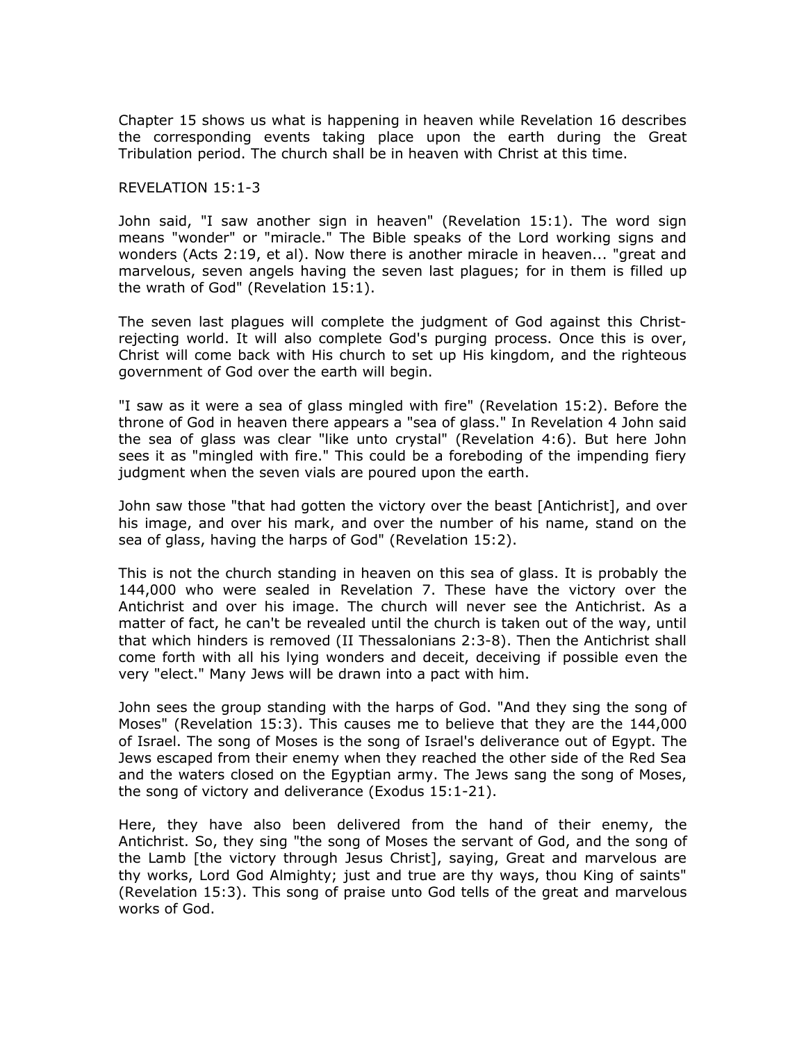Chapter 15 shows us what is happening in heaven while Revelation 16 describes the corresponding events taking place upon the earth during the Great Tribulation period. The church shall be in heaven with Christ at this time.

## REVELATION 15:1-3

John said, "I saw another sign in heaven" (Revelation 15:1). The word sign means "wonder" or "miracle." The Bible speaks of the Lord working signs and wonders (Acts 2:19, et al). Now there is another miracle in heaven... "great and marvelous, seven angels having the seven last plagues; for in them is filled up the wrath of God" (Revelation 15:1).

The seven last plagues will complete the judgment of God against this Christ-rejecting world. It will also complete God's purging process. Once this is over, Christ will come back with His church to set up His kingdom, and the righteous government of God over the earth will begin.

"I saw as it were a sea of glass mingled with fire" (Revelation 15:2). Before the throne of God in heaven there appears a "sea of glass." In Revelation 4 John said the sea of glass was clear "like unto crystal" (Revelation 4:6). But here John sees it as "mingled with fire." This could be a foreboding of the impending fiery judgment when the seven vials are poured upon the earth.

John saw those "that had gotten the victory over the beast [Antichrist], and over his image, and over his mark, and over the number of his name, stand on the sea of glass, having the harps of God" (Revelation 15:2).

This is not the church standing in heaven on this sea of glass. It is probably the 144,000 who were sealed in Revelation 7. These have the victory over the Antichrist and over his image. The church will never see the Antichrist. As a matter of fact, he can't be revealed until the church is taken out of the way, until that which hinders is removed (II Thessalonians 2:3-8). Then the Antichrist shall come forth with all his lying wonders and deceit, deceiving if possible even the very "elect." Many Jews will be drawn into a pact with him.

John sees the group standing with the harps of God. "And they sing the song of Moses" (Revelation 15:3). This causes me to believe that they are the 144,000 of Israel. The song of Moses is the song of Israel's deliverance out of Egypt. The Jews escaped from their enemy when they reached the other side of the Red Sea and the waters closed on the Egyptian army. The Jews sang the song of Moses, the song of victory and deliverance (Exodus 15:1-21).

Here, they have also been delivered from the hand of their enemy, the Antichrist. So, they sing "the song of Moses the servant of God, and the song of the Lamb [the victory through Jesus Christ], saying, Great and marvelous are thy works, Lord God Almighty; just and true are thy ways, thou King of saints" (Revelation 15:3). This song of praise unto God tells of the great and marvelous works of God.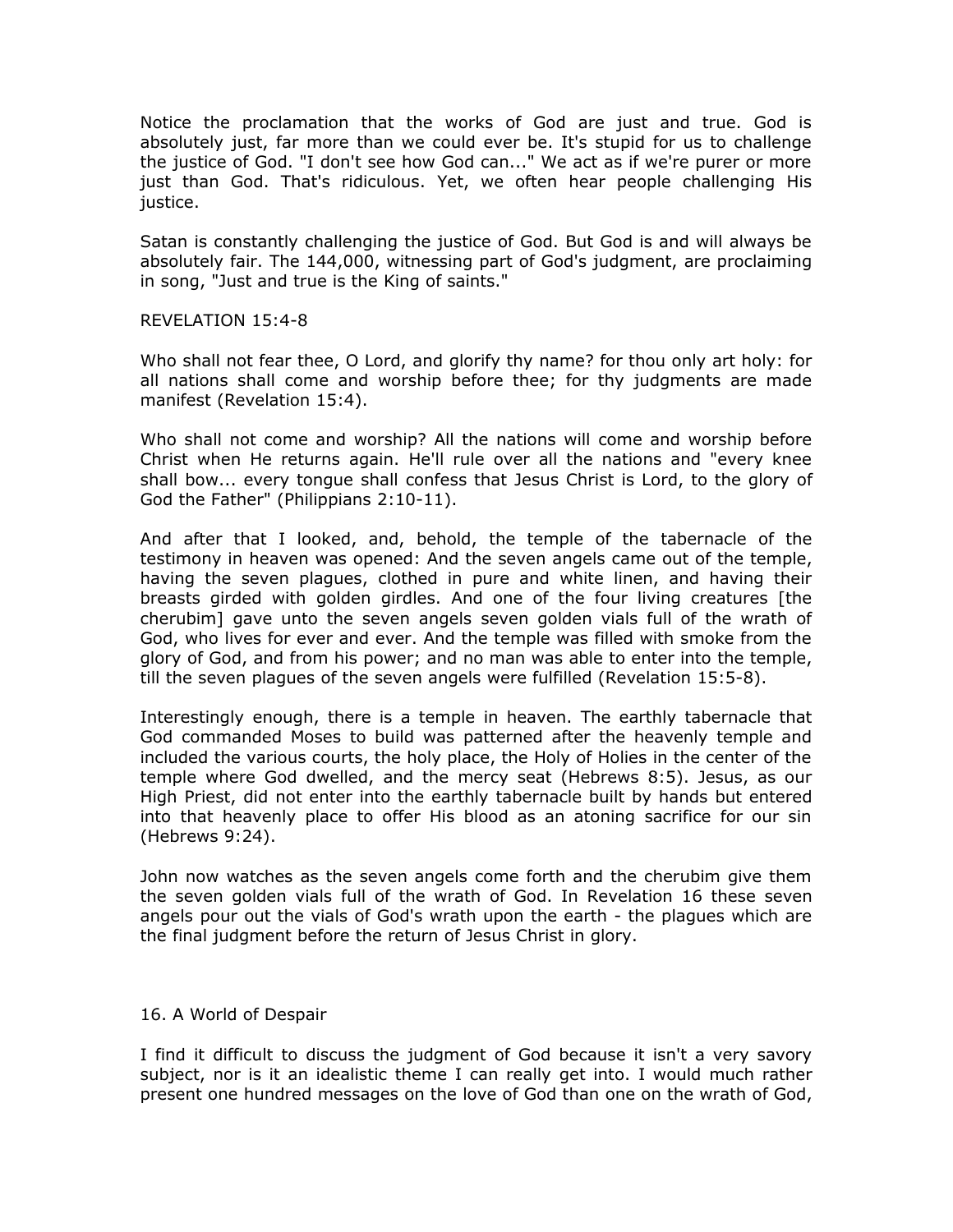Notice the proclamation that the works of God are just and true. God is absolutely just, far more than we could ever be. It's stupid for us to challenge the justice of God. "I don't see how God can..." We act as if we're purer or more just than God. That's ridiculous. Yet, we often hear people challenging His justice.

Satan is constantly challenging the justice of God. But God is and will always be absolutely fair. The 144,000, witnessing part of God's judgment, are proclaiming in song, "Just and true is the King of saints."

REVELATION 15:4-8

Who shall not fear thee, O Lord, and glorify thy name? for thou only art holy: for all nations shall come and worship before thee; for thy judgments are made manifest (Revelation 15:4).

Who shall not come and worship? All the nations will come and worship before Christ when He returns again. He'll rule over all the nations and "every knee shall bow... every tongue shall confess that Jesus Christ is Lord, to the glory of God the Father" (Philippians 2:10-11).

And after that I looked, and, behold, the temple of the tabernacle of the testimony in heaven was opened: And the seven angels came out of the temple, having the seven plagues, clothed in pure and white linen, and having their breasts girded with golden girdles. And one of the four living creatures [the cherubim] gave unto the seven angels seven golden vials full of the wrath of God, who lives for ever and ever. And the temple was filled with smoke from the glory of God, and from his power; and no man was able to enter into the temple, till the seven plagues of the seven angels were fulfilled (Revelation 15:5-8).

Interestingly enough, there is a temple in heaven. The earthly tabernacle that God commanded Moses to build was patterned after the heavenly temple and included the various courts, the holy place, the Holy of Holies in the center of the temple where God dwelled, and the mercy seat (Hebrews 8:5). Jesus, as our High Priest, did not enter into the earthly tabernacle built by hands but entered into that heavenly place to offer His blood as an atoning sacrifice for our sin (Hebrews 9:24).

John now watches as the seven angels come forth and the cherubim give them the seven golden vials full of the wrath of God. In Revelation 16 these seven angels pour out the vials of God's wrath upon the earth - the plagues which are the final judgment before the return of Jesus Christ in glory.

## 16. A World of Despair

I find it difficult to discuss the judgment of God because it isn't a very savory subject, nor is it an idealistic theme I can really get into. I would much rather present one hundred messages on the love of God than one on the wrath of God,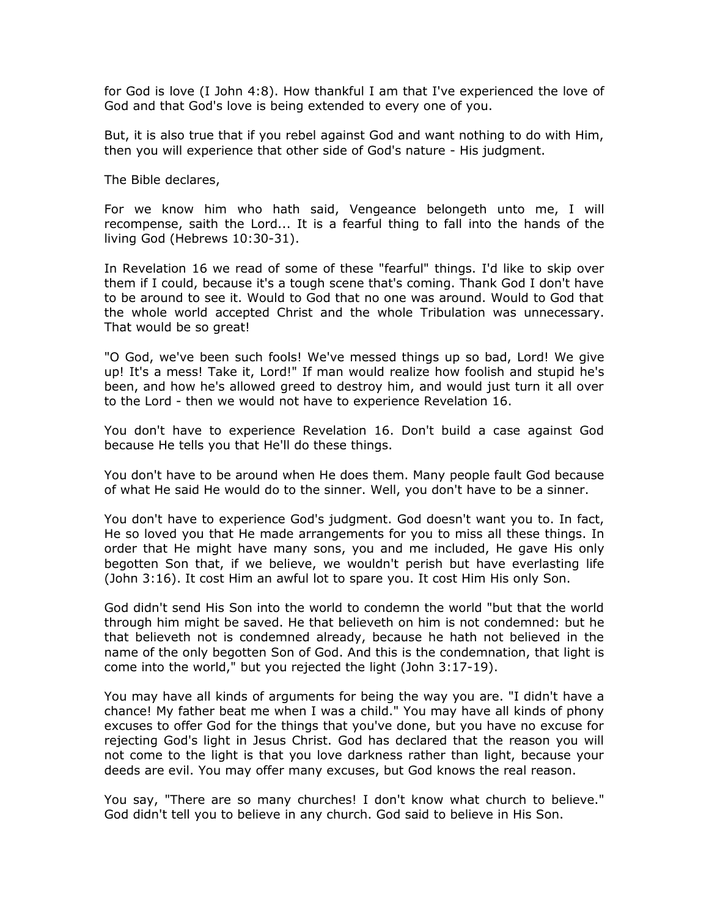for God is love (I John 4:8). How thankful I am that I've experienced the love of God and that God's love is being extended to every one of you.

But, it is also true that if you rebel against God and want nothing to do with Him, then you will experience that other side of God's nature - His judgment.

The Bible declares,

For we know him who hath said, Vengeance belongeth unto me, I will recompense, saith the Lord... It is a fearful thing to fall into the hands of the living God (Hebrews 10:30-31).

In Revelation 16 we read of some of these "fearful" things. I'd like to skip over them if I could, because it's a tough scene that's coming. Thank God I don't have to be around to see it. Would to God that no one was around. Would to God that the whole world accepted Christ and the whole Tribulation was unnecessary. That would be so great!

"O God, we've been such fools! We've messed things up so bad, Lord! We give up! It's a mess! Take it, Lord!" If man would realize how foolish and stupid he's been, and how he's allowed greed to destroy him, and would just turn it all over to the Lord - then we would not have to experience Revelation 16.

You don't have to experience Revelation 16. Don't build a case against God because He tells you that He'll do these things.

You don't have to be around when He does them. Many people fault God because of what He said He would do to the sinner. Well, you don't have to be a sinner.

You don't have to experience God's judgment. God doesn't want you to. In fact, He so loved you that He made arrangements for you to miss all these things. In order that He might have many sons, you and me included, He gave His only begotten Son that, if we believe, we wouldn't perish but have everlasting life (John 3:16). It cost Him an awful lot to spare you. It cost Him His only Son.

God didn't send His Son into the world to condemn the world "but that the world through him might be saved. He that believeth on him is not condemned: but he that believeth not is condemned already, because he hath not believed in the name of the only begotten Son of God. And this is the condemnation, that light is come into the world," but you rejected the light (John 3:17-19).

You may have all kinds of arguments for being the way you are. "I didn't have a chance! My father beat me when I was a child." You may have all kinds of phony excuses to offer God for the things that you've done, but you have no excuse for rejecting God's light in Jesus Christ. God has declared that the reason you will not come to the light is that you love darkness rather than light, because your deeds are evil. You may offer many excuses, but God knows the real reason.

You say, "There are so many churches! I don't know what church to believe." God didn't tell you to believe in any church. God said to believe in His Son.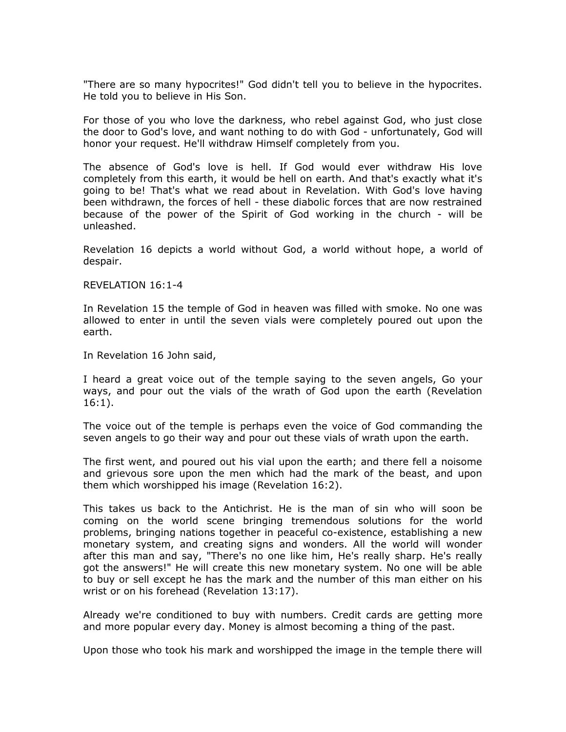"There are so many hypocrites!" God didn't tell you to believe in the hypocrites. He told you to believe in His Son.

For those of you who love the darkness, who rebel against God, who just close the door to God's love, and want nothing to do with God - unfortunately, God will honor your request. He'll withdraw Himself completely from you.

The absence of God's love is hell. If God would ever withdraw His love completely from this earth, it would be hell on earth. And that's exactly what it's going to be! That's what we read about in Revelation. With God's love having been withdrawn, the forces of hell - these diabolic forces that are now restrained because of the power of the Spirit of God working in the church - will be unleashed.

Revelation 16 depicts a world without God, a world without hope, a world of despair.

REVELATION 16:1-4

In Revelation 15 the temple of God in heaven was filled with smoke. No one was allowed to enter in until the seven vials were completely poured out upon the earth.

In Revelation 16 John said,

I heard a great voice out of the temple saying to the seven angels, Go your ways, and pour out the vials of the wrath of God upon the earth (Revelation 16:1).

The voice out of the temple is perhaps even the voice of God commanding the seven angels to go their way and pour out these vials of wrath upon the earth.

The first went, and poured out his vial upon the earth; and there fell a noisome and grievous sore upon the men which had the mark of the beast, and upon them which worshipped his image (Revelation 16:2).

This takes us back to the Antichrist. He is the man of sin who will soon be coming on the world scene bringing tremendous solutions for the world problems, bringing nations together in peaceful co-existence, establishing a new monetary system, and creating signs and wonders. All the world will wonder after this man and say, "There's no one like him, He's really sharp. He's really got the answers!" He will create this new monetary system. No one will be able to buy or sell except he has the mark and the number of this man either on his wrist or on his forehead (Revelation 13:17).

Already we're conditioned to buy with numbers. Credit cards are getting more and more popular every day. Money is almost becoming a thing of the past.

Upon those who took his mark and worshipped the image in the temple there will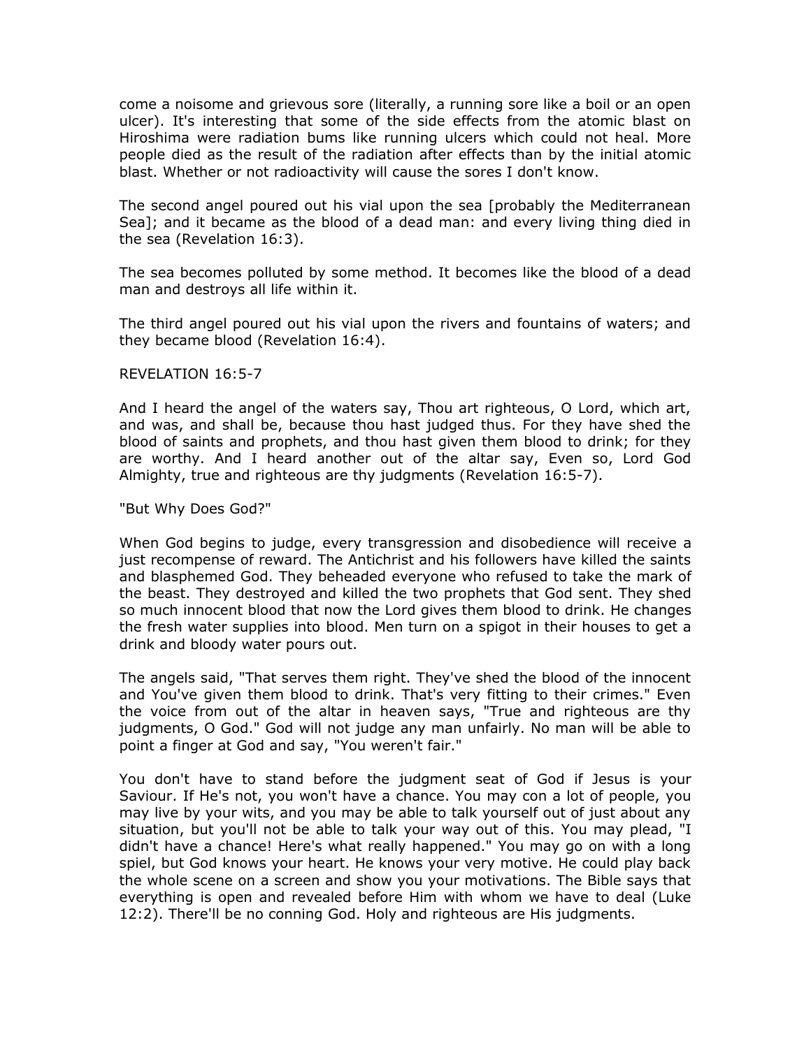come a noisome and grievous sore (literally, a running sore like a boil or an open ulcer). It's interesting that some of the side effects from the atomic blast on Hiroshima were radiation bums like running ulcers which could not heal. More people died as the result of the radiation after effects than by the initial atomic blast. Whether or not radioactivity will cause the sores I don't know.

The second angel poured out his vial upon the sea [probably the Mediterranean Sea]; and it became as the blood of a dead man: and every living thing died in the sea (Revelation 16:3).

The sea becomes polluted by some method. It becomes like the blood of a dead man and destroys all life within it.

The third angel poured out his vial upon the rivers and fountains of waters; and they became blood (Revelation 16:4).

REVELATION 16:5-7

And I heard the angel of the waters say, Thou art righteous, O Lord, which art, and was, and shall be, because thou hast judged thus. For they have shed the blood of saints and prophets, and thou hast given them blood to drink; for they are worthy. And I heard another out of the altar say, Even so, Lord God Almighty, true and righteous are thy judgments (Revelation 16:5-7).

"But Why Does God?"

When God begins to judge, every transgression and disobedience will receive a just recompense of reward. The Antichrist and his followers have killed the saints and blasphemed God. They beheaded everyone who refused to take the mark of the beast. They destroyed and killed the two prophets that God sent. They shed so much innocent blood that now the Lord gives them blood to drink. He changes the fresh water supplies into blood. Men turn on a spigot in their houses to get a drink and bloody water pours out.

The angels said, "That serves them right. They've shed the blood of the innocent and You've given them blood to drink. That's very fitting to their crimes." Even the voice from out of the altar in heaven says, "True and righteous are thy judgments, O God." God will not judge any man unfairly. No man will be able to point a finger at God and say, "You weren't fair."

You don't have to stand before the judgment seat of God if Jesus is your Saviour. If He's not, you won't have a chance. You may con a lot of people, you may live by your wits, and you may be able to talk yourself out of just about any situation, but you'll not be able to talk your way out of this. You may plead, "I didn't have a chance! Here's what really happened." You may go on with a long spiel, but God knows your heart. He knows your very motive. He could play back the whole scene on a screen and show you your motivations. The Bible says that everything is open and revealed before Him with whom we have to deal (Luke 12:2). There'll be no conning God. Holy and righteous are His judgments.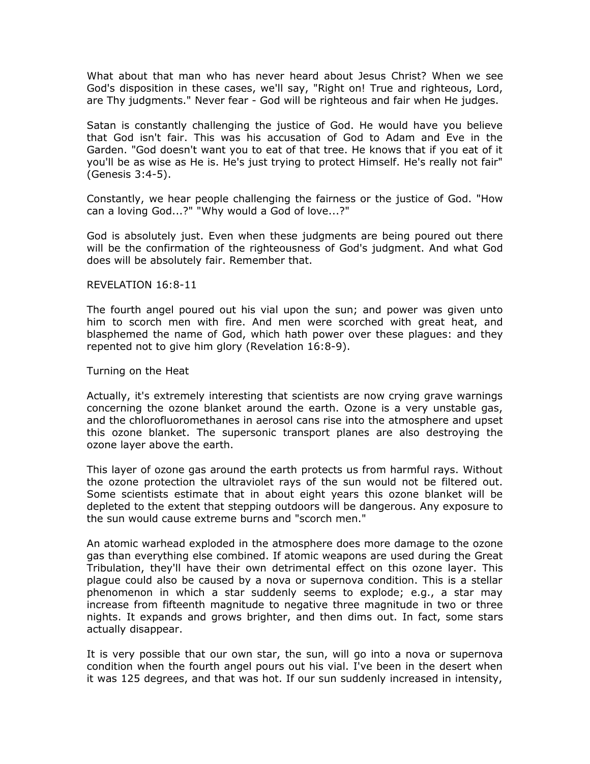What about that man who has never heard about Jesus Christ? When we see God's disposition in these cases, we'll say, "Right on! True and righteous, Lord, are Thy judgments." Never fear - God will be righteous and fair when He judges.

Satan is constantly challenging the justice of God. He would have you believe that God isn't fair. This was his accusation of God to Adam and Eve in the Garden. "God doesn't want you to eat of that tree. He knows that if you eat of it you'll be as wise as He is. He's just trying to protect Himself. He's really not fair" (Genesis 3:4-5).

Constantly, we hear people challenging the fairness or the justice of God. "How can a loving God...?" "Why would a God of love...?"

God is absolutely just. Even when these judgments are being poured out there will be the confirmation of the righteousness of God's judgment. And what God does will be absolutely fair. Remember that.

REVELATION 16:8-11

The fourth angel poured out his vial upon the sun; and power was given unto him to scorch men with fire. And men were scorched with great heat, and blasphemed the name of God, which hath power over these plagues: and they repented not to give him glory (Revelation 16:8-9).

Turning on the Heat

Actually, it's extremely interesting that scientists are now crying grave warnings concerning the ozone blanket around the earth. Ozone is a very unstable gas, and the chlorofluoromethanes in aerosol cans rise into the atmosphere and upset this ozone blanket. The supersonic transport planes are also destroying the ozone layer above the earth.

This layer of ozone gas around the earth protects us from harmful rays. Without the ozone protection the ultraviolet rays of the sun would not be filtered out. Some scientists estimate that in about eight years this ozone blanket will be depleted to the extent that stepping outdoors will be dangerous. Any exposure to the sun would cause extreme burns and "scorch men."

An atomic warhead exploded in the atmosphere does more damage to the ozone gas than everything else combined. If atomic weapons are used during the Great Tribulation, they'll have their own detrimental effect on this ozone layer. This plague could also be caused by a nova or supernova condition. This is a stellar phenomenon in which a star suddenly seems to explode; e.g., a star may increase from fifteenth magnitude to negative three magnitude in two or three nights. It expands and grows brighter, and then dims out. In fact, some stars actually disappear.

It is very possible that our own star, the sun, will go into a nova or supernova condition when the fourth angel pours out his vial. I've been in the desert when it was 125 degrees, and that was hot. If our sun suddenly increased in intensity,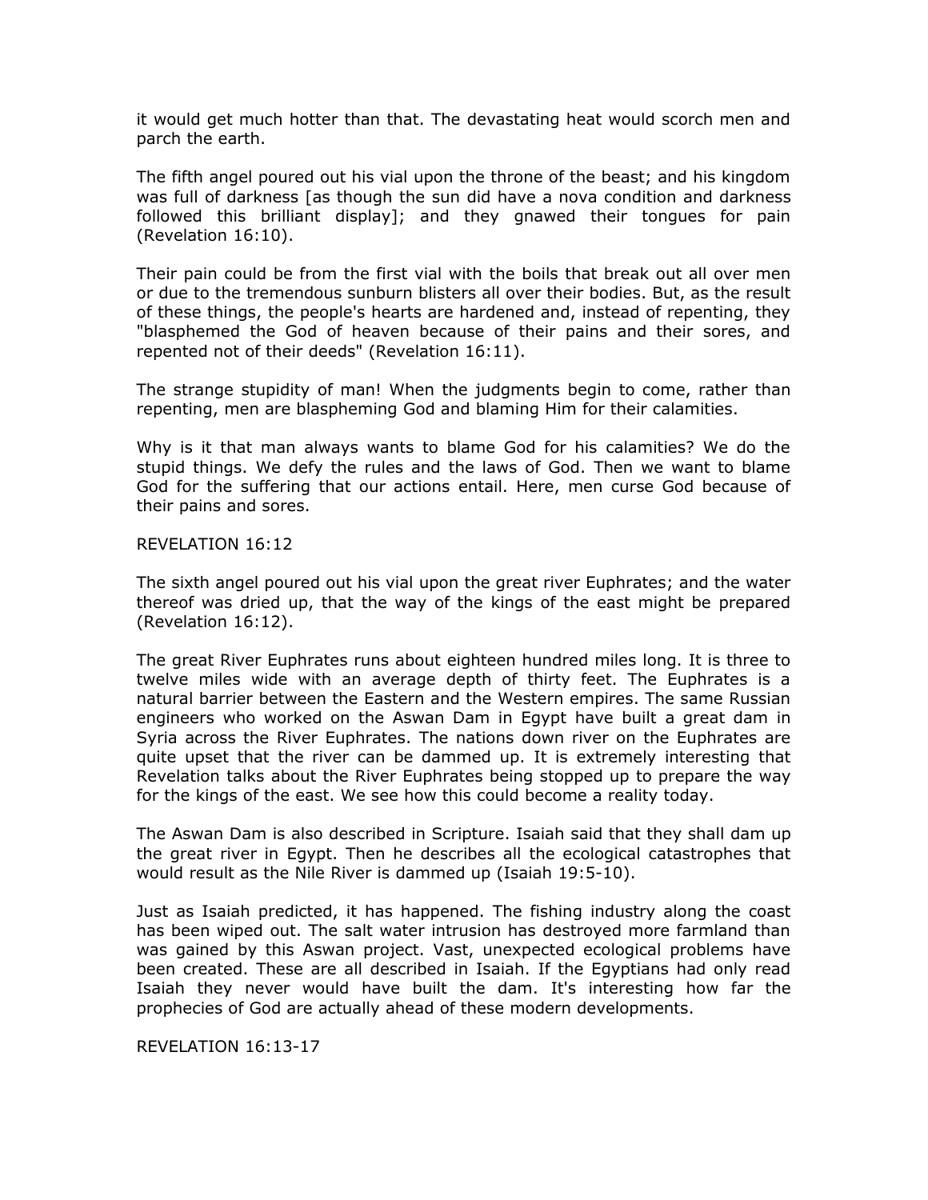it would get much hotter than that. The devastating heat would scorch men and parch the earth.

The fifth angel poured out his vial upon the throne of the beast; and his kingdom was full of darkness [as though the sun did have a nova condition and darkness followed this brilliant display]; and they gnawed their tongues for pain (Revelation 16:10).

Their pain could be from the first vial with the boils that break out all over men or due to the tremendous sunburn blisters all over their bodies. But, as the result of these things, the people's hearts are hardened and, instead of repenting, they "blasphemed the God of heaven because of their pains and their sores, and repented not of their deeds" (Revelation 16:11).

The strange stupidity of man! When the judgments begin to come, rather than repenting, men are blaspheming God and blaming Him for their calamities.

Why is it that man always wants to blame God for his calamities? We do the stupid things. We defy the rules and the laws of God. Then we want to blame God for the suffering that our actions entail. Here, men curse God because of their pains and sores.

REVELATION 16:12

The sixth angel poured out his vial upon the great river Euphrates; and the water thereof was dried up, that the way of the kings of the east might be prepared (Revelation 16:12).

The great River Euphrates runs about eighteen hundred miles long. It is three to twelve miles wide with an average depth of thirty feet. The Euphrates is a natural barrier between the Eastern and the Western empires. The same Russian engineers who worked on the Aswan Dam in Egypt have built a great dam in Syria across the River Euphrates. The nations down river on the Euphrates are quite upset that the river can be dammed up. It is extremely interesting that Revelation talks about the River Euphrates being stopped up to prepare the way for the kings of the east. We see how this could become a reality today.

The Aswan Dam is also described in Scripture. Isaiah said that they shall dam up the great river in Egypt. Then he describes all the ecological catastrophes that would result as the Nile River is dammed up (Isaiah 19:5-10).

Just as Isaiah predicted, it has happened. The fishing industry along the coast has been wiped out. The salt water intrusion has destroyed more farmland than was gained by this Aswan project. Vast, unexpected ecological problems have been created. These are all described in Isaiah. If the Egyptians had only read Isaiah they never would have built the dam. It's interesting how far the prophecies of God are actually ahead of these modern developments.

REVELATION 16:13-17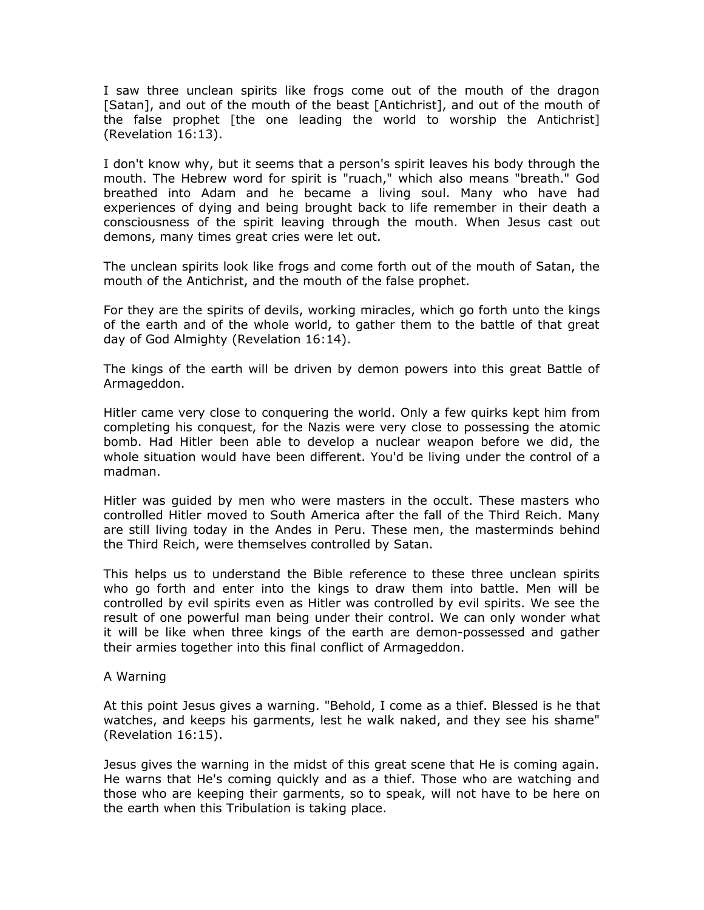I saw three unclean spirits like frogs come out of the mouth of the dragon [Satan], and out of the mouth of the beast [Antichrist], and out of the mouth of the false prophet [the one leading the world to worship the Antichrist] (Revelation 16:13).

I don't know why, but it seems that a person's spirit leaves his body through the mouth. The Hebrew word for spirit is "ruach," which also means "breath." God breathed into Adam and he became a living soul. Many who have had experiences of dying and being brought back to life remember in their death a consciousness of the spirit leaving through the mouth. When Jesus cast out demons, many times great cries were let out.

The unclean spirits look like frogs and come forth out of the mouth of Satan, the mouth of the Antichrist, and the mouth of the false prophet.

For they are the spirits of devils, working miracles, which go forth unto the kings of the earth and of the whole world, to gather them to the battle of that great day of God Almighty (Revelation 16:14).

The kings of the earth will be driven by demon powers into this great Battle of Armageddon.

Hitler came very close to conquering the world. Only a few quirks kept him from completing his conquest, for the Nazis were very close to possessing the atomic bomb. Had Hitler been able to develop a nuclear weapon before we did, the whole situation would have been different. You'd be living under the control of a madman.

Hitler was guided by men who were masters in the occult. These masters who controlled Hitler moved to South America after the fall of the Third Reich. Many are still living today in the Andes in Peru. These men, the masterminds behind the Third Reich, were themselves controlled by Satan.

This helps us to understand the Bible reference to these three unclean spirits who go forth and enter into the kings to draw them into battle. Men will be controlled by evil spirits even as Hitler was controlled by evil spirits. We see the result of one powerful man being under their control. We can only wonder what it will be like when three kings of the earth are demon-possessed and gather their armies together into this final conflict of Armageddon.

## A Warning

At this point Jesus gives a warning. "Behold, I come as a thief. Blessed is he that watches, and keeps his garments, lest he walk naked, and they see his shame" (Revelation 16:15).

Jesus gives the warning in the midst of this great scene that He is coming again. He warns that He's coming quickly and as a thief. Those who are watching and those who are keeping their garments, so to speak, will not have to be here on the earth when this Tribulation is taking place.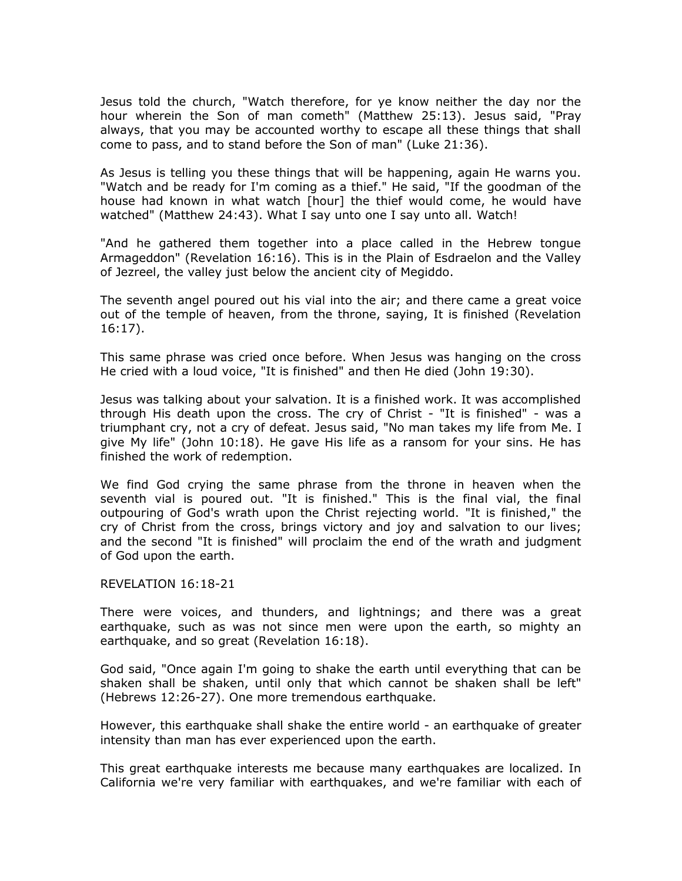Jesus told the church, "Watch therefore, for ye know neither the day nor the hour wherein the Son of man cometh" (Matthew 25:13). Jesus said, "Pray always, that you may be accounted worthy to escape all these things that shall come to pass, and to stand before the Son of man" (Luke 21:36).

As Jesus is telling you these things that will be happening, again He warns you. "Watch and be ready for I'm coming as a thief." He said, "If the goodman of the house had known in what watch [hour] the thief would come, he would have watched" (Matthew 24:43). What I say unto one I say unto all. Watch!

"And he gathered them together into a place called in the Hebrew tongue Armageddon" (Revelation 16:16). This is in the Plain of Esdraelon and the Valley of Jezreel, the valley just below the ancient city of Megiddo.

The seventh angel poured out his vial into the air; and there came a great voice out of the temple of heaven, from the throne, saying, It is finished (Revelation 16:17).

This same phrase was cried once before. When Jesus was hanging on the cross He cried with a loud voice, "It is finished" and then He died (John 19:30).

Jesus was talking about your salvation. It is a finished work. It was accomplished through His death upon the cross. The cry of Christ - "It is finished" - was a triumphant cry, not a cry of defeat. Jesus said, "No man takes my life from Me. I give My life" (John 10:18). He gave His life as a ransom for your sins. He has finished the work of redemption.

We find God crying the same phrase from the throne in heaven when the seventh vial is poured out. "It is finished." This is the final vial, the final outpouring of God's wrath upon the Christ rejecting world. "It is finished," the cry of Christ from the cross, brings victory and joy and salvation to our lives; and the second "It is finished" will proclaim the end of the wrath and judgment of God upon the earth.

REVELATION 16:18-21

There were voices, and thunders, and lightnings; and there was a great earthquake, such as was not since men were upon the earth, so mighty an earthquake, and so great (Revelation 16:18).

God said, "Once again I'm going to shake the earth until everything that can be shaken shall be shaken, until only that which cannot be shaken shall be left" (Hebrews 12:26-27). One more tremendous earthquake.

However, this earthquake shall shake the entire world - an earthquake of greater intensity than man has ever experienced upon the earth.

This great earthquake interests me because many earthquakes are localized. In California we're very familiar with earthquakes, and we're familiar with each of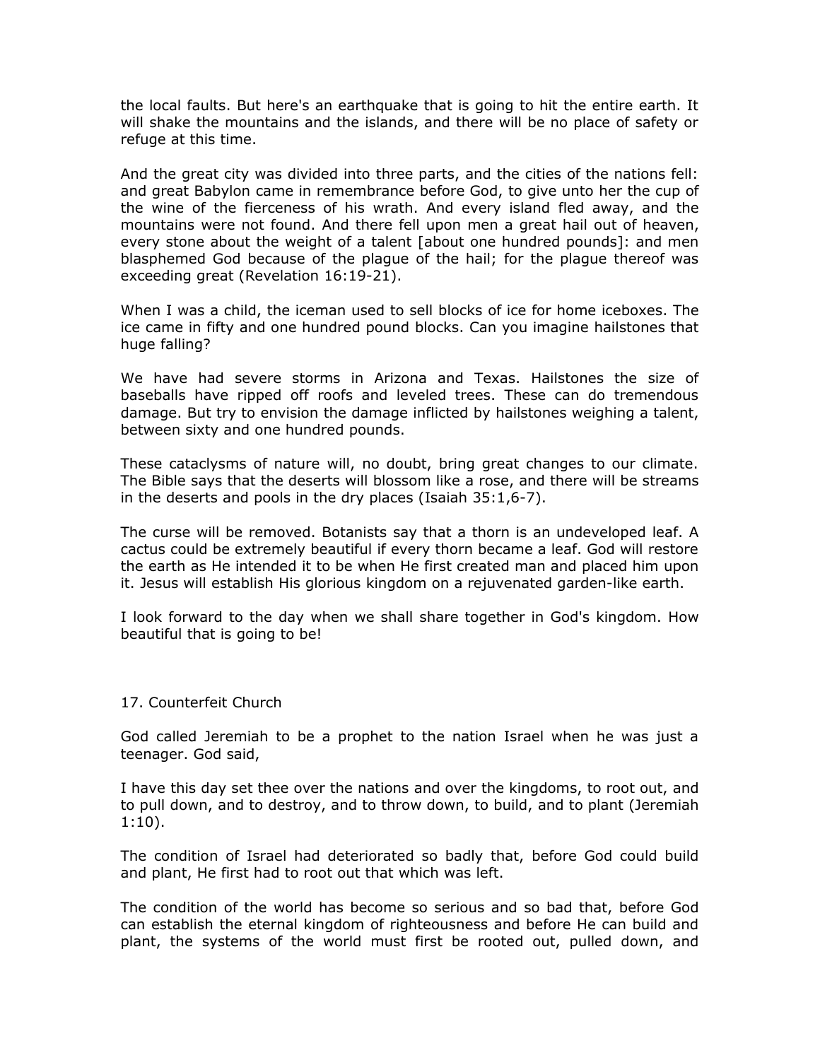the local faults. But here's an earthquake that is going to hit the entire earth. It will shake the mountains and the islands, and there will be no place of safety or refuge at this time.

And the great city was divided into three parts, and the cities of the nations fell: and great Babylon came in remembrance before God, to give unto her the cup of the wine of the fierceness of his wrath. And every island fled away, and the mountains were not found. And there fell upon men a great hail out of heaven, every stone about the weight of a talent [about one hundred pounds]: and men blasphemed God because of the plague of the hail; for the plague thereof was exceeding great (Revelation 16:19-21).

When I was a child, the iceman used to sell blocks of ice for home iceboxes. The ice came in fifty and one hundred pound blocks. Can you imagine hailstones that huge falling?

We have had severe storms in Arizona and Texas. Hailstones the size of baseballs have ripped off roofs and leveled trees. These can do tremendous damage. But try to envision the damage inflicted by hailstones weighing a talent, between sixty and one hundred pounds.

These cataclysms of nature will, no doubt, bring great changes to our climate. The Bible says that the deserts will blossom like a rose, and there will be streams in the deserts and pools in the dry places (Isaiah 35:1,6-7).

The curse will be removed. Botanists say that a thorn is an undeveloped leaf. A cactus could be extremely beautiful if every thorn became a leaf. God will restore the earth as He intended it to be when He first created man and placed him upon it. Jesus will establish His glorious kingdom on a rejuvenated garden-like earth.

I look forward to the day when we shall share together in God's kingdom. How beautiful that is going to be!

## 17. Counterfeit Church

God called Jeremiah to be a prophet to the nation Israel when he was just a teenager. God said,

I have this day set thee over the nations and over the kingdoms, to root out, and to pull down, and to destroy, and to throw down, to build, and to plant (Jeremiah 1:10).

The condition of Israel had deteriorated so badly that, before God could build and plant, He first had to root out that which was left.

The condition of the world has become so serious and so bad that, before God can establish the eternal kingdom of righteousness and before He can build and plant, the systems of the world must first be rooted out, pulled down, and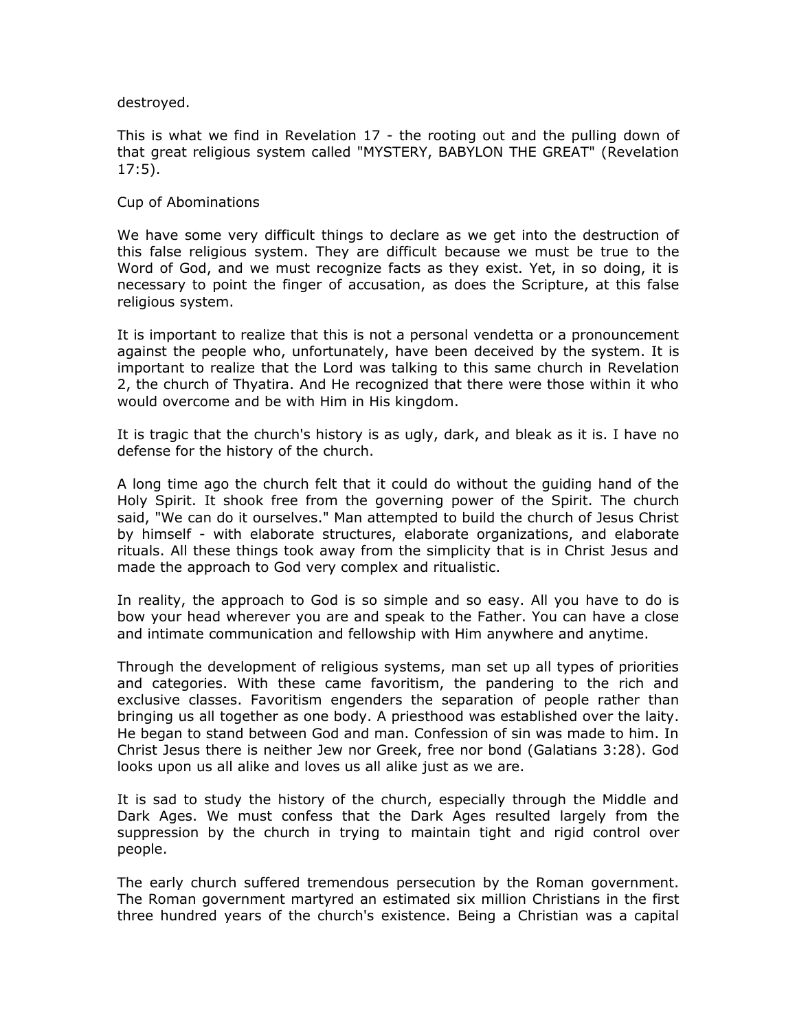destroyed.

This is what we find in Revelation 17 - the rooting out and the pulling down of that great religious system called "MYSTERY, BABYLON THE GREAT" (Revelation 17:5).

## Cup of Abominations

We have some very difficult things to declare as we get into the destruction of this false religious system. They are difficult because we must be true to the Word of God, and we must recognize facts as they exist. Yet, in so doing, it is necessary to point the finger of accusation, as does the Scripture, at this false religious system.

It is important to realize that this is not a personal vendetta or a pronouncement against the people who, unfortunately, have been deceived by the system. It is important to realize that the Lord was talking to this same church in Revelation 2, the church of Thyatira. And He recognized that there were those within it who would overcome and be with Him in His kingdom.

It is tragic that the church's history is as ugly, dark, and bleak as it is. I have no defense for the history of the church.

A long time ago the church felt that it could do without the guiding hand of the Holy Spirit. It shook free from the governing power of the Spirit. The church said, "We can do it ourselves." Man attempted to build the church of Jesus Christ by himself - with elaborate structures, elaborate organizations, and elaborate rituals. All these things took away from the simplicity that is in Christ Jesus and made the approach to God very complex and ritualistic.

In reality, the approach to God is so simple and so easy. All you have to do is bow your head wherever you are and speak to the Father. You can have a close and intimate communication and fellowship with Him anywhere and anytime.

Through the development of religious systems, man set up all types of priorities and categories. With these came favoritism, the pandering to the rich and exclusive classes. Favoritism engenders the separation of people rather than bringing us all together as one body. A priesthood was established over the laity. He began to stand between God and man. Confession of sin was made to him. In Christ Jesus there is neither Jew nor Greek, free nor bond (Galatians 3:28). God looks upon us all alike and loves us all alike just as we are.

It is sad to study the history of the church, especially through the Middle and Dark Ages. We must confess that the Dark Ages resulted largely from the suppression by the church in trying to maintain tight and rigid control over people.

The early church suffered tremendous persecution by the Roman government. The Roman government martyred an estimated six million Christians in the first three hundred years of the church's existence. Being a Christian was a capital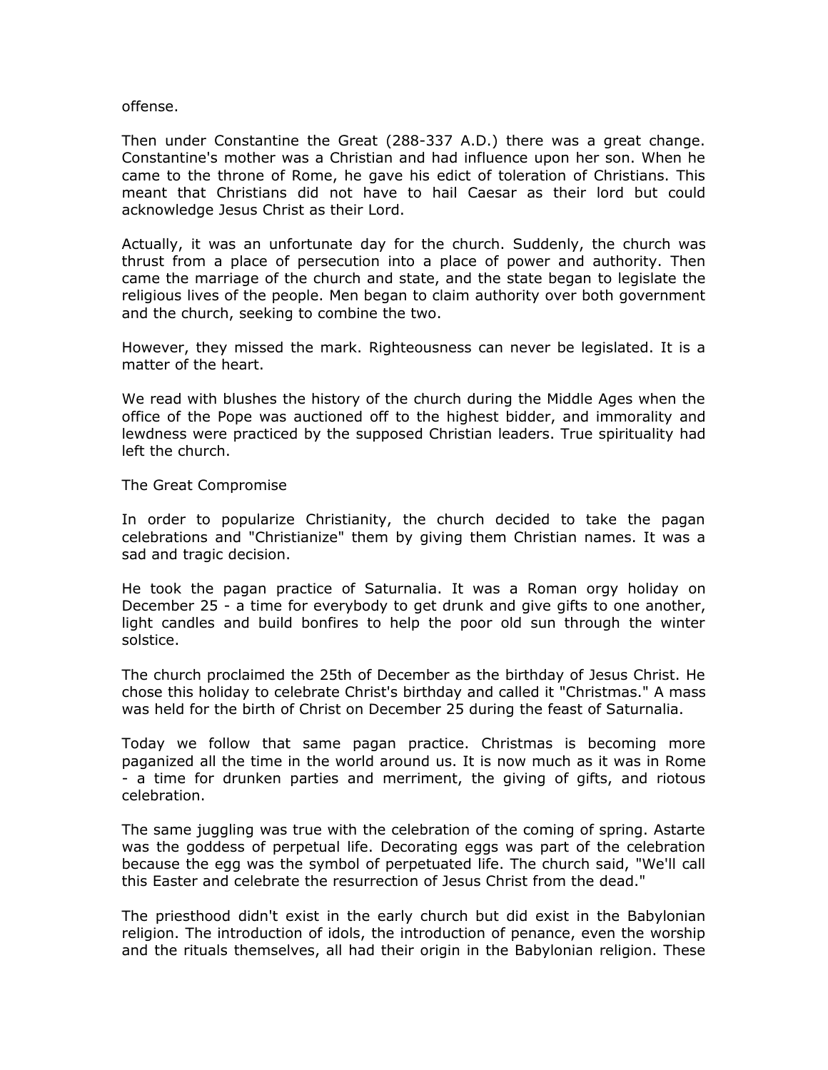offense.

Then under Constantine the Great (288-337 A.D.) there was a great change. Constantine's mother was a Christian and had influence upon her son. When he came to the throne of Rome, he gave his edict of toleration of Christians. This meant that Christians did not have to hail Caesar as their lord but could acknowledge Jesus Christ as their Lord.

Actually, it was an unfortunate day for the church. Suddenly, the church was thrust from a place of persecution into a place of power and authority. Then came the marriage of the church and state, and the state began to legislate the religious lives of the people. Men began to claim authority over both government and the church, seeking to combine the two.

However, they missed the mark. Righteousness can never be legislated. It is a matter of the heart.

We read with blushes the history of the church during the Middle Ages when the office of the Pope was auctioned off to the highest bidder, and immorality and lewdness were practiced by the supposed Christian leaders. True spirituality had left the church.

The Great Compromise

In order to popularize Christianity, the church decided to take the pagan celebrations and "Christianize" them by giving them Christian names. It was a sad and tragic decision.

He took the pagan practice of Saturnalia. It was a Roman orgy holiday on December 25 - a time for everybody to get drunk and give gifts to one another, light candles and build bonfires to help the poor old sun through the winter solstice.

The church proclaimed the 25th of December as the birthday of Jesus Christ. He chose this holiday to celebrate Christ's birthday and called it "Christmas." A mass was held for the birth of Christ on December 25 during the feast of Saturnalia.

Today we follow that same pagan practice. Christmas is becoming more paganized all the time in the world around us. It is now much as it was in Rome - a time for drunken parties and merriment, the giving of gifts, and riotous celebration.

The same juggling was true with the celebration of the coming of spring. Astarte was the goddess of perpetual life. Decorating eggs was part of the celebration because the egg was the symbol of perpetuated life. The church said, "We'll call this Easter and celebrate the resurrection of Jesus Christ from the dead."

The priesthood didn't exist in the early church but did exist in the Babylonian religion. The introduction of idols, the introduction of penance, even the worship and the rituals themselves, all had their origin in the Babylonian religion. These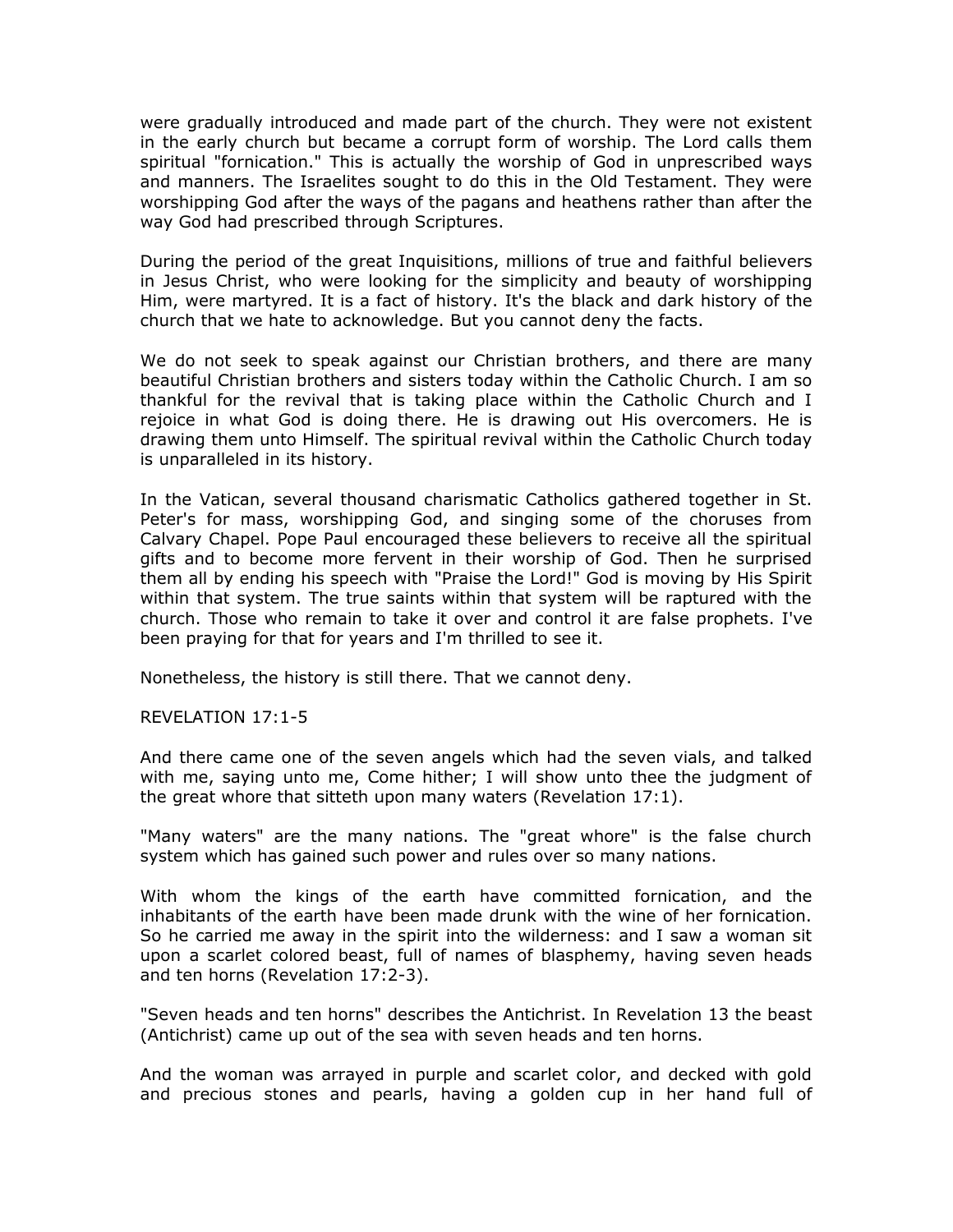were gradually introduced and made part of the church. They were not existent in the early church but became a corrupt form of worship. The Lord calls them spiritual "fornication." This is actually the worship of God in unprescribed ways and manners. The Israelites sought to do this in the Old Testament. They were worshipping God after the ways of the pagans and heathens rather than after the way God had prescribed through Scriptures.

During the period of the great Inquisitions, millions of true and faithful believers in Jesus Christ, who were looking for the simplicity and beauty of worshipping Him, were martyred. It is a fact of history. It's the black and dark history of the church that we hate to acknowledge. But you cannot deny the facts.

We do not seek to speak against our Christian brothers, and there are many beautiful Christian brothers and sisters today within the Catholic Church. I am so thankful for the revival that is taking place within the Catholic Church and I rejoice in what God is doing there. He is drawing out His overcomers. He is drawing them unto Himself. The spiritual revival within the Catholic Church today is unparalleled in its history.

In the Vatican, several thousand charismatic Catholics gathered together in St. Peter's for mass, worshipping God, and singing some of the choruses from Calvary Chapel. Pope Paul encouraged these believers to receive all the spiritual gifts and to become more fervent in their worship of God. Then he surprised them all by ending his speech with "Praise the Lord!" God is moving by His Spirit within that system. The true saints within that system will be raptured with the church. Those who remain to take it over and control it are false prophets. I've been praying for that for years and I'm thrilled to see it.

Nonetheless, the history is still there. That we cannot deny.

REVELATION 17:1-5

And there came one of the seven angels which had the seven vials, and talked with me, saying unto me, Come hither; I will show unto thee the judgment of the great whore that sitteth upon many waters (Revelation 17:1).

"Many waters" are the many nations. The "great whore" is the false church system which has gained such power and rules over so many nations.

With whom the kings of the earth have committed fornication, and the inhabitants of the earth have been made drunk with the wine of her fornication. So he carried me away in the spirit into the wilderness: and I saw a woman sit upon a scarlet colored beast, full of names of blasphemy, having seven heads and ten horns (Revelation 17:2-3).

"Seven heads and ten horns" describes the Antichrist. In Revelation 13 the beast (Antichrist) came up out of the sea with seven heads and ten horns.

And the woman was arrayed in purple and scarlet color, and decked with gold and precious stones and pearls, having a golden cup in her hand full of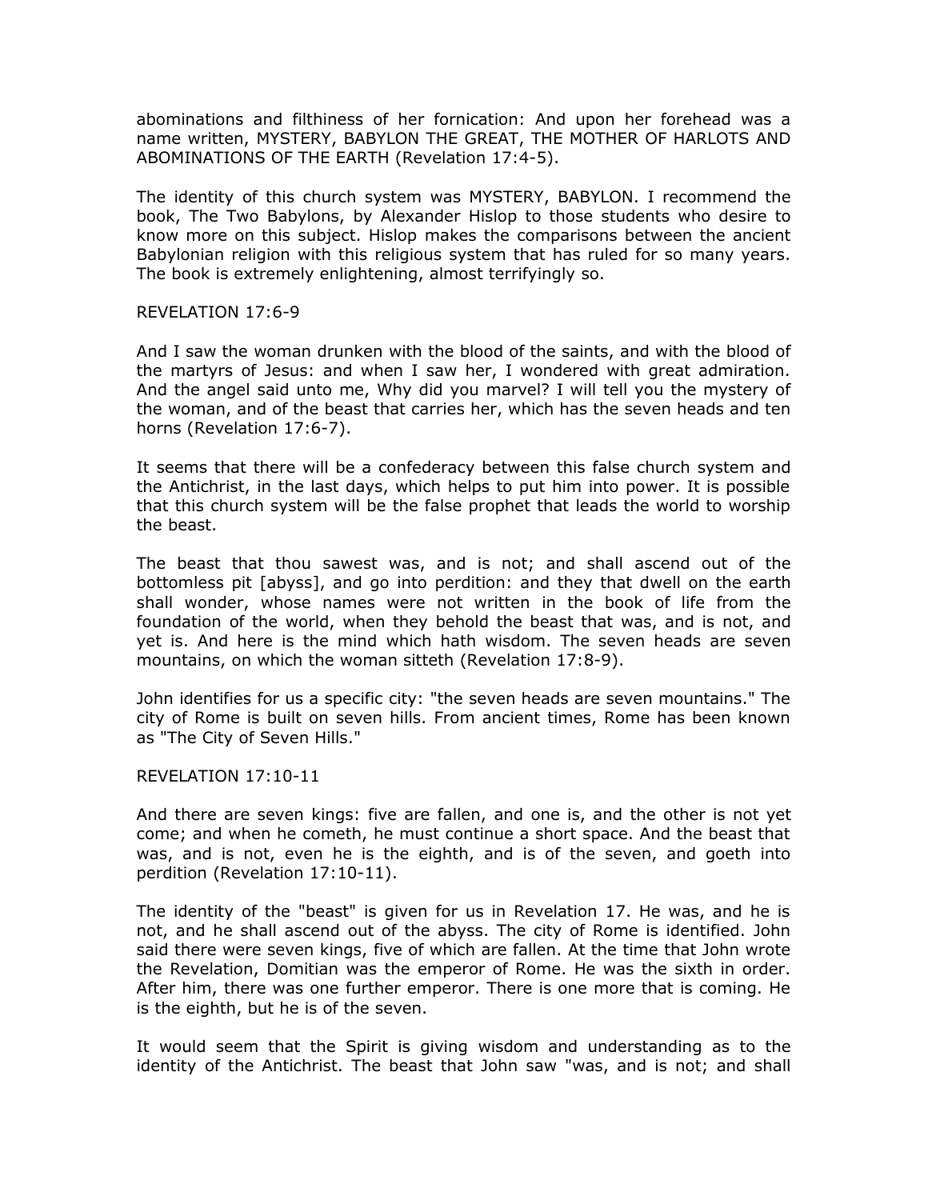abominations and filthiness of her fornication: And upon her forehead was a name written, MYSTERY, BABYLON THE GREAT, THE MOTHER OF HARLOTS AND ABOMINATIONS OF THE EARTH (Revelation 17:4-5).

The identity of this church system was MYSTERY, BABYLON. I recommend the book, The Two Babylons, by Alexander Hislop to those students who desire to know more on this subject. Hislop makes the comparisons between the ancient Babylonian religion with this religious system that has ruled for so many years. The book is extremely enlightening, almost terrifyingly so.

REVELATION 17:6-9

And I saw the woman drunken with the blood of the saints, and with the blood of the martyrs of Jesus: and when I saw her, I wondered with great admiration. And the angel said unto me, Why did you marvel? I will tell you the mystery of the woman, and of the beast that carries her, which has the seven heads and ten horns (Revelation 17:6-7).

It seems that there will be a confederacy between this false church system and the Antichrist, in the last days, which helps to put him into power. It is possible that this church system will be the false prophet that leads the world to worship the beast.

The beast that thou sawest was, and is not; and shall ascend out of the bottomless pit [abyss], and go into perdition: and they that dwell on the earth shall wonder, whose names were not written in the book of life from the foundation of the world, when they behold the beast that was, and is not, and yet is. And here is the mind which hath wisdom. The seven heads are seven mountains, on which the woman sitteth (Revelation 17:8-9).

John identifies for us a specific city: "the seven heads are seven mountains." The city of Rome is built on seven hills. From ancient times, Rome has been known as "The City of Seven Hills."

REVELATION 17:10-11

And there are seven kings: five are fallen, and one is, and the other is not yet come; and when he cometh, he must continue a short space. And the beast that was, and is not, even he is the eighth, and is of the seven, and goeth into perdition (Revelation 17:10-11).

The identity of the "beast" is given for us in Revelation 17. He was, and he is not, and he shall ascend out of the abyss. The city of Rome is identified. John said there were seven kings, five of which are fallen. At the time that John wrote the Revelation, Domitian was the emperor of Rome. He was the sixth in order. After him, there was one further emperor. There is one more that is coming. He is the eighth, but he is of the seven.

It would seem that the Spirit is giving wisdom and understanding as to the identity of the Antichrist. The beast that John saw "was, and is not; and shall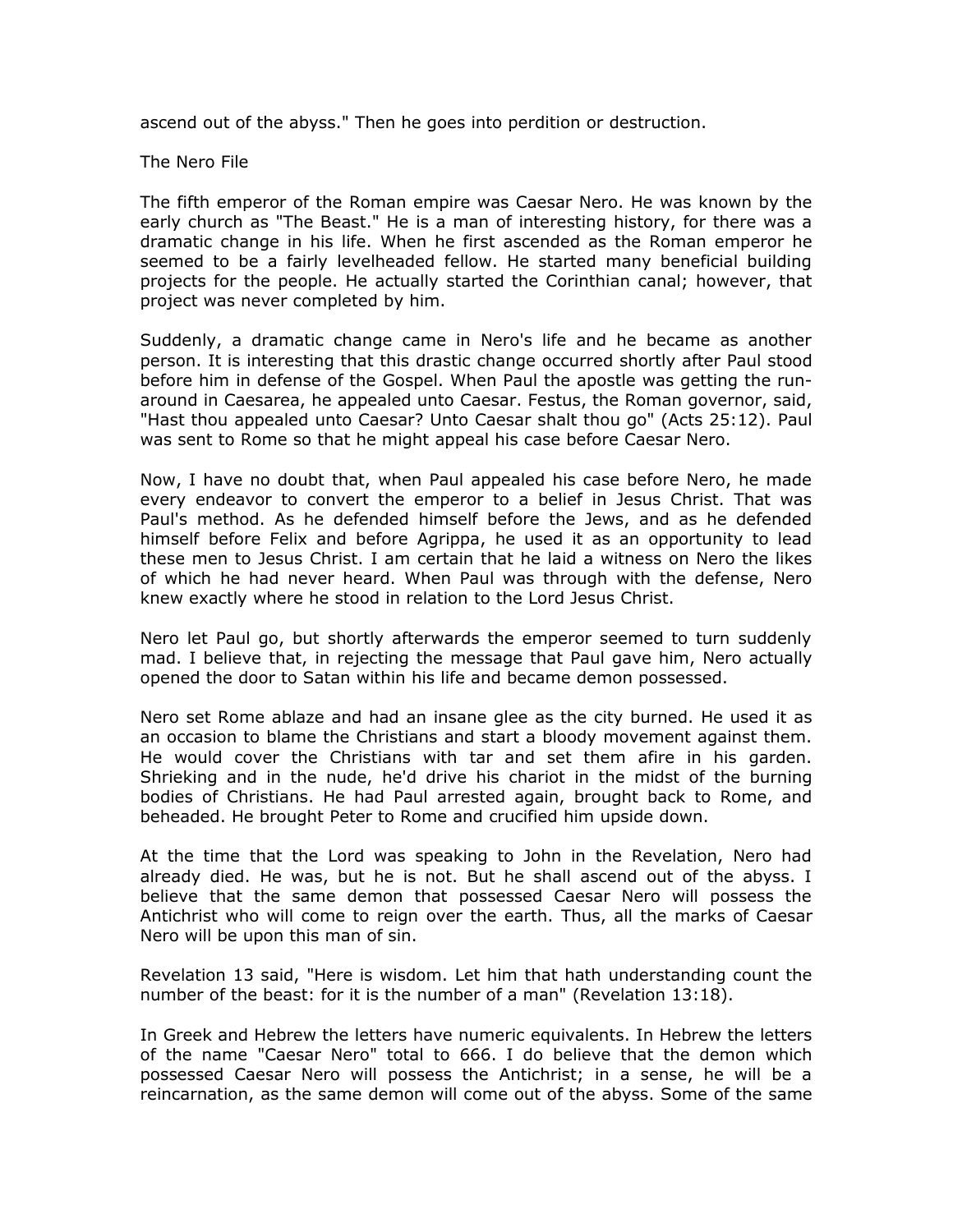ascend out of the abyss." Then he goes into perdition or destruction.

## The Nero File

The fifth emperor of the Roman empire was Caesar Nero. He was known by the early church as "The Beast." He is a man of interesting history, for there was a dramatic change in his life. When he first ascended as the Roman emperor he seemed to be a fairly levelheaded fellow. He started many beneficial building projects for the people. He actually started the Corinthian canal; however, that project was never completed by him.

Suddenly, a dramatic change came in Nero's life and he became as another person. It is interesting that this drastic change occurred shortly after Paul stood before him in defense of the Gospel. When Paul the apostle was getting the run-around in Caesarea, he appealed unto Caesar. Festus, the Roman governor, said, "Hast thou appealed unto Caesar? Unto Caesar shalt thou go" (Acts 25:12). Paul was sent to Rome so that he might appeal his case before Caesar Nero.

Now, I have no doubt that, when Paul appealed his case before Nero, he made every endeavor to convert the emperor to a belief in Jesus Christ. That was Paul's method. As he defended himself before the Jews, and as he defended himself before Felix and before Agrippa, he used it as an opportunity to lead these men to Jesus Christ. I am certain that he laid a witness on Nero the likes of which he had never heard. When Paul was through with the defense, Nero knew exactly where he stood in relation to the Lord Jesus Christ.

Nero let Paul go, but shortly afterwards the emperor seemed to turn suddenly mad. I believe that, in rejecting the message that Paul gave him, Nero actually opened the door to Satan within his life and became demon possessed.

Nero set Rome ablaze and had an insane glee as the city burned. He used it as an occasion to blame the Christians and start a bloody movement against them. He would cover the Christians with tar and set them afire in his garden. Shrieking and in the nude, he'd drive his chariot in the midst of the burning bodies of Christians. He had Paul arrested again, brought back to Rome, and beheaded. He brought Peter to Rome and crucified him upside down.

At the time that the Lord was speaking to John in the Revelation, Nero had already died. He was, but he is not. But he shall ascend out of the abyss. I believe that the same demon that possessed Caesar Nero will possess the Antichrist who will come to reign over the earth. Thus, all the marks of Caesar Nero will be upon this man of sin.

Revelation 13 said, "Here is wisdom. Let him that hath understanding count the number of the beast: for it is the number of a man" (Revelation 13:18).

In Greek and Hebrew the letters have numeric equivalents. In Hebrew the letters of the name "Caesar Nero" total to 666. I do believe that the demon which possessed Caesar Nero will possess the Antichrist; in a sense, he will be a reincarnation, as the same demon will come out of the abyss. Some of the same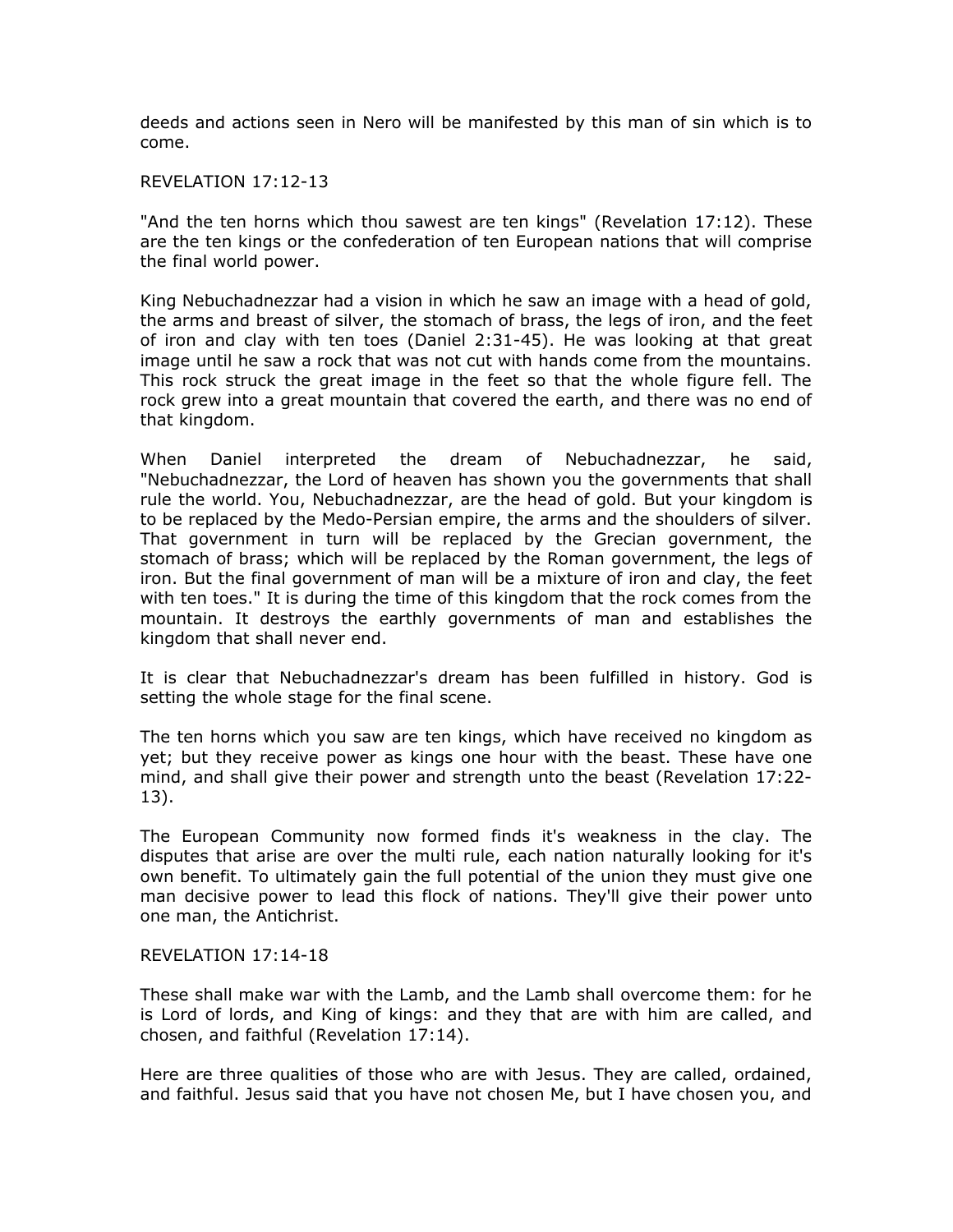deeds and actions seen in Nero will be manifested by this man of sin which is to come.

REVELATION 17:12-13

"And the ten horns which thou sawest are ten kings" (Revelation 17:12). These are the ten kings or the confederation of ten European nations that will comprise the final world power.

King Nebuchadnezzar had a vision in which he saw an image with a head of gold, the arms and breast of silver, the stomach of brass, the legs of iron, and the feet of iron and clay with ten toes (Daniel 2:31-45). He was looking at that great image until he saw a rock that was not cut with hands come from the mountains. This rock struck the great image in the feet so that the whole figure fell. The rock grew into a great mountain that covered the earth, and there was no end of that kingdom.

When Daniel interpreted the dream of Nebuchadnezzar, he said, "Nebuchadnezzar, the Lord of heaven has shown you the governments that shall rule the world. You, Nebuchadnezzar, are the head of gold. But your kingdom is to be replaced by the Medo-Persian empire, the arms and the shoulders of silver. That government in turn will be replaced by the Grecian government, the stomach of brass; which will be replaced by the Roman government, the legs of iron. But the final government of man will be a mixture of iron and clay, the feet with ten toes." It is during the time of this kingdom that the rock comes from the mountain. It destroys the earthly governments of man and establishes the kingdom that shall never end.

It is clear that Nebuchadnezzar's dream has been fulfilled in history. God is setting the whole stage for the final scene.

The ten horns which you saw are ten kings, which have received no kingdom as yet; but they receive power as kings one hour with the beast. These have one mind, and shall give their power and strength unto the beast (Revelation 17:22-13).

The European Community now formed finds it's weakness in the clay. The disputes that arise are over the multi rule, each nation naturally looking for it's own benefit. To ultimately gain the full potential of the union they must give one man decisive power to lead this flock of nations. They'll give their power unto one man, the Antichrist.

REVELATION 17:14-18

These shall make war with the Lamb, and the Lamb shall overcome them: for he is Lord of lords, and King of kings: and they that are with him are called, and chosen, and faithful (Revelation 17:14).

Here are three qualities of those who are with Jesus. They are called, ordained, and faithful. Jesus said that you have not chosen Me, but I have chosen you, and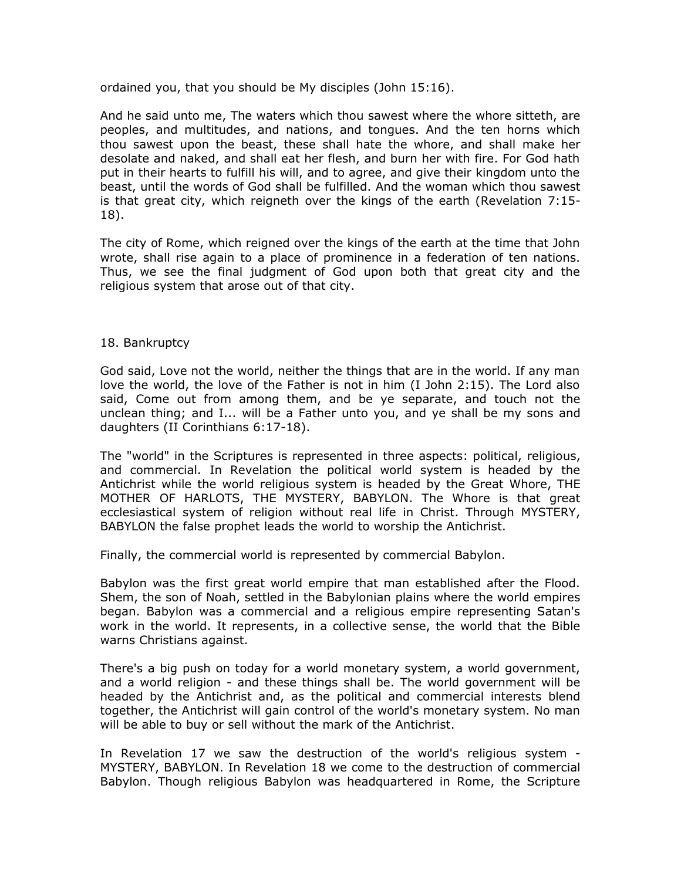ordained you, that you should be My disciples (John 15:16).

And he said unto me, The waters which thou sawest where the whore sitteth, are peoples, and multitudes, and nations, and tongues. And the ten horns which thou sawest upon the beast, these shall hate the whore, and shall make her desolate and naked, and shall eat her flesh, and burn her with fire. For God hath put in their hearts to fulfill his will, and to agree, and give their kingdom unto the beast, until the words of God shall be fulfilled. And the woman which thou sawest is that great city, which reigneth over the kings of the earth (Revelation 7:15-18).

The city of Rome, which reigned over the kings of the earth at the time that John wrote, shall rise again to a place of prominence in a federation of ten nations. Thus, we see the final judgment of God upon both that great city and the religious system that arose out of that city.

## 18. Bankruptcy

God said, Love not the world, neither the things that are in the world. If any man love the world, the love of the Father is not in him (I John 2:15). The Lord also said, Come out from among them, and be ye separate, and touch not the unclean thing; and I... will be a Father unto you, and ye shall be my sons and daughters (II Corinthians 6:17-18).

The "world" in the Scriptures is represented in three aspects: political, religious, and commercial. In Revelation the political world system is headed by the Antichrist while the world religious system is headed by the Great Whore, THE MOTHER OF HARLOTS, THE MYSTERY, BABYLON. The Whore is that great ecclesiastical system of religion without real life in Christ. Through MYSTERY, BABYLON the false prophet leads the world to worship the Antichrist.

Finally, the commercial world is represented by commercial Babylon.

Babylon was the first great world empire that man established after the Flood. Shem, the son of Noah, settled in the Babylonian plains where the world empires began. Babylon was a commercial and a religious empire representing Satan's work in the world. It represents, in a collective sense, the world that the Bible warns Christians against.

There's a big push on today for a world monetary system, a world government, and a world religion - and these things shall be. The world government will be headed by the Antichrist and, as the political and commercial interests blend together, the Antichrist will gain control of the world's monetary system. No man will be able to buy or sell without the mark of the Antichrist.

In Revelation 17 we saw the destruction of the world's religious system - MYSTERY, BABYLON. In Revelation 18 we come to the destruction of commercial Babylon. Though religious Babylon was headquartered in Rome, the Scripture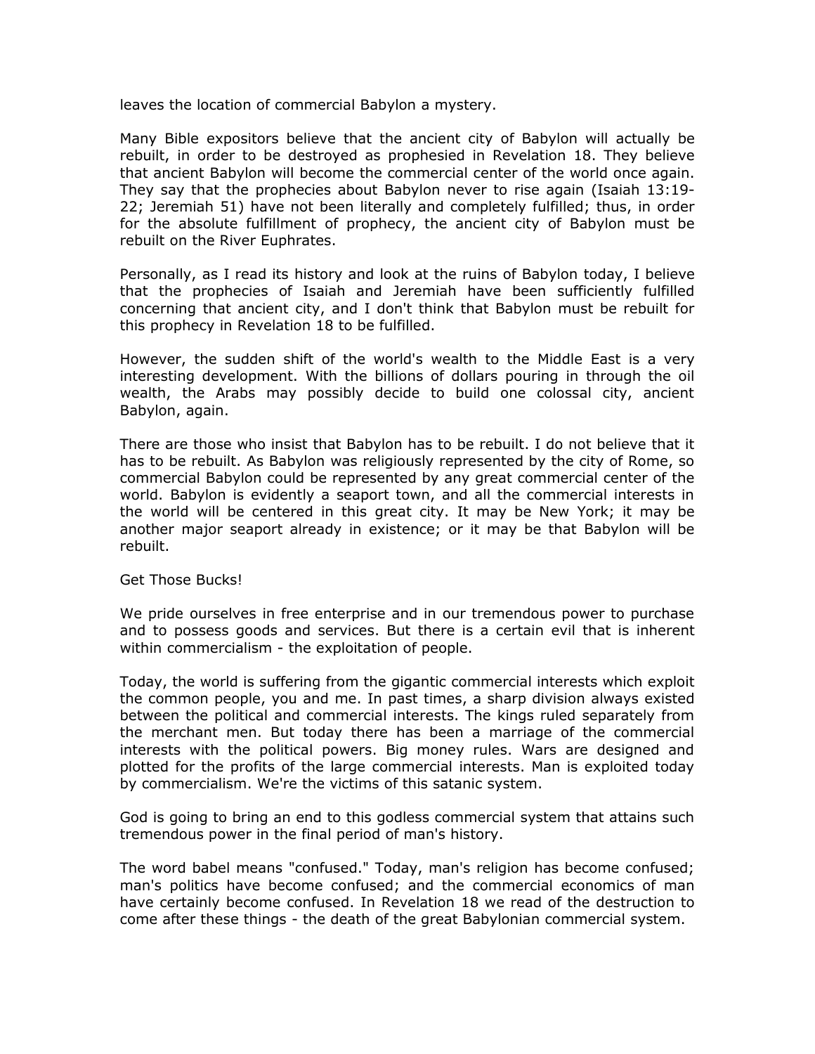leaves the location of commercial Babylon a mystery.

Many Bible expositors believe that the ancient city of Babylon will actually be rebuilt, in order to be destroyed as prophesied in Revelation 18. They believe that ancient Babylon will become the commercial center of the world once again. They say that the prophecies about Babylon never to rise again (Isaiah 13:19-22; Jeremiah 51) have not been literally and completely fulfilled; thus, in order for the absolute fulfillment of prophecy, the ancient city of Babylon must be rebuilt on the River Euphrates.

Personally, as I read its history and look at the ruins of Babylon today, I believe that the prophecies of Isaiah and Jeremiah have been sufficiently fulfilled concerning that ancient city, and I don't think that Babylon must be rebuilt for this prophecy in Revelation 18 to be fulfilled.

However, the sudden shift of the world's wealth to the Middle East is a very interesting development. With the billions of dollars pouring in through the oil wealth, the Arabs may possibly decide to build one colossal city, ancient Babylon, again.

There are those who insist that Babylon has to be rebuilt. I do not believe that it has to be rebuilt. As Babylon was religiously represented by the city of Rome, so commercial Babylon could be represented by any great commercial center of the world. Babylon is evidently a seaport town, and all the commercial interests in the world will be centered in this great city. It may be New York; it may be another major seaport already in existence; or it may be that Babylon will be rebuilt.

## Get Those Bucks!

We pride ourselves in free enterprise and in our tremendous power to purchase and to possess goods and services. But there is a certain evil that is inherent within commercialism - the exploitation of people.

Today, the world is suffering from the gigantic commercial interests which exploit the common people, you and me. In past times, a sharp division always existed between the political and commercial interests. The kings ruled separately from the merchant men. But today there has been a marriage of the commercial interests with the political powers. Big money rules. Wars are designed and plotted for the profits of the large commercial interests. Man is exploited today by commercialism. We're the victims of this satanic system.

God is going to bring an end to this godless commercial system that attains such tremendous power in the final period of man's history.

The word babel means "confused." Today, man's religion has become confused; man's politics have become confused; and the commercial economics of man have certainly become confused. In Revelation 18 we read of the destruction to come after these things - the death of the great Babylonian commercial system.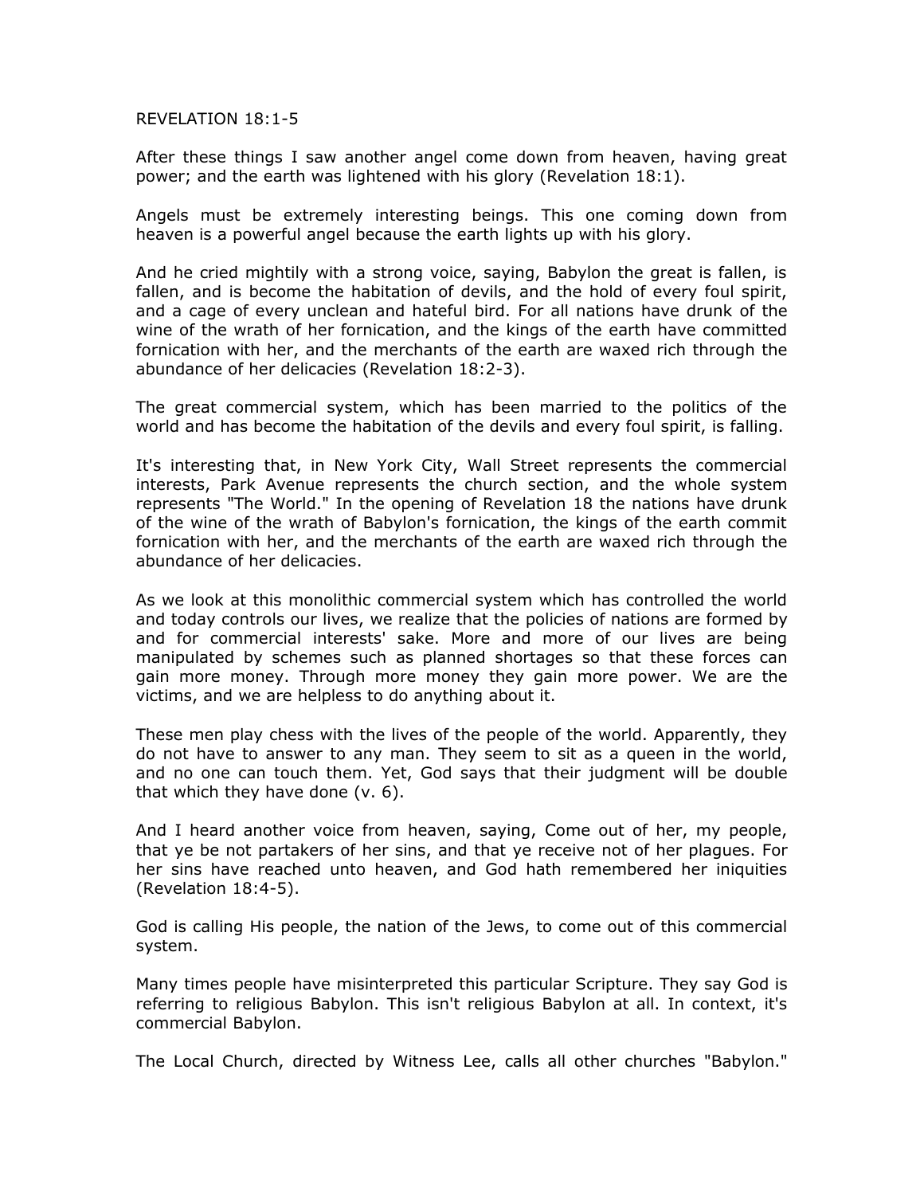REVELATION 18:1-5

After these things I saw another angel come down from heaven, having great power; and the earth was lightened with his glory (Revelation 18:1).

Angels must be extremely interesting beings. This one coming down from heaven is a powerful angel because the earth lights up with his glory.

And he cried mightily with a strong voice, saying, Babylon the great is fallen, is fallen, and is become the habitation of devils, and the hold of every foul spirit, and a cage of every unclean and hateful bird. For all nations have drunk of the wine of the wrath of her fornication, and the kings of the earth have committed fornication with her, and the merchants of the earth are waxed rich through the abundance of her delicacies (Revelation 18:2-3).

The great commercial system, which has been married to the politics of the world and has become the habitation of the devils and every foul spirit, is falling.

It's interesting that, in New York City, Wall Street represents the commercial interests, Park Avenue represents the church section, and the whole system represents "The World." In the opening of Revelation 18 the nations have drunk of the wine of the wrath of Babylon's fornication, the kings of the earth commit fornication with her, and the merchants of the earth are waxed rich through the abundance of her delicacies.

As we look at this monolithic commercial system which has controlled the world and today controls our lives, we realize that the policies of nations are formed by and for commercial interests' sake. More and more of our lives are being manipulated by schemes such as planned shortages so that these forces can gain more money. Through more money they gain more power. We are the victims, and we are helpless to do anything about it.

These men play chess with the lives of the people of the world. Apparently, they do not have to answer to any man. They seem to sit as a queen in the world, and no one can touch them. Yet, God says that their judgment will be double that which they have done (v. 6).

And I heard another voice from heaven, saying, Come out of her, my people, that ye be not partakers of her sins, and that ye receive not of her plagues. For her sins have reached unto heaven, and God hath remembered her iniquities (Revelation 18:4-5).

God is calling His people, the nation of the Jews, to come out of this commercial system.

Many times people have misinterpreted this particular Scripture. They say God is referring to religious Babylon. This isn't religious Babylon at all. In context, it's commercial Babylon.

The Local Church, directed by Witness Lee, calls all other churches "Babylon."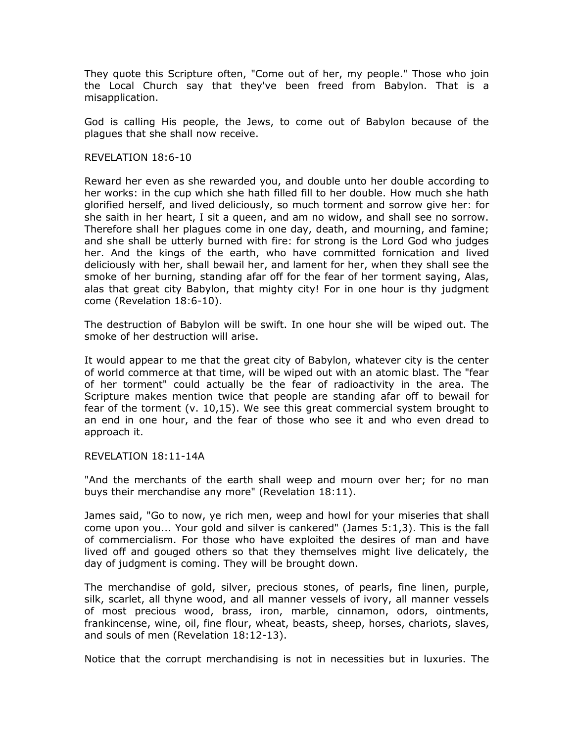They quote this Scripture often, "Come out of her, my people." Those who join the Local Church say that they've been freed from Babylon. That is a misapplication.

God is calling His people, the Jews, to come out of Babylon because of the plagues that she shall now receive.

REVELATION 18:6-10

Reward her even as she rewarded you, and double unto her double according to her works: in the cup which she hath filled fill to her double. How much she hath glorified herself, and lived deliciously, so much torment and sorrow give her: for she saith in her heart, I sit a queen, and am no widow, and shall see no sorrow. Therefore shall her plagues come in one day, death, and mourning, and famine; and she shall be utterly burned with fire: for strong is the Lord God who judges her. And the kings of the earth, who have committed fornication and lived deliciously with her, shall bewail her, and lament for her, when they shall see the smoke of her burning, standing afar off for the fear of her torment saying, Alas, alas that great city Babylon, that mighty city! For in one hour is thy judgment come (Revelation 18:6-10).

The destruction of Babylon will be swift. In one hour she will be wiped out. The smoke of her destruction will arise.

It would appear to me that the great city of Babylon, whatever city is the center of world commerce at that time, will be wiped out with an atomic blast. The "fear of her torment" could actually be the fear of radioactivity in the area. The Scripture makes mention twice that people are standing afar off to bewail for fear of the torment (v. 10,15). We see this great commercial system brought to an end in one hour, and the fear of those who see it and who even dread to approach it.

REVELATION 18:11-14A

"And the merchants of the earth shall weep and mourn over her; for no man buys their merchandise any more" (Revelation 18:11).

James said, "Go to now, ye rich men, weep and howl for your miseries that shall come upon you... Your gold and silver is cankered" (James 5:1,3). This is the fall of commercialism. For those who have exploited the desires of man and have lived off and gouged others so that they themselves might live delicately, the day of judgment is coming. They will be brought down.

The merchandise of gold, silver, precious stones, of pearls, fine linen, purple, silk, scarlet, all thyne wood, and all manner vessels of ivory, all manner vessels of most precious wood, brass, iron, marble, cinnamon, odors, ointments, frankincense, wine, oil, fine flour, wheat, beasts, sheep, horses, chariots, slaves, and souls of men (Revelation 18:12-13).

Notice that the corrupt merchandising is not in necessities but in luxuries. The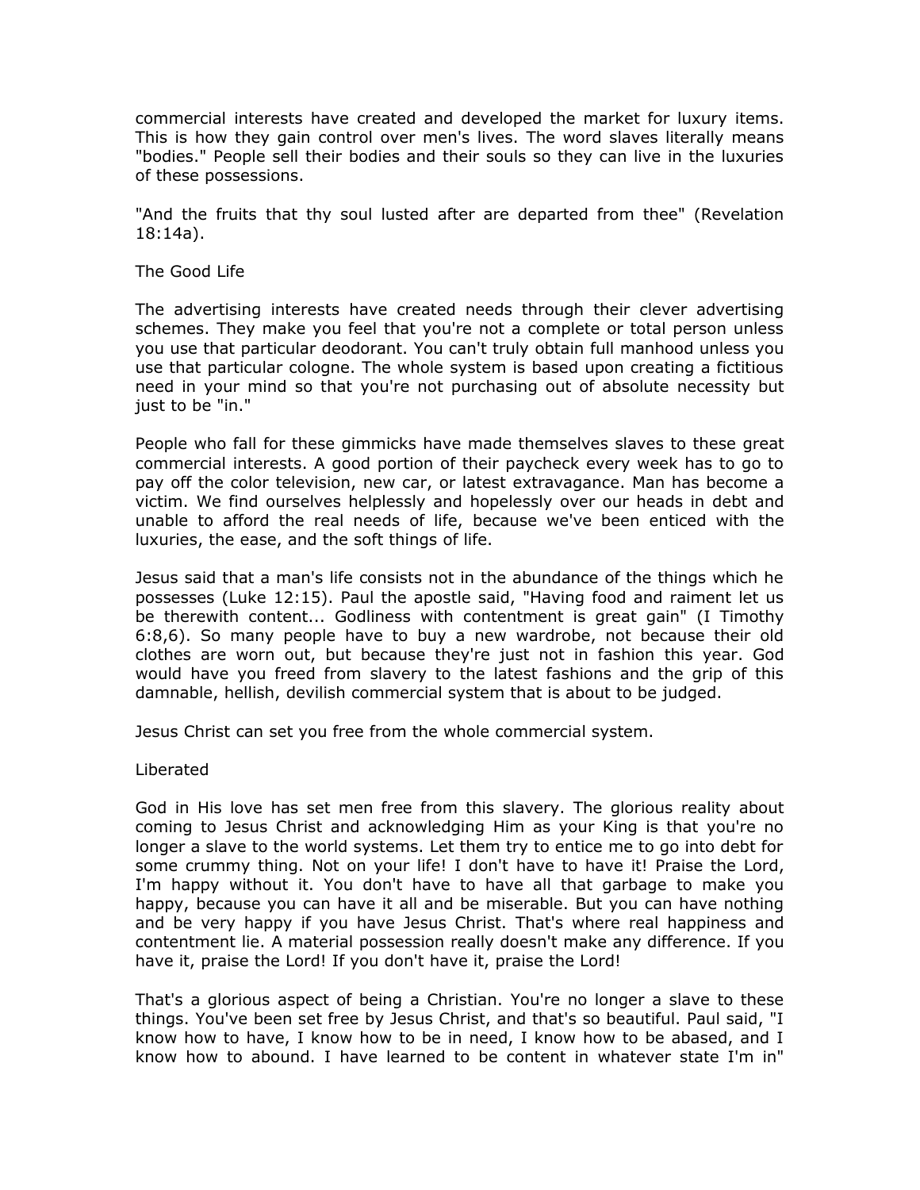commercial interests have created and developed the market for luxury items. This is how they gain control over men's lives. The word slaves literally means "bodies." People sell their bodies and their souls so they can live in the luxuries of these possessions.

"And the fruits that thy soul lusted after are departed from thee" (Revelation 18:14a).

## The Good Life

The advertising interests have created needs through their clever advertising schemes. They make you feel that you're not a complete or total person unless you use that particular deodorant. You can't truly obtain full manhood unless you use that particular cologne. The whole system is based upon creating a fictitious need in your mind so that you're not purchasing out of absolute necessity but just to be "in."

People who fall for these gimmicks have made themselves slaves to these great commercial interests. A good portion of their paycheck every week has to go to pay off the color television, new car, or latest extravagance. Man has become a victim. We find ourselves helplessly and hopelessly over our heads in debt and unable to afford the real needs of life, because we've been enticed with the luxuries, the ease, and the soft things of life.

Jesus said that a man's life consists not in the abundance of the things which he possesses (Luke 12:15). Paul the apostle said, "Having food and raiment let us be therewith content... Godliness with contentment is great gain" (I Timothy 6:8,6). So many people have to buy a new wardrobe, not because their old clothes are worn out, but because they're just not in fashion this year. God would have you freed from slavery to the latest fashions and the grip of this damnable, hellish, devilish commercial system that is about to be judged.

Jesus Christ can set you free from the whole commercial system.

## Liberated

God in His love has set men free from this slavery. The glorious reality about coming to Jesus Christ and acknowledging Him as your King is that you're no longer a slave to the world systems. Let them try to entice me to go into debt for some crummy thing. Not on your life! I don't have to have it! Praise the Lord, I'm happy without it. You don't have to have all that garbage to make you happy, because you can have it all and be miserable. But you can have nothing and be very happy if you have Jesus Christ. That's where real happiness and contentment lie. A material possession really doesn't make any difference. If you have it, praise the Lord! If you don't have it, praise the Lord!

That's a glorious aspect of being a Christian. You're no longer a slave to these things. You've been set free by Jesus Christ, and that's so beautiful. Paul said, "I know how to have, I know how to be in need, I know how to be abased, and I know how to abound. I have learned to be content in whatever state I'm in"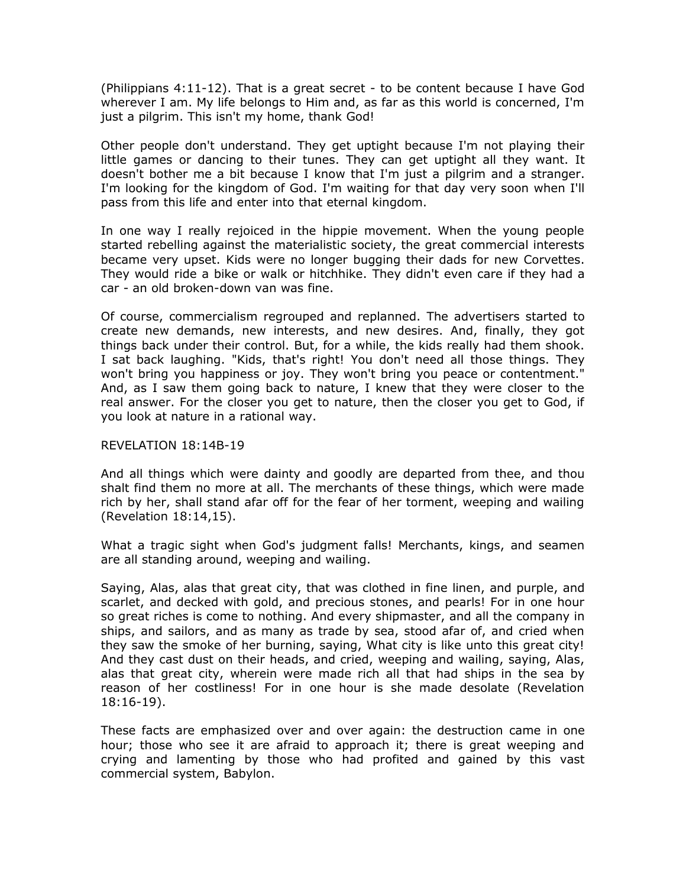(Philippians 4:11-12). That is a great secret - to be content because I have God wherever I am. My life belongs to Him and, as far as this world is concerned, I'm just a pilgrim. This isn't my home, thank God!

Other people don't understand. They get uptight because I'm not playing their little games or dancing to their tunes. They can get uptight all they want. It doesn't bother me a bit because I know that I'm just a pilgrim and a stranger. I'm looking for the kingdom of God. I'm waiting for that day very soon when I'll pass from this life and enter into that eternal kingdom.

In one way I really rejoiced in the hippie movement. When the young people started rebelling against the materialistic society, the great commercial interests became very upset. Kids were no longer bugging their dads for new Corvettes. They would ride a bike or walk or hitchhike. They didn't even care if they had a car - an old broken-down van was fine.

Of course, commercialism regrouped and replanned. The advertisers started to create new demands, new interests, and new desires. And, finally, they got things back under their control. But, for a while, the kids really had them shook. I sat back laughing. "Kids, that's right! You don't need all those things. They won't bring you happiness or joy. They won't bring you peace or contentment." And, as I saw them going back to nature, I knew that they were closer to the real answer. For the closer you get to nature, then the closer you get to God, if you look at nature in a rational way.

REVELATION 18:14B-19

And all things which were dainty and goodly are departed from thee, and thou shalt find them no more at all. The merchants of these things, which were made rich by her, shall stand afar off for the fear of her torment, weeping and wailing (Revelation 18:14,15).

What a tragic sight when God's judgment falls! Merchants, kings, and seamen are all standing around, weeping and wailing.

Saying, Alas, alas that great city, that was clothed in fine linen, and purple, and scarlet, and decked with gold, and precious stones, and pearls! For in one hour so great riches is come to nothing. And every shipmaster, and all the company in ships, and sailors, and as many as trade by sea, stood afar of, and cried when they saw the smoke of her burning, saying, What city is like unto this great city! And they cast dust on their heads, and cried, weeping and wailing, saying, Alas, alas that great city, wherein were made rich all that had ships in the sea by reason of her costliness! For in one hour is she made desolate (Revelation 18:16-19).

These facts are emphasized over and over again: the destruction came in one hour; those who see it are afraid to approach it; there is great weeping and crying and lamenting by those who had profited and gained by this vast commercial system, Babylon.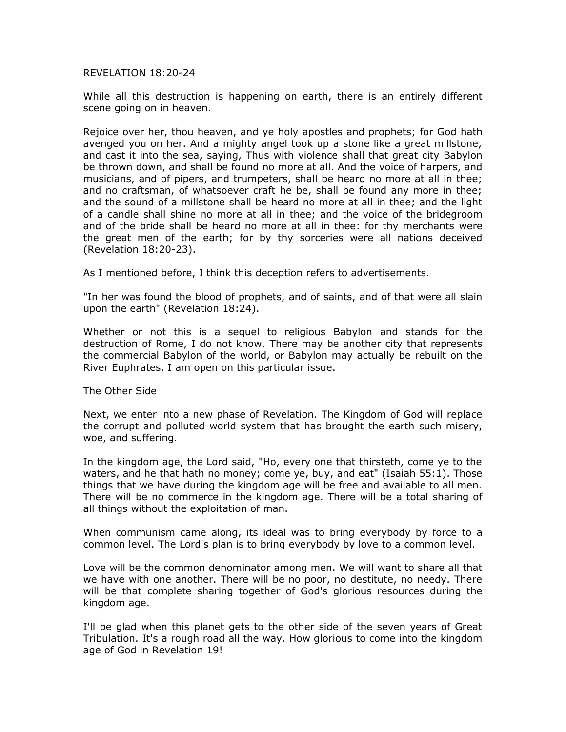## REVELATION 18:20-24

While all this destruction is happening on earth, there is an entirely different scene going on in heaven.

Rejoice over her, thou heaven, and ye holy apostles and prophets; for God hath avenged you on her. And a mighty angel took up a stone like a great millstone, and cast it into the sea, saying, Thus with violence shall that great city Babylon be thrown down, and shall be found no more at all. And the voice of harpers, and musicians, and of pipers, and trumpeters, shall be heard no more at all in thee; and no craftsman, of whatsoever craft he be, shall be found any more in thee; and the sound of a millstone shall be heard no more at all in thee; and the light of a candle shall shine no more at all in thee; and the voice of the bridegroom and of the bride shall be heard no more at all in thee: for thy merchants were the great men of the earth; for by thy sorceries were all nations deceived (Revelation 18:20-23).

As I mentioned before, I think this deception refers to advertisements.

"In her was found the blood of prophets, and of saints, and of that were all slain upon the earth" (Revelation 18:24).

Whether or not this is a sequel to religious Babylon and stands for the destruction of Rome, I do not know. There may be another city that represents the commercial Babylon of the world, or Babylon may actually be rebuilt on the River Euphrates. I am open on this particular issue.

### The Other Side

Next, we enter into a new phase of Revelation. The Kingdom of God will replace the corrupt and polluted world system that has brought the earth such misery, woe, and suffering.

In the kingdom age, the Lord said, "Ho, every one that thirsteth, come ye to the waters, and he that hath no money; come ye, buy, and eat" (Isaiah 55:1). Those things that we have during the kingdom age will be free and available to all men. There will be no commerce in the kingdom age. There will be a total sharing of all things without the exploitation of man.

When communism came along, its ideal was to bring everybody by force to a common level. The Lord's plan is to bring everybody by love to a common level.

Love will be the common denominator among men. We will want to share all that we have with one another. There will be no poor, no destitute, no needy. There will be that complete sharing together of God's glorious resources during the kingdom age.

I'll be glad when this planet gets to the other side of the seven years of Great Tribulation. It's a rough road all the way. How glorious to come into the kingdom age of God in Revelation 19!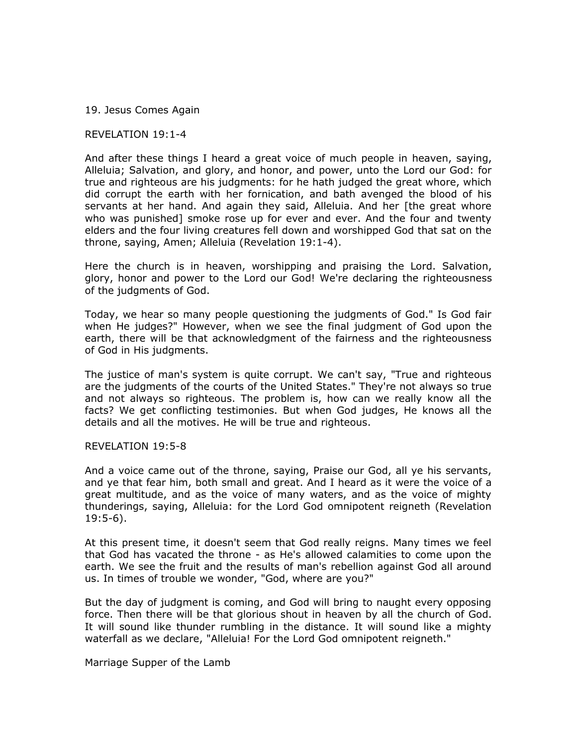## 19. Jesus Comes Again

### REVELATION 19:1-4

And after these things I heard a great voice of much people in heaven, saying, Alleluia; Salvation, and glory, and honor, and power, unto the Lord our God: for true and righteous are his judgments: for he hath judged the great whore, which did corrupt the earth with her fornication, and bath avenged the blood of his servants at her hand. And again they said, Alleluia. And her [the great whore who was punished] smoke rose up for ever and ever. And the four and twenty elders and the four living creatures fell down and worshipped God that sat on the throne, saying, Amen; Alleluia (Revelation 19:1-4).

Here the church is in heaven, worshipping and praising the Lord. Salvation, glory, honor and power to the Lord our God! We're declaring the righteousness of the judgments of God.

Today, we hear so many people questioning the judgments of God." Is God fair when He judges?" However, when we see the final judgment of God upon the earth, there will be that acknowledgment of the fairness and the righteousness of God in His judgments.

The justice of man's system is quite corrupt. We can't say, "True and righteous are the judgments of the courts of the United States." They're not always so true and not always so righteous. The problem is, how can we really know all the facts? We get conflicting testimonies. But when God judges, He knows all the details and all the motives. He will be true and righteous.

### REVELATION 19:5-8

And a voice came out of the throne, saying, Praise our God, all ye his servants, and ye that fear him, both small and great. And I heard as it were the voice of a great multitude, and as the voice of many waters, and as the voice of mighty thunderings, saying, Alleluia: for the Lord God omnipotent reigneth (Revelation 19:5-6).

At this present time, it doesn't seem that God really reigns. Many times we feel that God has vacated the throne - as He's allowed calamities to come upon the earth. We see the fruit and the results of man's rebellion against God all around us. In times of trouble we wonder, "God, where are you?"

But the day of judgment is coming, and God will bring to naught every opposing force. Then there will be that glorious shout in heaven by all the church of God. It will sound like thunder rumbling in the distance. It will sound like a mighty waterfall as we declare, "Alleluia! For the Lord God omnipotent reigneth."

### Marriage Supper of the Lamb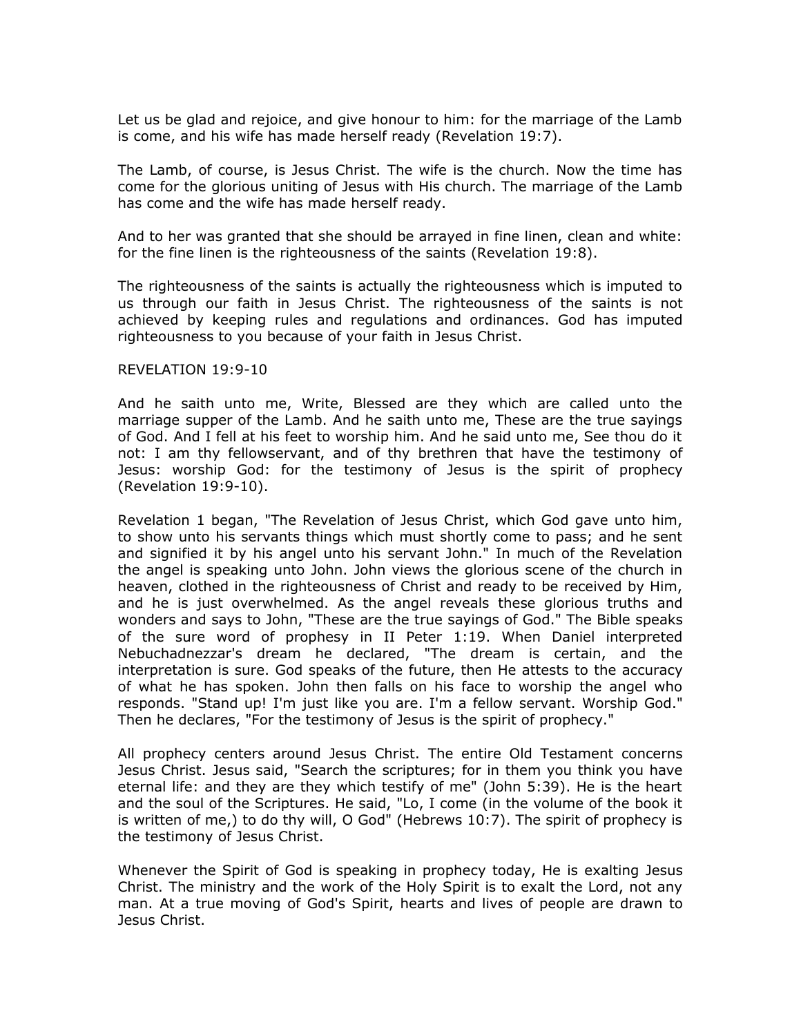Let us be glad and rejoice, and give honour to him: for the marriage of the Lamb is come, and his wife has made herself ready (Revelation 19:7).

The Lamb, of course, is Jesus Christ. The wife is the church. Now the time has come for the glorious uniting of Jesus with His church. The marriage of the Lamb has come and the wife has made herself ready.

And to her was granted that she should be arrayed in fine linen, clean and white: for the fine linen is the righteousness of the saints (Revelation 19:8).

The righteousness of the saints is actually the righteousness which is imputed to us through our faith in Jesus Christ. The righteousness of the saints is not achieved by keeping rules and regulations and ordinances. God has imputed righteousness to you because of your faith in Jesus Christ.

REVELATION 19:9-10

And he saith unto me, Write, Blessed are they which are called unto the marriage supper of the Lamb. And he saith unto me, These are the true sayings of God. And I fell at his feet to worship him. And he said unto me, See thou do it not: I am thy fellowservant, and of thy brethren that have the testimony of Jesus: worship God: for the testimony of Jesus is the spirit of prophecy (Revelation 19:9-10).

Revelation 1 began, "The Revelation of Jesus Christ, which God gave unto him, to show unto his servants things which must shortly come to pass; and he sent and signified it by his angel unto his servant John." In much of the Revelation the angel is speaking unto John. John views the glorious scene of the church in heaven, clothed in the righteousness of Christ and ready to be received by Him, and he is just overwhelmed. As the angel reveals these glorious truths and wonders and says to John, "These are the true sayings of God." The Bible speaks of the sure word of prophesy in II Peter 1:19. When Daniel interpreted Nebuchadnezzar's dream he declared, "The dream is certain, and the interpretation is sure. God speaks of the future, then He attests to the accuracy of what he has spoken. John then falls on his face to worship the angel who responds. "Stand up! I'm just like you are. I'm a fellow servant. Worship God." Then he declares, "For the testimony of Jesus is the spirit of prophecy."

All prophecy centers around Jesus Christ. The entire Old Testament concerns Jesus Christ. Jesus said, "Search the scriptures; for in them you think you have eternal life: and they are they which testify of me" (John 5:39). He is the heart and the soul of the Scriptures. He said, "Lo, I come (in the volume of the book it is written of me,) to do thy will, O God" (Hebrews 10:7). The spirit of prophecy is the testimony of Jesus Christ.

Whenever the Spirit of God is speaking in prophecy today, He is exalting Jesus Christ. The ministry and the work of the Holy Spirit is to exalt the Lord, not any man. At a true moving of God's Spirit, hearts and lives of people are drawn to Jesus Christ.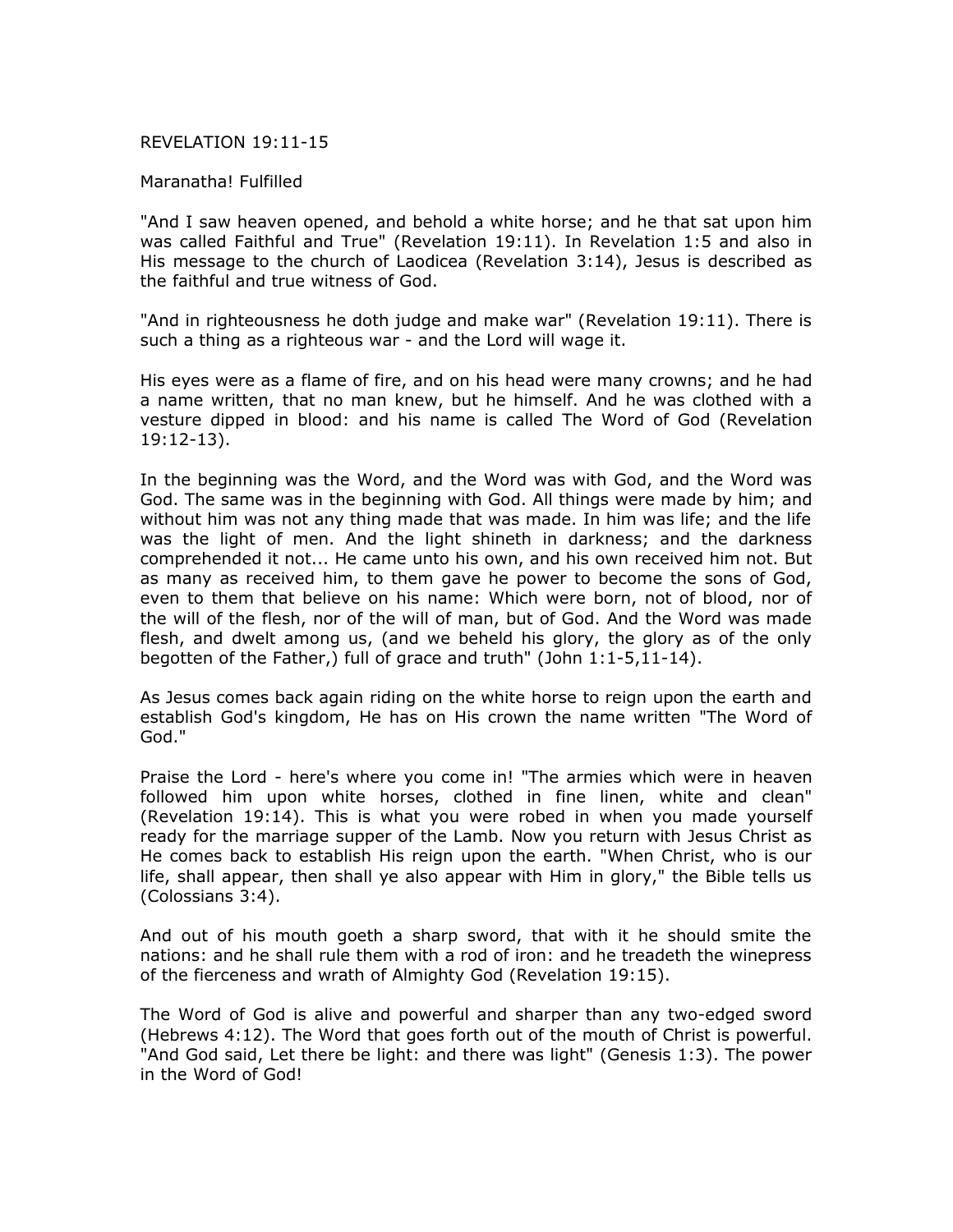REVELATION 19:11-15

Maranatha! Fulfilled

"And I saw heaven opened, and behold a white horse; and he that sat upon him was called Faithful and True" (Revelation 19:11). In Revelation 1:5 and also in His message to the church of Laodicea (Revelation 3:14), Jesus is described as the faithful and true witness of God.

"And in righteousness he doth judge and make war" (Revelation 19:11). There is such a thing as a righteous war - and the Lord will wage it.

His eyes were as a flame of fire, and on his head were many crowns; and he had a name written, that no man knew, but he himself. And he was clothed with a vesture dipped in blood: and his name is called The Word of God (Revelation 19:12-13).

In the beginning was the Word, and the Word was with God, and the Word was God. The same was in the beginning with God. All things were made by him; and without him was not any thing made that was made. In him was life; and the life was the light of men. And the light shineth in darkness; and the darkness comprehended it not... He came unto his own, and his own received him not. But as many as received him, to them gave he power to become the sons of God, even to them that believe on his name: Which were born, not of blood, nor of the will of the flesh, nor of the will of man, but of God. And the Word was made flesh, and dwelt among us, (and we beheld his glory, the glory as of the only begotten of the Father,) full of grace and truth" (John 1:1-5,11-14).

As Jesus comes back again riding on the white horse to reign upon the earth and establish God's kingdom, He has on His crown the name written "The Word of God."

Praise the Lord - here's where you come in! "The armies which were in heaven followed him upon white horses, clothed in fine linen, white and clean" (Revelation 19:14). This is what you were robed in when you made yourself ready for the marriage supper of the Lamb. Now you return with Jesus Christ as He comes back to establish His reign upon the earth. "When Christ, who is our life, shall appear, then shall ye also appear with Him in glory," the Bible tells us (Colossians 3:4).

And out of his mouth goeth a sharp sword, that with it he should smite the nations: and he shall rule them with a rod of iron: and he treadeth the winepress of the fierceness and wrath of Almighty God (Revelation 19:15).

The Word of God is alive and powerful and sharper than any two-edged sword (Hebrews 4:12). The Word that goes forth out of the mouth of Christ is powerful. "And God said, Let there be light: and there was light" (Genesis 1:3). The power in the Word of God!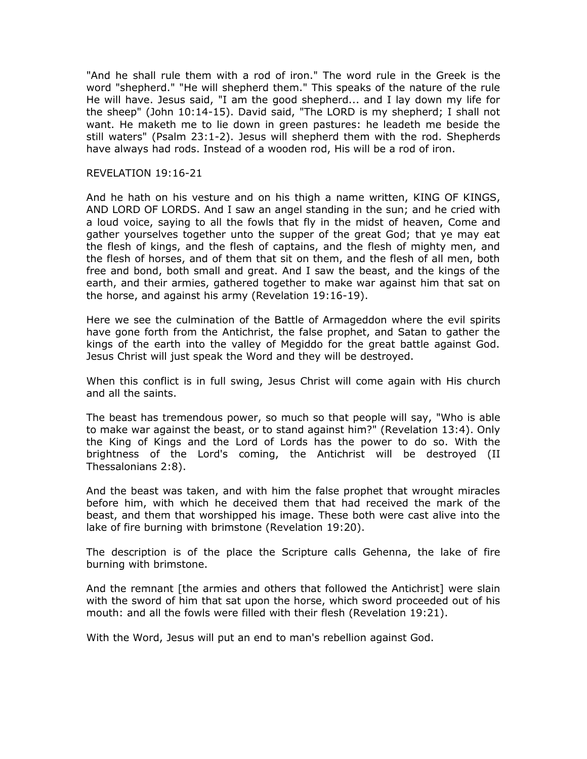"And he shall rule them with a rod of iron." The word rule in the Greek is the word "shepherd." "He will shepherd them." This speaks of the nature of the rule He will have. Jesus said, "I am the good shepherd... and I lay down my life for the sheep" (John 10:14-15). David said, "The LORD is my shepherd; I shall not want. He maketh me to lie down in green pastures: he leadeth me beside the still waters" (Psalm 23:1-2). Jesus will shepherd them with the rod. Shepherds have always had rods. Instead of a wooden rod, His will be a rod of iron.

## REVELATION 19:16-21

And he hath on his vesture and on his thigh a name written, KING OF KINGS, AND LORD OF LORDS. And I saw an angel standing in the sun; and he cried with a loud voice, saying to all the fowls that fly in the midst of heaven, Come and gather yourselves together unto the supper of the great God; that ye may eat the flesh of kings, and the flesh of captains, and the flesh of mighty men, and the flesh of horses, and of them that sit on them, and the flesh of all men, both free and bond, both small and great. And I saw the beast, and the kings of the earth, and their armies, gathered together to make war against him that sat on the horse, and against his army (Revelation 19:16-19).

Here we see the culmination of the Battle of Armageddon where the evil spirits have gone forth from the Antichrist, the false prophet, and Satan to gather the kings of the earth into the valley of Megiddo for the great battle against God. Jesus Christ will just speak the Word and they will be destroyed.

When this conflict is in full swing, Jesus Christ will come again with His church and all the saints.

The beast has tremendous power, so much so that people will say, "Who is able to make war against the beast, or to stand against him?" (Revelation 13:4). Only the King of Kings and the Lord of Lords has the power to do so. With the brightness of the Lord's coming, the Antichrist will be destroyed (II Thessalonians 2:8).

And the beast was taken, and with him the false prophet that wrought miracles before him, with which he deceived them that had received the mark of the beast, and them that worshipped his image. These both were cast alive into the lake of fire burning with brimstone (Revelation 19:20).

The description is of the place the Scripture calls Gehenna, the lake of fire burning with brimstone.

And the remnant [the armies and others that followed the Antichrist] were slain with the sword of him that sat upon the horse, which sword proceeded out of his mouth: and all the fowls were filled with their flesh (Revelation 19:21).

With the Word, Jesus will put an end to man's rebellion against God.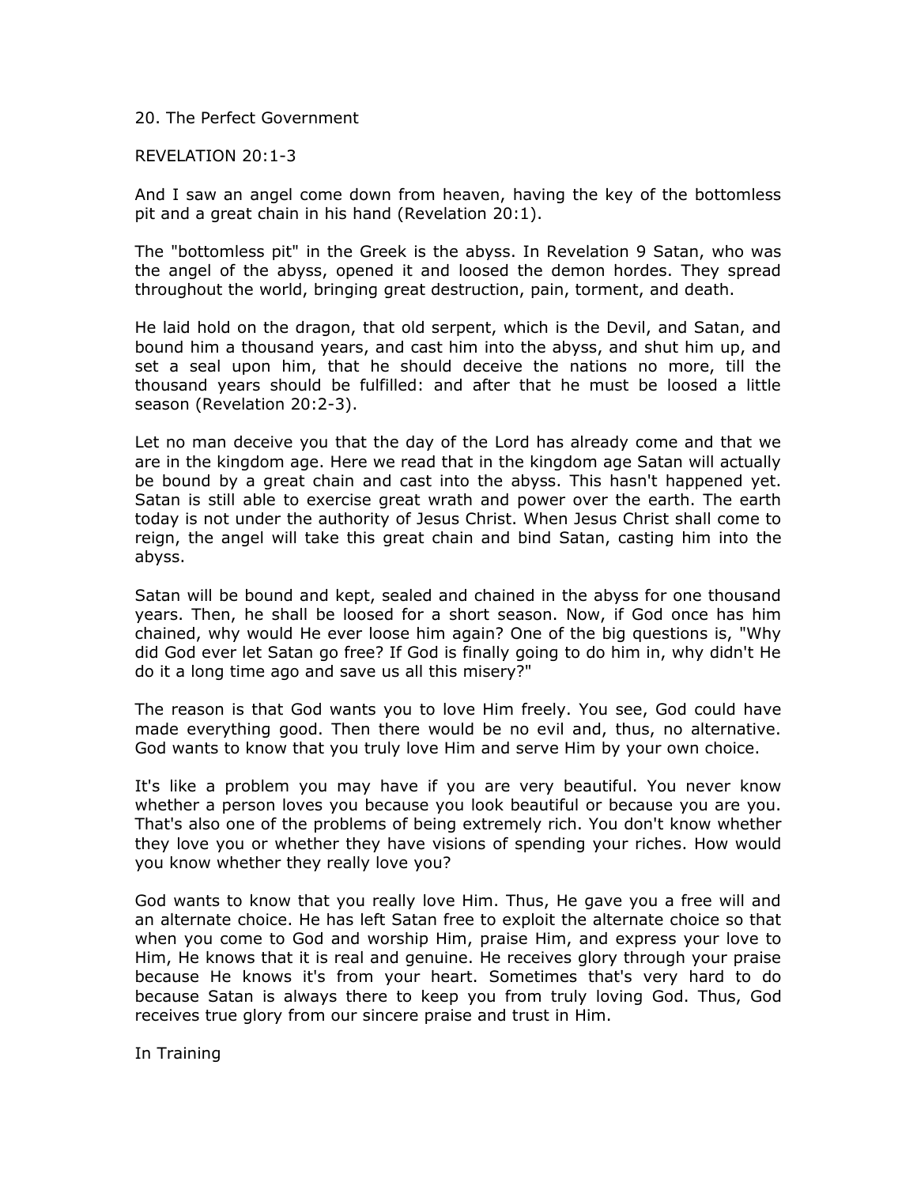## 20. The Perfect Government

### REVELATION 20:1-3

And I saw an angel come down from heaven, having the key of the bottomless pit and a great chain in his hand (Revelation 20:1).

The "bottomless pit" in the Greek is the abyss. In Revelation 9 Satan, who was the angel of the abyss, opened it and loosed the demon hordes. They spread throughout the world, bringing great destruction, pain, torment, and death.

He laid hold on the dragon, that old serpent, which is the Devil, and Satan, and bound him a thousand years, and cast him into the abyss, and shut him up, and set a seal upon him, that he should deceive the nations no more, till the thousand years should be fulfilled: and after that he must be loosed a little season (Revelation 20:2-3).

Let no man deceive you that the day of the Lord has already come and that we are in the kingdom age. Here we read that in the kingdom age Satan will actually be bound by a great chain and cast into the abyss. This hasn't happened yet. Satan is still able to exercise great wrath and power over the earth. The earth today is not under the authority of Jesus Christ. When Jesus Christ shall come to reign, the angel will take this great chain and bind Satan, casting him into the abyss.

Satan will be bound and kept, sealed and chained in the abyss for one thousand years. Then, he shall be loosed for a short season. Now, if God once has him chained, why would He ever loose him again? One of the big questions is, "Why did God ever let Satan go free? If God is finally going to do him in, why didn't He do it a long time ago and save us all this misery?"

The reason is that God wants you to love Him freely. You see, God could have made everything good. Then there would be no evil and, thus, no alternative. God wants to know that you truly love Him and serve Him by your own choice.

It's like a problem you may have if you are very beautiful. You never know whether a person loves you because you look beautiful or because you are you. That's also one of the problems of being extremely rich. You don't know whether they love you or whether they have visions of spending your riches. How would you know whether they really love you?

God wants to know that you really love Him. Thus, He gave you a free will and an alternate choice. He has left Satan free to exploit the alternate choice so that when you come to God and worship Him, praise Him, and express your love to Him, He knows that it is real and genuine. He receives glory through your praise because He knows it's from your heart. Sometimes that's very hard to do because Satan is always there to keep you from truly loving God. Thus, God receives true glory from our sincere praise and trust in Him.

### In Training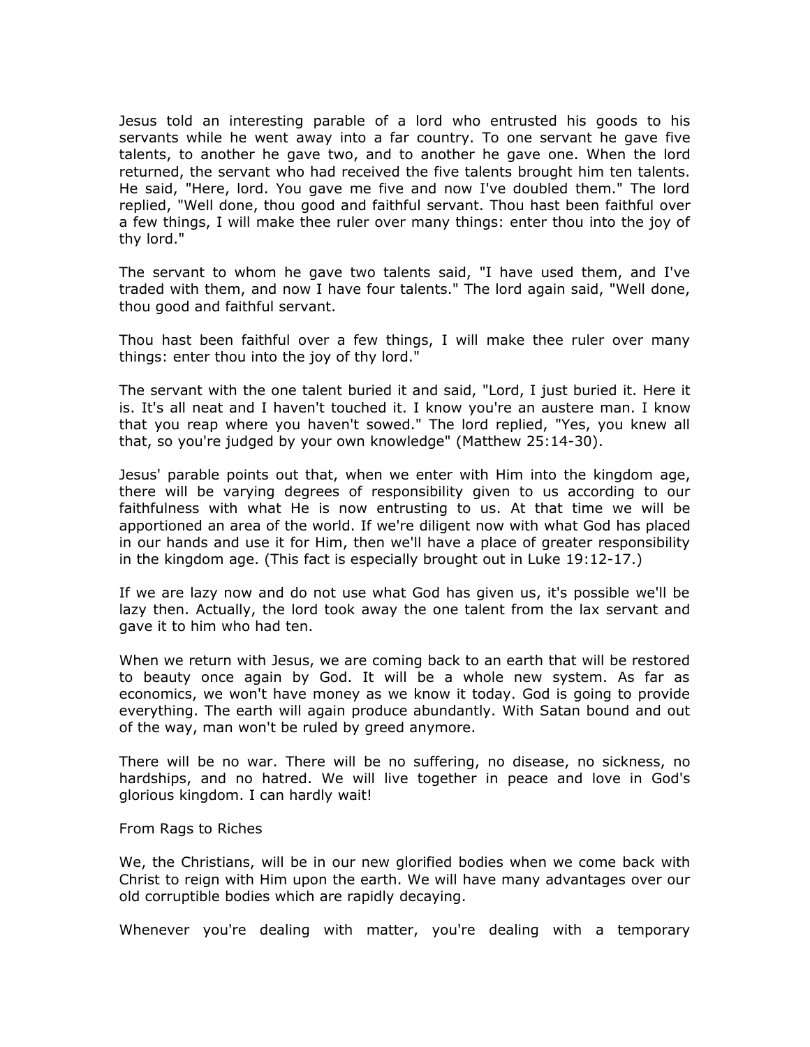Jesus told an interesting parable of a lord who entrusted his goods to his servants while he went away into a far country. To one servant he gave five talents, to another he gave two, and to another he gave one. When the lord returned, the servant who had received the five talents brought him ten talents. He said, "Here, lord. You gave me five and now I've doubled them." The lord replied, "Well done, thou good and faithful servant. Thou hast been faithful over a few things, I will make thee ruler over many things: enter thou into the joy of thy lord."

The servant to whom he gave two talents said, "I have used them, and I've traded with them, and now I have four talents." The lord again said, "Well done, thou good and faithful servant.

Thou hast been faithful over a few things, I will make thee ruler over many things: enter thou into the joy of thy lord."

The servant with the one talent buried it and said, "Lord, I just buried it. Here it is. It's all neat and I haven't touched it. I know you're an austere man. I know that you reap where you haven't sowed." The lord replied, "Yes, you knew all that, so you're judged by your own knowledge" (Matthew 25:14-30).

Jesus' parable points out that, when we enter with Him into the kingdom age, there will be varying degrees of responsibility given to us according to our faithfulness with what He is now entrusting to us. At that time we will be apportioned an area of the world. If we're diligent now with what God has placed in our hands and use it for Him, then we'll have a place of greater responsibility in the kingdom age. (This fact is especially brought out in Luke 19:12-17.)

If we are lazy now and do not use what God has given us, it's possible we'll be lazy then. Actually, the lord took away the one talent from the lax servant and gave it to him who had ten.

When we return with Jesus, we are coming back to an earth that will be restored to beauty once again by God. It will be a whole new system. As far as economics, we won't have money as we know it today. God is going to provide everything. The earth will again produce abundantly. With Satan bound and out of the way, man won't be ruled by greed anymore.

There will be no war. There will be no suffering, no disease, no sickness, no hardships, and no hatred. We will live together in peace and love in God's glorious kingdom. I can hardly wait!

## From Rags to Riches

We, the Christians, will be in our new glorified bodies when we come back with Christ to reign with Him upon the earth. We will have many advantages over our old corruptible bodies which are rapidly decaying.

Whenever you're dealing with matter, you're dealing with a temporary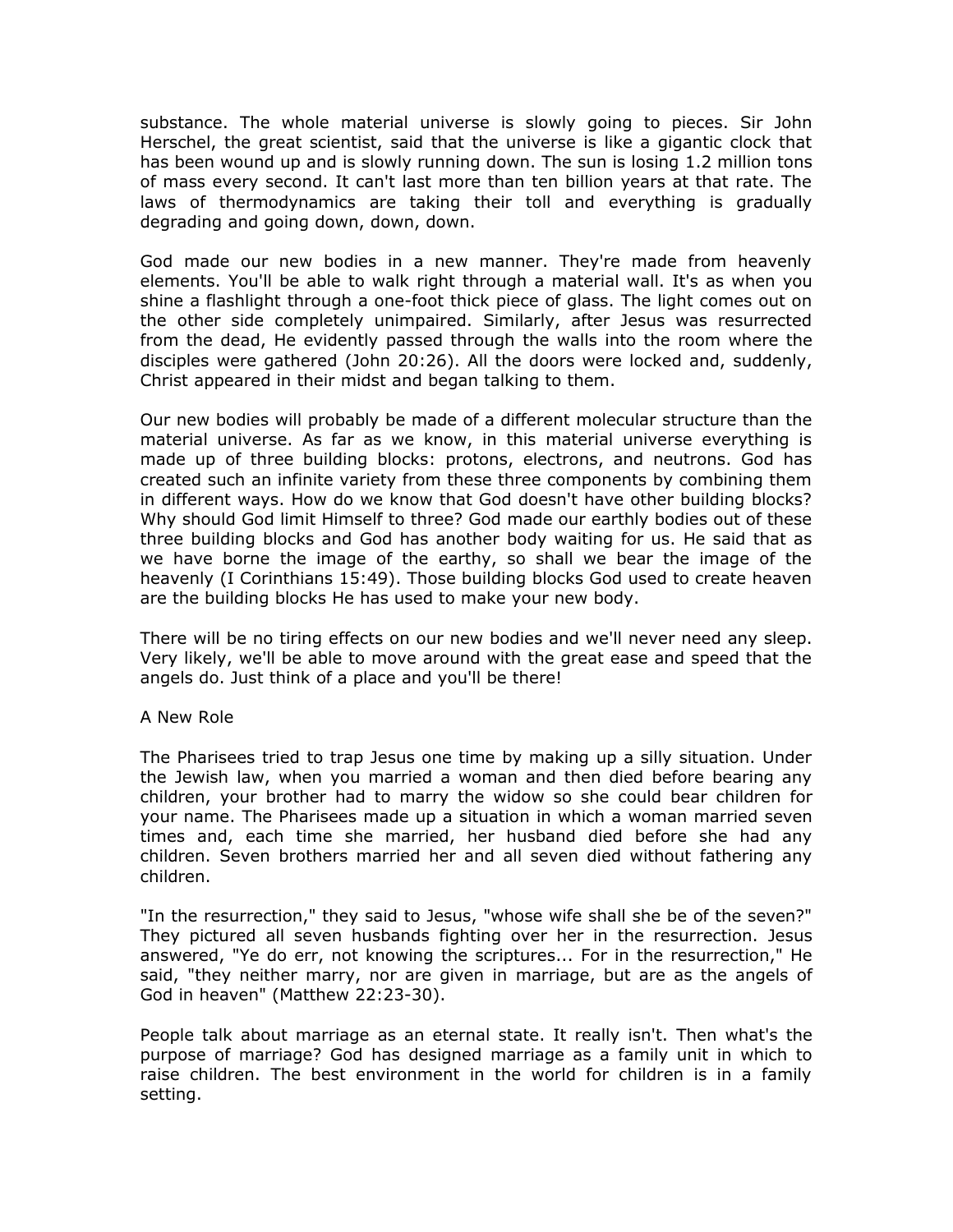substance. The whole material universe is slowly going to pieces. Sir John Herschel, the great scientist, said that the universe is like a gigantic clock that has been wound up and is slowly running down. The sun is losing 1.2 million tons of mass every second. It can't last more than ten billion years at that rate. The laws of thermodynamics are taking their toll and everything is gradually degrading and going down, down, down.

God made our new bodies in a new manner. They're made from heavenly elements. You'll be able to walk right through a material wall. It's as when you shine a flashlight through a one-foot thick piece of glass. The light comes out on the other side completely unimpaired. Similarly, after Jesus was resurrected from the dead, He evidently passed through the walls into the room where the disciples were gathered (John 20:26). All the doors were locked and, suddenly, Christ appeared in their midst and began talking to them.

Our new bodies will probably be made of a different molecular structure than the material universe. As far as we know, in this material universe everything is made up of three building blocks: protons, electrons, and neutrons. God has created such an infinite variety from these three components by combining them in different ways. How do we know that God doesn't have other building blocks? Why should God limit Himself to three? God made our earthly bodies out of these three building blocks and God has another body waiting for us. He said that as we have borne the image of the earthy, so shall we bear the image of the heavenly (I Corinthians 15:49). Those building blocks God used to create heaven are the building blocks He has used to make your new body.

There will be no tiring effects on our new bodies and we'll never need any sleep. Very likely, we'll be able to move around with the great ease and speed that the angels do. Just think of a place and you'll be there!

## A New Role

The Pharisees tried to trap Jesus one time by making up a silly situation. Under the Jewish law, when you married a woman and then died before bearing any children, your brother had to marry the widow so she could bear children for your name. The Pharisees made up a situation in which a woman married seven times and, each time she married, her husband died before she had any children. Seven brothers married her and all seven died without fathering any children.

"In the resurrection," they said to Jesus, "whose wife shall she be of the seven?" They pictured all seven husbands fighting over her in the resurrection. Jesus answered, "Ye do err, not knowing the scriptures... For in the resurrection," He said, "they neither marry, nor are given in marriage, but are as the angels of God in heaven" (Matthew 22:23-30).

People talk about marriage as an eternal state. It really isn't. Then what's the purpose of marriage? God has designed marriage as a family unit in which to raise children. The best environment in the world for children is in a family setting.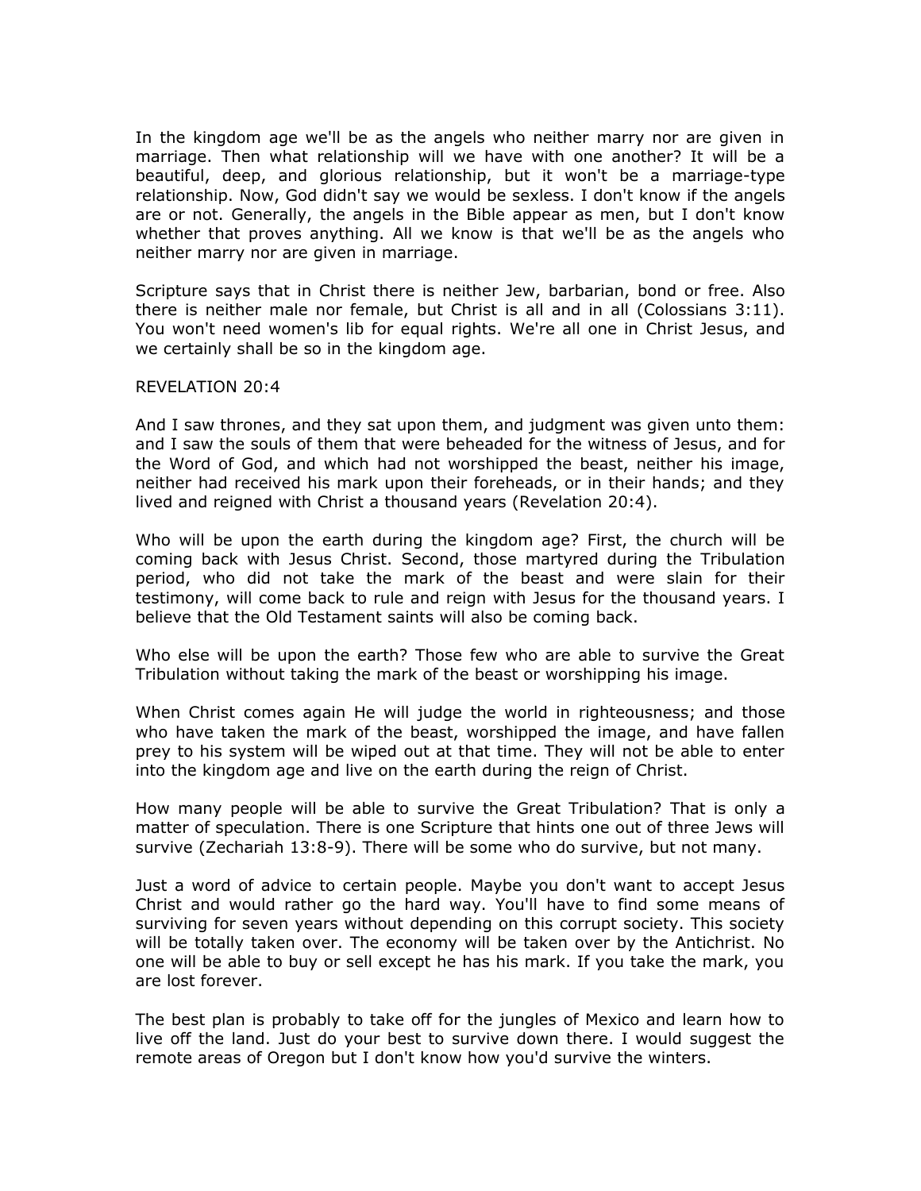In the kingdom age we'll be as the angels who neither marry nor are given in marriage. Then what relationship will we have with one another? It will be a beautiful, deep, and glorious relationship, but it won't be a marriage-type relationship. Now, God didn't say we would be sexless. I don't know if the angels are or not. Generally, the angels in the Bible appear as men, but I don't know whether that proves anything. All we know is that we'll be as the angels who neither marry nor are given in marriage.

Scripture says that in Christ there is neither Jew, barbarian, bond or free. Also there is neither male nor female, but Christ is all and in all (Colossians 3:11). You won't need women's lib for equal rights. We're all one in Christ Jesus, and we certainly shall be so in the kingdom age.

REVELATION 20:4

And I saw thrones, and they sat upon them, and judgment was given unto them: and I saw the souls of them that were beheaded for the witness of Jesus, and for the Word of God, and which had not worshipped the beast, neither his image, neither had received his mark upon their foreheads, or in their hands; and they lived and reigned with Christ a thousand years (Revelation 20:4).

Who will be upon the earth during the kingdom age? First, the church will be coming back with Jesus Christ. Second, those martyred during the Tribulation period, who did not take the mark of the beast and were slain for their testimony, will come back to rule and reign with Jesus for the thousand years. I believe that the Old Testament saints will also be coming back.

Who else will be upon the earth? Those few who are able to survive the Great Tribulation without taking the mark of the beast or worshipping his image.

When Christ comes again He will judge the world in righteousness; and those who have taken the mark of the beast, worshipped the image, and have fallen prey to his system will be wiped out at that time. They will not be able to enter into the kingdom age and live on the earth during the reign of Christ.

How many people will be able to survive the Great Tribulation? That is only a matter of speculation. There is one Scripture that hints one out of three Jews will survive (Zechariah 13:8-9). There will be some who do survive, but not many.

Just a word of advice to certain people. Maybe you don't want to accept Jesus Christ and would rather go the hard way. You'll have to find some means of surviving for seven years without depending on this corrupt society. This society will be totally taken over. The economy will be taken over by the Antichrist. No one will be able to buy or sell except he has his mark. If you take the mark, you are lost forever.

The best plan is probably to take off for the jungles of Mexico and learn how to live off the land. Just do your best to survive down there. I would suggest the remote areas of Oregon but I don't know how you'd survive the winters.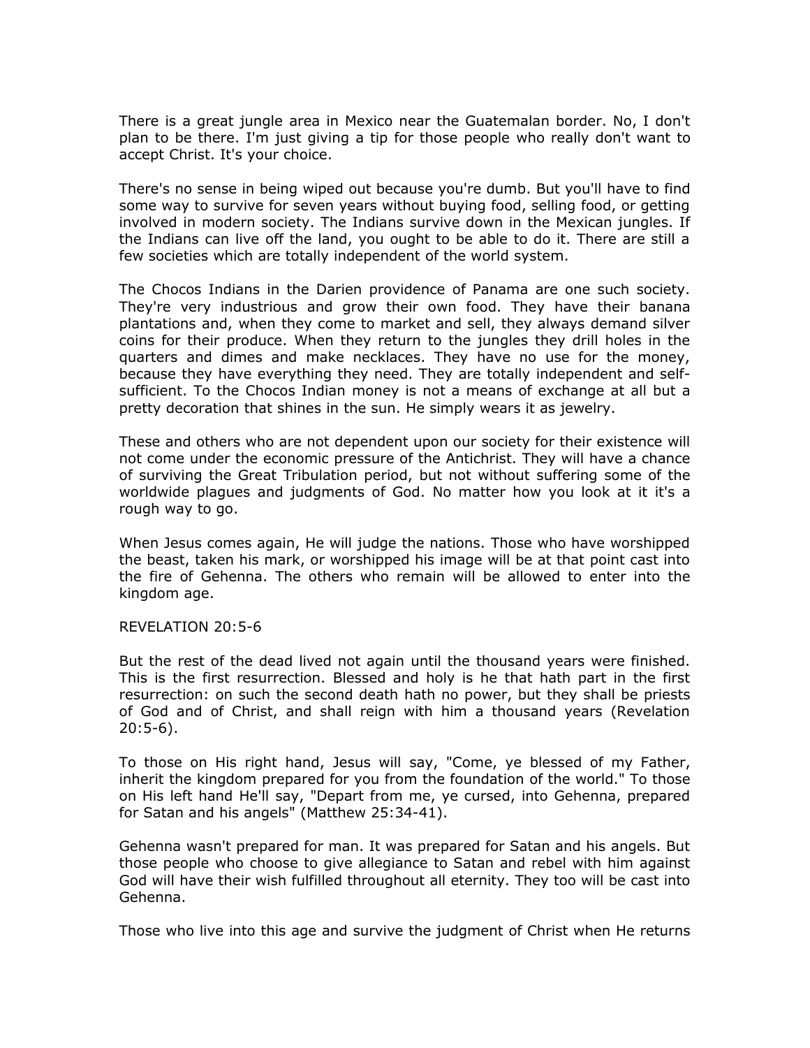There is a great jungle area in Mexico near the Guatemalan border. No, I don't plan to be there. I'm just giving a tip for those people who really don't want to accept Christ. It's your choice.

There's no sense in being wiped out because you're dumb. But you'll have to find some way to survive for seven years without buying food, selling food, or getting involved in modern society. The Indians survive down in the Mexican jungles. If the Indians can live off the land, you ought to be able to do it. There are still a few societies which are totally independent of the world system.

The Chocos Indians in the Darien providence of Panama are one such society. They're very industrious and grow their own food. They have their banana plantations and, when they come to market and sell, they always demand silver coins for their produce. When they return to the jungles they drill holes in the quarters and dimes and make necklaces. They have no use for the money, because they have everything they need. They are totally independent and self-sufficient. To the Chocos Indian money is not a means of exchange at all but a pretty decoration that shines in the sun. He simply wears it as jewelry.

These and others who are not dependent upon our society for their existence will not come under the economic pressure of the Antichrist. They will have a chance of surviving the Great Tribulation period, but not without suffering some of the worldwide plagues and judgments of God. No matter how you look at it it's a rough way to go.

When Jesus comes again, He will judge the nations. Those who have worshipped the beast, taken his mark, or worshipped his image will be at that point cast into the fire of Gehenna. The others who remain will be allowed to enter into the kingdom age.

REVELATION 20:5-6

But the rest of the dead lived not again until the thousand years were finished. This is the first resurrection. Blessed and holy is he that hath part in the first resurrection: on such the second death hath no power, but they shall be priests of God and of Christ, and shall reign with him a thousand years (Revelation 20:5-6).

To those on His right hand, Jesus will say, "Come, ye blessed of my Father, inherit the kingdom prepared for you from the foundation of the world." To those on His left hand He'll say, "Depart from me, ye cursed, into Gehenna, prepared for Satan and his angels" (Matthew 25:34-41).

Gehenna wasn't prepared for man. It was prepared for Satan and his angels. But those people who choose to give allegiance to Satan and rebel with him against God will have their wish fulfilled throughout all eternity. They too will be cast into Gehenna.

Those who live into this age and survive the judgment of Christ when He returns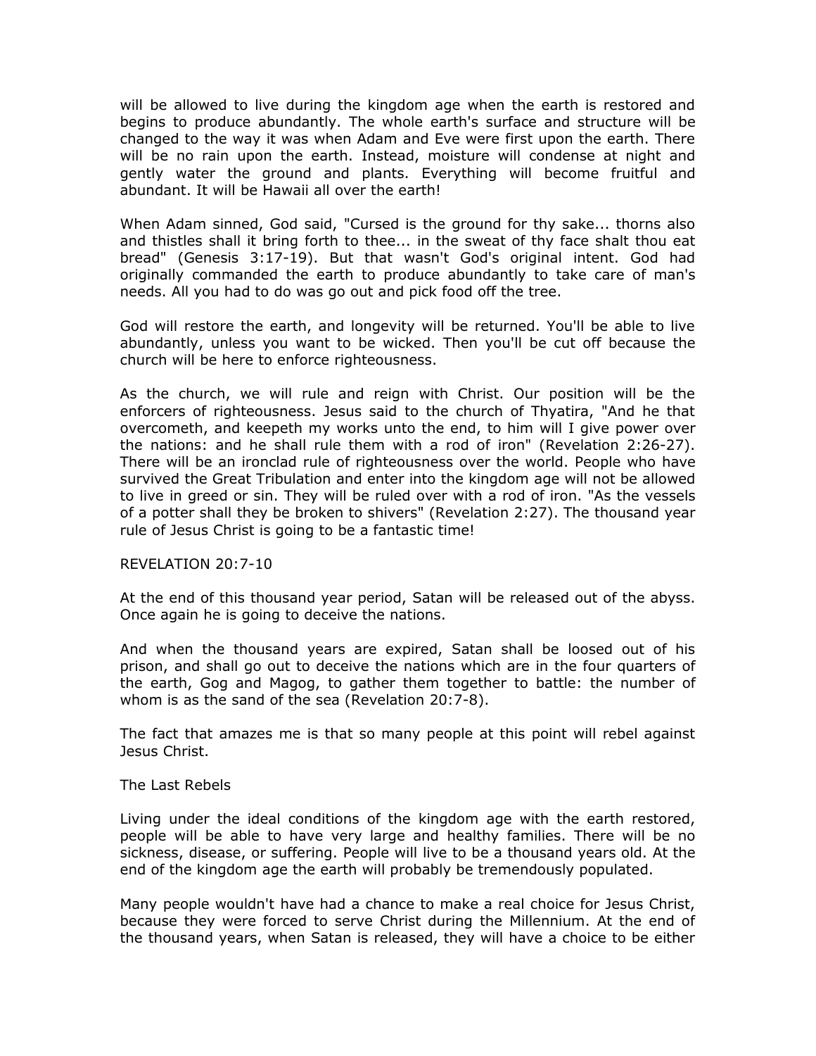will be allowed to live during the kingdom age when the earth is restored and begins to produce abundantly. The whole earth's surface and structure will be changed to the way it was when Adam and Eve were first upon the earth. There will be no rain upon the earth. Instead, moisture will condense at night and gently water the ground and plants. Everything will become fruitful and abundant. It will be Hawaii all over the earth!

When Adam sinned, God said, "Cursed is the ground for thy sake... thorns also and thistles shall it bring forth to thee... in the sweat of thy face shalt thou eat bread" (Genesis 3:17-19). But that wasn't God's original intent. God had originally commanded the earth to produce abundantly to take care of man's needs. All you had to do was go out and pick food off the tree.

God will restore the earth, and longevity will be returned. You'll be able to live abundantly, unless you want to be wicked. Then you'll be cut off because the church will be here to enforce righteousness.

As the church, we will rule and reign with Christ. Our position will be the enforcers of righteousness. Jesus said to the church of Thyatira, "And he that overcometh, and keepeth my works unto the end, to him will I give power over the nations: and he shall rule them with a rod of iron" (Revelation 2:26-27). There will be an ironclad rule of righteousness over the world. People who have survived the Great Tribulation and enter into the kingdom age will not be allowed to live in greed or sin. They will be ruled over with a rod of iron. "As the vessels of a potter shall they be broken to shivers" (Revelation 2:27). The thousand year rule of Jesus Christ is going to be a fantastic time!

REVELATION 20:7-10

At the end of this thousand year period, Satan will be released out of the abyss. Once again he is going to deceive the nations.

And when the thousand years are expired, Satan shall be loosed out of his prison, and shall go out to deceive the nations which are in the four quarters of the earth, Gog and Magog, to gather them together to battle: the number of whom is as the sand of the sea (Revelation 20:7-8).

The fact that amazes me is that so many people at this point will rebel against Jesus Christ.

The Last Rebels

Living under the ideal conditions of the kingdom age with the earth restored, people will be able to have very large and healthy families. There will be no sickness, disease, or suffering. People will live to be a thousand years old. At the end of the kingdom age the earth will probably be tremendously populated.

Many people wouldn't have had a chance to make a real choice for Jesus Christ, because they were forced to serve Christ during the Millennium. At the end of the thousand years, when Satan is released, they will have a choice to be either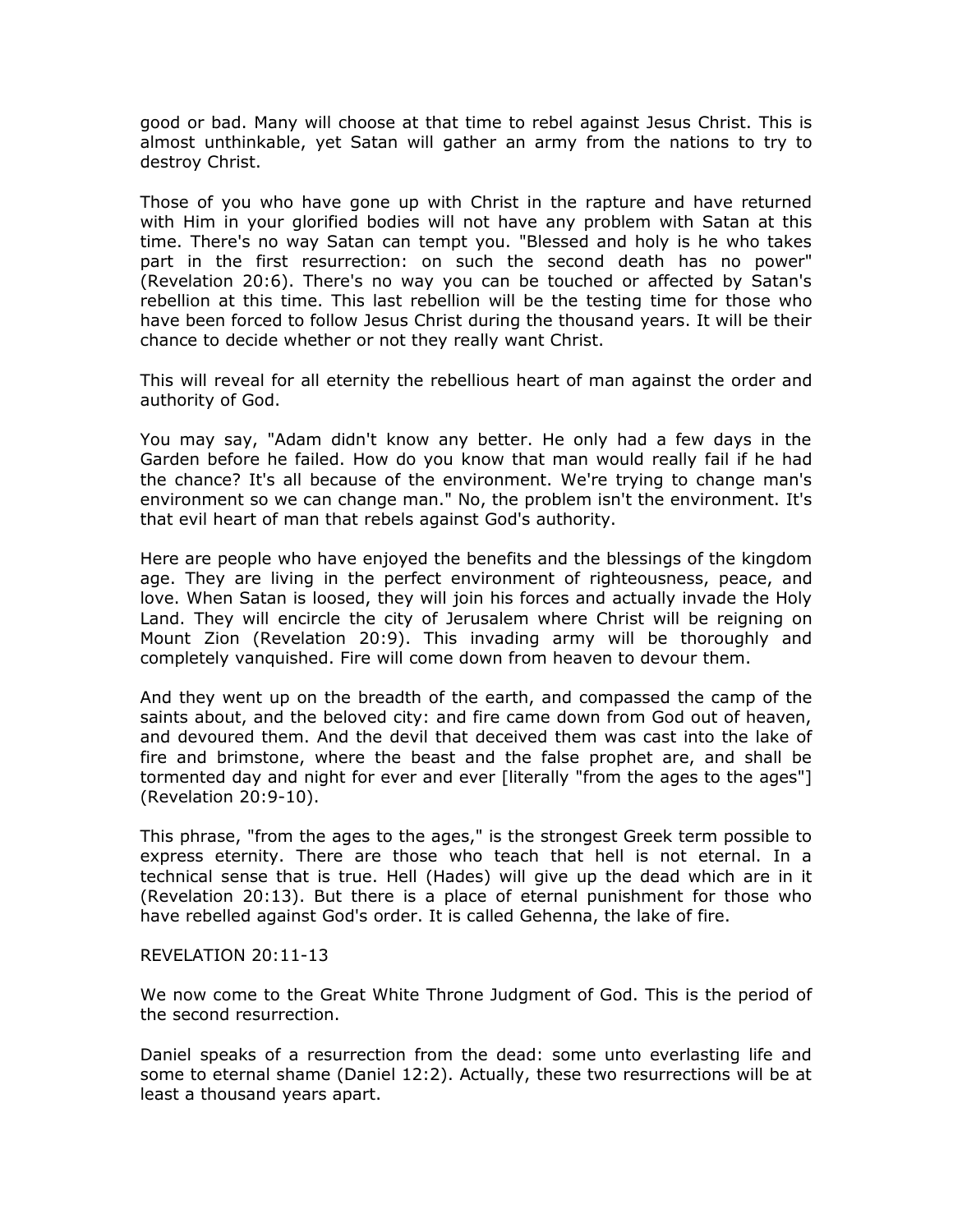good or bad. Many will choose at that time to rebel against Jesus Christ. This is almost unthinkable, yet Satan will gather an army from the nations to try to destroy Christ.

Those of you who have gone up with Christ in the rapture and have returned with Him in your glorified bodies will not have any problem with Satan at this time. There's no way Satan can tempt you. "Blessed and holy is he who takes part in the first resurrection: on such the second death has no power" (Revelation 20:6). There's no way you can be touched or affected by Satan's rebellion at this time. This last rebellion will be the testing time for those who have been forced to follow Jesus Christ during the thousand years. It will be their chance to decide whether or not they really want Christ.

This will reveal for all eternity the rebellious heart of man against the order and authority of God.

You may say, "Adam didn't know any better. He only had a few days in the Garden before he failed. How do you know that man would really fail if he had the chance? It's all because of the environment. We're trying to change man's environment so we can change man." No, the problem isn't the environment. It's that evil heart of man that rebels against God's authority.

Here are people who have enjoyed the benefits and the blessings of the kingdom age. They are living in the perfect environment of righteousness, peace, and love. When Satan is loosed, they will join his forces and actually invade the Holy Land. They will encircle the city of Jerusalem where Christ will be reigning on Mount Zion (Revelation 20:9). This invading army will be thoroughly and completely vanquished. Fire will come down from heaven to devour them.

And they went up on the breadth of the earth, and compassed the camp of the saints about, and the beloved city: and fire came down from God out of heaven, and devoured them. And the devil that deceived them was cast into the lake of fire and brimstone, where the beast and the false prophet are, and shall be tormented day and night for ever and ever [literally "from the ages to the ages"] (Revelation 20:9-10).

This phrase, "from the ages to the ages," is the strongest Greek term possible to express eternity. There are those who teach that hell is not eternal. In a technical sense that is true. Hell (Hades) will give up the dead which are in it (Revelation 20:13). But there is a place of eternal punishment for those who have rebelled against God's order. It is called Gehenna, the lake of fire.

REVELATION 20:11-13

We now come to the Great White Throne Judgment of God. This is the period of the second resurrection.

Daniel speaks of a resurrection from the dead: some unto everlasting life and some to eternal shame (Daniel 12:2). Actually, these two resurrections will be at least a thousand years apart.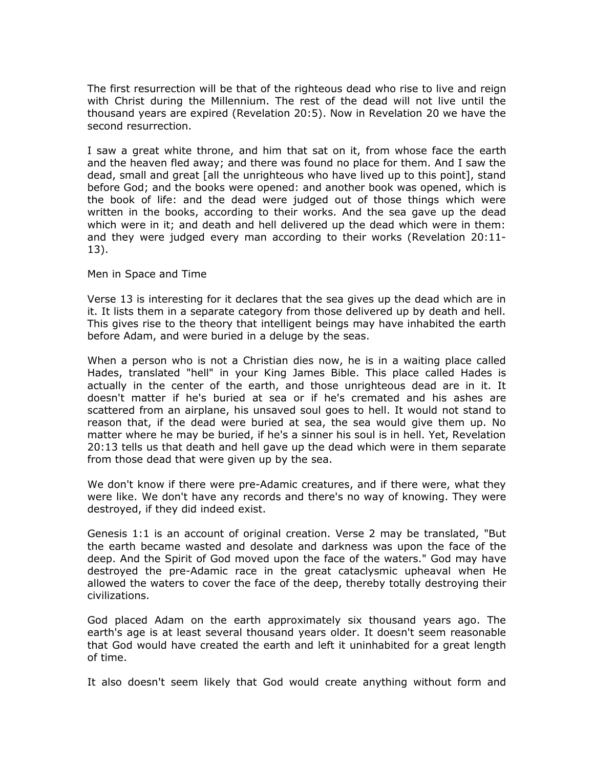The first resurrection will be that of the righteous dead who rise to live and reign with Christ during the Millennium. The rest of the dead will not live until the thousand years are expired (Revelation 20:5). Now in Revelation 20 we have the second resurrection.

I saw a great white throne, and him that sat on it, from whose face the earth and the heaven fled away; and there was found no place for them. And I saw the dead, small and great [all the unrighteous who have lived up to this point], stand before God; and the books were opened: and another book was opened, which is the book of life: and the dead were judged out of those things which were written in the books, according to their works. And the sea gave up the dead which were in it; and death and hell delivered up the dead which were in them: and they were judged every man according to their works (Revelation 20:11-13).

## Men in Space and Time

Verse 13 is interesting for it declares that the sea gives up the dead which are in it. It lists them in a separate category from those delivered up by death and hell. This gives rise to the theory that intelligent beings may have inhabited the earth before Adam, and were buried in a deluge by the seas.

When a person who is not a Christian dies now, he is in a waiting place called Hades, translated "hell" in your King James Bible. This place called Hades is actually in the center of the earth, and those unrighteous dead are in it. It doesn't matter if he's buried at sea or if he's cremated and his ashes are scattered from an airplane, his unsaved soul goes to hell. It would not stand to reason that, if the dead were buried at sea, the sea would give them up. No matter where he may be buried, if he's a sinner his soul is in hell. Yet, Revelation 20:13 tells us that death and hell gave up the dead which were in them separate from those dead that were given up by the sea.

We don't know if there were pre-Adamic creatures, and if there were, what they were like. We don't have any records and there's no way of knowing. They were destroyed, if they did indeed exist.

Genesis 1:1 is an account of original creation. Verse 2 may be translated, "But the earth became wasted and desolate and darkness was upon the face of the deep. And the Spirit of God moved upon the face of the waters." God may have destroyed the pre-Adamic race in the great cataclysmic upheaval when He allowed the waters to cover the face of the deep, thereby totally destroying their civilizations.

God placed Adam on the earth approximately six thousand years ago. The earth's age is at least several thousand years older. It doesn't seem reasonable that God would have created the earth and left it uninhabited for a great length of time.

It also doesn't seem likely that God would create anything without form and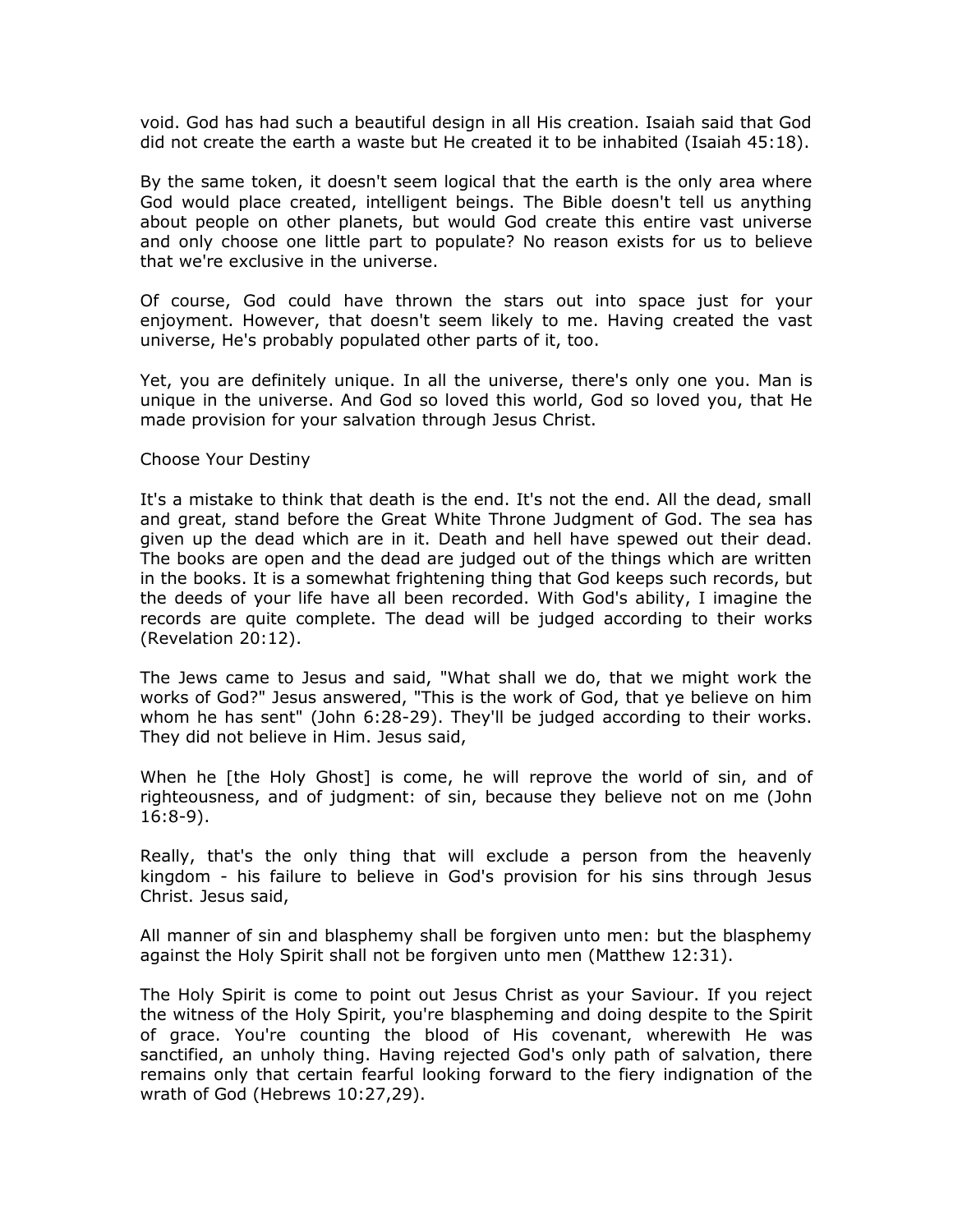void. God has had such a beautiful design in all His creation. Isaiah said that God did not create the earth a waste but He created it to be inhabited (Isaiah 45:18).

By the same token, it doesn't seem logical that the earth is the only area where God would place created, intelligent beings. The Bible doesn't tell us anything about people on other planets, but would God create this entire vast universe and only choose one little part to populate? No reason exists for us to believe that we're exclusive in the universe.

Of course, God could have thrown the stars out into space just for your enjoyment. However, that doesn't seem likely to me. Having created the vast universe, He's probably populated other parts of it, too.

Yet, you are definitely unique. In all the universe, there's only one you. Man is unique in the universe. And God so loved this world, God so loved you, that He made provision for your salvation through Jesus Christ.

## Choose Your Destiny

It's a mistake to think that death is the end. It's not the end. All the dead, small and great, stand before the Great White Throne Judgment of God. The sea has given up the dead which are in it. Death and hell have spewed out their dead. The books are open and the dead are judged out of the things which are written in the books. It is a somewhat frightening thing that God keeps such records, but the deeds of your life have all been recorded. With God's ability, I imagine the records are quite complete. The dead will be judged according to their works (Revelation 20:12).

The Jews came to Jesus and said, "What shall we do, that we might work the works of God?" Jesus answered, "This is the work of God, that ye believe on him whom he has sent" (John 6:28-29). They'll be judged according to their works. They did not believe in Him. Jesus said,

When he [the Holy Ghost] is come, he will reprove the world of sin, and of righteousness, and of judgment: of sin, because they believe not on me (John 16:8-9).

Really, that's the only thing that will exclude a person from the heavenly kingdom - his failure to believe in God's provision for his sins through Jesus Christ. Jesus said,

All manner of sin and blasphemy shall be forgiven unto men: but the blasphemy against the Holy Spirit shall not be forgiven unto men (Matthew 12:31).

The Holy Spirit is come to point out Jesus Christ as your Saviour. If you reject the witness of the Holy Spirit, you're blaspheming and doing despite to the Spirit of grace. You're counting the blood of His covenant, wherewith He was sanctified, an unholy thing. Having rejected God's only path of salvation, there remains only that certain fearful looking forward to the fiery indignation of the wrath of God (Hebrews 10:27,29).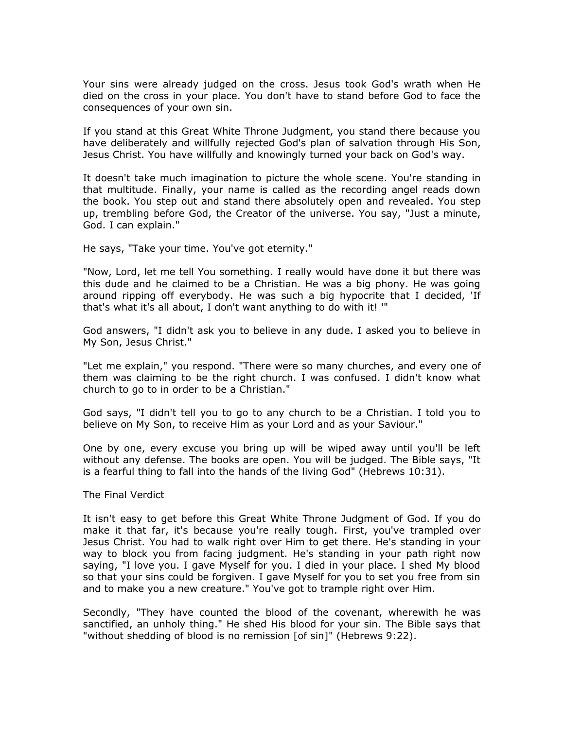Your sins were already judged on the cross. Jesus took God's wrath when He died on the cross in your place. You don't have to stand before God to face the consequences of your own sin.

If you stand at this Great White Throne Judgment, you stand there because you have deliberately and willfully rejected God's plan of salvation through His Son, Jesus Christ. You have willfully and knowingly turned your back on God's way.

It doesn't take much imagination to picture the whole scene. You're standing in that multitude. Finally, your name is called as the recording angel reads down the book. You step out and stand there absolutely open and revealed. You step up, trembling before God, the Creator of the universe. You say, "Just a minute, God. I can explain."

He says, "Take your time. You've got eternity."

"Now, Lord, let me tell You something. I really would have done it but there was this dude and he claimed to be a Christian. He was a big phony. He was going around ripping off everybody. He was such a big hypocrite that I decided, 'If that's what it's all about, I don't want anything to do with it! '"

God answers, "I didn't ask you to believe in any dude. I asked you to believe in My Son, Jesus Christ."

"Let me explain," you respond. "There were so many churches, and every one of them was claiming to be the right church. I was confused. I didn't know what church to go to in order to be a Christian."

God says, "I didn't tell you to go to any church to be a Christian. I told you to believe on My Son, to receive Him as your Lord and as your Saviour."

One by one, every excuse you bring up will be wiped away until you'll be left without any defense. The books are open. You will be judged. The Bible says, "It is a fearful thing to fall into the hands of the living God" (Hebrews 10:31).

## The Final Verdict

It isn't easy to get before this Great White Throne Judgment of God. If you do make it that far, it's because you're really tough. First, you've trampled over Jesus Christ. You had to walk right over Him to get there. He's standing in your way to block you from facing judgment. He's standing in your path right now saying, "I love you. I gave Myself for you. I died in your place. I shed My blood so that your sins could be forgiven. I gave Myself for you to set you free from sin and to make you a new creature." You've got to trample right over Him.

Secondly, "They have counted the blood of the covenant, wherewith he was sanctified, an unholy thing." He shed His blood for your sin. The Bible says that "without shedding of blood is no remission [of sin]" (Hebrews 9:22).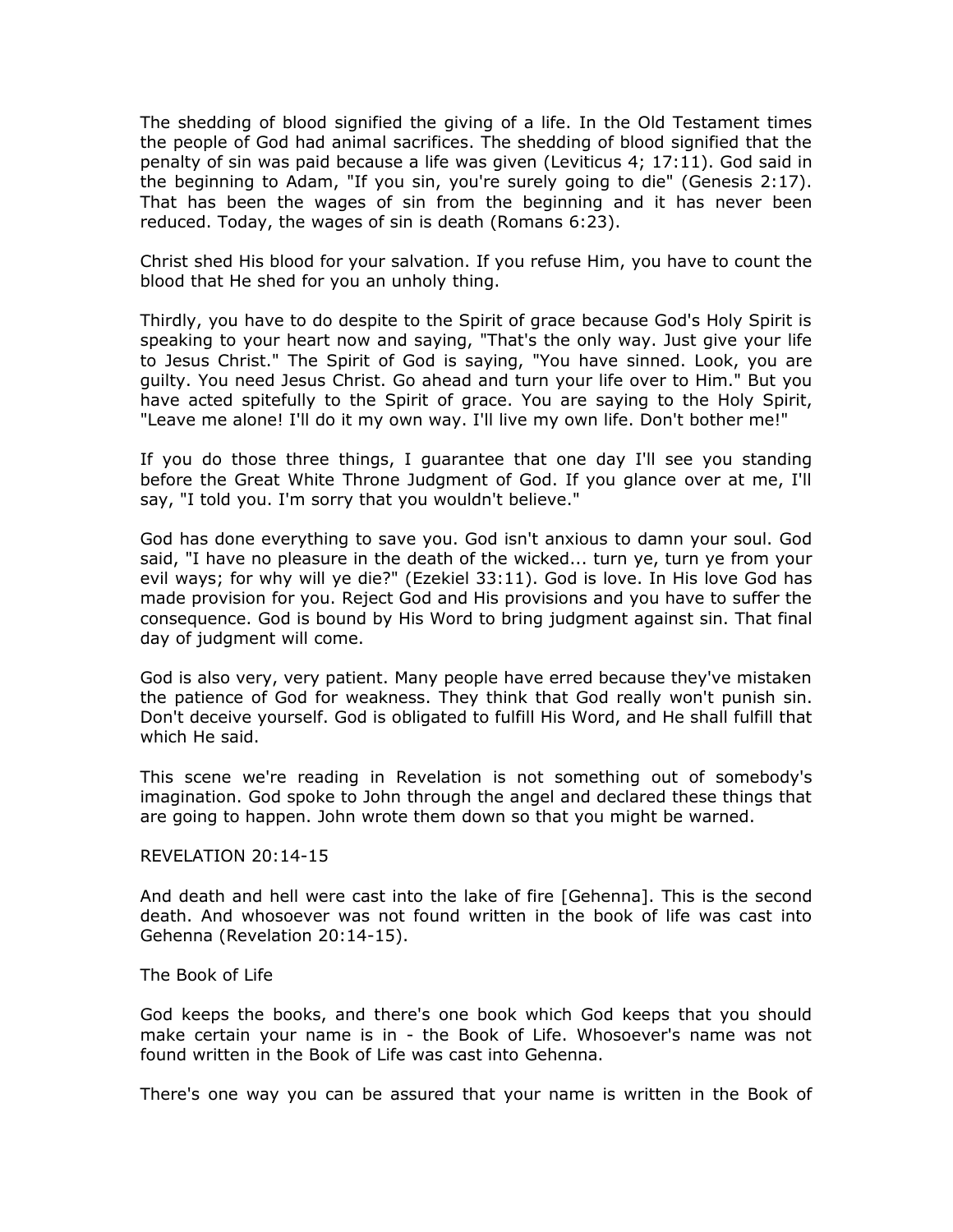The shedding of blood signified the giving of a life. In the Old Testament times the people of God had animal sacrifices. The shedding of blood signified that the penalty of sin was paid because a life was given (Leviticus 4; 17:11). God said in the beginning to Adam, "If you sin, you're surely going to die" (Genesis 2:17). That has been the wages of sin from the beginning and it has never been reduced. Today, the wages of sin is death (Romans 6:23).

Christ shed His blood for your salvation. If you refuse Him, you have to count the blood that He shed for you an unholy thing.

Thirdly, you have to do despite to the Spirit of grace because God's Holy Spirit is speaking to your heart now and saying, "That's the only way. Just give your life to Jesus Christ." The Spirit of God is saying, "You have sinned. Look, you are guilty. You need Jesus Christ. Go ahead and turn your life over to Him." But you have acted spitefully to the Spirit of grace. You are saying to the Holy Spirit, "Leave me alone! I'll do it my own way. I'll live my own life. Don't bother me!"

If you do those three things, I guarantee that one day I'll see you standing before the Great White Throne Judgment of God. If you glance over at me, I'll say, "I told you. I'm sorry that you wouldn't believe."

God has done everything to save you. God isn't anxious to damn your soul. God said, "I have no pleasure in the death of the wicked... turn ye, turn ye from your evil ways; for why will ye die?" (Ezekiel 33:11). God is love. In His love God has made provision for you. Reject God and His provisions and you have to suffer the consequence. God is bound by His Word to bring judgment against sin. That final day of judgment will come.

God is also very, very patient. Many people have erred because they've mistaken the patience of God for weakness. They think that God really won't punish sin. Don't deceive yourself. God is obligated to fulfill His Word, and He shall fulfill that which He said.

This scene we're reading in Revelation is not something out of somebody's imagination. God spoke to John through the angel and declared these things that are going to happen. John wrote them down so that you might be warned.

REVELATION 20:14-15

And death and hell were cast into the lake of fire [Gehenna]. This is the second death. And whosoever was not found written in the book of life was cast into Gehenna (Revelation 20:14-15).

The Book of Life

God keeps the books, and there's one book which God keeps that you should make certain your name is in - the Book of Life. Whosoever's name was not found written in the Book of Life was cast into Gehenna.

There's one way you can be assured that your name is written in the Book of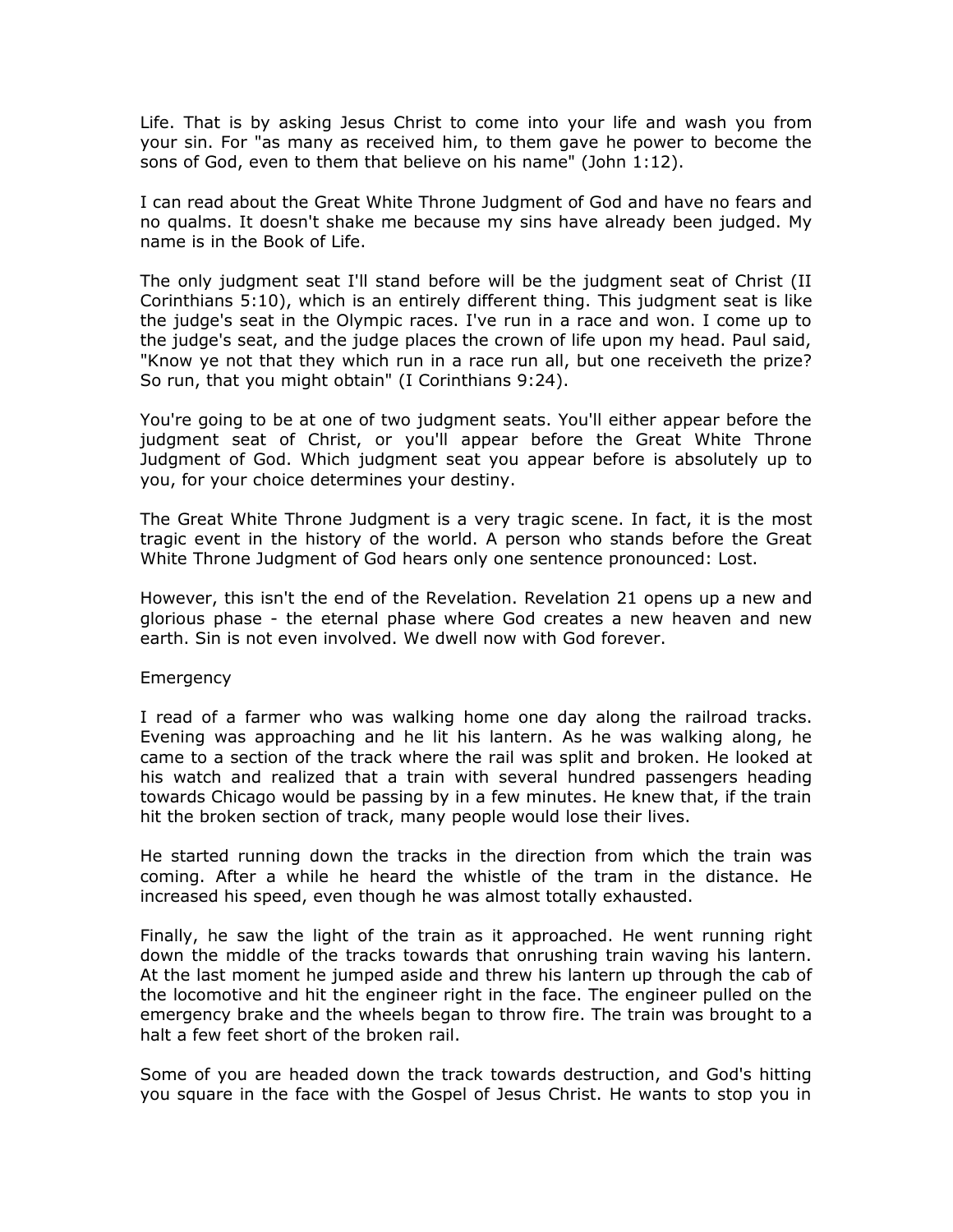Life. That is by asking Jesus Christ to come into your life and wash you from your sin. For "as many as received him, to them gave he power to become the sons of God, even to them that believe on his name" (John 1:12).

I can read about the Great White Throne Judgment of God and have no fears and no qualms. It doesn't shake me because my sins have already been judged. My name is in the Book of Life.

The only judgment seat I'll stand before will be the judgment seat of Christ (II Corinthians 5:10), which is an entirely different thing. This judgment seat is like the judge's seat in the Olympic races. I've run in a race and won. I come up to the judge's seat, and the judge places the crown of life upon my head. Paul said, "Know ye not that they which run in a race run all, but one receiveth the prize? So run, that you might obtain" (I Corinthians 9:24).

You're going to be at one of two judgment seats. You'll either appear before the judgment seat of Christ, or you'll appear before the Great White Throne Judgment of God. Which judgment seat you appear before is absolutely up to you, for your choice determines your destiny.

The Great White Throne Judgment is a very tragic scene. In fact, it is the most tragic event in the history of the world. A person who stands before the Great White Throne Judgment of God hears only one sentence pronounced: Lost.

However, this isn't the end of the Revelation. Revelation 21 opens up a new and glorious phase - the eternal phase where God creates a new heaven and new earth. Sin is not even involved. We dwell now with God forever.

Emergency

I read of a farmer who was walking home one day along the railroad tracks. Evening was approaching and he lit his lantern. As he was walking along, he came to a section of the track where the rail was split and broken. He looked at his watch and realized that a train with several hundred passengers heading towards Chicago would be passing by in a few minutes. He knew that, if the train hit the broken section of track, many people would lose their lives.

He started running down the tracks in the direction from which the train was coming. After a while he heard the whistle of the tram in the distance. He increased his speed, even though he was almost totally exhausted.

Finally, he saw the light of the train as it approached. He went running right down the middle of the tracks towards that onrushing train waving his lantern. At the last moment he jumped aside and threw his lantern up through the cab of the locomotive and hit the engineer right in the face. The engineer pulled on the emergency brake and the wheels began to throw fire. The train was brought to a halt a few feet short of the broken rail.

Some of you are headed down the track towards destruction, and God's hitting you square in the face with the Gospel of Jesus Christ. He wants to stop you in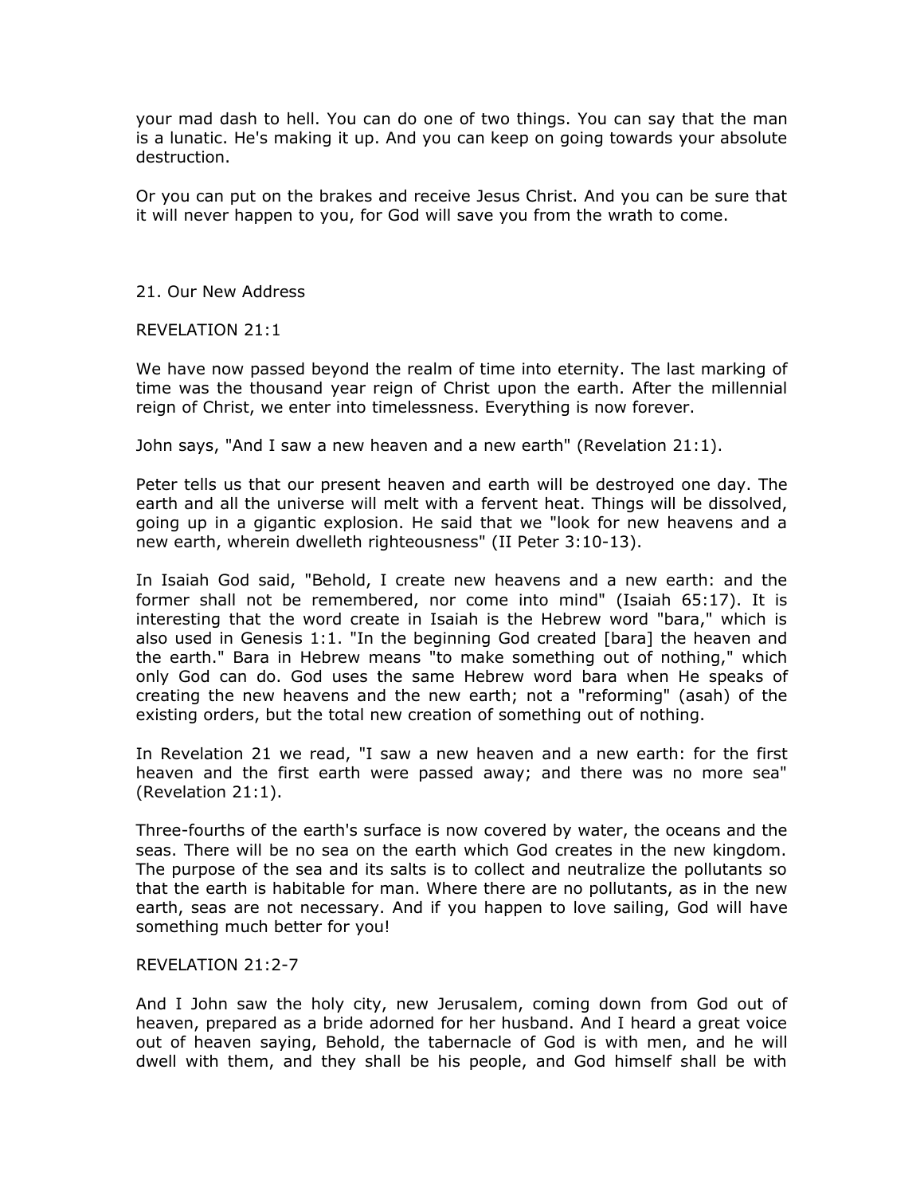your mad dash to hell. You can do one of two things. You can say that the man is a lunatic. He's making it up. And you can keep on going towards your absolute destruction.

Or you can put on the brakes and receive Jesus Christ. And you can be sure that it will never happen to you, for God will save you from the wrath to come.

## 21. Our New Address

### REVELATION 21:1

We have now passed beyond the realm of time into eternity. The last marking of time was the thousand year reign of Christ upon the earth. After the millennial reign of Christ, we enter into timelessness. Everything is now forever.

John says, "And I saw a new heaven and a new earth" (Revelation 21:1).

Peter tells us that our present heaven and earth will be destroyed one day. The earth and all the universe will melt with a fervent heat. Things will be dissolved, going up in a gigantic explosion. He said that we "look for new heavens and a new earth, wherein dwelleth righteousness" (II Peter 3:10-13).

In Isaiah God said, "Behold, I create new heavens and a new earth: and the former shall not be remembered, nor come into mind" (Isaiah 65:17). It is interesting that the word create in Isaiah is the Hebrew word "bara," which is also used in Genesis 1:1. "In the beginning God created [bara] the heaven and the earth." Bara in Hebrew means "to make something out of nothing," which only God can do. God uses the same Hebrew word bara when He speaks of creating the new heavens and the new earth; not a "reforming" (asah) of the existing orders, but the total new creation of something out of nothing.

In Revelation 21 we read, "I saw a new heaven and a new earth: for the first heaven and the first earth were passed away; and there was no more sea" (Revelation 21:1).

Three-fourths of the earth's surface is now covered by water, the oceans and the seas. There will be no sea on the earth which God creates in the new kingdom. The purpose of the sea and its salts is to collect and neutralize the pollutants so that the earth is habitable for man. Where there are no pollutants, as in the new earth, seas are not necessary. And if you happen to love sailing, God will have something much better for you!

### REVELATION 21:2-7

And I John saw the holy city, new Jerusalem, coming down from God out of heaven, prepared as a bride adorned for her husband. And I heard a great voice out of heaven saying, Behold, the tabernacle of God is with men, and he will dwell with them, and they shall be his people, and God himself shall be with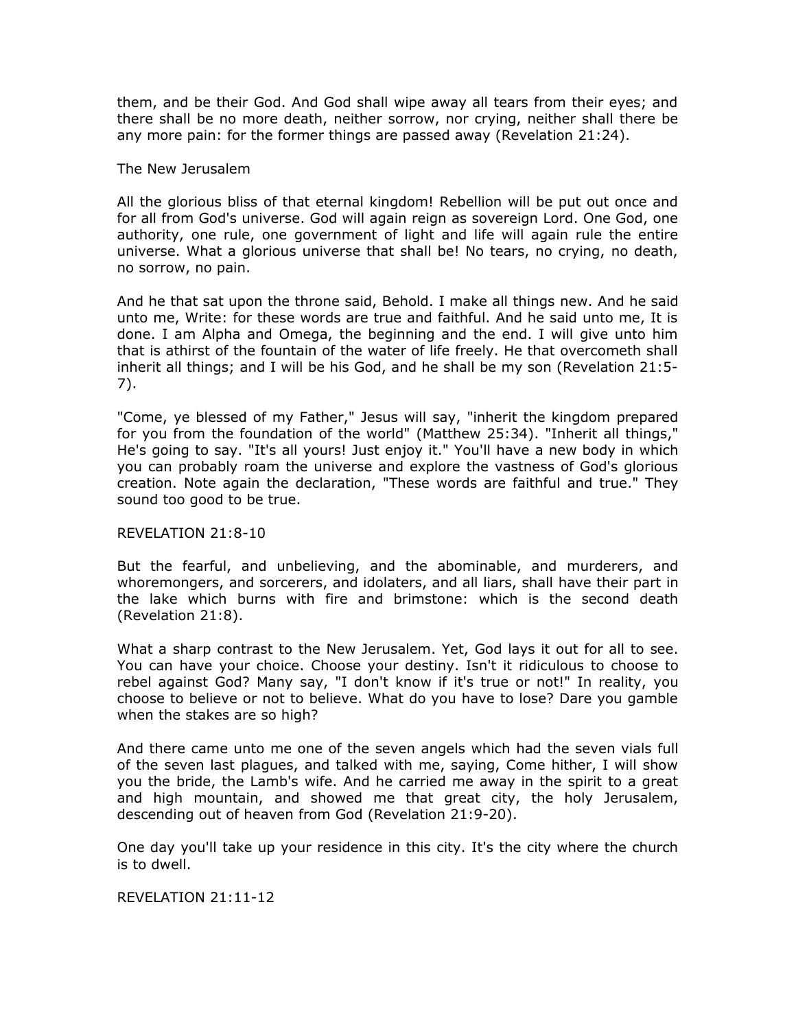them, and be their God. And God shall wipe away all tears from their eyes; and there shall be no more death, neither sorrow, nor crying, neither shall there be any more pain: for the former things are passed away (Revelation 21:24).

## The New Jerusalem

All the glorious bliss of that eternal kingdom! Rebellion will be put out once and for all from God's universe. God will again reign as sovereign Lord. One God, one authority, one rule, one government of light and life will again rule the entire universe. What a glorious universe that shall be! No tears, no crying, no death, no sorrow, no pain.

And he that sat upon the throne said, Behold. I make all things new. And he said unto me, Write: for these words are true and faithful. And he said unto me, It is done. I am Alpha and Omega, the beginning and the end. I will give unto him that is athirst of the fountain of the water of life freely. He that overcometh shall inherit all things; and I will be his God, and he shall be my son (Revelation 21:5-7).

"Come, ye blessed of my Father," Jesus will say, "inherit the kingdom prepared for you from the foundation of the world" (Matthew 25:34). "Inherit all things," He's going to say. "It's all yours! Just enjoy it." You'll have a new body in which you can probably roam the universe and explore the vastness of God's glorious creation. Note again the declaration, "These words are faithful and true." They sound too good to be true.

## REVELATION 21:8-10

But the fearful, and unbelieving, and the abominable, and murderers, and whoremongers, and sorcerers, and idolaters, and all liars, shall have their part in the lake which burns with fire and brimstone: which is the second death (Revelation 21:8).

What a sharp contrast to the New Jerusalem. Yet, God lays it out for all to see. You can have your choice. Choose your destiny. Isn't it ridiculous to choose to rebel against God? Many say, "I don't know if it's true or not!" In reality, you choose to believe or not to believe. What do you have to lose? Dare you gamble when the stakes are so high?

And there came unto me one of the seven angels which had the seven vials full of the seven last plagues, and talked with me, saying, Come hither, I will show you the bride, the Lamb's wife. And he carried me away in the spirit to a great and high mountain, and showed me that great city, the holy Jerusalem, descending out of heaven from God (Revelation 21:9-20).

One day you'll take up your residence in this city. It's the city where the church is to dwell.

## REVELATION 21:11-12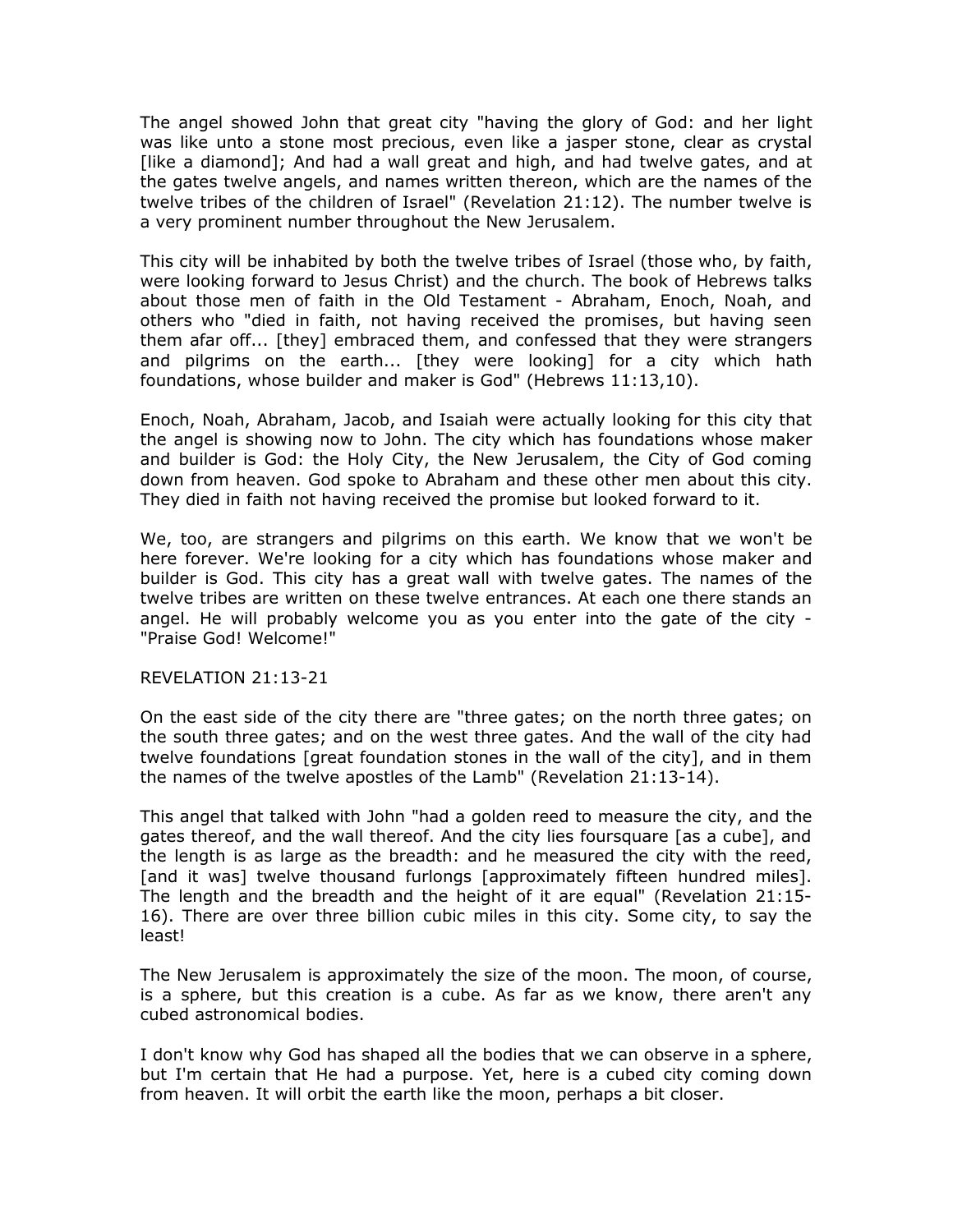The angel showed John that great city "having the glory of God: and her light was like unto a stone most precious, even like a jasper stone, clear as crystal [like a diamond]; And had a wall great and high, and had twelve gates, and at the gates twelve angels, and names written thereon, which are the names of the twelve tribes of the children of Israel" (Revelation 21:12). The number twelve is a very prominent number throughout the New Jerusalem.

This city will be inhabited by both the twelve tribes of Israel (those who, by faith, were looking forward to Jesus Christ) and the church. The book of Hebrews talks about those men of faith in the Old Testament - Abraham, Enoch, Noah, and others who "died in faith, not having received the promises, but having seen them afar off... [they] embraced them, and confessed that they were strangers and pilgrims on the earth... [they were looking] for a city which hath foundations, whose builder and maker is God" (Hebrews 11:13,10).

Enoch, Noah, Abraham, Jacob, and Isaiah were actually looking for this city that the angel is showing now to John. The city which has foundations whose maker and builder is God: the Holy City, the New Jerusalem, the City of God coming down from heaven. God spoke to Abraham and these other men about this city. They died in faith not having received the promise but looked forward to it.

We, too, are strangers and pilgrims on this earth. We know that we won't be here forever. We're looking for a city which has foundations whose maker and builder is God. This city has a great wall with twelve gates. The names of the twelve tribes are written on these twelve entrances. At each one there stands an angel. He will probably welcome you as you enter into the gate of the city - "Praise God! Welcome!"

REVELATION 21:13-21

On the east side of the city there are "three gates; on the north three gates; on the south three gates; and on the west three gates. And the wall of the city had twelve foundations [great foundation stones in the wall of the city], and in them the names of the twelve apostles of the Lamb" (Revelation 21:13-14).

This angel that talked with John "had a golden reed to measure the city, and the gates thereof, and the wall thereof. And the city lies foursquare [as a cube], and the length is as large as the breadth: and he measured the city with the reed, [and it was] twelve thousand furlongs [approximately fifteen hundred miles]. The length and the breadth and the height of it are equal" (Revelation 21:15-16). There are over three billion cubic miles in this city. Some city, to say the least!

The New Jerusalem is approximately the size of the moon. The moon, of course, is a sphere, but this creation is a cube. As far as we know, there aren't any cubed astronomical bodies.

I don't know why God has shaped all the bodies that we can observe in a sphere, but I'm certain that He had a purpose. Yet, here is a cubed city coming down from heaven. It will orbit the earth like the moon, perhaps a bit closer.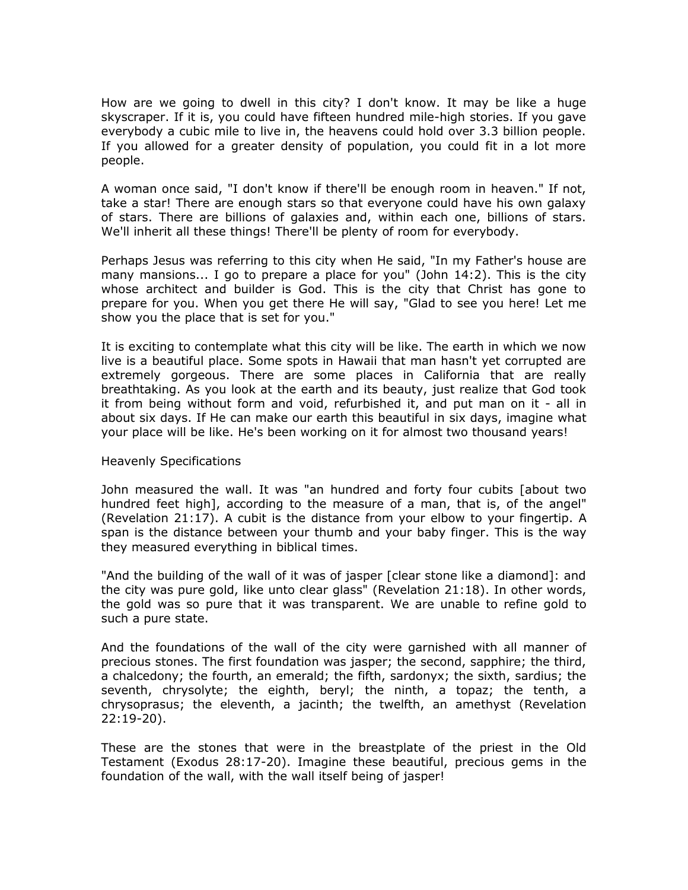How are we going to dwell in this city? I don't know. It may be like a huge skyscraper. If it is, you could have fifteen hundred mile-high stories. If you gave everybody a cubic mile to live in, the heavens could hold over 3.3 billion people. If you allowed for a greater density of population, you could fit in a lot more people.

A woman once said, "I don't know if there'll be enough room in heaven." If not, take a star! There are enough stars so that everyone could have his own galaxy of stars. There are billions of galaxies and, within each one, billions of stars. We'll inherit all these things! There'll be plenty of room for everybody.

Perhaps Jesus was referring to this city when He said, "In my Father's house are many mansions... I go to prepare a place for you" (John 14:2). This is the city whose architect and builder is God. This is the city that Christ has gone to prepare for you. When you get there He will say, "Glad to see you here! Let me show you the place that is set for you."

It is exciting to contemplate what this city will be like. The earth in which we now live is a beautiful place. Some spots in Hawaii that man hasn't yet corrupted are extremely gorgeous. There are some places in California that are really breathtaking. As you look at the earth and its beauty, just realize that God took it from being without form and void, refurbished it, and put man on it - all in about six days. If He can make our earth this beautiful in six days, imagine what your place will be like. He's been working on it for almost two thousand years!

## Heavenly Specifications

John measured the wall. It was "an hundred and forty four cubits [about two hundred feet high], according to the measure of a man, that is, of the angel" (Revelation 21:17). A cubit is the distance from your elbow to your fingertip. A span is the distance between your thumb and your baby finger. This is the way they measured everything in biblical times.

"And the building of the wall of it was of jasper [clear stone like a diamond]: and the city was pure gold, like unto clear glass" (Revelation 21:18). In other words, the gold was so pure that it was transparent. We are unable to refine gold to such a pure state.

And the foundations of the wall of the city were garnished with all manner of precious stones. The first foundation was jasper; the second, sapphire; the third, a chalcedony; the fourth, an emerald; the fifth, sardonyx; the sixth, sardius; the seventh, chrysolyte; the eighth, beryl; the ninth, a topaz; the tenth, a chrysoprasus; the eleventh, a jacinth; the twelfth, an amethyst (Revelation 22:19-20).

These are the stones that were in the breastplate of the priest in the Old Testament (Exodus 28:17-20). Imagine these beautiful, precious gems in the foundation of the wall, with the wall itself being of jasper!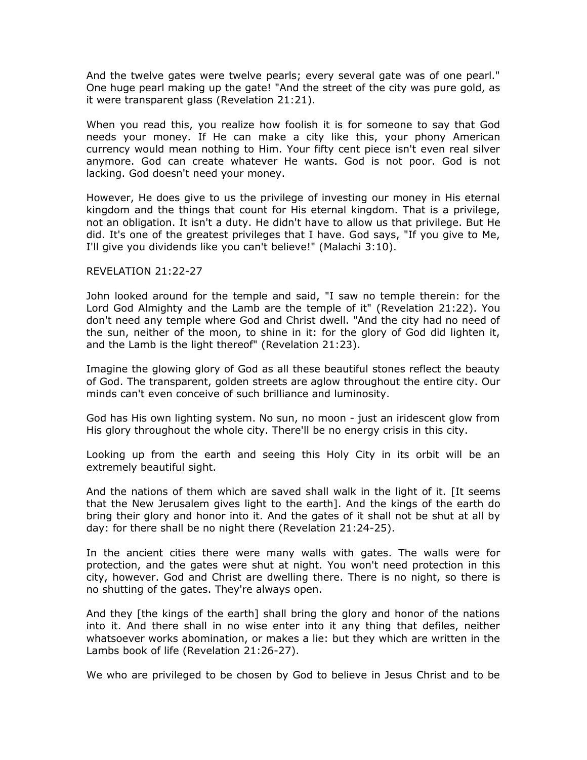And the twelve gates were twelve pearls; every several gate was of one pearl." One huge pearl making up the gate! "And the street of the city was pure gold, as it were transparent glass (Revelation 21:21).

When you read this, you realize how foolish it is for someone to say that God needs your money. If He can make a city like this, your phony American currency would mean nothing to Him. Your fifty cent piece isn't even real silver anymore. God can create whatever He wants. God is not poor. God is not lacking. God doesn't need your money.

However, He does give to us the privilege of investing our money in His eternal kingdom and the things that count for His eternal kingdom. That is a privilege, not an obligation. It isn't a duty. He didn't have to allow us that privilege. But He did. It's one of the greatest privileges that I have. God says, "If you give to Me, I'll give you dividends like you can't believe!" (Malachi 3:10).

REVELATION 21:22-27

John looked around for the temple and said, "I saw no temple therein: for the Lord God Almighty and the Lamb are the temple of it" (Revelation 21:22). You don't need any temple where God and Christ dwell. "And the city had no need of the sun, neither of the moon, to shine in it: for the glory of God did lighten it, and the Lamb is the light thereof" (Revelation 21:23).

Imagine the glowing glory of God as all these beautiful stones reflect the beauty of God. The transparent, golden streets are aglow throughout the entire city. Our minds can't even conceive of such brilliance and luminosity.

God has His own lighting system. No sun, no moon - just an iridescent glow from His glory throughout the whole city. There'll be no energy crisis in this city.

Looking up from the earth and seeing this Holy City in its orbit will be an extremely beautiful sight.

And the nations of them which are saved shall walk in the light of it. [It seems that the New Jerusalem gives light to the earth]. And the kings of the earth do bring their glory and honor into it. And the gates of it shall not be shut at all by day: for there shall be no night there (Revelation 21:24-25).

In the ancient cities there were many walls with gates. The walls were for protection, and the gates were shut at night. You won't need protection in this city, however. God and Christ are dwelling there. There is no night, so there is no shutting of the gates. They're always open.

And they [the kings of the earth] shall bring the glory and honor of the nations into it. And there shall in no wise enter into it any thing that defiles, neither whatsoever works abomination, or makes a lie: but they which are written in the Lambs book of life (Revelation 21:26-27).

We who are privileged to be chosen by God to believe in Jesus Christ and to be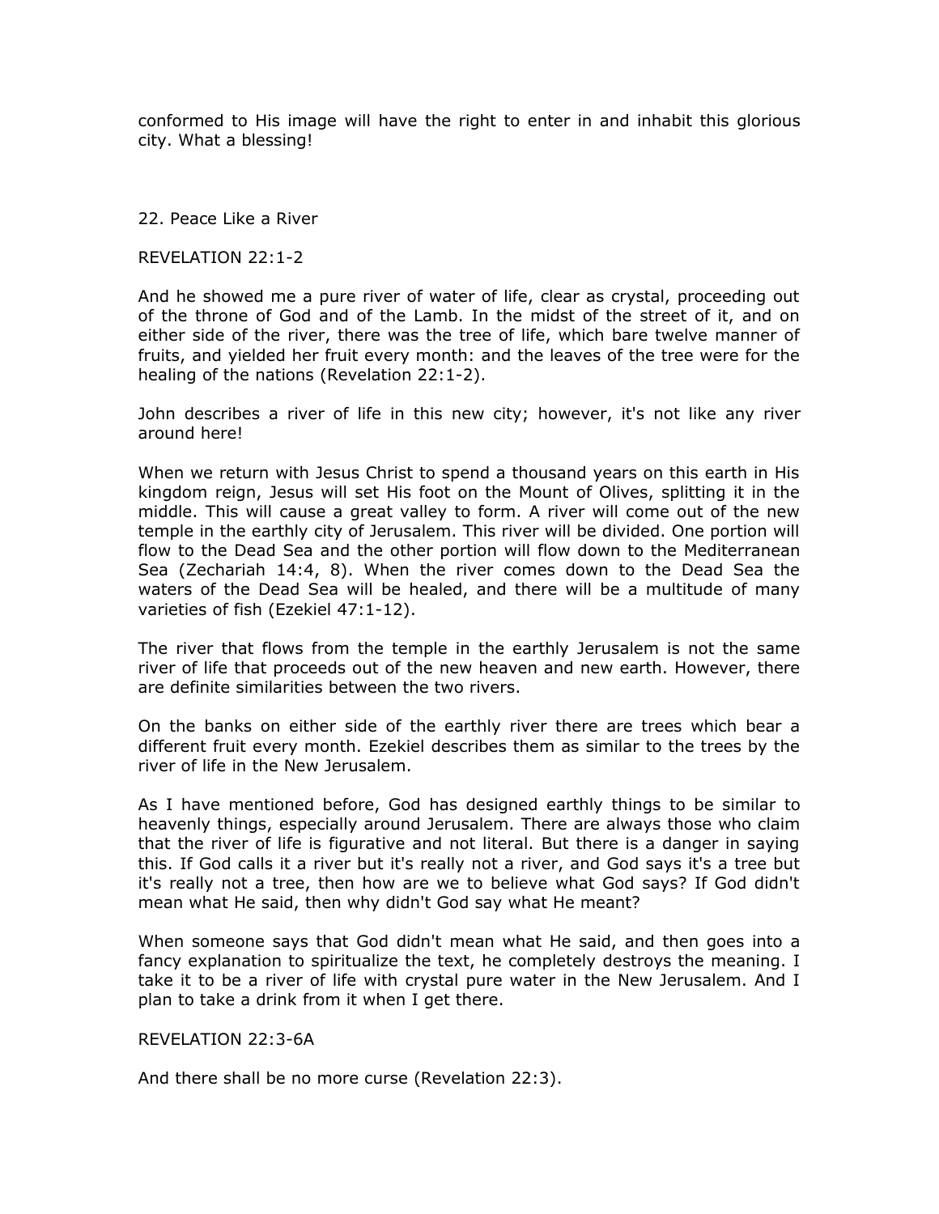conformed to His image will have the right to enter in and inhabit this glorious city. What a blessing!

## 22. Peace Like a River

### REVELATION 22:1-2

And he showed me a pure river of water of life, clear as crystal, proceeding out of the throne of God and of the Lamb. In the midst of the street of it, and on either side of the river, there was the tree of life, which bare twelve manner of fruits, and yielded her fruit every month: and the leaves of the tree were for the healing of the nations (Revelation 22:1-2).

John describes a river of life in this new city; however, it's not like any river around here!

When we return with Jesus Christ to spend a thousand years on this earth in His kingdom reign, Jesus will set His foot on the Mount of Olives, splitting it in the middle. This will cause a great valley to form. A river will come out of the new temple in the earthly city of Jerusalem. This river will be divided. One portion will flow to the Dead Sea and the other portion will flow down to the Mediterranean Sea (Zechariah 14:4, 8). When the river comes down to the Dead Sea the waters of the Dead Sea will be healed, and there will be a multitude of many varieties of fish (Ezekiel 47:1-12).

The river that flows from the temple in the earthly Jerusalem is not the same river of life that proceeds out of the new heaven and new earth. However, there are definite similarities between the two rivers.

On the banks on either side of the earthly river there are trees which bear a different fruit every month. Ezekiel describes them as similar to the trees by the river of life in the New Jerusalem.

As I have mentioned before, God has designed earthly things to be similar to heavenly things, especially around Jerusalem. There are always those who claim that the river of life is figurative and not literal. But there is a danger in saying this. If God calls it a river but it's really not a river, and God says it's a tree but it's really not a tree, then how are we to believe what God says? If God didn't mean what He said, then why didn't God say what He meant?

When someone says that God didn't mean what He said, and then goes into a fancy explanation to spiritualize the text, he completely destroys the meaning. I take it to be a river of life with crystal pure water in the New Jerusalem. And I plan to take a drink from it when I get there.

### REVELATION 22:3-6A

And there shall be no more curse (Revelation 22:3).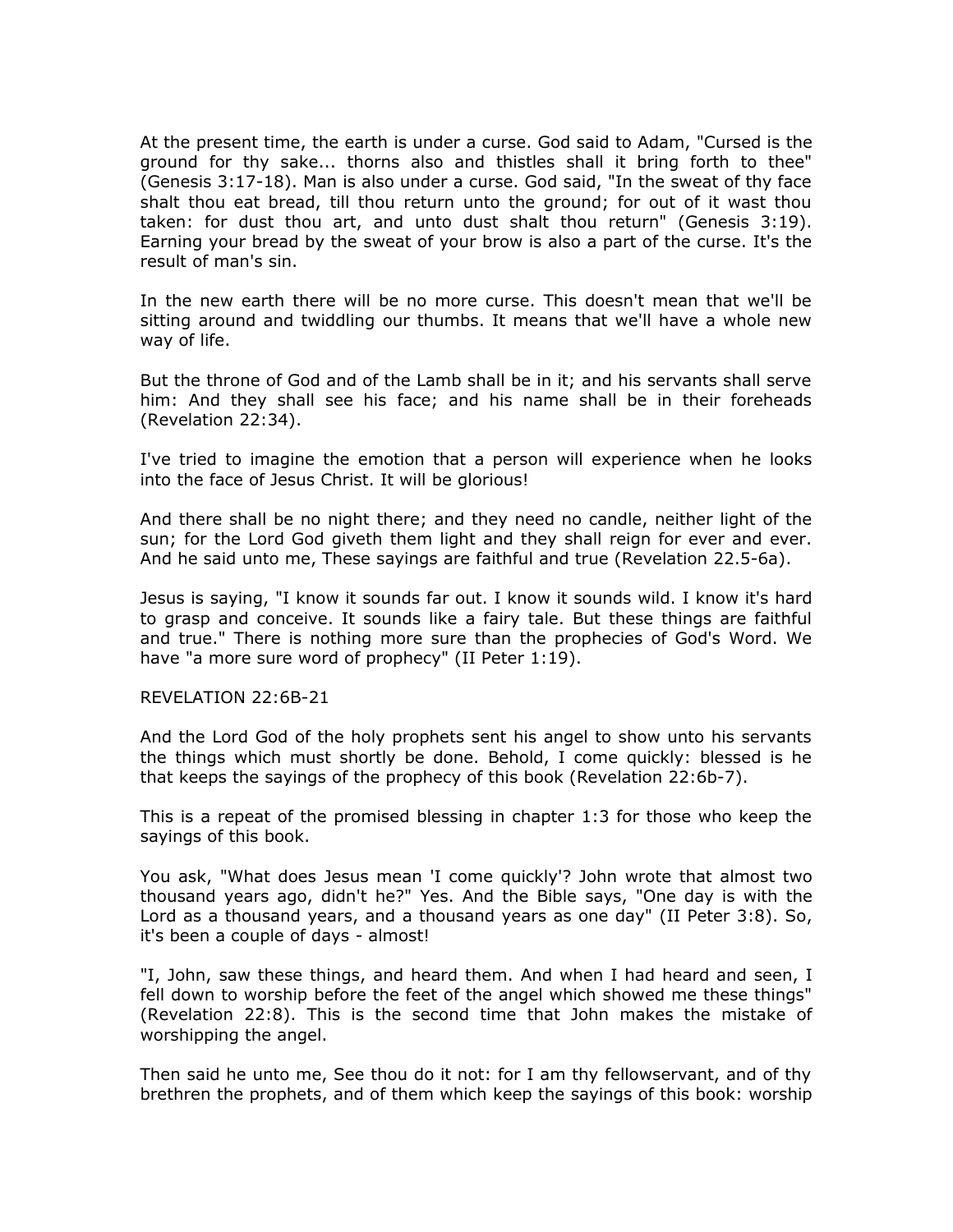At the present time, the earth is under a curse. God said to Adam, "Cursed is the ground for thy sake... thorns also and thistles shall it bring forth to thee" (Genesis 3:17-18). Man is also under a curse. God said, "In the sweat of thy face shalt thou eat bread, till thou return unto the ground; for out of it wast thou taken: for dust thou art, and unto dust shalt thou return" (Genesis 3:19). Earning your bread by the sweat of your brow is also a part of the curse. It's the result of man's sin.

In the new earth there will be no more curse. This doesn't mean that we'll be sitting around and twiddling our thumbs. It means that we'll have a whole new way of life.

But the throne of God and of the Lamb shall be in it; and his servants shall serve him: And they shall see his face; and his name shall be in their foreheads (Revelation 22:34).

I've tried to imagine the emotion that a person will experience when he looks into the face of Jesus Christ. It will be glorious!

And there shall be no night there; and they need no candle, neither light of the sun; for the Lord God giveth them light and they shall reign for ever and ever. And he said unto me, These sayings are faithful and true (Revelation 22.5-6a).

Jesus is saying, "I know it sounds far out. I know it sounds wild. I know it's hard to grasp and conceive. It sounds like a fairy tale. But these things are faithful and true." There is nothing more sure than the prophecies of God's Word. We have "a more sure word of prophecy" (II Peter 1:19).

REVELATION 22:6B-21

And the Lord God of the holy prophets sent his angel to show unto his servants the things which must shortly be done. Behold, I come quickly: blessed is he that keeps the sayings of the prophecy of this book (Revelation 22:6b-7).

This is a repeat of the promised blessing in chapter 1:3 for those who keep the sayings of this book.

You ask, "What does Jesus mean 'I come quickly'? John wrote that almost two thousand years ago, didn't he?" Yes. And the Bible says, "One day is with the Lord as a thousand years, and a thousand years as one day" (II Peter 3:8). So, it's been a couple of days - almost!

"I, John, saw these things, and heard them. And when I had heard and seen, I fell down to worship before the feet of the angel which showed me these things" (Revelation 22:8). This is the second time that John makes the mistake of worshipping the angel.

Then said he unto me, See thou do it not: for I am thy fellowservant, and of thy brethren the prophets, and of them which keep the sayings of this book: worship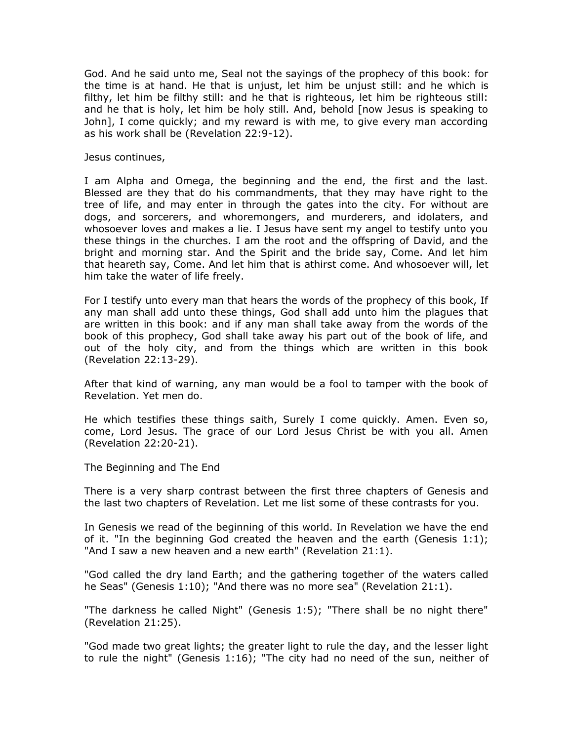God. And he said unto me, Seal not the sayings of the prophecy of this book: for the time is at hand. He that is unjust, let him be unjust still: and he which is filthy, let him be filthy still: and he that is righteous, let him be righteous still: and he that is holy, let him be holy still. And, behold [now Jesus is speaking to John], I come quickly; and my reward is with me, to give every man according as his work shall be (Revelation 22:9-12).

Jesus continues,

I am Alpha and Omega, the beginning and the end, the first and the last. Blessed are they that do his commandments, that they may have right to the tree of life, and may enter in through the gates into the city. For without are dogs, and sorcerers, and whoremongers, and murderers, and idolaters, and whosoever loves and makes a lie. I Jesus have sent my angel to testify unto you these things in the churches. I am the root and the offspring of David, and the bright and morning star. And the Spirit and the bride say, Come. And let him that heareth say, Come. And let him that is athirst come. And whosoever will, let him take the water of life freely.

For I testify unto every man that hears the words of the prophecy of this book, If any man shall add unto these things, God shall add unto him the plagues that are written in this book: and if any man shall take away from the words of the book of this prophecy, God shall take away his part out of the book of life, and out of the holy city, and from the things which are written in this book (Revelation 22:13-29).

After that kind of warning, any man would be a fool to tamper with the book of Revelation. Yet men do.

He which testifies these things saith, Surely I come quickly. Amen. Even so, come, Lord Jesus. The grace of our Lord Jesus Christ be with you all. Amen (Revelation 22:20-21).

## The Beginning and The End

There is a very sharp contrast between the first three chapters of Genesis and the last two chapters of Revelation. Let me list some of these contrasts for you.

In Genesis we read of the beginning of this world. In Revelation we have the end of it. "In the beginning God created the heaven and the earth (Genesis 1:1); "And I saw a new heaven and a new earth" (Revelation 21:1).

"God called the dry land Earth; and the gathering together of the waters called he Seas" (Genesis 1:10); "And there was no more sea" (Revelation 21:1).

"The darkness he called Night" (Genesis 1:5); "There shall be no night there" (Revelation 21:25).

"God made two great lights; the greater light to rule the day, and the lesser light to rule the night" (Genesis 1:16); "The city had no need of the sun, neither of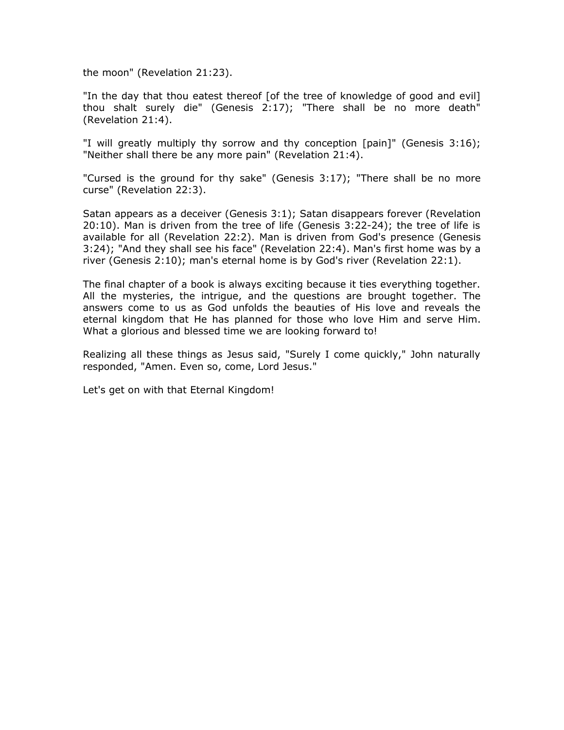the moon" (Revelation 21:23).

"In the day that thou eatest thereof [of the tree of knowledge of good and evil] thou shalt surely die" (Genesis 2:17); "There shall be no more death" (Revelation 21:4).

"I will greatly multiply thy sorrow and thy conception [pain]" (Genesis 3:16); "Neither shall there be any more pain" (Revelation 21:4).

"Cursed is the ground for thy sake" (Genesis 3:17); "There shall be no more curse" (Revelation 22:3).

Satan appears as a deceiver (Genesis 3:1); Satan disappears forever (Revelation 20:10). Man is driven from the tree of life (Genesis 3:22-24); the tree of life is available for all (Revelation 22:2). Man is driven from God's presence (Genesis 3:24); "And they shall see his face" (Revelation 22:4). Man's first home was by a river (Genesis 2:10); man's eternal home is by God's river (Revelation 22:1).

The final chapter of a book is always exciting because it ties everything together. All the mysteries, the intrigue, and the questions are brought together. The answers come to us as God unfolds the beauties of His love and reveals the eternal kingdom that He has planned for those who love Him and serve Him. What a glorious and blessed time we are looking forward to!

Realizing all these things as Jesus said, "Surely I come quickly," John naturally responded, "Amen. Even so, come, Lord Jesus."

Let's get on with that Eternal Kingdom!